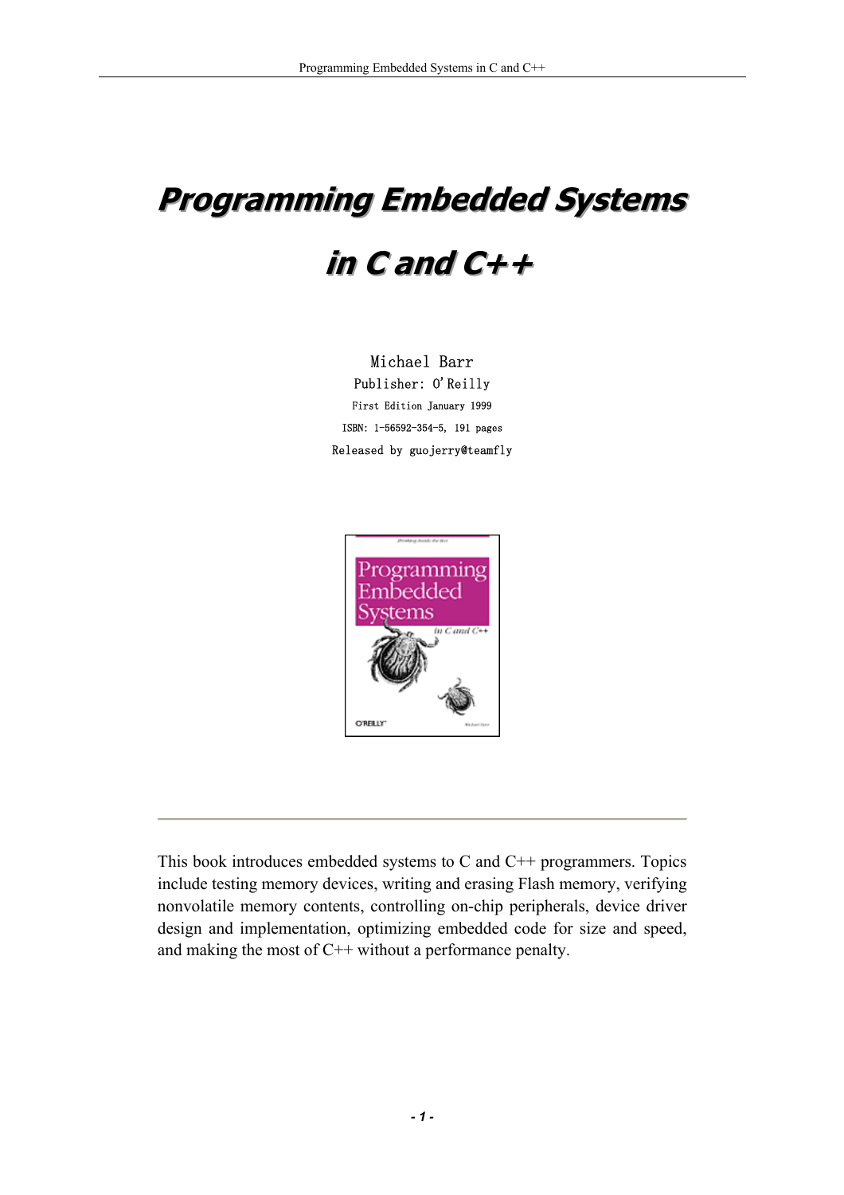# Programming Embedded Systems in C and C++

Michael Barr

Publisher: O'Reilly

First Edition January 1999

ISBN: 1-56592-354-5, 191 pages

Released by guojerry@teamfly

---

This book introduces embedded systems to C and C++ programmers. Topics include testing memory devices, writing and erasing Flash memory, verifying nonvolatile memory contents, controlling on-chip peripherals, device driver design and implementation, optimizing embedded code for size and speed, and making the most of C++ without a performance penalty.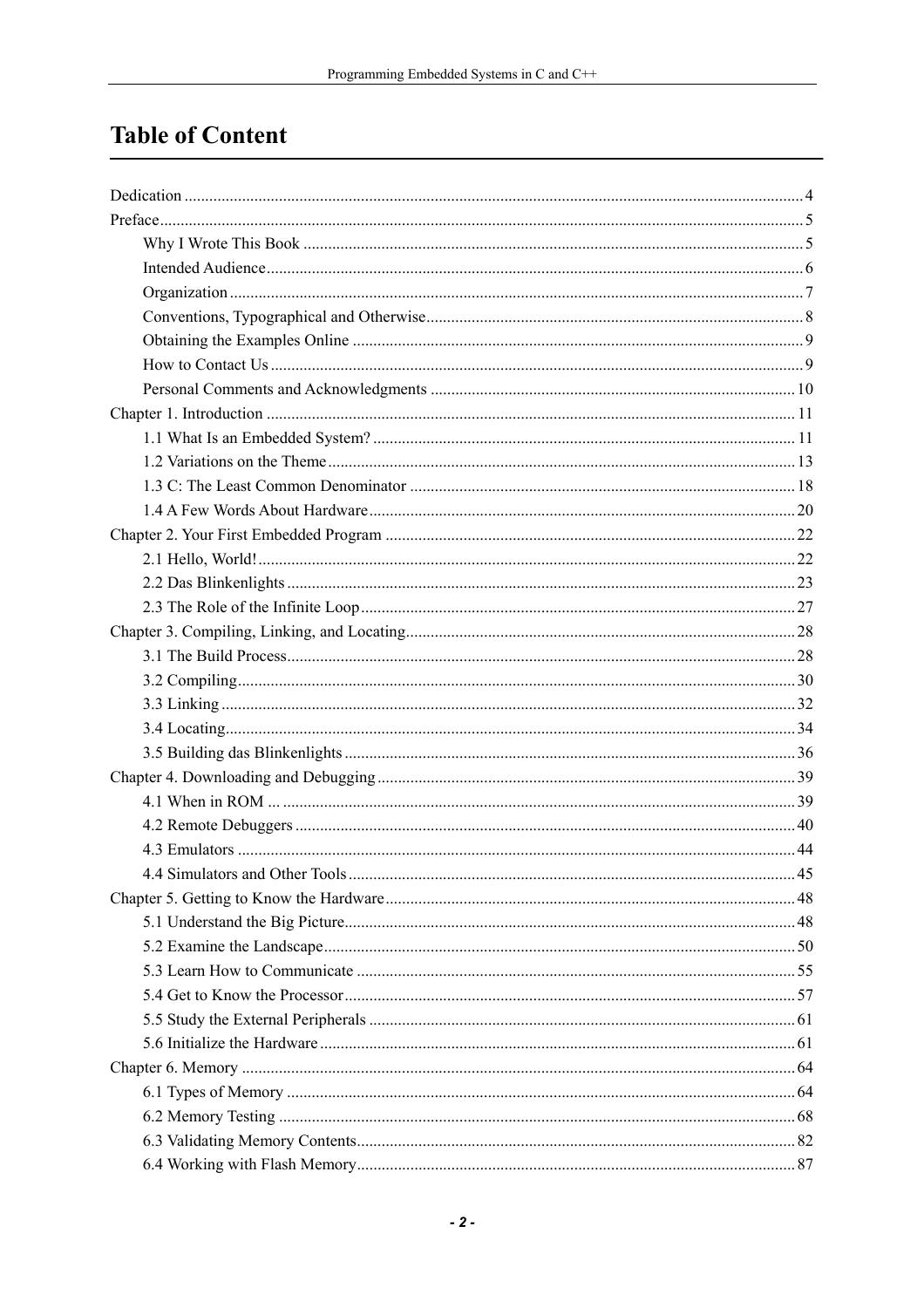# Table of Content

Dedication ..... 4
Preface ..... 5
  Why I Wrote This Book ..... 5
  Intended Audience ..... 6
  Organization ..... 7
  Conventions, Typographical and Otherwise ..... 8
  Obtaining the Examples Online ..... 9
  How to Contact Us ..... 9
  Personal Comments and Acknowledgments ..... 10
Chapter 1. Introduction ..... 11
  1.1 What Is an Embedded System? ..... 11
  1.2 Variations on the Theme ..... 13
  1.3 C: The Least Common Denominator ..... 18
  1.4 A Few Words About Hardware ..... 20
Chapter 2. Your First Embedded Program ..... 22
  2.1 Hello, World! ..... 22
  2.2 Das Blinkenlights ..... 23
  2.3 The Role of the Infinite Loop ..... 27
Chapter 3. Compiling, Linking, and Locating ..... 28
  3.1 The Build Process ..... 28
  3.2 Compiling ..... 30
  3.3 Linking ..... 32
  3.4 Locating ..... 34
  3.5 Building das Blinkenlights ..... 36
Chapter 4. Downloading and Debugging ..... 39
  4.1 When in ROM ... ..... 39
  4.2 Remote Debuggers ..... 40
  4.3 Emulators ..... 44
  4.4 Simulators and Other Tools ..... 45
Chapter 5. Getting to Know the Hardware ..... 48
  5.1 Understand the Big Picture ..... 48
  5.2 Examine the Landscape ..... 50
  5.3 Learn How to Communicate ..... 55
  5.4 Get to Know the Processor ..... 57
  5.5 Study the External Peripherals ..... 61
  5.6 Initialize the Hardware ..... 61
Chapter 6. Memory ..... 64
  6.1 Types of Memory ..... 64
  6.2 Memory Testing ..... 68
  6.3 Validating Memory Contents ..... 82
  6.4 Working with Flash Memory ..... 87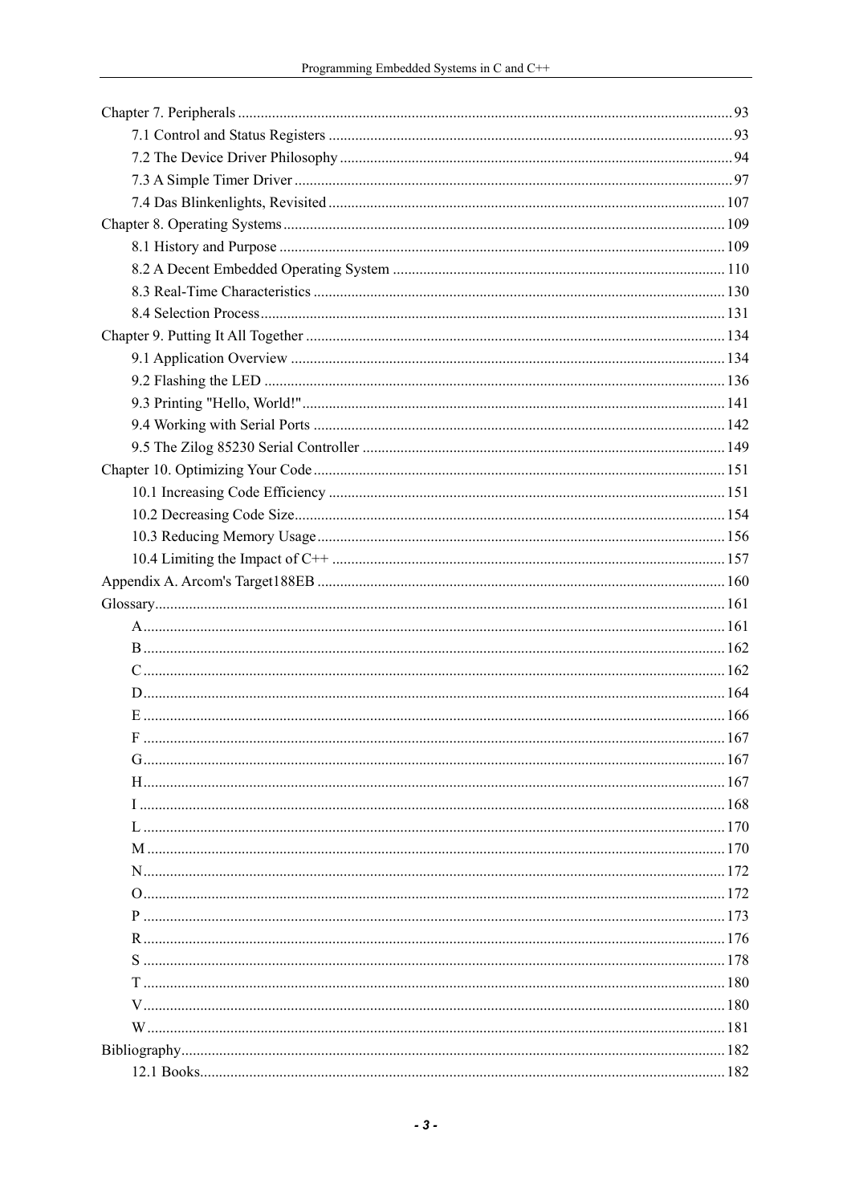Chapter 7. Peripherals ........ 93
- 7.1 Control and Status Registers ........ 93
- 7.2 The Device Driver Philosophy ........ 94
- 7.3 A Simple Timer Driver ........ 97
- 7.4 Das Blinkenlights, Revisited ........ 107

Chapter 8. Operating Systems ........ 109
- 8.1 History and Purpose ........ 109
- 8.2 A Decent Embedded Operating System ........ 110
- 8.3 Real-Time Characteristics ........ 130
- 8.4 Selection Process ........ 131

Chapter 9. Putting It All Together ........ 134
- 9.1 Application Overview ........ 134
- 9.2 Flashing the LED ........ 136
- 9.3 Printing "Hello, World!" ........ 141
- 9.4 Working with Serial Ports ........ 142
- 9.5 The Zilog 85230 Serial Controller ........ 149

Chapter 10. Optimizing Your Code ........ 151
- 10.1 Increasing Code Efficiency ........ 151
- 10.2 Decreasing Code Size ........ 154
- 10.3 Reducing Memory Usage ........ 156
- 10.4 Limiting the Impact of C++ ........ 157

Appendix A. Arcom's Target188EB ........ 160

Glossary ........ 161
- A ........ 161
- B ........ 162
- C ........ 162
- D ........ 164
- E ........ 166
- F ........ 167
- G ........ 167
- H ........ 167
- I ........ 168
- L ........ 170
- M ........ 170
- N ........ 172
- O ........ 172
- P ........ 173
- R ........ 176
- S ........ 178
- T ........ 180
- V ........ 180
- W ........ 181

Bibliography ........ 182
- 12.1 Books ........ 182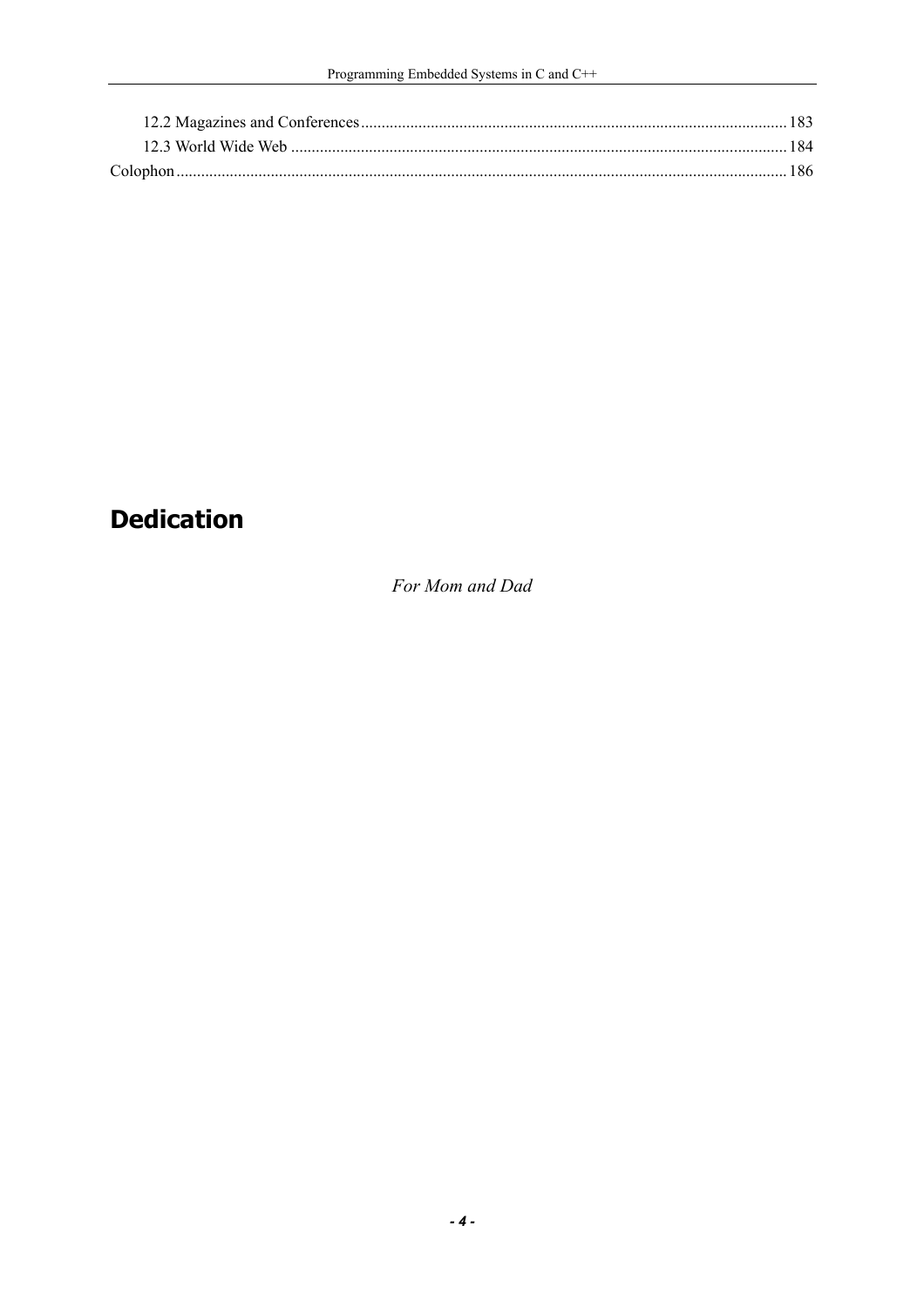12.2 Magazines and Conferences ........ 183
12.3 World Wide Web ........ 184
Colophon ........ 186

# Dedication

*For Mom and Dad*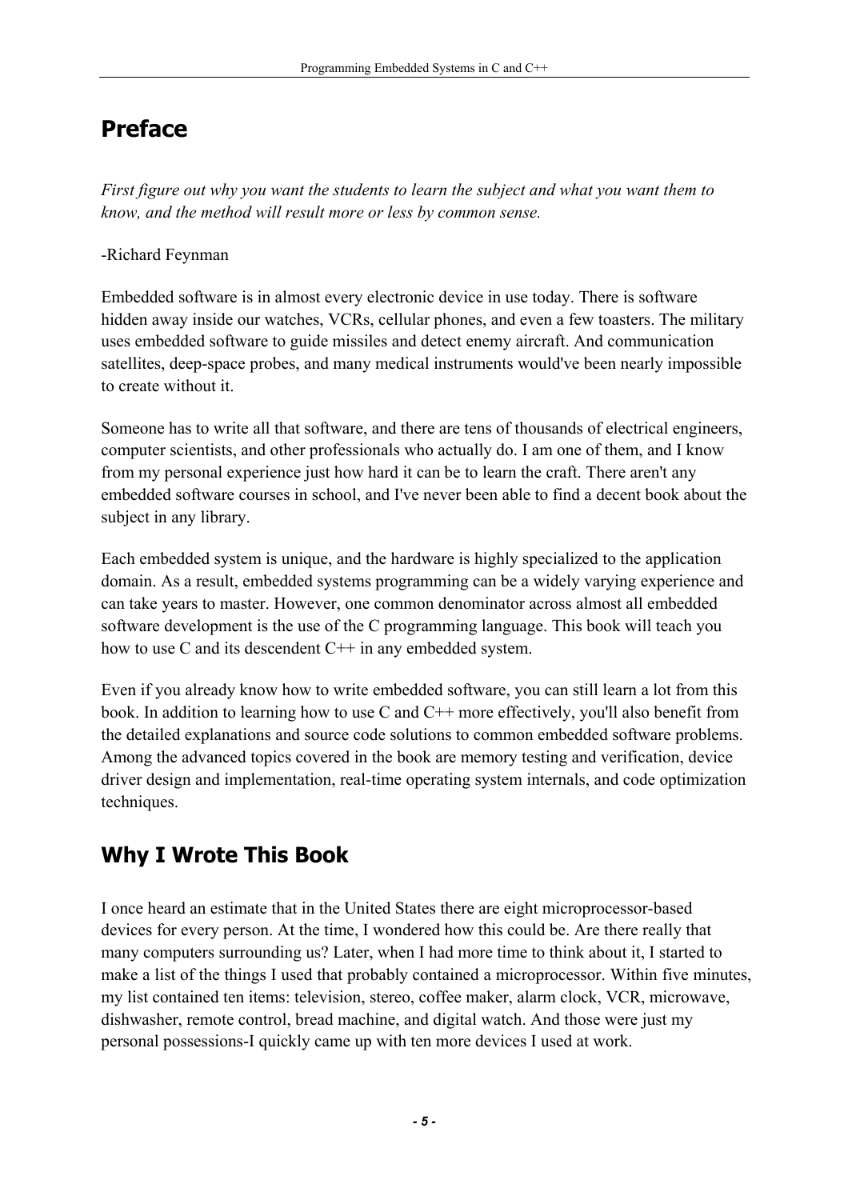# Preface

*First figure out why you want the students to learn the subject and what you want them to know, and the method will result more or less by common sense.*

-Richard Feynman

Embedded software is in almost every electronic device in use today. There is software hidden away inside our watches, VCRs, cellular phones, and even a few toasters. The military uses embedded software to guide missiles and detect enemy aircraft. And communication satellites, deep-space probes, and many medical instruments would've been nearly impossible to create without it.

Someone has to write all that software, and there are tens of thousands of electrical engineers, computer scientists, and other professionals who actually do. I am one of them, and I know from my personal experience just how hard it can be to learn the craft. There aren't any embedded software courses in school, and I've never been able to find a decent book about the subject in any library.

Each embedded system is unique, and the hardware is highly specialized to the application domain. As a result, embedded systems programming can be a widely varying experience and can take years to master. However, one common denominator across almost all embedded software development is the use of the C programming language. This book will teach you how to use C and its descendent C++ in any embedded system.

Even if you already know how to write embedded software, you can still learn a lot from this book. In addition to learning how to use C and C++ more effectively, you'll also benefit from the detailed explanations and source code solutions to common embedded software problems. Among the advanced topics covered in the book are memory testing and verification, device driver design and implementation, real-time operating system internals, and code optimization techniques.

## Why I Wrote This Book

I once heard an estimate that in the United States there are eight microprocessor-based devices for every person. At the time, I wondered how this could be. Are there really that many computers surrounding us? Later, when I had more time to think about it, I started to make a list of the things I used that probably contained a microprocessor. Within five minutes, my list contained ten items: television, stereo, coffee maker, alarm clock, VCR, microwave, dishwasher, remote control, bread machine, and digital watch. And those were just my personal possessions-I quickly came up with ten more devices I used at work.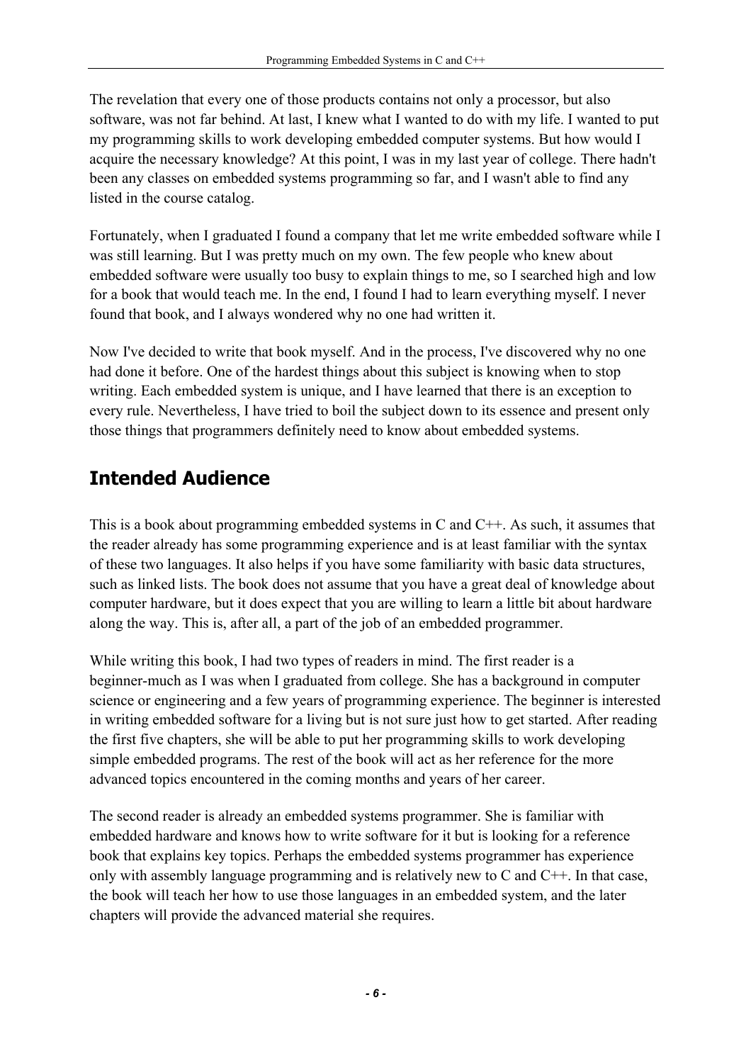The revelation that every one of those products contains not only a processor, but also software, was not far behind. At last, I knew what I wanted to do with my life. I wanted to put my programming skills to work developing embedded computer systems. But how would I acquire the necessary knowledge? At this point, I was in my last year of college. There hadn't been any classes on embedded systems programming so far, and I wasn't able to find any listed in the course catalog.

Fortunately, when I graduated I found a company that let me write embedded software while I was still learning. But I was pretty much on my own. The few people who knew about embedded software were usually too busy to explain things to me, so I searched high and low for a book that would teach me. In the end, I found I had to learn everything myself. I never found that book, and I always wondered why no one had written it.

Now I've decided to write that book myself. And in the process, I've discovered why no one had done it before. One of the hardest things about this subject is knowing when to stop writing. Each embedded system is unique, and I have learned that there is an exception to every rule. Nevertheless, I have tried to boil the subject down to its essence and present only those things that programmers definitely need to know about embedded systems.

## Intended Audience

This is a book about programming embedded systems in C and C++. As such, it assumes that the reader already has some programming experience and is at least familiar with the syntax of these two languages. It also helps if you have some familiarity with basic data structures, such as linked lists. The book does not assume that you have a great deal of knowledge about computer hardware, but it does expect that you are willing to learn a little bit about hardware along the way. This is, after all, a part of the job of an embedded programmer.

While writing this book, I had two types of readers in mind. The first reader is a beginner-much as I was when I graduated from college. She has a background in computer science or engineering and a few years of programming experience. The beginner is interested in writing embedded software for a living but is not sure just how to get started. After reading the first five chapters, she will be able to put her programming skills to work developing simple embedded programs. The rest of the book will act as her reference for the more advanced topics encountered in the coming months and years of her career.

The second reader is already an embedded systems programmer. She is familiar with embedded hardware and knows how to write software for it but is looking for a reference book that explains key topics. Perhaps the embedded systems programmer has experience only with assembly language programming and is relatively new to C and C++. In that case, the book will teach her how to use those languages in an embedded system, and the later chapters will provide the advanced material she requires.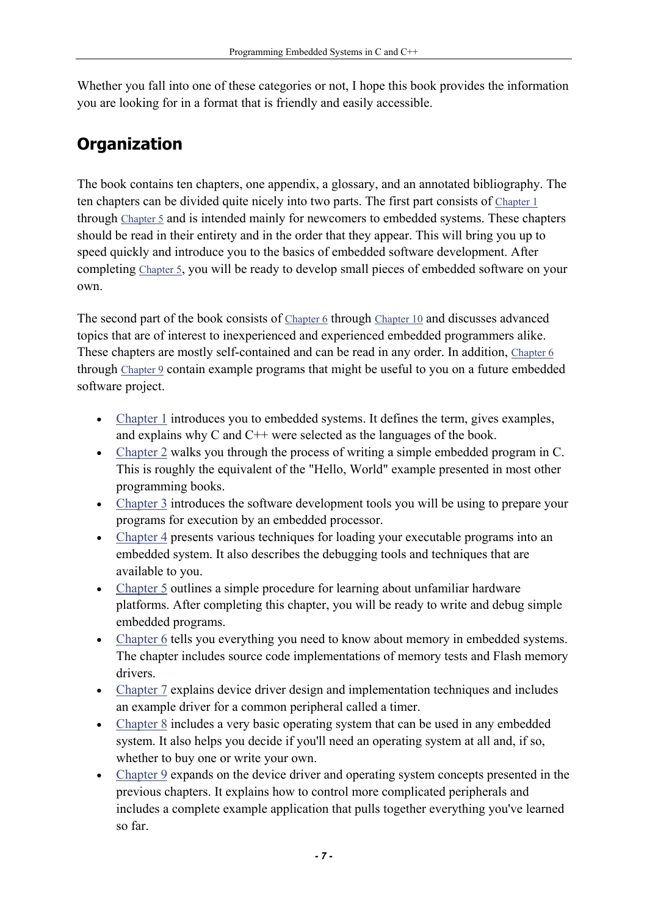Whether you fall into one of these categories or not, I hope this book provides the information you are looking for in a format that is friendly and easily accessible.

## Organization

The book contains ten chapters, one appendix, a glossary, and an annotated bibliography. The ten chapters can be divided quite nicely into two parts. The first part consists of Chapter 1 through Chapter 5 and is intended mainly for newcomers to embedded systems. These chapters should be read in their entirety and in the order that they appear. This will bring you up to speed quickly and introduce you to the basics of embedded software development. After completing Chapter 5, you will be ready to develop small pieces of embedded software on your own.

The second part of the book consists of Chapter 6 through Chapter 10 and discusses advanced topics that are of interest to inexperienced and experienced embedded programmers alike. These chapters are mostly self-contained and can be read in any order. In addition, Chapter 6 through Chapter 9 contain example programs that might be useful to you on a future embedded software project.

- Chapter 1 introduces you to embedded systems. It defines the term, gives examples, and explains why C and C++ were selected as the languages of the book.
- Chapter 2 walks you through the process of writing a simple embedded program in C. This is roughly the equivalent of the "Hello, World" example presented in most other programming books.
- Chapter 3 introduces the software development tools you will be using to prepare your programs for execution by an embedded processor.
- Chapter 4 presents various techniques for loading your executable programs into an embedded system. It also describes the debugging tools and techniques that are available to you.
- Chapter 5 outlines a simple procedure for learning about unfamiliar hardware platforms. After completing this chapter, you will be ready to write and debug simple embedded programs.
- Chapter 6 tells you everything you need to know about memory in embedded systems. The chapter includes source code implementations of memory tests and Flash memory drivers.
- Chapter 7 explains device driver design and implementation techniques and includes an example driver for a common peripheral called a timer.
- Chapter 8 includes a very basic operating system that can be used in any embedded system. It also helps you decide if you'll need an operating system at all and, if so, whether to buy one or write your own.
- Chapter 9 expands on the device driver and operating system concepts presented in the previous chapters. It explains how to control more complicated peripherals and includes a complete example application that pulls together everything you've learned so far.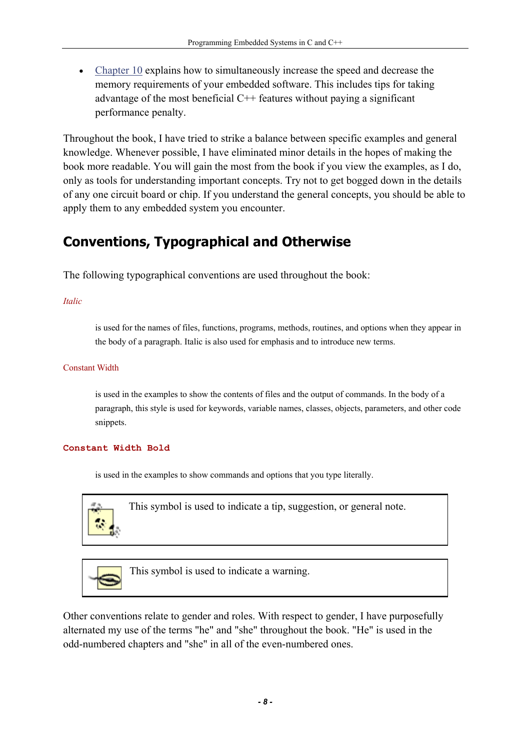- Chapter 10 explains how to simultaneously increase the speed and decrease the memory requirements of your embedded software. This includes tips for taking advantage of the most beneficial C++ features without paying a significant performance penalty.

Throughout the book, I have tried to strike a balance between specific examples and general knowledge. Whenever possible, I have eliminated minor details in the hopes of making the book more readable. You will gain the most from the book if you view the examples, as I do, only as tools for understanding important concepts. Try not to get bogged down in the details of any one circuit board or chip. If you understand the general concepts, you should be able to apply them to any embedded system you encounter.

## Conventions, Typographical and Otherwise

The following typographical conventions are used throughout the book:

*Italic*

> is used for the names of files, functions, programs, methods, routines, and options when they appear in the body of a paragraph. Italic is also used for emphasis and to introduce new terms.

`Constant Width`

> is used in the examples to show the contents of files and the output of commands. In the body of a paragraph, this style is used for keywords, variable names, classes, objects, parameters, and other code snippets.

**`Constant Width Bold`**

> is used in the examples to show commands and options that you type literally.

> This symbol is used to indicate a tip, suggestion, or general note.

> This symbol is used to indicate a warning.

Other conventions relate to gender and roles. With respect to gender, I have purposefully alternated my use of the terms "he" and "she" throughout the book. "He" is used in the odd-numbered chapters and "she" in all of the even-numbered ones.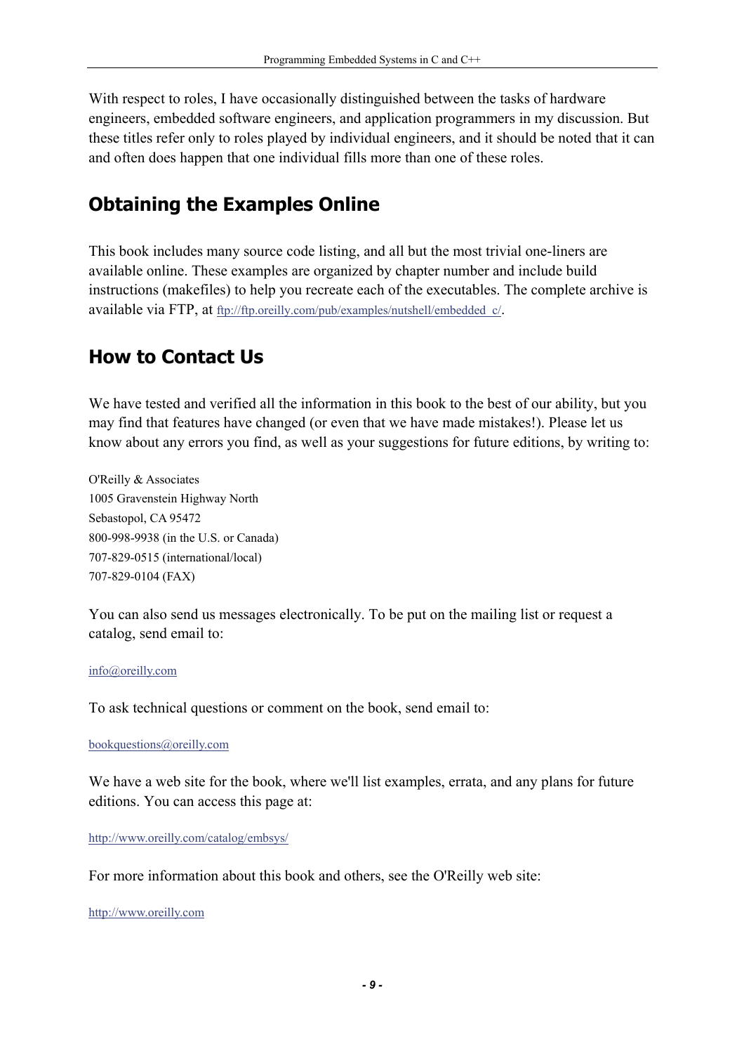With respect to roles, I have occasionally distinguished between the tasks of hardware engineers, embedded software engineers, and application programmers in my discussion. But these titles refer only to roles played by individual engineers, and it should be noted that it can and often does happen that one individual fills more than one of these roles.

## Obtaining the Examples Online

This book includes many source code listing, and all but the most trivial one-liners are available online. These examples are organized by chapter number and include build instructions (makefiles) to help you recreate each of the executables. The complete archive is available via FTP, at ftp://ftp.oreilly.com/pub/examples/nutshell/embedded_c/.

## How to Contact Us

We have tested and verified all the information in this book to the best of our ability, but you may find that features have changed (or even that we have made mistakes!). Please let us know about any errors you find, as well as your suggestions for future editions, by writing to:

O'Reilly & Associates
1005 Gravenstein Highway North
Sebastopol, CA 95472
800-998-9938 (in the U.S. or Canada)
707-829-0515 (international/local)
707-829-0104 (FAX)

You can also send us messages electronically. To be put on the mailing list or request a catalog, send email to:

info@oreilly.com

To ask technical questions or comment on the book, send email to:

bookquestions@oreilly.com

We have a web site for the book, where we'll list examples, errata, and any plans for future editions. You can access this page at:

http://www.oreilly.com/catalog/embsys/

For more information about this book and others, see the O'Reilly web site:

http://www.oreilly.com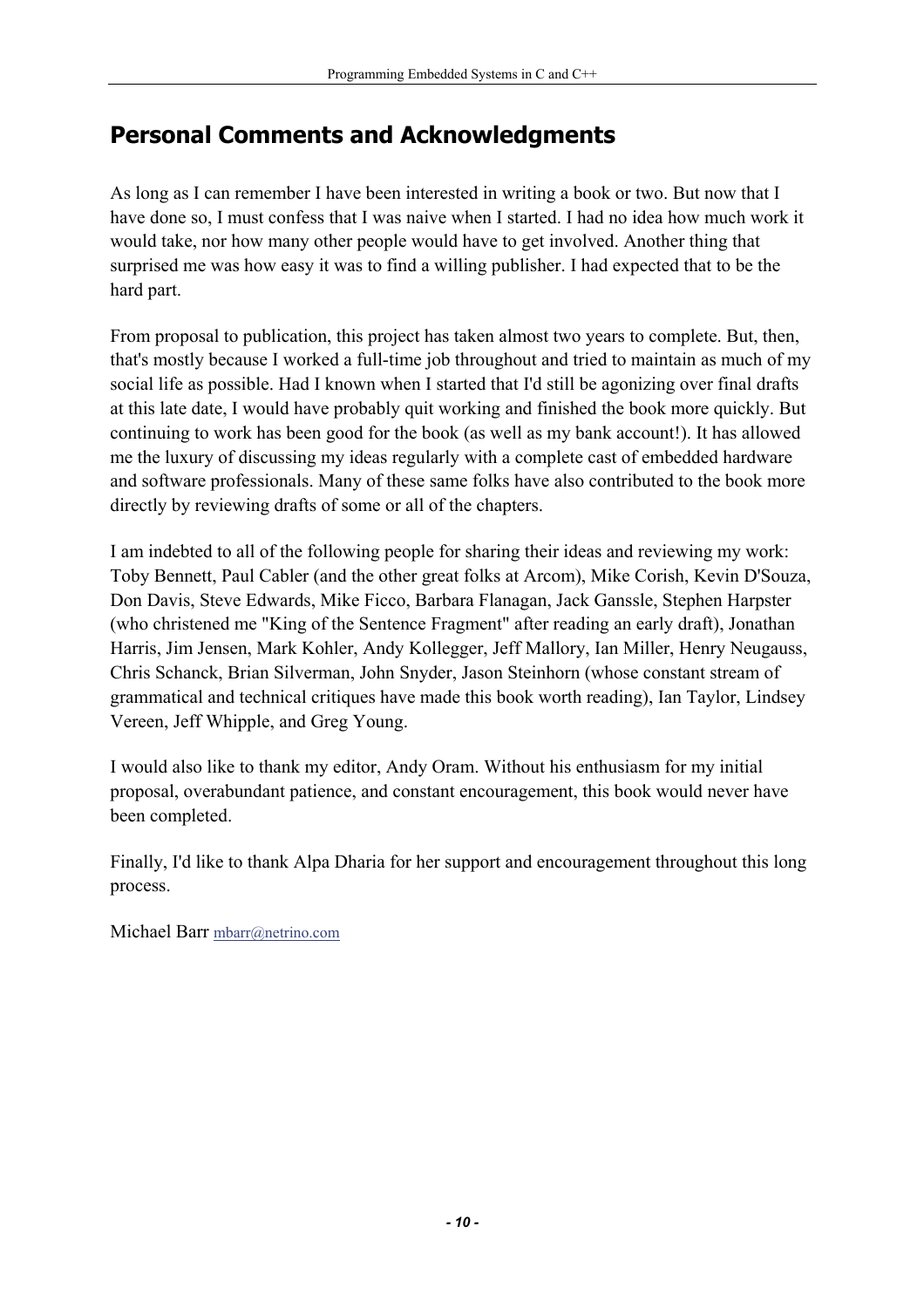## Personal Comments and Acknowledgments

As long as I can remember I have been interested in writing a book or two. But now that I have done so, I must confess that I was naive when I started. I had no idea how much work it would take, nor how many other people would have to get involved. Another thing that surprised me was how easy it was to find a willing publisher. I had expected that to be the hard part.

From proposal to publication, this project has taken almost two years to complete. But, then, that's mostly because I worked a full-time job throughout and tried to maintain as much of my social life as possible. Had I known when I started that I'd still be agonizing over final drafts at this late date, I would have probably quit working and finished the book more quickly. But continuing to work has been good for the book (as well as my bank account!). It has allowed me the luxury of discussing my ideas regularly with a complete cast of embedded hardware and software professionals. Many of these same folks have also contributed to the book more directly by reviewing drafts of some or all of the chapters.

I am indebted to all of the following people for sharing their ideas and reviewing my work: Toby Bennett, Paul Cabler (and the other great folks at Arcom), Mike Corish, Kevin D'Souza, Don Davis, Steve Edwards, Mike Ficco, Barbara Flanagan, Jack Ganssle, Stephen Harpster (who christened me "King of the Sentence Fragment" after reading an early draft), Jonathan Harris, Jim Jensen, Mark Kohler, Andy Kollegger, Jeff Mallory, Ian Miller, Henry Neugauss, Chris Schanck, Brian Silverman, John Snyder, Jason Steinhorn (whose constant stream of grammatical and technical critiques have made this book worth reading), Ian Taylor, Lindsey Vereen, Jeff Whipple, and Greg Young.

I would also like to thank my editor, Andy Oram. Without his enthusiasm for my initial proposal, overabundant patience, and constant encouragement, this book would never have been completed.

Finally, I'd like to thank Alpa Dharia for her support and encouragement throughout this long process.

Michael Barr mbarr@netrino.com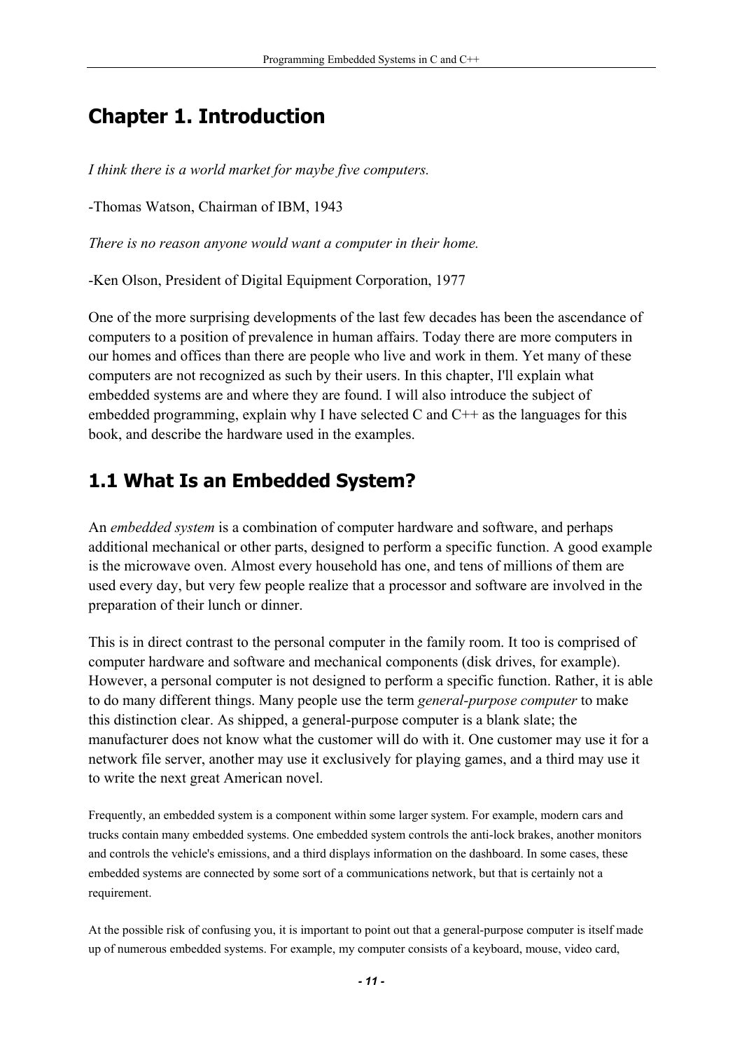# Chapter 1. Introduction

*I think there is a world market for maybe five computers.*

-Thomas Watson, Chairman of IBM, 1943

*There is no reason anyone would want a computer in their home.*

-Ken Olson, President of Digital Equipment Corporation, 1977

One of the more surprising developments of the last few decades has been the ascendance of computers to a position of prevalence in human affairs. Today there are more computers in our homes and offices than there are people who live and work in them. Yet many of these computers are not recognized as such by their users. In this chapter, I'll explain what embedded systems are and where they are found. I will also introduce the subject of embedded programming, explain why I have selected C and C++ as the languages for this book, and describe the hardware used in the examples.

## 1.1 What Is an Embedded System?

An *embedded system* is a combination of computer hardware and software, and perhaps additional mechanical or other parts, designed to perform a specific function. A good example is the microwave oven. Almost every household has one, and tens of millions of them are used every day, but very few people realize that a processor and software are involved in the preparation of their lunch or dinner.

This is in direct contrast to the personal computer in the family room. It too is comprised of computer hardware and software and mechanical components (disk drives, for example). However, a personal computer is not designed to perform a specific function. Rather, it is able to do many different things. Many people use the term *general-purpose computer* to make this distinction clear. As shipped, a general-purpose computer is a blank slate; the manufacturer does not know what the customer will do with it. One customer may use it for a network file server, another may use it exclusively for playing games, and a third may use it to write the next great American novel.

Frequently, an embedded system is a component within some larger system. For example, modern cars and trucks contain many embedded systems. One embedded system controls the anti-lock brakes, another monitors and controls the vehicle's emissions, and a third displays information on the dashboard. In some cases, these embedded systems are connected by some sort of a communications network, but that is certainly not a requirement.

At the possible risk of confusing you, it is important to point out that a general-purpose computer is itself made up of numerous embedded systems. For example, my computer consists of a keyboard, mouse, video card,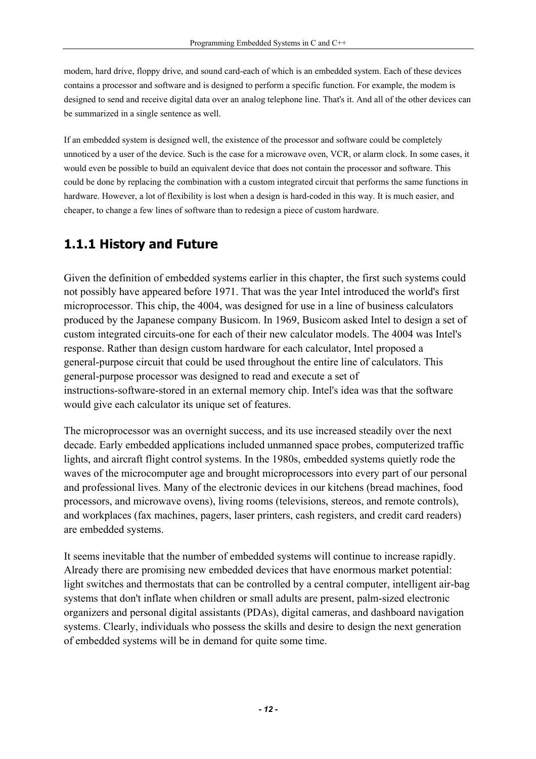modem, hard drive, floppy drive, and sound card-each of which is an embedded system. Each of these devices contains a processor and software and is designed to perform a specific function. For example, the modem is designed to send and receive digital data over an analog telephone line. That's it. And all of the other devices can be summarized in a single sentence as well.

If an embedded system is designed well, the existence of the processor and software could be completely unnoticed by a user of the device. Such is the case for a microwave oven, VCR, or alarm clock. In some cases, it would even be possible to build an equivalent device that does not contain the processor and software. This could be done by replacing the combination with a custom integrated circuit that performs the same functions in hardware. However, a lot of flexibility is lost when a design is hard-coded in this way. It is much easier, and cheaper, to change a few lines of software than to redesign a piece of custom hardware.

## 1.1.1 History and Future

Given the definition of embedded systems earlier in this chapter, the first such systems could not possibly have appeared before 1971. That was the year Intel introduced the world's first microprocessor. This chip, the 4004, was designed for use in a line of business calculators produced by the Japanese company Busicom. In 1969, Busicom asked Intel to design a set of custom integrated circuits-one for each of their new calculator models. The 4004 was Intel's response. Rather than design custom hardware for each calculator, Intel proposed a general-purpose circuit that could be used throughout the entire line of calculators. This general-purpose processor was designed to read and execute a set of instructions-software-stored in an external memory chip. Intel's idea was that the software would give each calculator its unique set of features.

The microprocessor was an overnight success, and its use increased steadily over the next decade. Early embedded applications included unmanned space probes, computerized traffic lights, and aircraft flight control systems. In the 1980s, embedded systems quietly rode the waves of the microcomputer age and brought microprocessors into every part of our personal and professional lives. Many of the electronic devices in our kitchens (bread machines, food processors, and microwave ovens), living rooms (televisions, stereos, and remote controls), and workplaces (fax machines, pagers, laser printers, cash registers, and credit card readers) are embedded systems.

It seems inevitable that the number of embedded systems will continue to increase rapidly. Already there are promising new embedded devices that have enormous market potential: light switches and thermostats that can be controlled by a central computer, intelligent air-bag systems that don't inflate when children or small adults are present, palm-sized electronic organizers and personal digital assistants (PDAs), digital cameras, and dashboard navigation systems. Clearly, individuals who possess the skills and desire to design the next generation of embedded systems will be in demand for quite some time.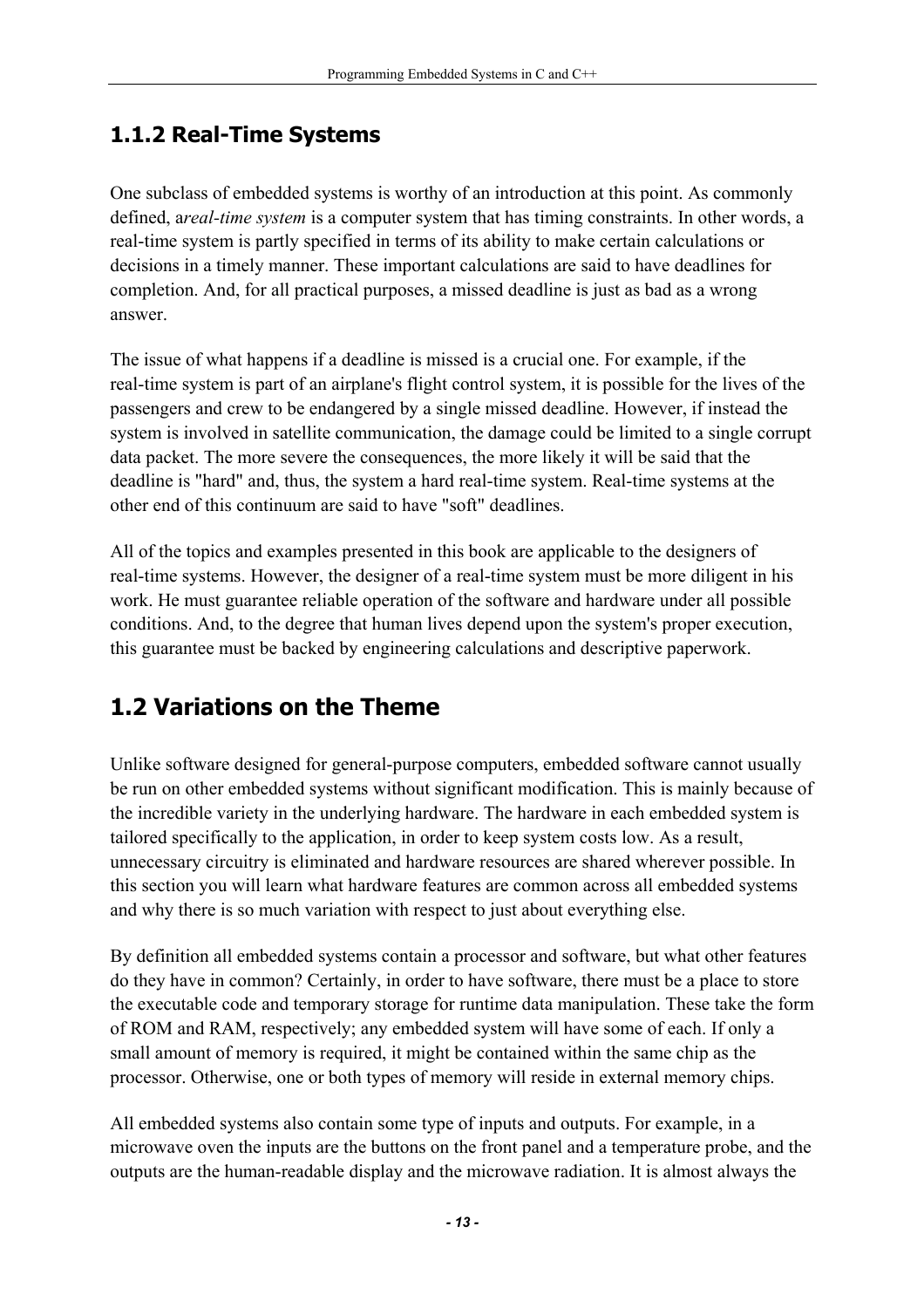### 1.1.2 Real-Time Systems

One subclass of embedded systems is worthy of an introduction at this point. As commonly defined, a*real-time system* is a computer system that has timing constraints. In other words, a real-time system is partly specified in terms of its ability to make certain calculations or decisions in a timely manner. These important calculations are said to have deadlines for completion. And, for all practical purposes, a missed deadline is just as bad as a wrong answer.

The issue of what happens if a deadline is missed is a crucial one. For example, if the real-time system is part of an airplane's flight control system, it is possible for the lives of the passengers and crew to be endangered by a single missed deadline. However, if instead the system is involved in satellite communication, the damage could be limited to a single corrupt data packet. The more severe the consequences, the more likely it will be said that the deadline is "hard" and, thus, the system a hard real-time system. Real-time systems at the other end of this continuum are said to have "soft" deadlines.

All of the topics and examples presented in this book are applicable to the designers of real-time systems. However, the designer of a real-time system must be more diligent in his work. He must guarantee reliable operation of the software and hardware under all possible conditions. And, to the degree that human lives depend upon the system's proper execution, this guarantee must be backed by engineering calculations and descriptive paperwork.

## 1.2 Variations on the Theme

Unlike software designed for general-purpose computers, embedded software cannot usually be run on other embedded systems without significant modification. This is mainly because of the incredible variety in the underlying hardware. The hardware in each embedded system is tailored specifically to the application, in order to keep system costs low. As a result, unnecessary circuitry is eliminated and hardware resources are shared wherever possible. In this section you will learn what hardware features are common across all embedded systems and why there is so much variation with respect to just about everything else.

By definition all embedded systems contain a processor and software, but what other features do they have in common? Certainly, in order to have software, there must be a place to store the executable code and temporary storage for runtime data manipulation. These take the form of ROM and RAM, respectively; any embedded system will have some of each. If only a small amount of memory is required, it might be contained within the same chip as the processor. Otherwise, one or both types of memory will reside in external memory chips.

All embedded systems also contain some type of inputs and outputs. For example, in a microwave oven the inputs are the buttons on the front panel and a temperature probe, and the outputs are the human-readable display and the microwave radiation. It is almost always the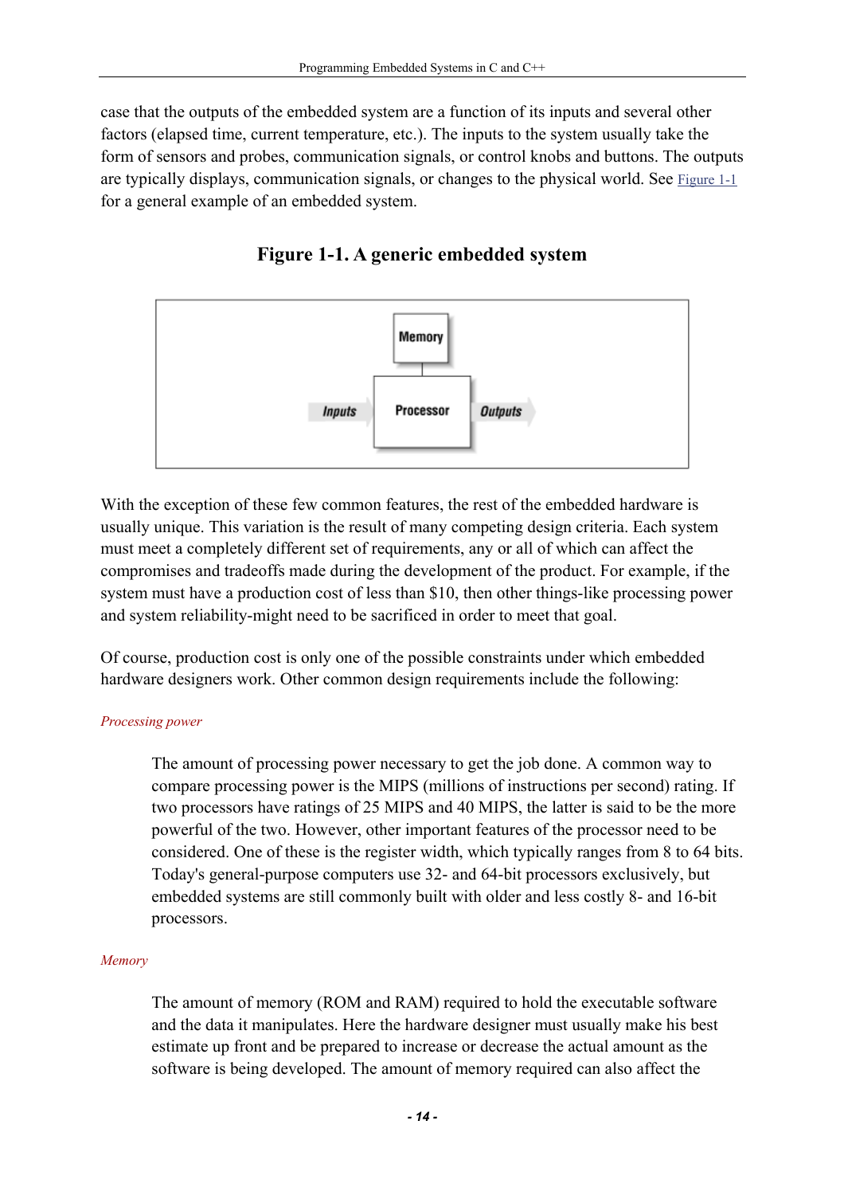case that the outputs of the embedded system are a function of its inputs and several other factors (elapsed time, current temperature, etc.). The inputs to the system usually take the form of sensors and probes, communication signals, or control knobs and buttons. The outputs are typically displays, communication signals, or changes to the physical world. See Figure 1-1 for a general example of an embedded system.

**Figure 1-1. A generic embedded system**

With the exception of these few common features, the rest of the embedded hardware is usually unique. This variation is the result of many competing design criteria. Each system must meet a completely different set of requirements, any or all of which can affect the compromises and tradeoffs made during the development of the product. For example, if the system must have a production cost of less than $10, then other things-like processing power and system reliability-might need to be sacrificed in order to meet that goal.

Of course, production cost is only one of the possible constraints under which embedded hardware designers work. Other common design requirements include the following:

*Processing power*

> The amount of processing power necessary to get the job done. A common way to compare processing power is the MIPS (millions of instructions per second) rating. If two processors have ratings of 25 MIPS and 40 MIPS, the latter is said to be the more powerful of the two. However, other important features of the processor need to be considered. One of these is the register width, which typically ranges from 8 to 64 bits. Today's general-purpose computers use 32- and 64-bit processors exclusively, but embedded systems are still commonly built with older and less costly 8- and 16-bit processors.

*Memory*

> The amount of memory (ROM and RAM) required to hold the executable software and the data it manipulates. Here the hardware designer must usually make his best estimate up front and be prepared to increase or decrease the actual amount as the software is being developed. The amount of memory required can also affect the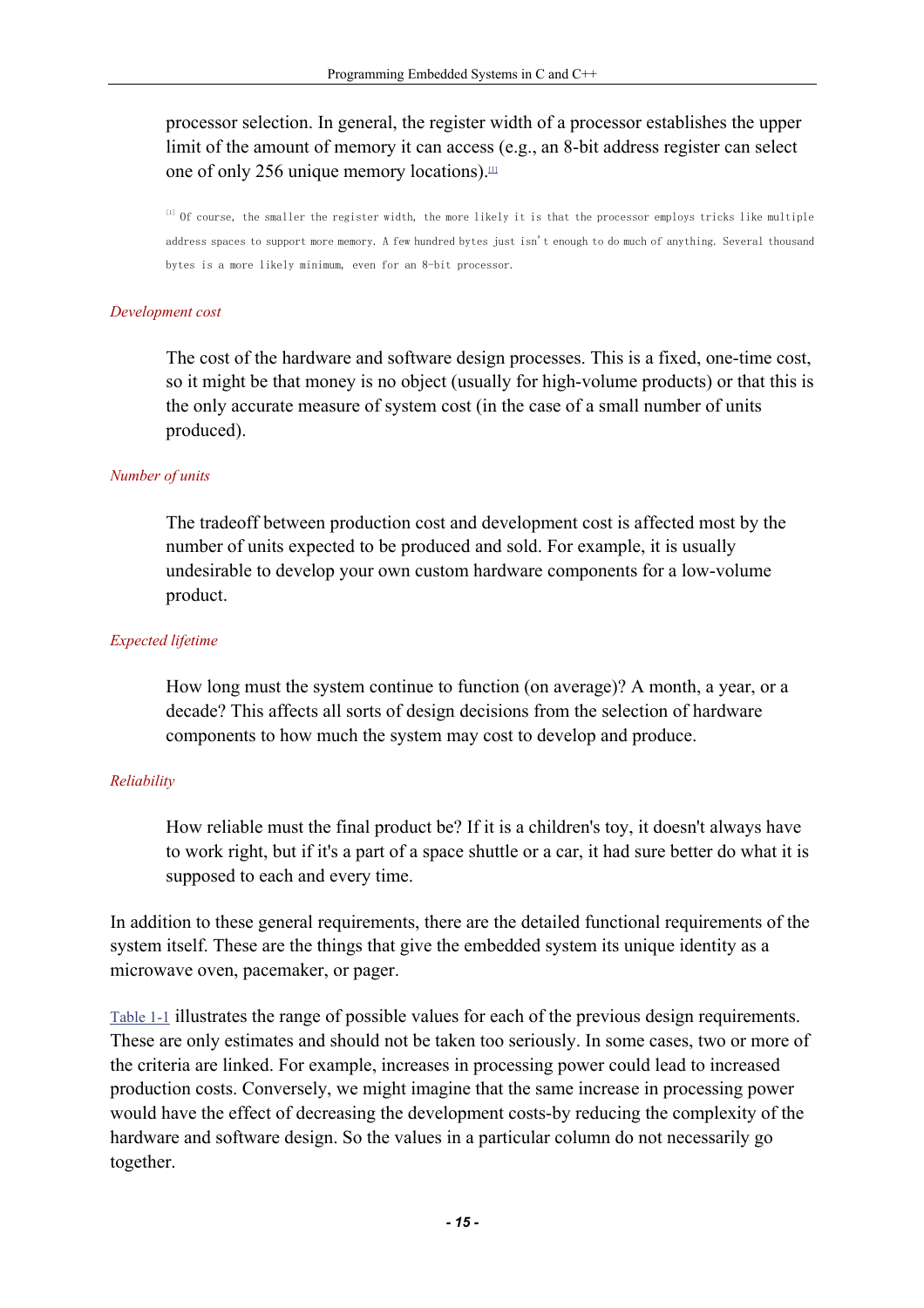processor selection. In general, the register width of a processor establishes the upper limit of the amount of memory it can access (e.g., an 8-bit address register can select one of only 256 unique memory locations).[1]

[1] Of course, the smaller the register width, the more likely it is that the processor employs tricks like multiple address spaces to support more memory. A few hundred bytes just isn't enough to do much of anything. Several thousand bytes is a more likely minimum, even for an 8-bit processor.

*Development cost*

The cost of the hardware and software design processes. This is a fixed, one-time cost, so it might be that money is no object (usually for high-volume products) or that this is the only accurate measure of system cost (in the case of a small number of units produced).

*Number of units*

The tradeoff between production cost and development cost is affected most by the number of units expected to be produced and sold. For example, it is usually undesirable to develop your own custom hardware components for a low-volume product.

*Expected lifetime*

How long must the system continue to function (on average)? A month, a year, or a decade? This affects all sorts of design decisions from the selection of hardware components to how much the system may cost to develop and produce.

*Reliability*

How reliable must the final product be? If it is a children's toy, it doesn't always have to work right, but if it's a part of a space shuttle or a car, it had sure better do what it is supposed to each and every time.

In addition to these general requirements, there are the detailed functional requirements of the system itself. These are the things that give the embedded system its unique identity as a microwave oven, pacemaker, or pager.

Table 1-1 illustrates the range of possible values for each of the previous design requirements. These are only estimates and should not be taken too seriously. In some cases, two or more of the criteria are linked. For example, increases in processing power could lead to increased production costs. Conversely, we might imagine that the same increase in processing power would have the effect of decreasing the development costs-by reducing the complexity of the hardware and software design. So the values in a particular column do not necessarily go together.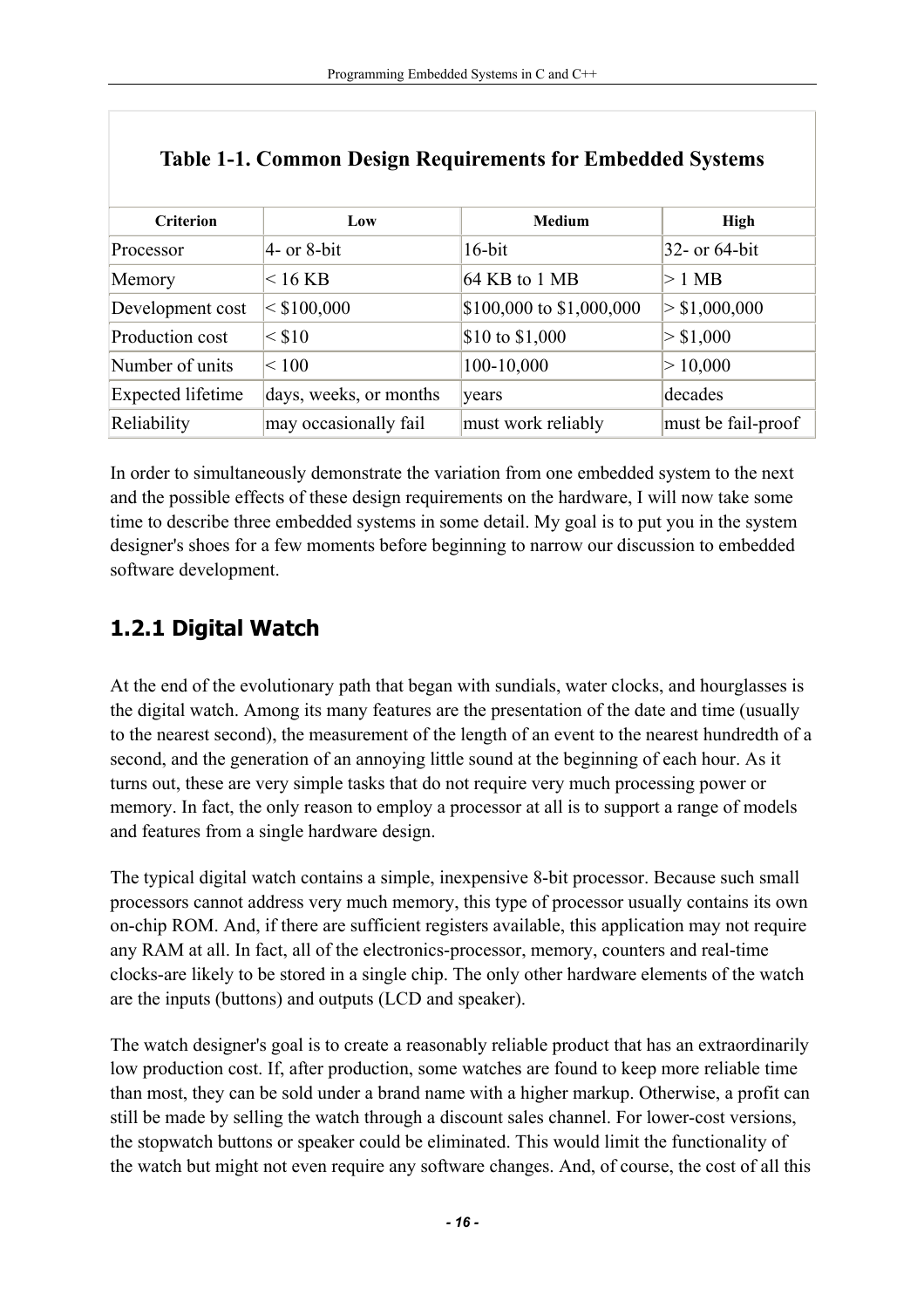**Table 1-1. Common Design Requirements for Embedded Systems**

| Criterion | Low | Medium | High |
| --- | --- | --- | --- |
| Processor | 4- or 8-bit | 16-bit | 32- or 64-bit |
| Memory | < 16 KB | 64 KB to 1 MB | > 1 MB |
| Development cost | < $100,000 | $100,000 to $1,000,000 | > $1,000,000 |
| Production cost | < $10 | $10 to $1,000 | > $1,000 |
| Number of units | < 100 | 100-10,000 | > 10,000 |
| Expected lifetime | days, weeks, or months | years | decades |
| Reliability | may occasionally fail | must work reliably | must be fail-proof |

In order to simultaneously demonstrate the variation from one embedded system to the next and the possible effects of these design requirements on the hardware, I will now take some time to describe three embedded systems in some detail. My goal is to put you in the system designer's shoes for a few moments before beginning to narrow our discussion to embedded software development.

### 1.2.1 Digital Watch

At the end of the evolutionary path that began with sundials, water clocks, and hourglasses is the digital watch. Among its many features are the presentation of the date and time (usually to the nearest second), the measurement of the length of an event to the nearest hundredth of a second, and the generation of an annoying little sound at the beginning of each hour. As it turns out, these are very simple tasks that do not require very much processing power or memory. In fact, the only reason to employ a processor at all is to support a range of models and features from a single hardware design.

The typical digital watch contains a simple, inexpensive 8-bit processor. Because such small processors cannot address very much memory, this type of processor usually contains its own on-chip ROM. And, if there are sufficient registers available, this application may not require any RAM at all. In fact, all of the electronics-processor, memory, counters and real-time clocks-are likely to be stored in a single chip. The only other hardware elements of the watch are the inputs (buttons) and outputs (LCD and speaker).

The watch designer's goal is to create a reasonably reliable product that has an extraordinarily low production cost. If, after production, some watches are found to keep more reliable time than most, they can be sold under a brand name with a higher markup. Otherwise, a profit can still be made by selling the watch through a discount sales channel. For lower-cost versions, the stopwatch buttons or speaker could be eliminated. This would limit the functionality of the watch but might not even require any software changes. And, of course, the cost of all this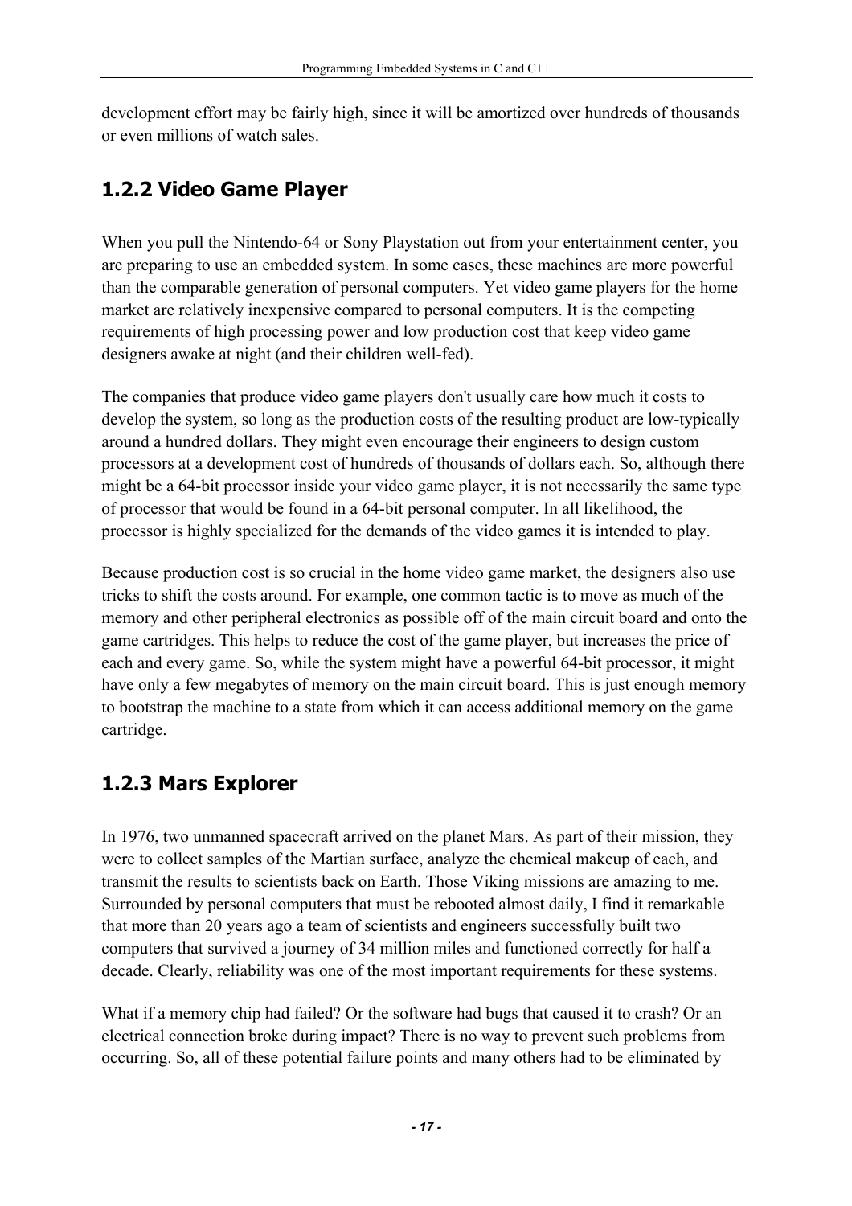development effort may be fairly high, since it will be amortized over hundreds of thousands or even millions of watch sales.

### 1.2.2 Video Game Player

When you pull the Nintendo-64 or Sony Playstation out from your entertainment center, you are preparing to use an embedded system. In some cases, these machines are more powerful than the comparable generation of personal computers. Yet video game players for the home market are relatively inexpensive compared to personal computers. It is the competing requirements of high processing power and low production cost that keep video game designers awake at night (and their children well-fed).

The companies that produce video game players don't usually care how much it costs to develop the system, so long as the production costs of the resulting product are low-typically around a hundred dollars. They might even encourage their engineers to design custom processors at a development cost of hundreds of thousands of dollars each. So, although there might be a 64-bit processor inside your video game player, it is not necessarily the same type of processor that would be found in a 64-bit personal computer. In all likelihood, the processor is highly specialized for the demands of the video games it is intended to play.

Because production cost is so crucial in the home video game market, the designers also use tricks to shift the costs around. For example, one common tactic is to move as much of the memory and other peripheral electronics as possible off of the main circuit board and onto the game cartridges. This helps to reduce the cost of the game player, but increases the price of each and every game. So, while the system might have a powerful 64-bit processor, it might have only a few megabytes of memory on the main circuit board. This is just enough memory to bootstrap the machine to a state from which it can access additional memory on the game cartridge.

### 1.2.3 Mars Explorer

In 1976, two unmanned spacecraft arrived on the planet Mars. As part of their mission, they were to collect samples of the Martian surface, analyze the chemical makeup of each, and transmit the results to scientists back on Earth. Those Viking missions are amazing to me. Surrounded by personal computers that must be rebooted almost daily, I find it remarkable that more than 20 years ago a team of scientists and engineers successfully built two computers that survived a journey of 34 million miles and functioned correctly for half a decade. Clearly, reliability was one of the most important requirements for these systems.

What if a memory chip had failed? Or the software had bugs that caused it to crash? Or an electrical connection broke during impact? There is no way to prevent such problems from occurring. So, all of these potential failure points and many others had to be eliminated by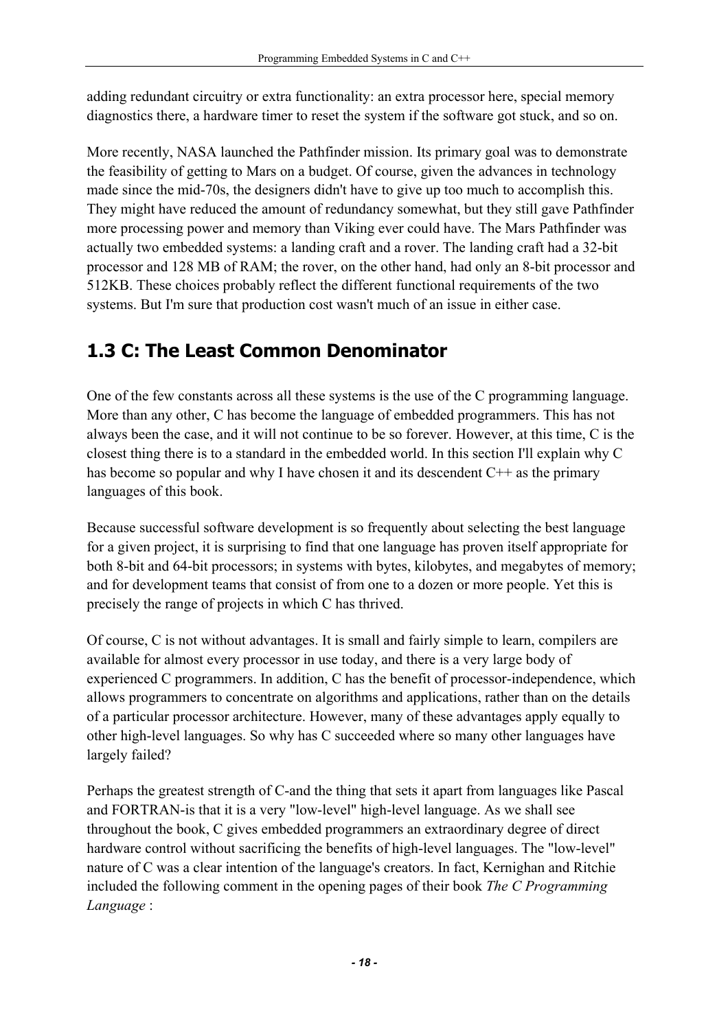adding redundant circuitry or extra functionality: an extra processor here, special memory diagnostics there, a hardware timer to reset the system if the software got stuck, and so on.

More recently, NASA launched the Pathfinder mission. Its primary goal was to demonstrate the feasibility of getting to Mars on a budget. Of course, given the advances in technology made since the mid-70s, the designers didn't have to give up too much to accomplish this. They might have reduced the amount of redundancy somewhat, but they still gave Pathfinder more processing power and memory than Viking ever could have. The Mars Pathfinder was actually two embedded systems: a landing craft and a rover. The landing craft had a 32-bit processor and 128 MB of RAM; the rover, on the other hand, had only an 8-bit processor and 512KB. These choices probably reflect the different functional requirements of the two systems. But I'm sure that production cost wasn't much of an issue in either case.

## 1.3 C: The Least Common Denominator

One of the few constants across all these systems is the use of the C programming language. More than any other, C has become the language of embedded programmers. This has not always been the case, and it will not continue to be so forever. However, at this time, C is the closest thing there is to a standard in the embedded world. In this section I'll explain why C has become so popular and why I have chosen it and its descendent C++ as the primary languages of this book.

Because successful software development is so frequently about selecting the best language for a given project, it is surprising to find that one language has proven itself appropriate for both 8-bit and 64-bit processors; in systems with bytes, kilobytes, and megabytes of memory; and for development teams that consist of from one to a dozen or more people. Yet this is precisely the range of projects in which C has thrived.

Of course, C is not without advantages. It is small and fairly simple to learn, compilers are available for almost every processor in use today, and there is a very large body of experienced C programmers. In addition, C has the benefit of processor-independence, which allows programmers to concentrate on algorithms and applications, rather than on the details of a particular processor architecture. However, many of these advantages apply equally to other high-level languages. So why has C succeeded where so many other languages have largely failed?

Perhaps the greatest strength of C-and the thing that sets it apart from languages like Pascal and FORTRAN-is that it is a very "low-level" high-level language. As we shall see throughout the book, C gives embedded programmers an extraordinary degree of direct hardware control without sacrificing the benefits of high-level languages. The "low-level" nature of C was a clear intention of the language's creators. In fact, Kernighan and Ritchie included the following comment in the opening pages of their book *The C Programming Language* :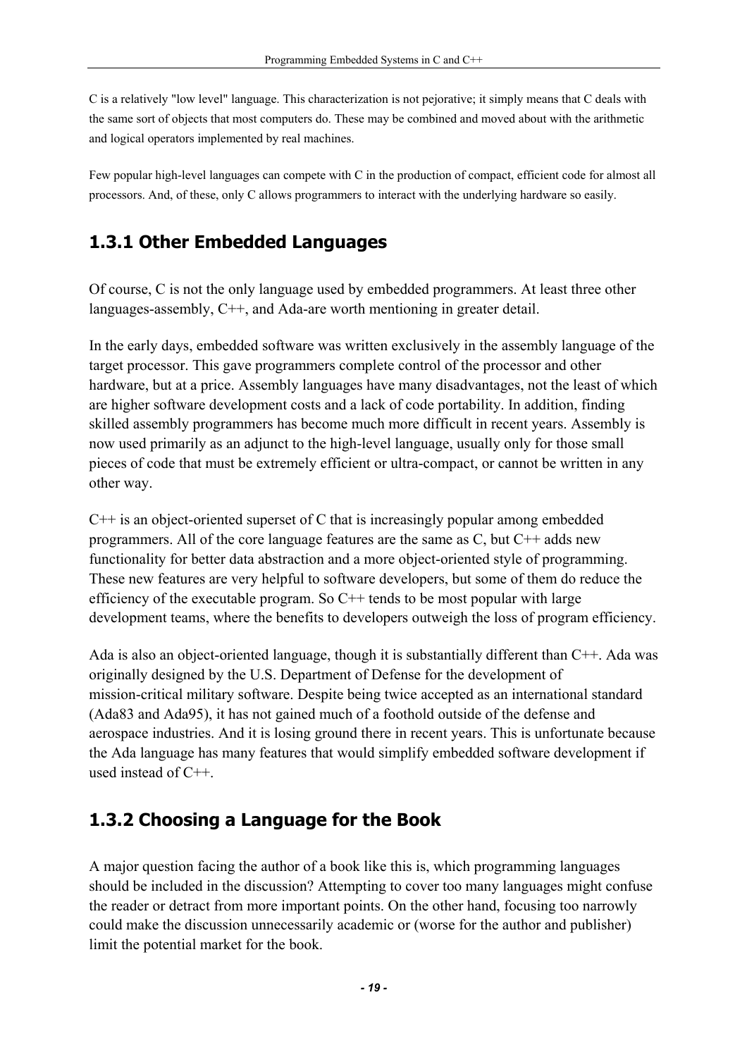C is a relatively "low level" language. This characterization is not pejorative; it simply means that C deals with the same sort of objects that most computers do. These may be combined and moved about with the arithmetic and logical operators implemented by real machines.

Few popular high-level languages can compete with C in the production of compact, efficient code for almost all processors. And, of these, only C allows programmers to interact with the underlying hardware so easily.

### 1.3.1 Other Embedded Languages

Of course, C is not the only language used by embedded programmers. At least three other languages-assembly, C++, and Ada-are worth mentioning in greater detail.

In the early days, embedded software was written exclusively in the assembly language of the target processor. This gave programmers complete control of the processor and other hardware, but at a price. Assembly languages have many disadvantages, not the least of which are higher software development costs and a lack of code portability. In addition, finding skilled assembly programmers has become much more difficult in recent years. Assembly is now used primarily as an adjunct to the high-level language, usually only for those small pieces of code that must be extremely efficient or ultra-compact, or cannot be written in any other way.

C++ is an object-oriented superset of C that is increasingly popular among embedded programmers. All of the core language features are the same as C, but C++ adds new functionality for better data abstraction and a more object-oriented style of programming. These new features are very helpful to software developers, but some of them do reduce the efficiency of the executable program. So C++ tends to be most popular with large development teams, where the benefits to developers outweigh the loss of program efficiency.

Ada is also an object-oriented language, though it is substantially different than C++. Ada was originally designed by the U.S. Department of Defense for the development of mission-critical military software. Despite being twice accepted as an international standard (Ada83 and Ada95), it has not gained much of a foothold outside of the defense and aerospace industries. And it is losing ground there in recent years. This is unfortunate because the Ada language has many features that would simplify embedded software development if used instead of C++.

### 1.3.2 Choosing a Language for the Book

A major question facing the author of a book like this is, which programming languages should be included in the discussion? Attempting to cover too many languages might confuse the reader or detract from more important points. On the other hand, focusing too narrowly could make the discussion unnecessarily academic or (worse for the author and publisher) limit the potential market for the book.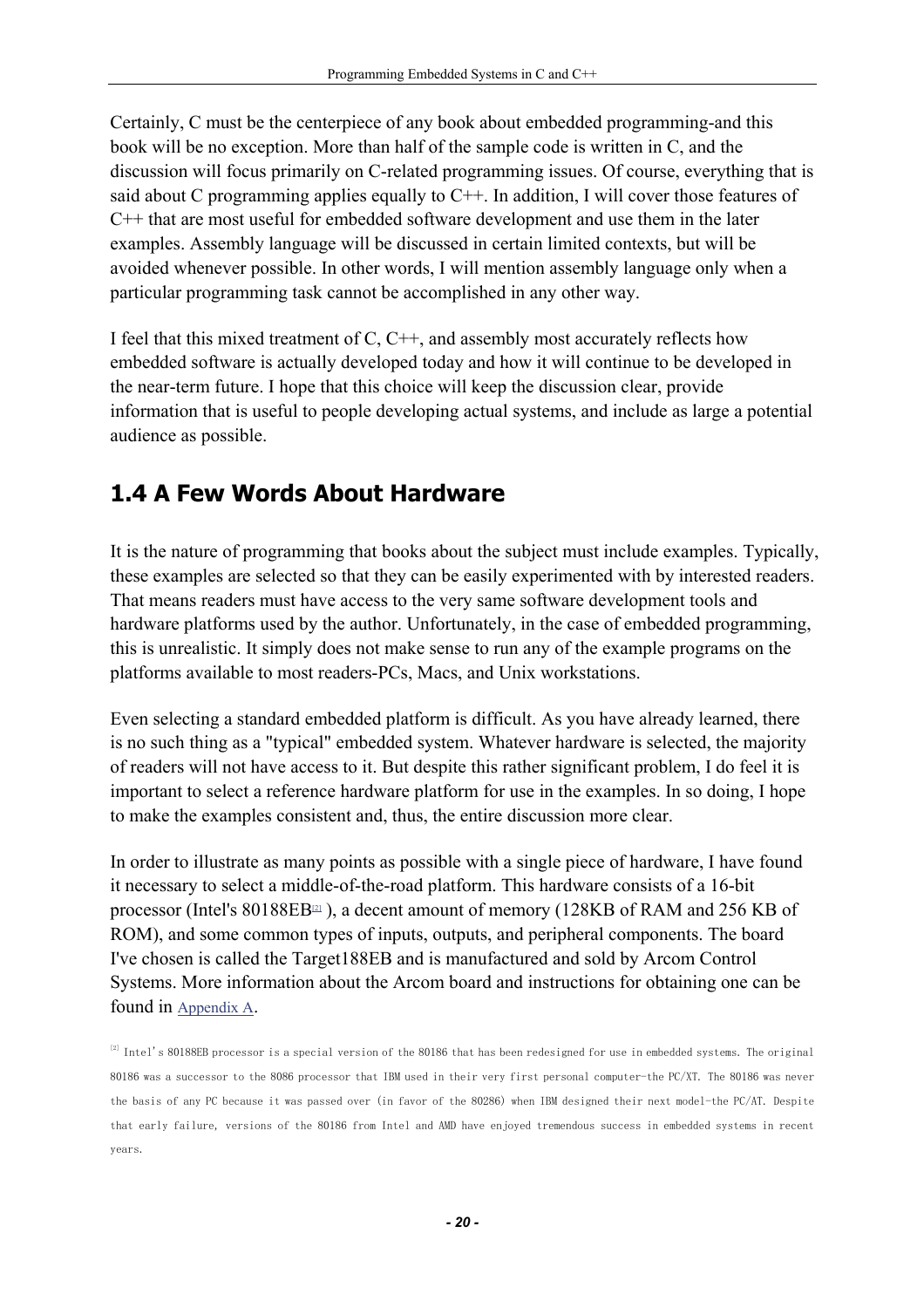Certainly, C must be the centerpiece of any book about embedded programming-and this book will be no exception. More than half of the sample code is written in C, and the discussion will focus primarily on C-related programming issues. Of course, everything that is said about C programming applies equally to C++. In addition, I will cover those features of C++ that are most useful for embedded software development and use them in the later examples. Assembly language will be discussed in certain limited contexts, but will be avoided whenever possible. In other words, I will mention assembly language only when a particular programming task cannot be accomplished in any other way.

I feel that this mixed treatment of C, C++, and assembly most accurately reflects how embedded software is actually developed today and how it will continue to be developed in the near-term future. I hope that this choice will keep the discussion clear, provide information that is useful to people developing actual systems, and include as large a potential audience as possible.

## 1.4 A Few Words About Hardware

It is the nature of programming that books about the subject must include examples. Typically, these examples are selected so that they can be easily experimented with by interested readers. That means readers must have access to the very same software development tools and hardware platforms used by the author. Unfortunately, in the case of embedded programming, this is unrealistic. It simply does not make sense to run any of the example programs on the platforms available to most readers-PCs, Macs, and Unix workstations.

Even selecting a standard embedded platform is difficult. As you have already learned, there is no such thing as a "typical" embedded system. Whatever hardware is selected, the majority of readers will not have access to it. But despite this rather significant problem, I do feel it is important to select a reference hardware platform for use in the examples. In so doing, I hope to make the examples consistent and, thus, the entire discussion more clear.

In order to illustrate as many points as possible with a single piece of hardware, I have found it necessary to select a middle-of-the-road platform. This hardware consists of a 16-bit processor (Intel's 80188EB[2] ), a decent amount of memory (128KB of RAM and 256 KB of ROM), and some common types of inputs, outputs, and peripheral components. The board I've chosen is called the Target188EB and is manufactured and sold by Arcom Control Systems. More information about the Arcom board and instructions for obtaining one can be found in Appendix A.

[2] Intel's 80188EB processor is a special version of the 80186 that has been redesigned for use in embedded systems. The original 80186 was a successor to the 8086 processor that IBM used in their very first personal computer-the PC/XT. The 80186 was never the basis of any PC because it was passed over (in favor of the 80286) when IBM designed their next model-the PC/AT. Despite that early failure, versions of the 80186 from Intel and AMD have enjoyed tremendous success in embedded systems in recent years.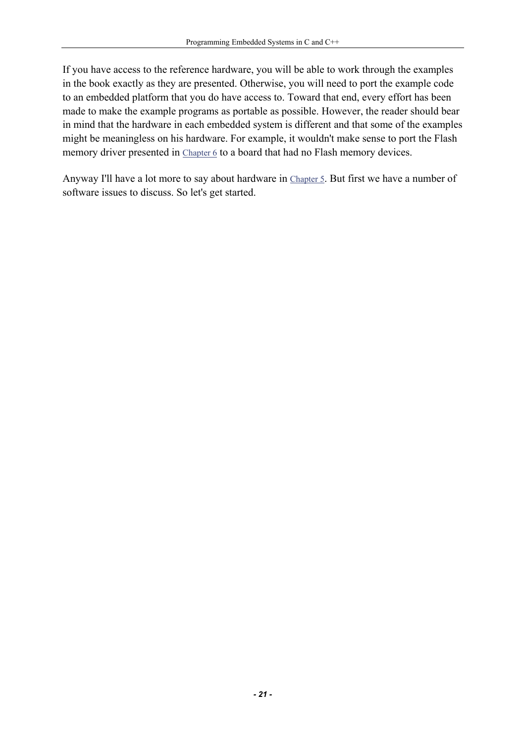If you have access to the reference hardware, you will be able to work through the examples in the book exactly as they are presented. Otherwise, you will need to port the example code to an embedded platform that you do have access to. Toward that end, every effort has been made to make the example programs as portable as possible. However, the reader should bear in mind that the hardware in each embedded system is different and that some of the examples might be meaningless on his hardware. For example, it wouldn't make sense to port the Flash memory driver presented in Chapter 6 to a board that had no Flash memory devices.

Anyway I'll have a lot more to say about hardware in Chapter 5. But first we have a number of software issues to discuss. So let's get started.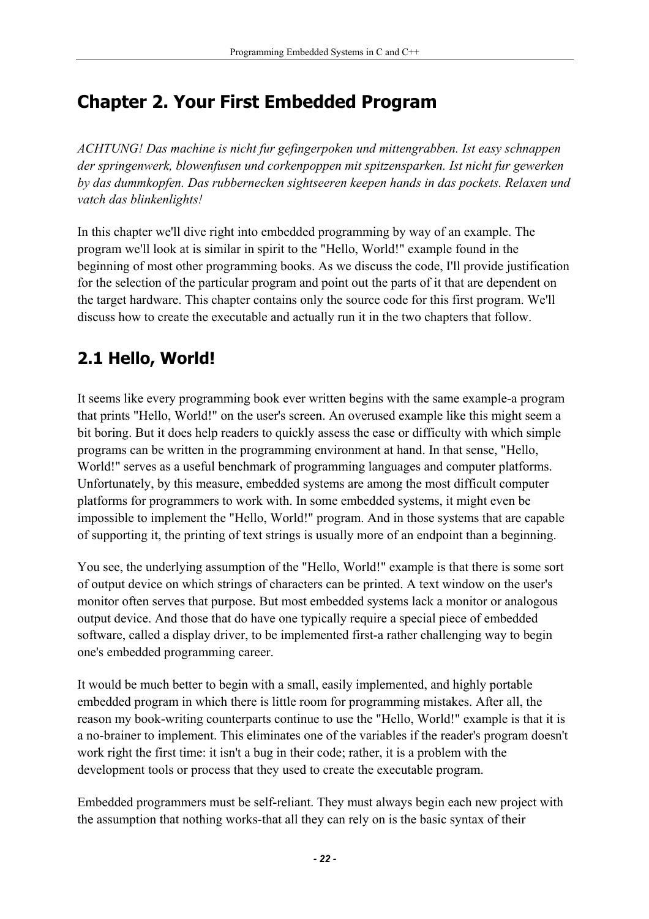# Chapter 2. Your First Embedded Program

*ACHTUNG! Das machine is nicht fur gefingerpoken und mittengrabben. Ist easy schnappen der springenwerk, blowenfusen und corkenpoppen mit spitzensparken. Ist nicht fur gewerken by das dummkopfen. Das rubbernecken sightseeren keepen hands in das pockets. Relaxen und vatch das blinkenlights!*

In this chapter we'll dive right into embedded programming by way of an example. The program we'll look at is similar in spirit to the "Hello, World!" example found in the beginning of most other programming books. As we discuss the code, I'll provide justification for the selection of the particular program and point out the parts of it that are dependent on the target hardware. This chapter contains only the source code for this first program. We'll discuss how to create the executable and actually run it in the two chapters that follow.

## 2.1 Hello, World!

It seems like every programming book ever written begins with the same example-a program that prints "Hello, World!" on the user's screen. An overused example like this might seem a bit boring. But it does help readers to quickly assess the ease or difficulty with which simple programs can be written in the programming environment at hand. In that sense, "Hello, World!" serves as a useful benchmark of programming languages and computer platforms. Unfortunately, by this measure, embedded systems are among the most difficult computer platforms for programmers to work with. In some embedded systems, it might even be impossible to implement the "Hello, World!" program. And in those systems that are capable of supporting it, the printing of text strings is usually more of an endpoint than a beginning.

You see, the underlying assumption of the "Hello, World!" example is that there is some sort of output device on which strings of characters can be printed. A text window on the user's monitor often serves that purpose. But most embedded systems lack a monitor or analogous output device. And those that do have one typically require a special piece of embedded software, called a display driver, to be implemented first-a rather challenging way to begin one's embedded programming career.

It would be much better to begin with a small, easily implemented, and highly portable embedded program in which there is little room for programming mistakes. After all, the reason my book-writing counterparts continue to use the "Hello, World!" example is that it is a no-brainer to implement. This eliminates one of the variables if the reader's program doesn't work right the first time: it isn't a bug in their code; rather, it is a problem with the development tools or process that they used to create the executable program.

Embedded programmers must be self-reliant. They must always begin each new project with the assumption that nothing works-that all they can rely on is the basic syntax of their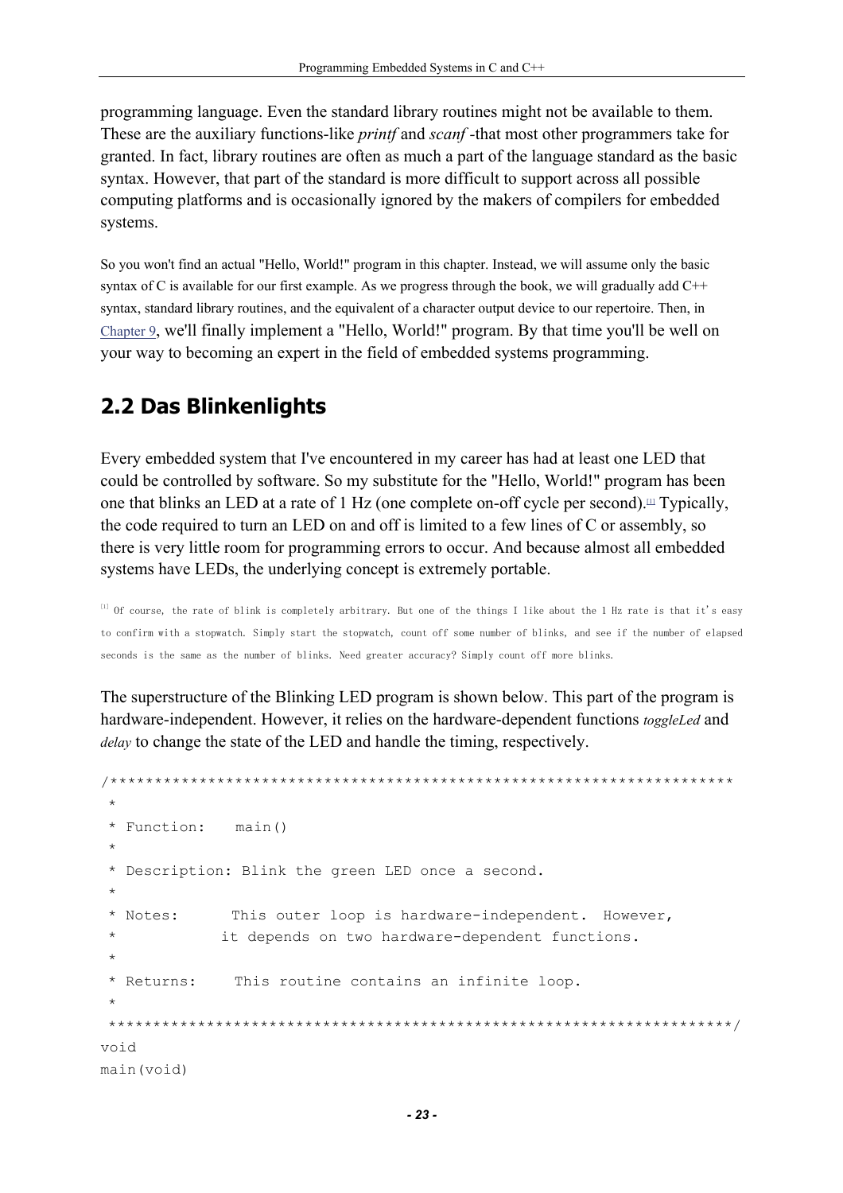programming language. Even the standard library routines might not be available to them. These are the auxiliary functions-like *printf* and *scanf* -that most other programmers take for granted. In fact, library routines are often as much a part of the language standard as the basic syntax. However, that part of the standard is more difficult to support across all possible computing platforms and is occasionally ignored by the makers of compilers for embedded systems.

So you won't find an actual "Hello, World!" program in this chapter. Instead, we will assume only the basic syntax of C is available for our first example. As we progress through the book, we will gradually add C++ syntax, standard library routines, and the equivalent of a character output device to our repertoire. Then, in Chapter 9, we'll finally implement a "Hello, World!" program. By that time you'll be well on your way to becoming an expert in the field of embedded systems programming.

## 2.2 Das Blinkenlights

Every embedded system that I've encountered in my career has had at least one LED that could be controlled by software. So my substitute for the "Hello, World!" program has been one that blinks an LED at a rate of 1 Hz (one complete on-off cycle per second).[1] Typically, the code required to turn an LED on and off is limited to a few lines of C or assembly, so there is very little room for programming errors to occur. And because almost all embedded systems have LEDs, the underlying concept is extremely portable.

[1] Of course, the rate of blink is completely arbitrary. But one of the things I like about the 1 Hz rate is that it's easy to confirm with a stopwatch. Simply start the stopwatch, count off some number of blinks, and see if the number of elapsed seconds is the same as the number of blinks. Need greater accuracy? Simply count off more blinks.

The superstructure of the Blinking LED program is shown below. This part of the program is hardware-independent. However, it relies on the hardware-dependent functions *toggleLed* and *delay* to change the state of the LED and handle the timing, respectively.

```
/**********************************************************************
 *
 * Function:    main()
 *
 * Description: Blink the green LED once a second.
 *
 * Notes:       This outer loop is hardware-independent.  However,
 *             it depends on two hardware-dependent functions.
 *
 * Returns:     This routine contains an infinite loop.
 *
 *********************************************************************/
void
main(void)
```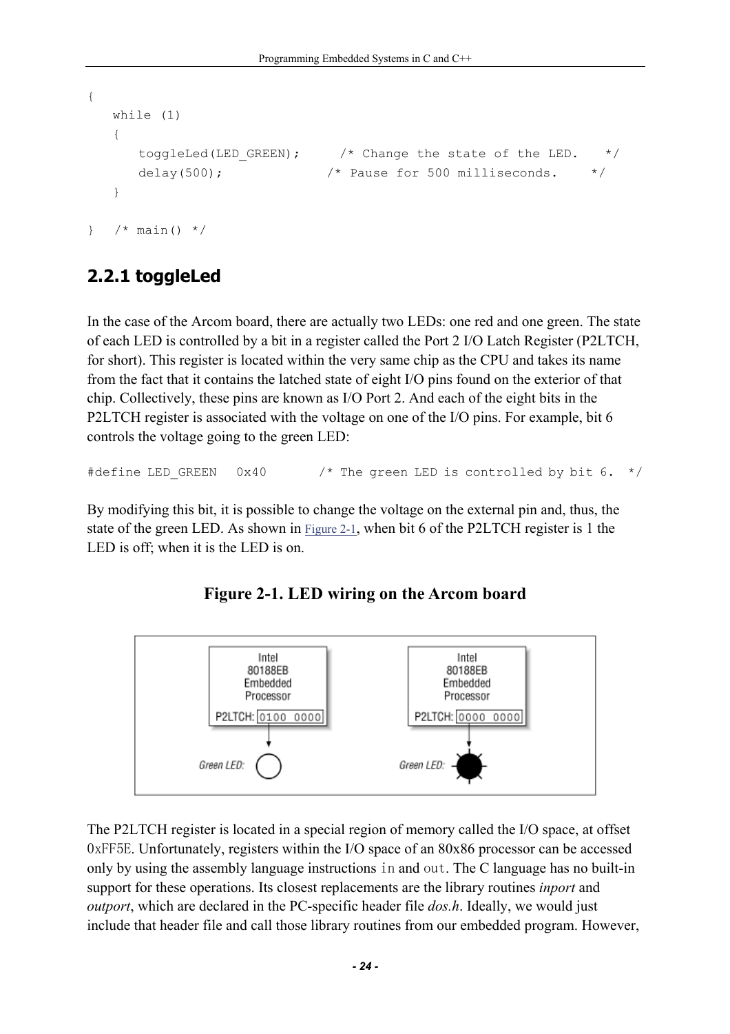```
{
   while (1)
   {
      toggleLed(LED_GREEN);      /* Change the state of the LED.    */
      delay(500);              /* Pause for 500 milliseconds.    */
   }

}   /* main() */
```

## 2.2.1 toggleLed

In the case of the Arcom board, there are actually two LEDs: one red and one green. The state of each LED is controlled by a bit in a register called the Port 2 I/O Latch Register (P2LTCH, for short). This register is located within the very same chip as the CPU and takes its name from the fact that it contains the latched state of eight I/O pins found on the exterior of that chip. Collectively, these pins are known as I/O Port 2. And each of the eight bits in the P2LTCH register is associated with the voltage on one of the I/O pins. For example, bit 6 controls the voltage going to the green LED:

```
#define LED_GREEN   0x40       /* The green LED is controlled by bit 6.  */
```

By modifying this bit, it is possible to change the voltage on the external pin and, thus, the state of the green LED. As shown in Figure 2-1, when bit 6 of the P2LTCH register is 1 the LED is off; when it is the LED is on.

**Figure 2-1. LED wiring on the Arcom board**

The P2LTCH register is located in a special region of memory called the I/O space, at offset 0xFF5E. Unfortunately, registers within the I/O space of an 80x86 processor can be accessed only by using the assembly language instructions `in` and `out`. The C language has no built-in support for these operations. Its closest replacements are the library routines *inport* and *outport*, which are declared in the PC-specific header file *dos.h*. Ideally, we would just include that header file and call those library routines from our embedded program. However,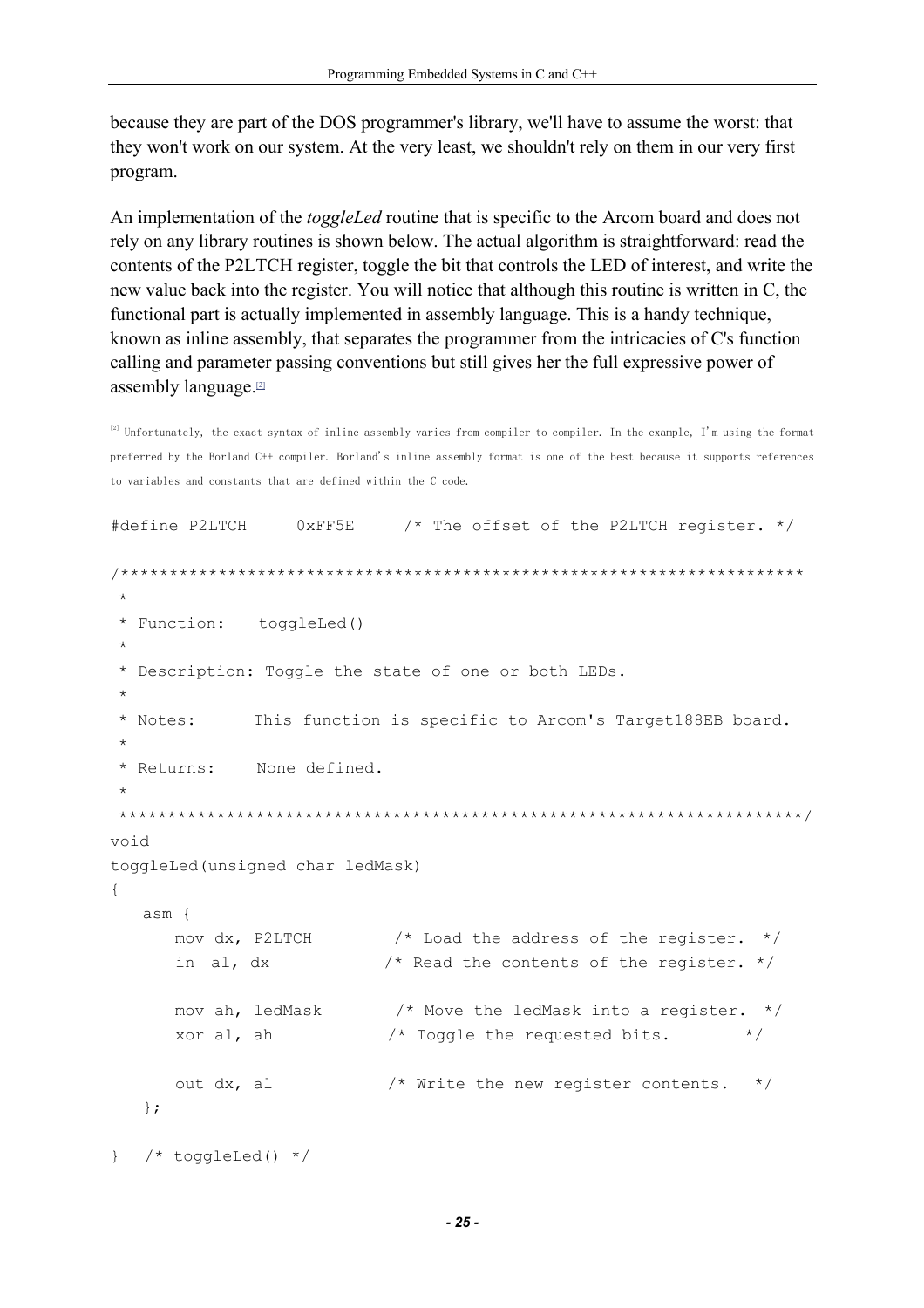because they are part of the DOS programmer's library, we'll have to assume the worst: that they won't work on our system. At the very least, we shouldn't rely on them in our very first program.

An implementation of the *toggleLed* routine that is specific to the Arcom board and does not rely on any library routines is shown below. The actual algorithm is straightforward: read the contents of the P2LTCH register, toggle the bit that controls the LED of interest, and write the new value back into the register. You will notice that although this routine is written in C, the functional part is actually implemented in assembly language. This is a handy technique, known as inline assembly, that separates the programmer from the intricacies of C's function calling and parameter passing conventions but still gives her the full expressive power of assembly language.[2]

[2] Unfortunately, the exact syntax of inline assembly varies from compiler to compiler. In the example, I'm using the format preferred by the Borland C++ compiler. Borland's inline assembly format is one of the best because it supports references to variables and constants that are defined within the C code.

```
#define P2LTCH     0xFF5E     /* The offset of the P2LTCH register. */

/**********************************************************************
 *
 * Function:    toggleLed()
 *
 * Description: Toggle the state of one or both LEDs.
 *
 * Notes:       This function is specific to Arcom's Target188EB board.
 *
 * Returns:     None defined.
 *
 **********************************************************************/
void
toggleLed(unsigned char ledMask)
{
   asm {
      mov dx, P2LTCH         /* Load the address of the register.  */
      in  al, dx             /* Read the contents of the register. */

      mov ah, ledMask        /* Move the ledMask into a register.  */
      xor al, ah             /* Toggle the requested bits.         */

      out dx, al             /* Write the new register contents.   */
   };

}  /* toggleLed() */
```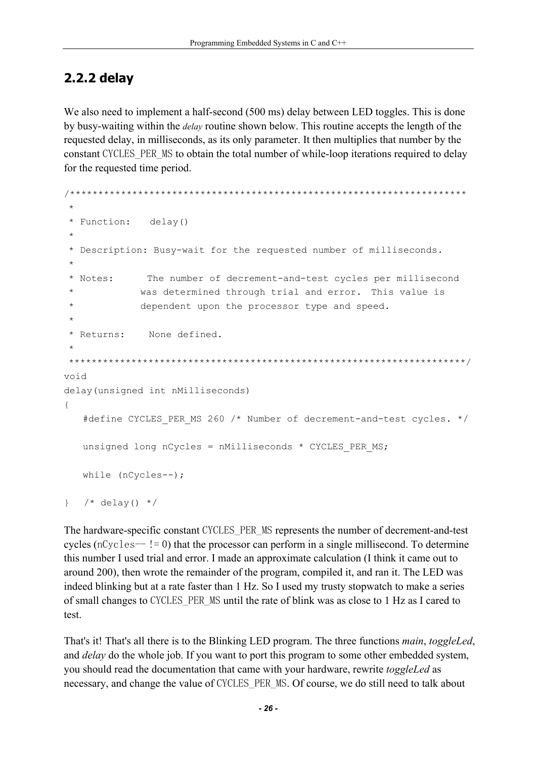## 2.2.2 delay

We also need to implement a half-second (500 ms) delay between LED toggles. This is done by busy-waiting within the *delay* routine shown below. This routine accepts the length of the requested delay, in milliseconds, as its only parameter. It then multiplies that number by the constant CYCLES_PER_MS to obtain the total number of while-loop iterations required to delay for the requested time period.

```
/**********************************************************************
 *
 * Function:    delay()
 *
 * Description: Busy-wait for the requested number of milliseconds.
 *
 * Notes:       The number of decrement-and-test cycles per millisecond
 *              was determined through trial and error.  This value is
 *              dependent upon the processor type and speed.
 *
 * Returns:     None defined.
 *
 **********************************************************************/
void
delay(unsigned int nMilliseconds)
{
    #define CYCLES_PER_MS 260 /* Number of decrement-and-test cycles. */

    unsigned long nCycles = nMilliseconds * CYCLES_PER_MS;

    while (nCycles--);

}   /* delay() */
```

The hardware-specific constant CYCLES_PER_MS represents the number of decrement-and-test cycles (nCycles-- != 0) that the processor can perform in a single millisecond. To determine this number I used trial and error. I made an approximate calculation (I think it came out to around 200), then wrote the remainder of the program, compiled it, and ran it. The LED was indeed blinking but at a rate faster than 1 Hz. So I used my trusty stopwatch to make a series of small changes to CYCLES_PER_MS until the rate of blink was as close to 1 Hz as I cared to test.

That's it! That's all there is to the Blinking LED program. The three functions *main*, *toggleLed*, and *delay* do the whole job. If you want to port this program to some other embedded system, you should read the documentation that came with your hardware, rewrite *toggleLed* as necessary, and change the value of CYCLES_PER_MS. Of course, we do still need to talk about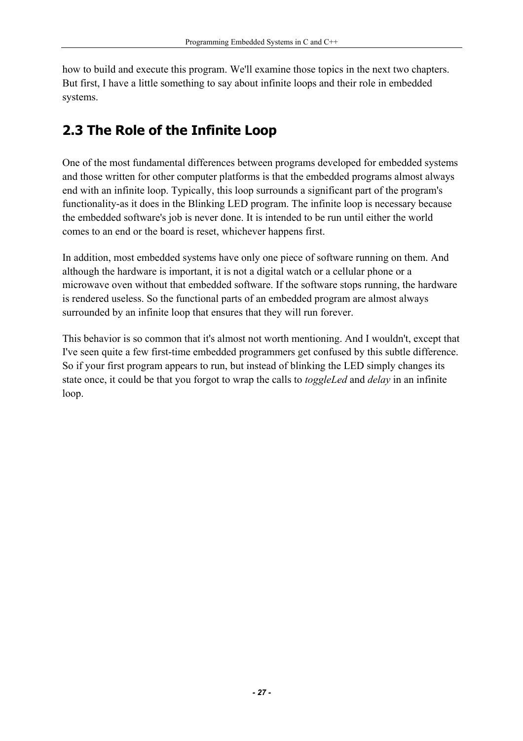how to build and execute this program. We'll examine those topics in the next two chapters. But first, I have a little something to say about infinite loops and their role in embedded systems.

## 2.3 The Role of the Infinite Loop

One of the most fundamental differences between programs developed for embedded systems and those written for other computer platforms is that the embedded programs almost always end with an infinite loop. Typically, this loop surrounds a significant part of the program's functionality-as it does in the Blinking LED program. The infinite loop is necessary because the embedded software's job is never done. It is intended to be run until either the world comes to an end or the board is reset, whichever happens first.

In addition, most embedded systems have only one piece of software running on them. And although the hardware is important, it is not a digital watch or a cellular phone or a microwave oven without that embedded software. If the software stops running, the hardware is rendered useless. So the functional parts of an embedded program are almost always surrounded by an infinite loop that ensures that they will run forever.

This behavior is so common that it's almost not worth mentioning. And I wouldn't, except that I've seen quite a few first-time embedded programmers get confused by this subtle difference. So if your first program appears to run, but instead of blinking the LED simply changes its state once, it could be that you forgot to wrap the calls to *toggleLed* and *delay* in an infinite loop.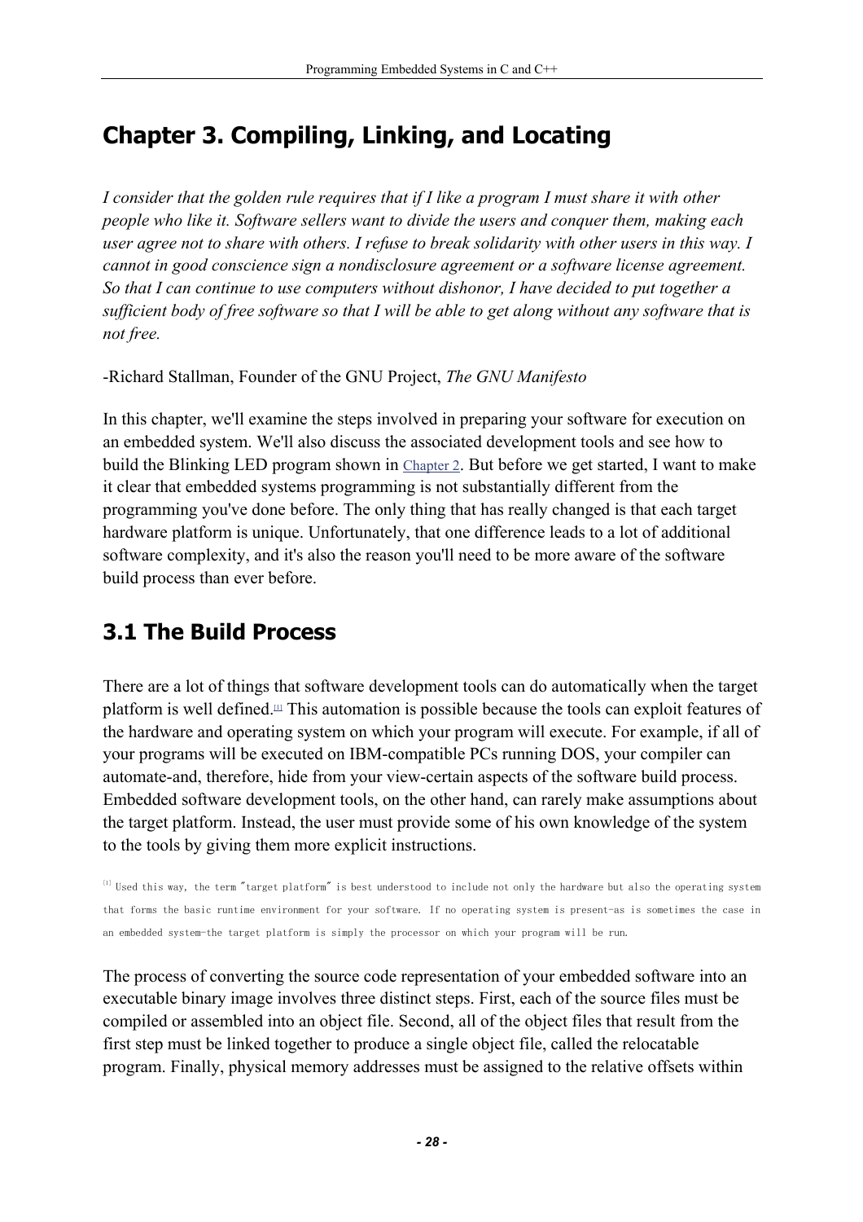# Chapter 3. Compiling, Linking, and Locating

*I consider that the golden rule requires that if I like a program I must share it with other people who like it. Software sellers want to divide the users and conquer them, making each user agree not to share with others. I refuse to break solidarity with other users in this way. I cannot in good conscience sign a nondisclosure agreement or a software license agreement. So that I can continue to use computers without dishonor, I have decided to put together a sufficient body of free software so that I will be able to get along without any software that is not free.*

-Richard Stallman, Founder of the GNU Project, *The GNU Manifesto*

In this chapter, we'll examine the steps involved in preparing your software for execution on an embedded system. We'll also discuss the associated development tools and see how to build the Blinking LED program shown in Chapter 2. But before we get started, I want to make it clear that embedded systems programming is not substantially different from the programming you've done before. The only thing that has really changed is that each target hardware platform is unique. Unfortunately, that one difference leads to a lot of additional software complexity, and it's also the reason you'll need to be more aware of the software build process than ever before.

## 3.1 The Build Process

There are a lot of things that software development tools can do automatically when the target platform is well defined.[1] This automation is possible because the tools can exploit features of the hardware and operating system on which your program will execute. For example, if all of your programs will be executed on IBM-compatible PCs running DOS, your compiler can automate-and, therefore, hide from your view-certain aspects of the software build process. Embedded software development tools, on the other hand, can rarely make assumptions about the target platform. Instead, the user must provide some of his own knowledge of the system to the tools by giving them more explicit instructions.

[1] Used this way, the term "target platform" is best understood to include not only the hardware but also the operating system that forms the basic runtime environment for your software. If no operating system is present-as is sometimes the case in an embedded system-the target platform is simply the processor on which your program will be run.

The process of converting the source code representation of your embedded software into an executable binary image involves three distinct steps. First, each of the source files must be compiled or assembled into an object file. Second, all of the object files that result from the first step must be linked together to produce a single object file, called the relocatable program. Finally, physical memory addresses must be assigned to the relative offsets within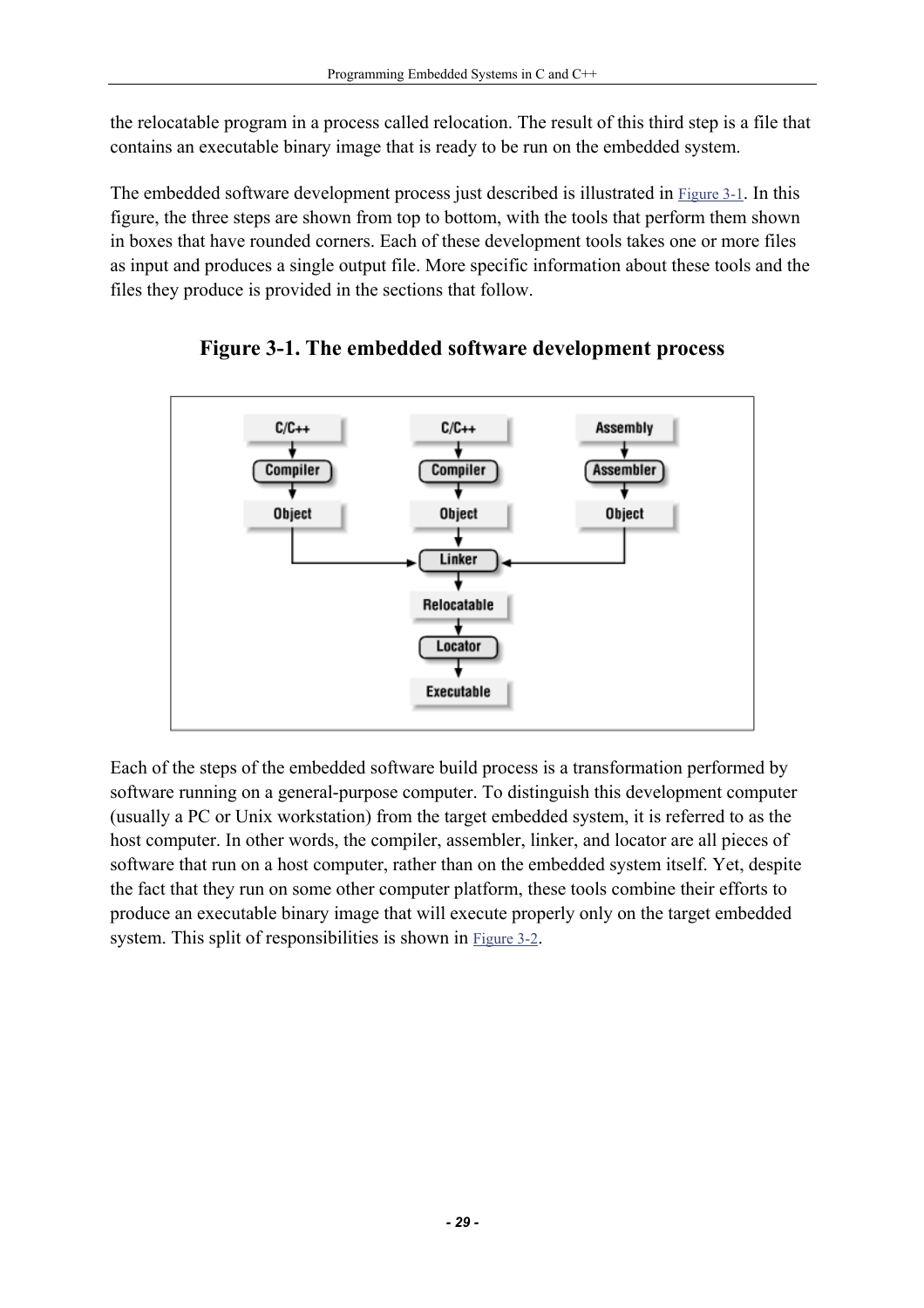the relocatable program in a process called relocation. The result of this third step is a file that contains an executable binary image that is ready to be run on the embedded system.

The embedded software development process just described is illustrated in Figure 3-1. In this figure, the three steps are shown from top to bottom, with the tools that perform them shown in boxes that have rounded corners. Each of these development tools takes one or more files as input and produces a single output file. More specific information about these tools and the files they produce is provided in the sections that follow.

## Figure 3-1. The embedded software development process

Each of the steps of the embedded software build process is a transformation performed by software running on a general-purpose computer. To distinguish this development computer (usually a PC or Unix workstation) from the target embedded system, it is referred to as the host computer. In other words, the compiler, assembler, linker, and locator are all pieces of software that run on a host computer, rather than on the embedded system itself. Yet, despite the fact that they run on some other computer platform, these tools combine their efforts to produce an executable binary image that will execute properly only on the target embedded system. This split of responsibilities is shown in Figure 3-2.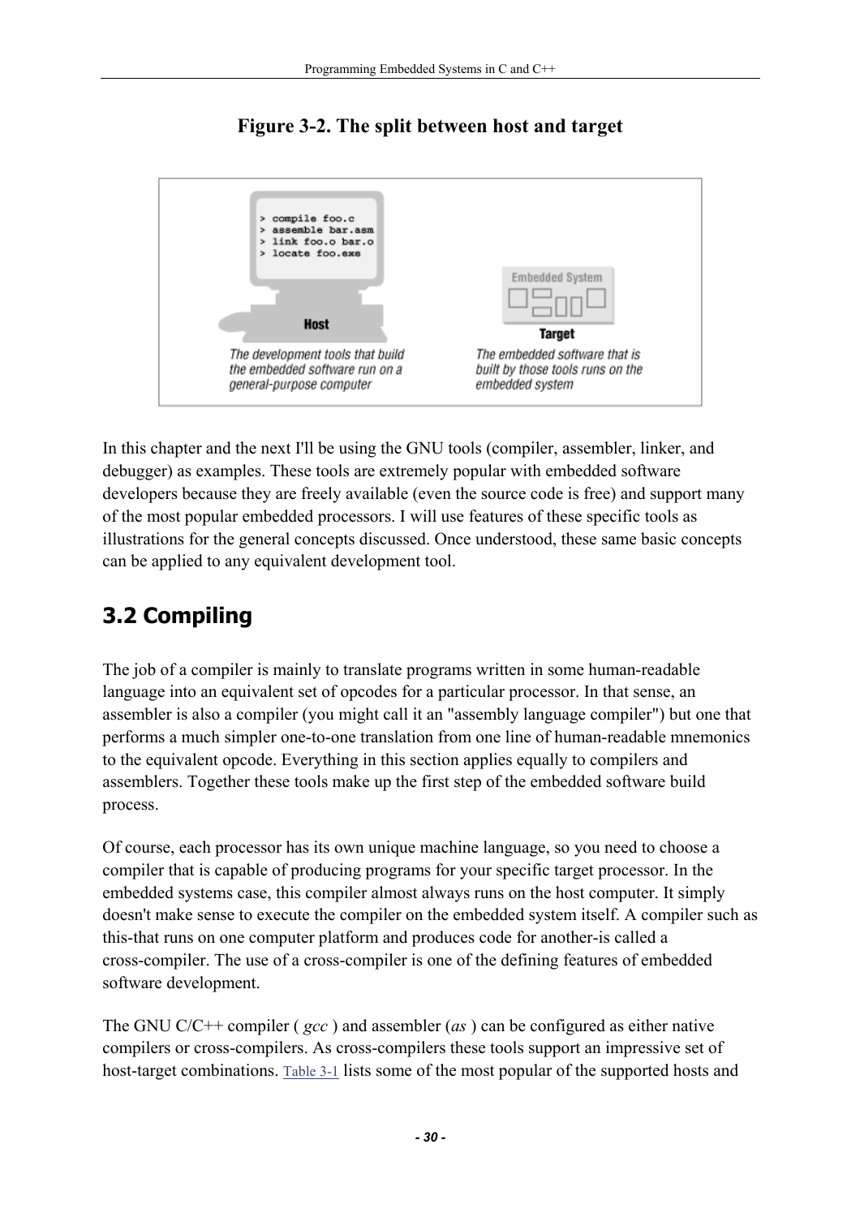**Figure 3-2. The split between host and target**

In this chapter and the next I'll be using the GNU tools (compiler, assembler, linker, and debugger) as examples. These tools are extremely popular with embedded software developers because they are freely available (even the source code is free) and support many of the most popular embedded processors. I will use features of these specific tools as illustrations for the general concepts discussed. Once understood, these same basic concepts can be applied to any equivalent development tool.

## 3.2 Compiling

The job of a compiler is mainly to translate programs written in some human-readable language into an equivalent set of opcodes for a particular processor. In that sense, an assembler is also a compiler (you might call it an "assembly language compiler") but one that performs a much simpler one-to-one translation from one line of human-readable mnemonics to the equivalent opcode. Everything in this section applies equally to compilers and assemblers. Together these tools make up the first step of the embedded software build process.

Of course, each processor has its own unique machine language, so you need to choose a compiler that is capable of producing programs for your specific target processor. In the embedded systems case, this compiler almost always runs on the host computer. It simply doesn't make sense to execute the compiler on the embedded system itself. A compiler such as this-that runs on one computer platform and produces code for another-is called a cross-compiler. The use of a cross-compiler is one of the defining features of embedded software development.

The GNU C/C++ compiler ( *gcc* ) and assembler (*as* ) can be configured as either native compilers or cross-compilers. As cross-compilers these tools support an impressive set of host-target combinations. Table 3-1 lists some of the most popular of the supported hosts and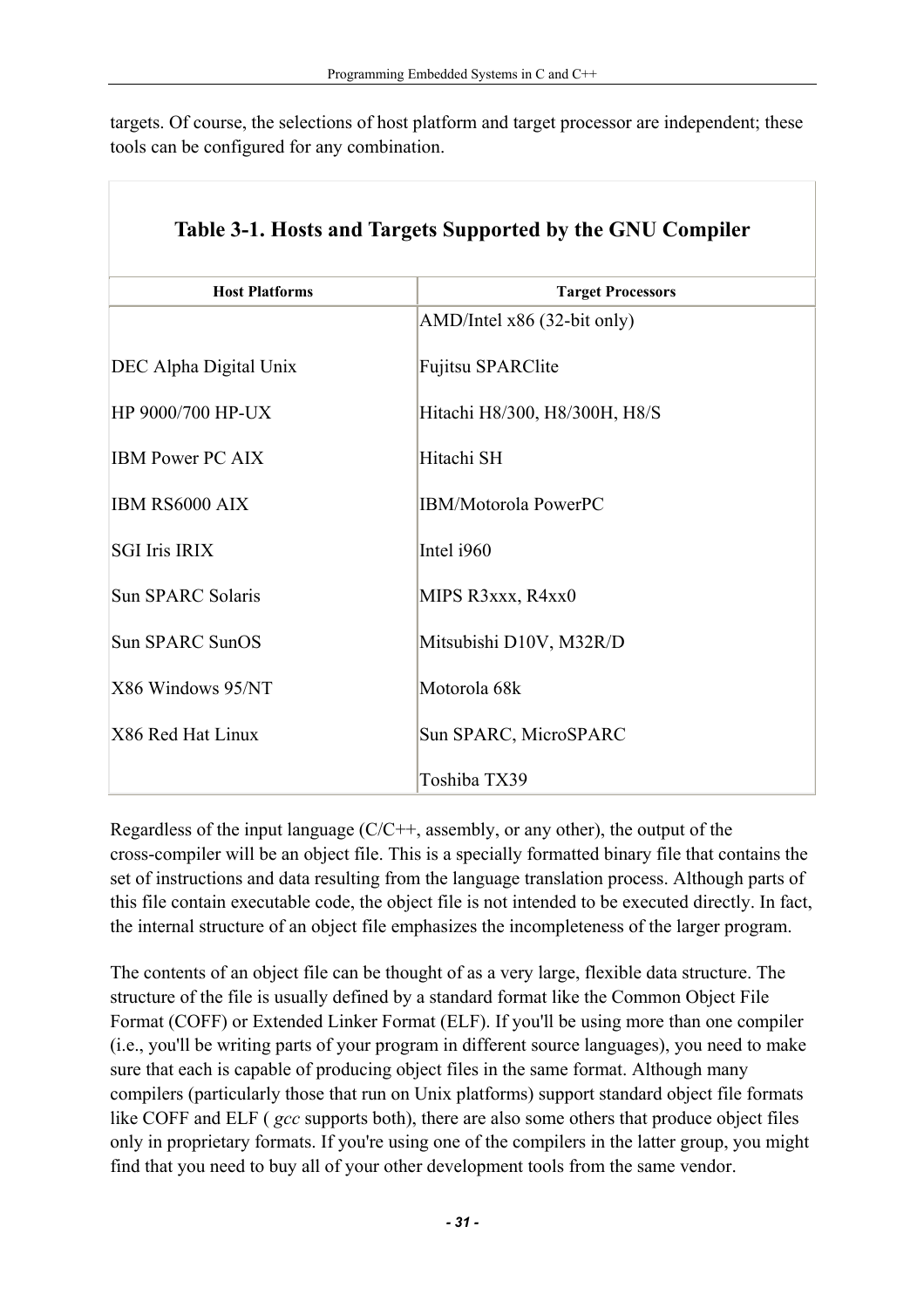targets. Of course, the selections of host platform and target processor are independent; these tools can be configured for any combination.

**Table 3-1. Hosts and Targets Supported by the GNU Compiler**

| Host Platforms | Target Processors |
|---|---|
| | AMD/Intel x86 (32-bit only) |
| DEC Alpha Digital Unix | Fujitsu SPARClite |
| HP 9000/700 HP-UX | Hitachi H8/300, H8/300H, H8/S |
| IBM Power PC AIX | Hitachi SH |
| IBM RS6000 AIX | IBM/Motorola PowerPC |
| SGI Iris IRIX | Intel i960 |
| Sun SPARC Solaris | MIPS R3xxx, R4xx0 |
| Sun SPARC SunOS | Mitsubishi D10V, M32R/D |
| X86 Windows 95/NT | Motorola 68k |
| X86 Red Hat Linux | Sun SPARC, MicroSPARC |
| | Toshiba TX39 |

Regardless of the input language (C/C++, assembly, or any other), the output of the cross-compiler will be an object file. This is a specially formatted binary file that contains the set of instructions and data resulting from the language translation process. Although parts of this file contain executable code, the object file is not intended to be executed directly. In fact, the internal structure of an object file emphasizes the incompleteness of the larger program.

The contents of an object file can be thought of as a very large, flexible data structure. The structure of the file is usually defined by a standard format like the Common Object File Format (COFF) or Extended Linker Format (ELF). If you'll be using more than one compiler (i.e., you'll be writing parts of your program in different source languages), you need to make sure that each is capable of producing object files in the same format. Although many compilers (particularly those that run on Unix platforms) support standard object file formats like COFF and ELF ( *gcc* supports both), there are also some others that produce object files only in proprietary formats. If you're using one of the compilers in the latter group, you might find that you need to buy all of your other development tools from the same vendor.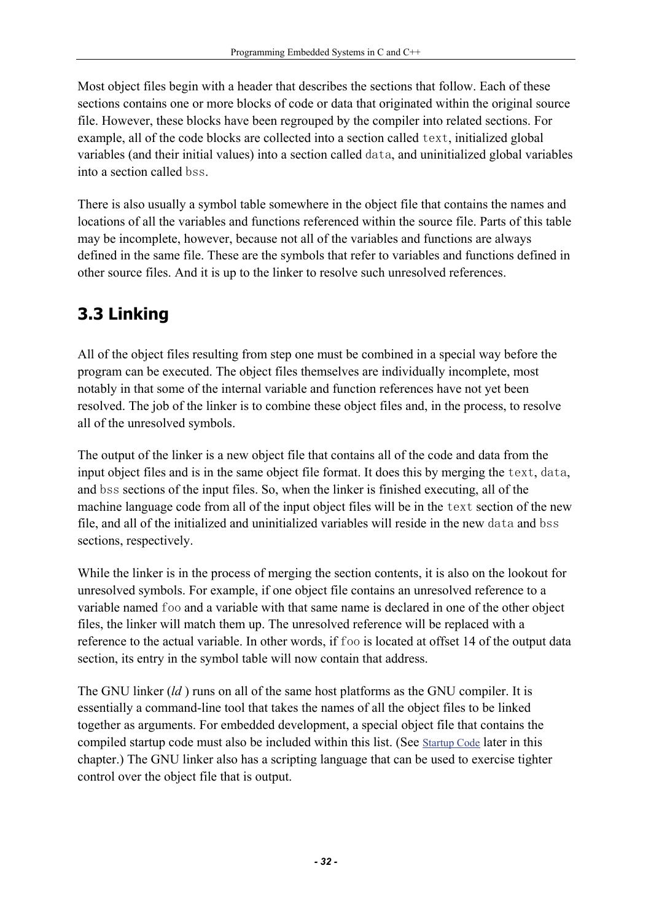Most object files begin with a header that describes the sections that follow. Each of these sections contains one or more blocks of code or data that originated within the original source file. However, these blocks have been regrouped by the compiler into related sections. For example, all of the code blocks are collected into a section called `text`, initialized global variables (and their initial values) into a section called `data`, and uninitialized global variables into a section called `bss`.

There is also usually a symbol table somewhere in the object file that contains the names and locations of all the variables and functions referenced within the source file. Parts of this table may be incomplete, however, because not all of the variables and functions are always defined in the same file. These are the symbols that refer to variables and functions defined in other source files. And it is up to the linker to resolve such unresolved references.

## 3.3 Linking

All of the object files resulting from step one must be combined in a special way before the program can be executed. The object files themselves are individually incomplete, most notably in that some of the internal variable and function references have not yet been resolved. The job of the linker is to combine these object files and, in the process, to resolve all of the unresolved symbols.

The output of the linker is a new object file that contains all of the code and data from the input object files and is in the same object file format. It does this by merging the `text`, `data`, and `bss` sections of the input files. So, when the linker is finished executing, all of the machine language code from all of the input object files will be in the `text` section of the new file, and all of the initialized and uninitialized variables will reside in the new `data` and `bss` sections, respectively.

While the linker is in the process of merging the section contents, it is also on the lookout for unresolved symbols. For example, if one object file contains an unresolved reference to a variable named `foo` and a variable with that same name is declared in one of the other object files, the linker will match them up. The unresolved reference will be replaced with a reference to the actual variable. In other words, if `foo` is located at offset 14 of the output data section, its entry in the symbol table will now contain that address.

The GNU linker (*ld* ) runs on all of the same host platforms as the GNU compiler. It is essentially a command-line tool that takes the names of all the object files to be linked together as arguments. For embedded development, a special object file that contains the compiled startup code must also be included within this list. (See Startup Code later in this chapter.) The GNU linker also has a scripting language that can be used to exercise tighter control over the object file that is output.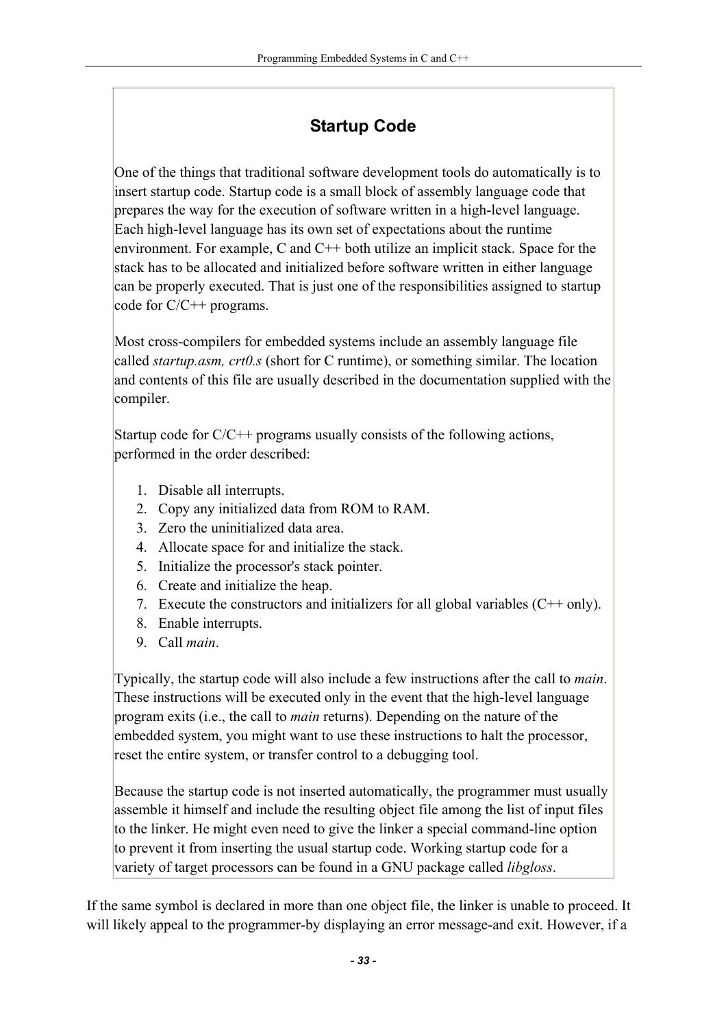## Startup Code

One of the things that traditional software development tools do automatically is to insert startup code. Startup code is a small block of assembly language code that prepares the way for the execution of software written in a high-level language. Each high-level language has its own set of expectations about the runtime environment. For example, C and C++ both utilize an implicit stack. Space for the stack has to be allocated and initialized before software written in either language can be properly executed. That is just one of the responsibilities assigned to startup code for C/C++ programs.

Most cross-compilers for embedded systems include an assembly language file called *startup.asm, crt0.s* (short for C runtime), or something similar. The location and contents of this file are usually described in the documentation supplied with the compiler.

Startup code for C/C++ programs usually consists of the following actions, performed in the order described:

1. Disable all interrupts.
2. Copy any initialized data from ROM to RAM.
3. Zero the uninitialized data area.
4. Allocate space for and initialize the stack.
5. Initialize the processor's stack pointer.
6. Create and initialize the heap.
7. Execute the constructors and initializers for all global variables (C++ only).
8. Enable interrupts.
9. Call *main*.

Typically, the startup code will also include a few instructions after the call to *main*. These instructions will be executed only in the event that the high-level language program exits (i.e., the call to *main* returns). Depending on the nature of the embedded system, you might want to use these instructions to halt the processor, reset the entire system, or transfer control to a debugging tool.

Because the startup code is not inserted automatically, the programmer must usually assemble it himself and include the resulting object file among the list of input files to the linker. He might even need to give the linker a special command-line option to prevent it from inserting the usual startup code. Working startup code for a variety of target processors can be found in a GNU package called *libgloss*.

If the same symbol is declared in more than one object file, the linker is unable to proceed. It will likely appeal to the programmer-by displaying an error message-and exit. However, if a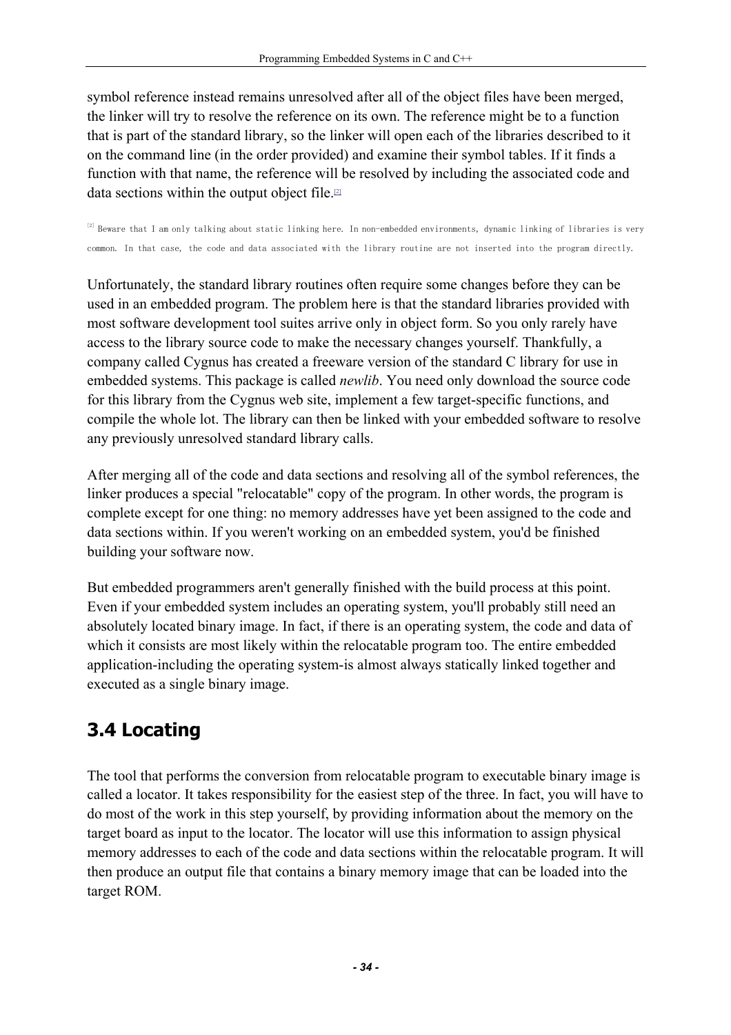symbol reference instead remains unresolved after all of the object files have been merged, the linker will try to resolve the reference on its own. The reference might be to a function that is part of the standard library, so the linker will open each of the libraries described to it on the command line (in the order provided) and examine their symbol tables. If it finds a function with that name, the reference will be resolved by including the associated code and data sections within the output object file.[2]

[2] Beware that I am only talking about static linking here. In non-embedded environments, dynamic linking of libraries is very common. In that case, the code and data associated with the library routine are not inserted into the program directly.

Unfortunately, the standard library routines often require some changes before they can be used in an embedded program. The problem here is that the standard libraries provided with most software development tool suites arrive only in object form. So you only rarely have access to the library source code to make the necessary changes yourself. Thankfully, a company called Cygnus has created a freeware version of the standard C library for use in embedded systems. This package is called *newlib*. You need only download the source code for this library from the Cygnus web site, implement a few target-specific functions, and compile the whole lot. The library can then be linked with your embedded software to resolve any previously unresolved standard library calls.

After merging all of the code and data sections and resolving all of the symbol references, the linker produces a special "relocatable" copy of the program. In other words, the program is complete except for one thing: no memory addresses have yet been assigned to the code and data sections within. If you weren't working on an embedded system, you'd be finished building your software now.

But embedded programmers aren't generally finished with the build process at this point. Even if your embedded system includes an operating system, you'll probably still need an absolutely located binary image. In fact, if there is an operating system, the code and data of which it consists are most likely within the relocatable program too. The entire embedded application-including the operating system-is almost always statically linked together and executed as a single binary image.

## 3.4 Locating

The tool that performs the conversion from relocatable program to executable binary image is called a locator. It takes responsibility for the easiest step of the three. In fact, you will have to do most of the work in this step yourself, by providing information about the memory on the target board as input to the locator. The locator will use this information to assign physical memory addresses to each of the code and data sections within the relocatable program. It will then produce an output file that contains a binary memory image that can be loaded into the target ROM.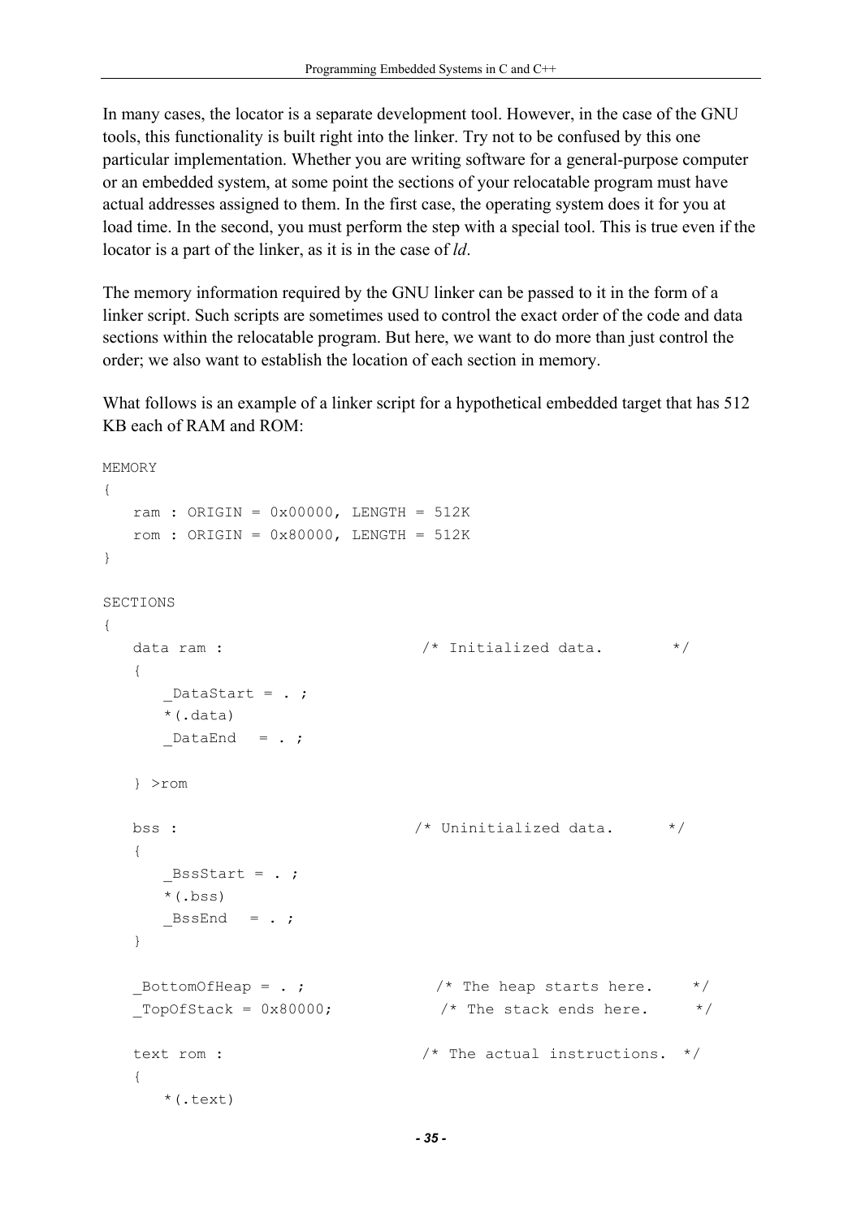In many cases, the locator is a separate development tool. However, in the case of the GNU tools, this functionality is built right into the linker. Try not to be confused by this one particular implementation. Whether you are writing software for a general-purpose computer or an embedded system, at some point the sections of your relocatable program must have actual addresses assigned to them. In the first case, the operating system does it for you at load time. In the second, you must perform the step with a special tool. This is true even if the locator is a part of the linker, as it is in the case of *ld*.

The memory information required by the GNU linker can be passed to it in the form of a linker script. Such scripts are sometimes used to control the exact order of the code and data sections within the relocatable program. But here, we want to do more than just control the order; we also want to establish the location of each section in memory.

What follows is an example of a linker script for a hypothetical embedded target that has 512 KB each of RAM and ROM:

```
MEMORY
{
   ram : ORIGIN = 0x00000, LENGTH = 512K
   rom : ORIGIN = 0x80000, LENGTH = 512K
}

SECTIONS
{
   data ram :                      /* Initialized data.       */
   {
      _DataStart = . ;
      *(.data)
      _DataEnd   = . ;

   } >rom

   bss :                           /* Uninitialized data.      */
   {
      _BssStart = . ;
      *(.bss)
      _BssEnd   = . ;
   }

   _BottomOfHeap = . ;               /* The heap starts here.    */
   _TopOfStack = 0x80000;            /* The stack ends here.     */

   text rom :                      /* The actual instructions.  */
   {
      *(.text)
```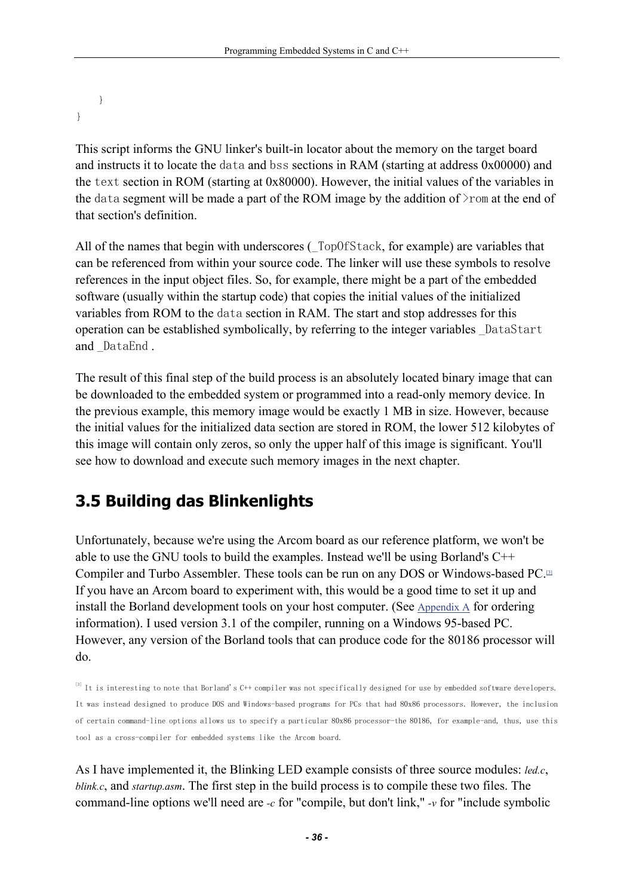```
    }
}
```

This script informs the GNU linker's built-in locator about the memory on the target board and instructs it to locate the `data` and `bss` sections in RAM (starting at address 0x00000) and the `text` section in ROM (starting at 0x80000). However, the initial values of the variables in the `data` segment will be made a part of the ROM image by the addition of `>rom` at the end of that section's definition.

All of the names that begin with underscores (`_TopOfStack`, for example) are variables that can be referenced from within your source code. The linker will use these symbols to resolve references in the input object files. So, for example, there might be a part of the embedded software (usually within the startup code) that copies the initial values of the initialized variables from ROM to the `data` section in RAM. The start and stop addresses for this operation can be established symbolically, by referring to the integer variables `_DataStart` and `_DataEnd`.

The result of this final step of the build process is an absolutely located binary image that can be downloaded to the embedded system or programmed into a read-only memory device. In the previous example, this memory image would be exactly 1 MB in size. However, because the initial values for the initialized data section are stored in ROM, the lower 512 kilobytes of this image will contain only zeros, so only the upper half of this image is significant. You'll see how to download and execute such memory images in the next chapter.

## 3.5 Building das Blinkenlights

Unfortunately, because we're using the Arcom board as our reference platform, we won't be able to use the GNU tools to build the examples. Instead we'll be using Borland's C++ Compiler and Turbo Assembler. These tools can be run on any DOS or Windows-based PC.[3] If you have an Arcom board to experiment with, this would be a good time to set it up and install the Borland development tools on your host computer. (See Appendix A for ordering information). I used version 3.1 of the compiler, running on a Windows 95-based PC. However, any version of the Borland tools that can produce code for the 80186 processor will do.

[3] It is interesting to note that Borland's C++ compiler was not specifically designed for use by embedded software developers. It was instead designed to produce DOS and Windows-based programs for PCs that had 80x86 processors. However, the inclusion of certain command-line options allows us to specify a particular 80x86 processor-the 80186, for example-and, thus, use this tool as a cross-compiler for embedded systems like the Arcom board.

As I have implemented it, the Blinking LED example consists of three source modules: *led.c*, *blink.c*, and *startup.asm*. The first step in the build process is to compile these two files. The command-line options we'll need are *-c* for "compile, but don't link," *-v* for "include symbolic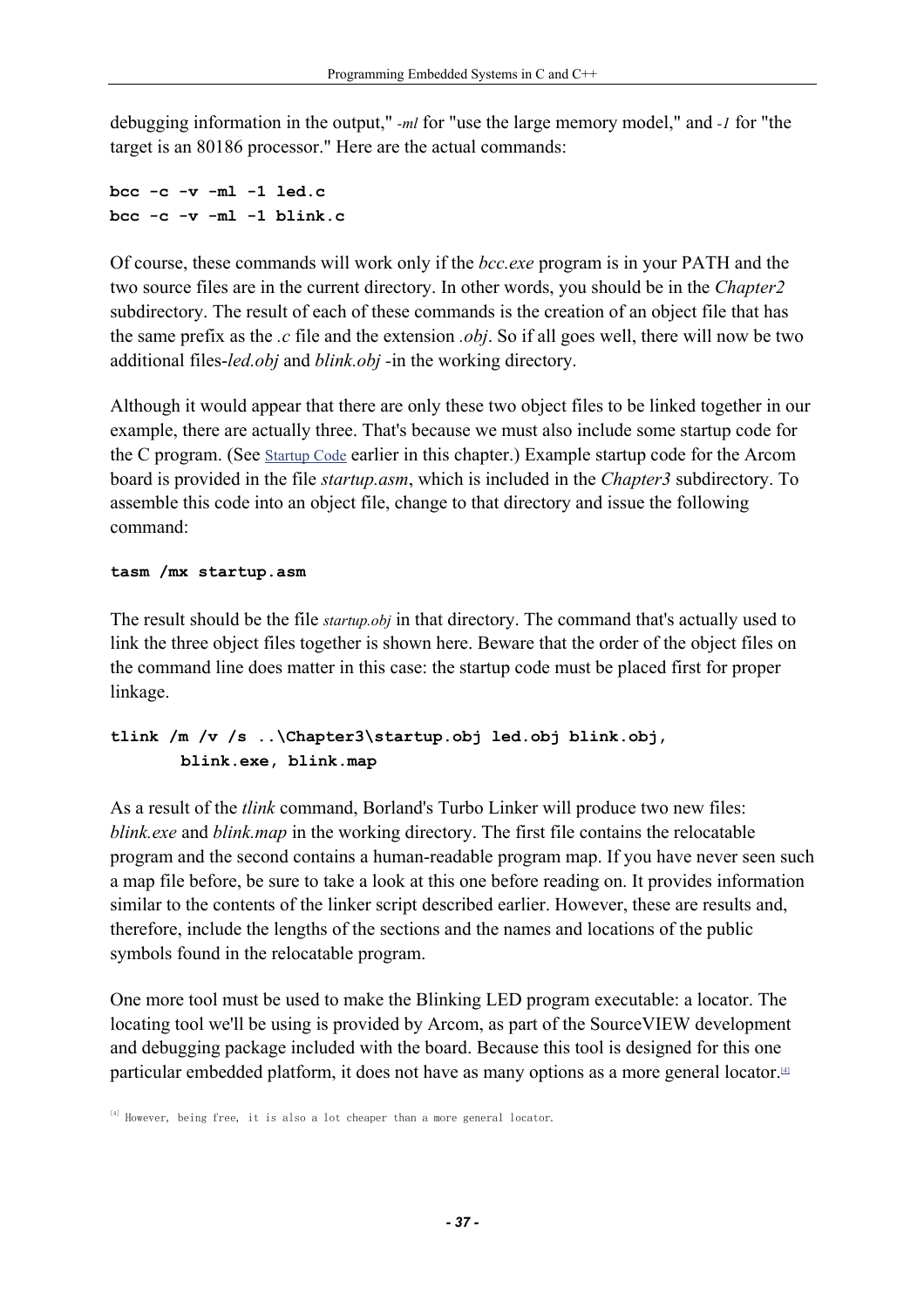debugging information in the output," *-ml* for "use the large memory model," and *-1* for "the target is an 80186 processor." Here are the actual commands:

```
bcc -c -v -ml -1 led.c
bcc -c -v -ml -1 blink.c
```

Of course, these commands will work only if the *bcc.exe* program is in your PATH and the two source files are in the current directory. In other words, you should be in the *Chapter2* subdirectory. The result of each of these commands is the creation of an object file that has the same prefix as the *.c* file and the extension *.obj*. So if all goes well, there will now be two additional files-*led.obj* and *blink.obj* -in the working directory.

Although it would appear that there are only these two object files to be linked together in our example, there are actually three. That's because we must also include some startup code for the C program. (See Startup Code earlier in this chapter.) Example startup code for the Arcom board is provided in the file *startup.asm*, which is included in the *Chapter3* subdirectory. To assemble this code into an object file, change to that directory and issue the following command:

```
tasm /mx startup.asm
```

The result should be the file *startup.obj* in that directory. The command that's actually used to link the three object files together is shown here. Beware that the order of the object files on the command line does matter in this case: the startup code must be placed first for proper linkage.

```
tlink /m /v /s ..\Chapter3\startup.obj led.obj blink.obj,
          blink.exe, blink.map
```

As a result of the *tlink* command, Borland's Turbo Linker will produce two new files: *blink.exe* and *blink.map* in the working directory. The first file contains the relocatable program and the second contains a human-readable program map. If you have never seen such a map file before, be sure to take a look at this one before reading on. It provides information similar to the contents of the linker script described earlier. However, these are results and, therefore, include the lengths of the sections and the names and locations of the public symbols found in the relocatable program.

One more tool must be used to make the Blinking LED program executable: a locator. The locating tool we'll be using is provided by Arcom, as part of the SourceVIEW development and debugging package included with the board. Because this tool is designed for this one particular embedded platform, it does not have as many options as a more general locator.[4]

[4] However, being free, it is also a lot cheaper than a more general locator.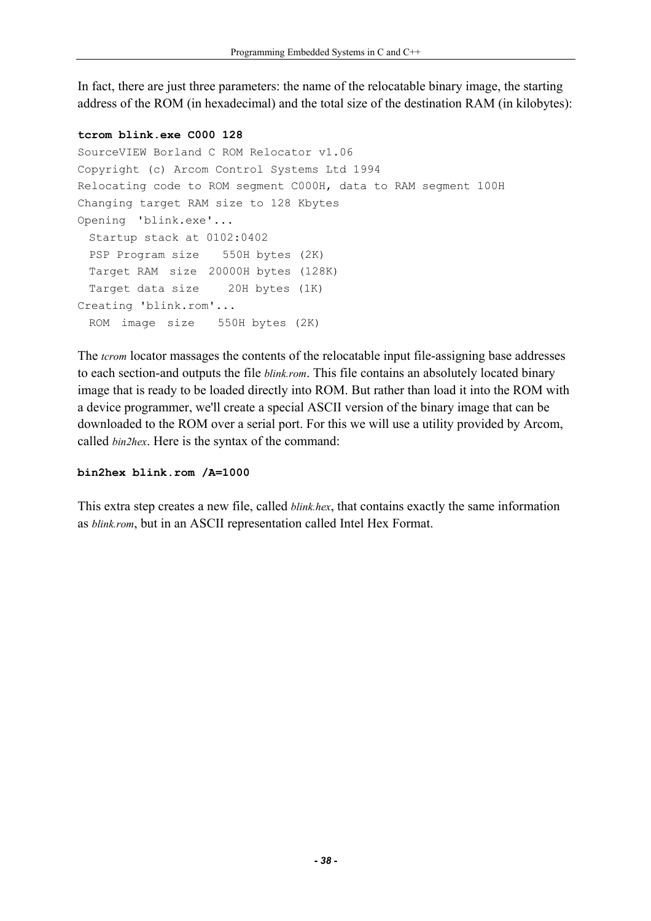In fact, there are just three parameters: the name of the relocatable binary image, the starting address of the ROM (in hexadecimal) and the total size of the destination RAM (in kilobytes):

```
tcrom blink.exe C000 128
SourceVIEW Borland C ROM Relocator v1.06
Copyright (c) Arcom Control Systems Ltd 1994
Relocating code to ROM segment C000H, data to RAM segment 100H
Changing target RAM size to 128 Kbytes
Opening  'blink.exe'...
  Startup stack at 0102:0402
  PSP Program size    550H bytes (2K)
  Target RAM  size  20000H bytes (128K)
  Target data size     20H bytes (1K)
Creating 'blink.rom'...
  ROM  image  size    550H bytes (2K)
```

The *tcrom* locator massages the contents of the relocatable input file-assigning base addresses to each section-and outputs the file *blink.rom*. This file contains an absolutely located binary image that is ready to be loaded directly into ROM. But rather than load it into the ROM with a device programmer, we'll create a special ASCII version of the binary image that can be downloaded to the ROM over a serial port. For this we will use a utility provided by Arcom, called *bin2hex*. Here is the syntax of the command:

```
bin2hex blink.rom /A=1000
```

This extra step creates a new file, called *blink.hex*, that contains exactly the same information as *blink.rom*, but in an ASCII representation called Intel Hex Format.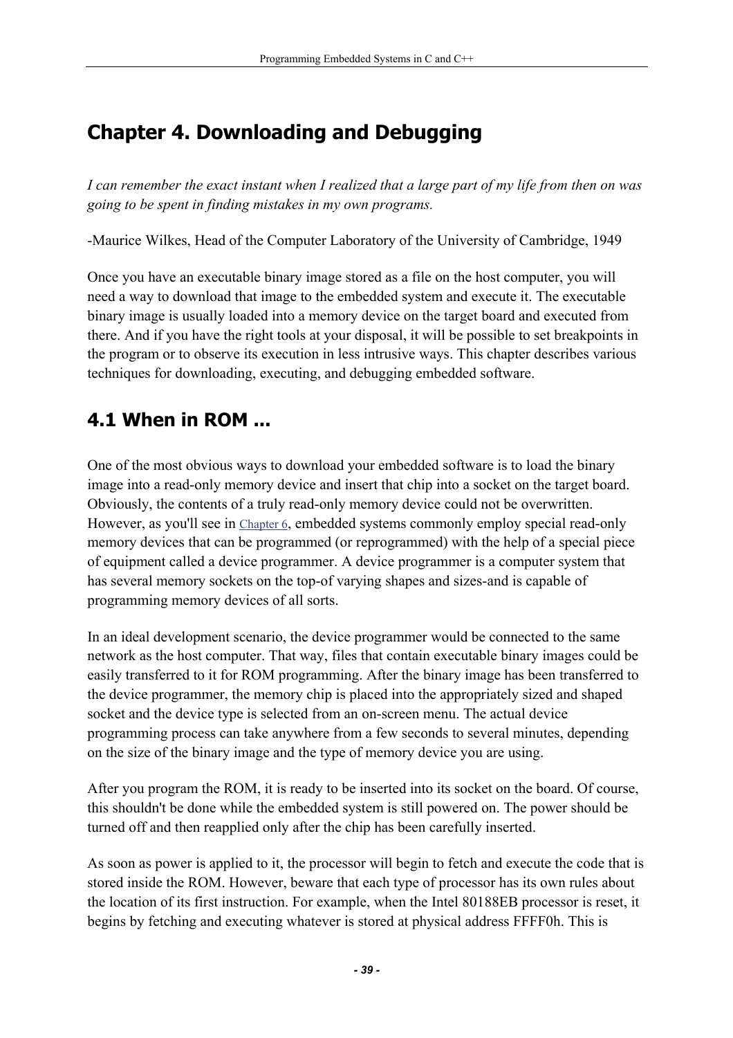# Chapter 4. Downloading and Debugging

*I can remember the exact instant when I realized that a large part of my life from then on was going to be spent in finding mistakes in my own programs.*

-Maurice Wilkes, Head of the Computer Laboratory of the University of Cambridge, 1949

Once you have an executable binary image stored as a file on the host computer, you will need a way to download that image to the embedded system and execute it. The executable binary image is usually loaded into a memory device on the target board and executed from there. And if you have the right tools at your disposal, it will be possible to set breakpoints in the program or to observe its execution in less intrusive ways. This chapter describes various techniques for downloading, executing, and debugging embedded software.

## 4.1 When in ROM ...

One of the most obvious ways to download your embedded software is to load the binary image into a read-only memory device and insert that chip into a socket on the target board. Obviously, the contents of a truly read-only memory device could not be overwritten. However, as you'll see in Chapter 6, embedded systems commonly employ special read-only memory devices that can be programmed (or reprogrammed) with the help of a special piece of equipment called a device programmer. A device programmer is a computer system that has several memory sockets on the top-of varying shapes and sizes-and is capable of programming memory devices of all sorts.

In an ideal development scenario, the device programmer would be connected to the same network as the host computer. That way, files that contain executable binary images could be easily transferred to it for ROM programming. After the binary image has been transferred to the device programmer, the memory chip is placed into the appropriately sized and shaped socket and the device type is selected from an on-screen menu. The actual device programming process can take anywhere from a few seconds to several minutes, depending on the size of the binary image and the type of memory device you are using.

After you program the ROM, it is ready to be inserted into its socket on the board. Of course, this shouldn't be done while the embedded system is still powered on. The power should be turned off and then reapplied only after the chip has been carefully inserted.

As soon as power is applied to it, the processor will begin to fetch and execute the code that is stored inside the ROM. However, beware that each type of processor has its own rules about the location of its first instruction. For example, when the Intel 80188EB processor is reset, it begins by fetching and executing whatever is stored at physical address FFFF0h. This is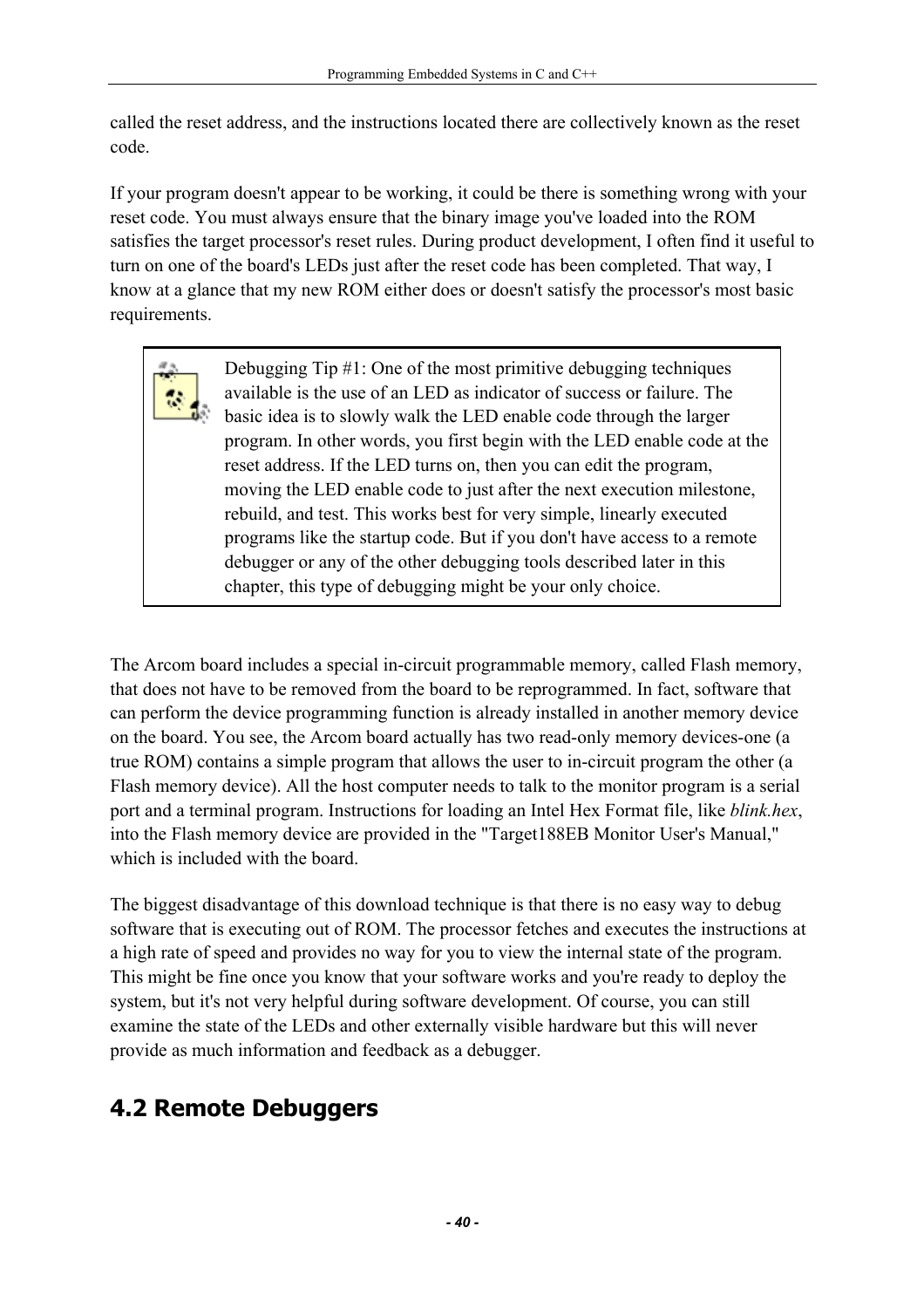called the reset address, and the instructions located there are collectively known as the reset code.

If your program doesn't appear to be working, it could be there is something wrong with your reset code. You must always ensure that the binary image you've loaded into the ROM satisfies the target processor's reset rules. During product development, I often find it useful to turn on one of the board's LEDs just after the reset code has been completed. That way, I know at a glance that my new ROM either does or doesn't satisfy the processor's most basic requirements.

> Debugging Tip #1: One of the most primitive debugging techniques available is the use of an LED as indicator of success or failure. The basic idea is to slowly walk the LED enable code through the larger program. In other words, you first begin with the LED enable code at the reset address. If the LED turns on, then you can edit the program, moving the LED enable code to just after the next execution milestone, rebuild, and test. This works best for very simple, linearly executed programs like the startup code. But if you don't have access to a remote debugger or any of the other debugging tools described later in this chapter, this type of debugging might be your only choice.

The Arcom board includes a special in-circuit programmable memory, called Flash memory, that does not have to be removed from the board to be reprogrammed. In fact, software that can perform the device programming function is already installed in another memory device on the board. You see, the Arcom board actually has two read-only memory devices-one (a true ROM) contains a simple program that allows the user to in-circuit program the other (a Flash memory device). All the host computer needs to talk to the monitor program is a serial port and a terminal program. Instructions for loading an Intel Hex Format file, like *blink.hex*, into the Flash memory device are provided in the "Target188EB Monitor User's Manual," which is included with the board.

The biggest disadvantage of this download technique is that there is no easy way to debug software that is executing out of ROM. The processor fetches and executes the instructions at a high rate of speed and provides no way for you to view the internal state of the program. This might be fine once you know that your software works and you're ready to deploy the system, but it's not very helpful during software development. Of course, you can still examine the state of the LEDs and other externally visible hardware but this will never provide as much information and feedback as a debugger.

## 4.2 Remote Debuggers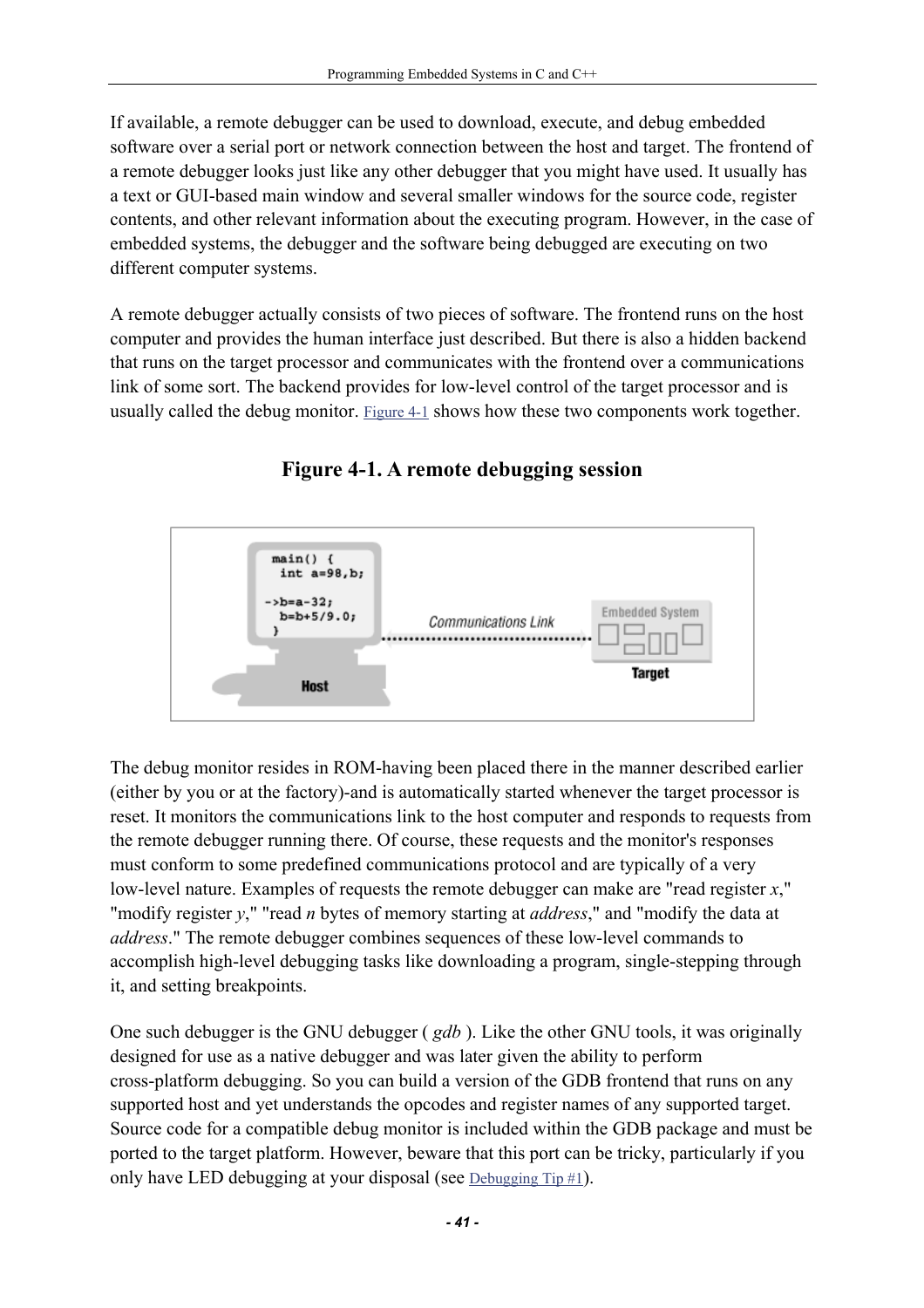If available, a remote debugger can be used to download, execute, and debug embedded software over a serial port or network connection between the host and target. The frontend of a remote debugger looks just like any other debugger that you might have used. It usually has a text or GUI-based main window and several smaller windows for the source code, register contents, and other relevant information about the executing program. However, in the case of embedded systems, the debugger and the software being debugged are executing on two different computer systems.

A remote debugger actually consists of two pieces of software. The frontend runs on the host computer and provides the human interface just described. But there is also a hidden backend that runs on the target processor and communicates with the frontend over a communications link of some sort. The backend provides for low-level control of the target processor and is usually called the debug monitor. Figure 4-1 shows how these two components work together.

### Figure 4-1. A remote debugging session

main() {
int a=98,b;
->b=a-32;
b=b+5/9.0;
}

Host

Communications Link

Embedded System

Target

The debug monitor resides in ROM-having been placed there in the manner described earlier (either by you or at the factory)-and is automatically started whenever the target processor is reset. It monitors the communications link to the host computer and responds to requests from the remote debugger running there. Of course, these requests and the monitor's responses must conform to some predefined communications protocol and are typically of a very low-level nature. Examples of requests the remote debugger can make are "read register *x*," "modify register *y*," "read *n* bytes of memory starting at *address*," and "modify the data at *address*." The remote debugger combines sequences of these low-level commands to accomplish high-level debugging tasks like downloading a program, single-stepping through it, and setting breakpoints.

One such debugger is the GNU debugger ( *gdb* ). Like the other GNU tools, it was originally designed for use as a native debugger and was later given the ability to perform cross-platform debugging. So you can build a version of the GDB frontend that runs on any supported host and yet understands the opcodes and register names of any supported target. Source code for a compatible debug monitor is included within the GDB package and must be ported to the target platform. However, beware that this port can be tricky, particularly if you only have LED debugging at your disposal (see Debugging Tip #1).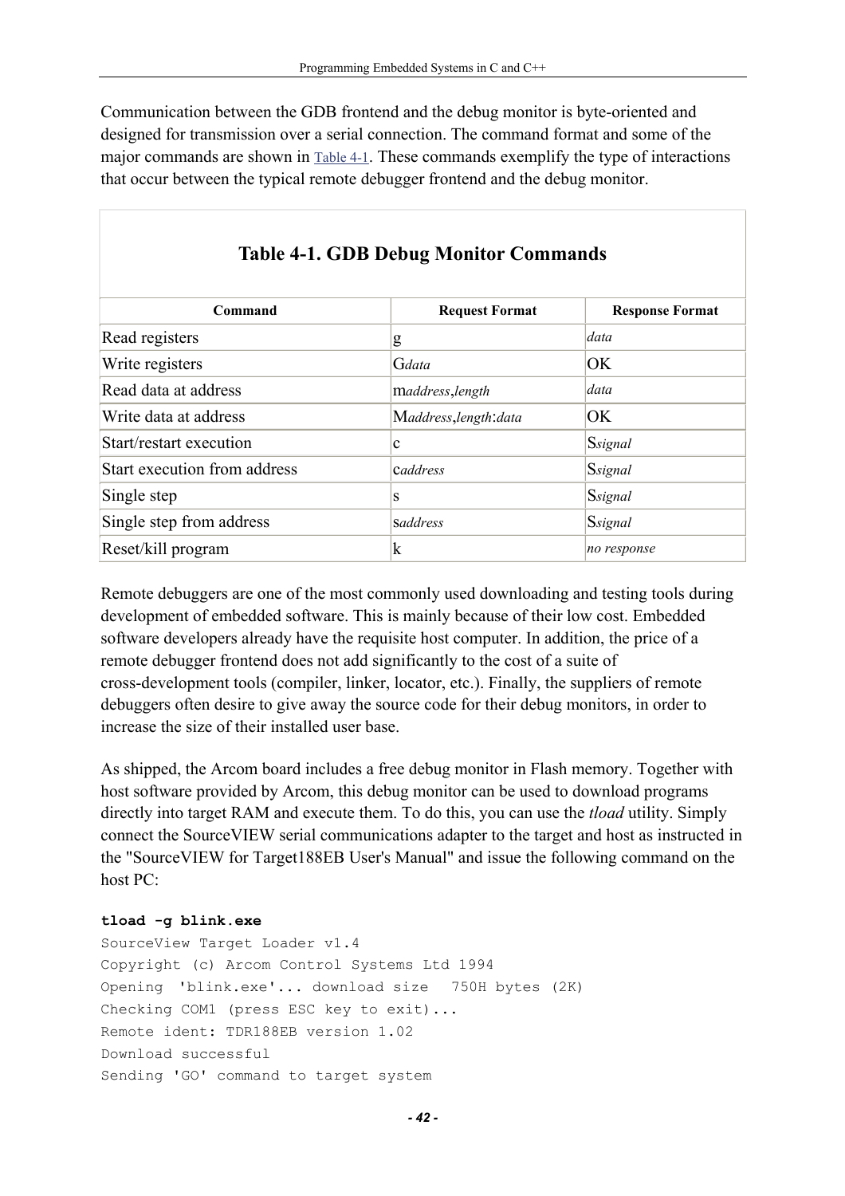Communication between the GDB frontend and the debug monitor is byte-oriented and designed for transmission over a serial connection. The command format and some of the major commands are shown in Table 4-1. These commands exemplify the type of interactions that occur between the typical remote debugger frontend and the debug monitor.

## Table 4-1. GDB Debug Monitor Commands

| Command | Request Format | Response Format |
|---|---|---|
| Read registers | g | *data* |
| Write registers | G*data* | OK |
| Read data at address | m*address*,*length* | *data* |
| Write data at address | M*address*,*length*:*data* | OK |
| Start/restart execution | c | S*signal* |
| Start execution from address | c*address* | S*signal* |
| Single step | s | S*signal* |
| Single step from address | s*address* | S*signal* |
| Reset/kill program | k | *no response* |

Remote debuggers are one of the most commonly used downloading and testing tools during development of embedded software. This is mainly because of their low cost. Embedded software developers already have the requisite host computer. In addition, the price of a remote debugger frontend does not add significantly to the cost of a suite of cross-development tools (compiler, linker, locator, etc.). Finally, the suppliers of remote debuggers often desire to give away the source code for their debug monitors, in order to increase the size of their installed user base.

As shipped, the Arcom board includes a free debug monitor in Flash memory. Together with host software provided by Arcom, this debug monitor can be used to download programs directly into target RAM and execute them. To do this, you can use the *tload* utility. Simply connect the SourceVIEW serial communications adapter to the target and host as instructed in the "SourceVIEW for Target188EB User's Manual" and issue the following command on the host PC:

```
tload -g blink.exe
SourceView Target Loader v1.4
Copyright (c) Arcom Control Systems Ltd 1994
Opening  'blink.exe'... download size   750H bytes (2K)
Checking COM1 (press ESC key to exit)...
Remote ident: TDR188EB version 1.02
Download successful
Sending 'GO' command to target system
```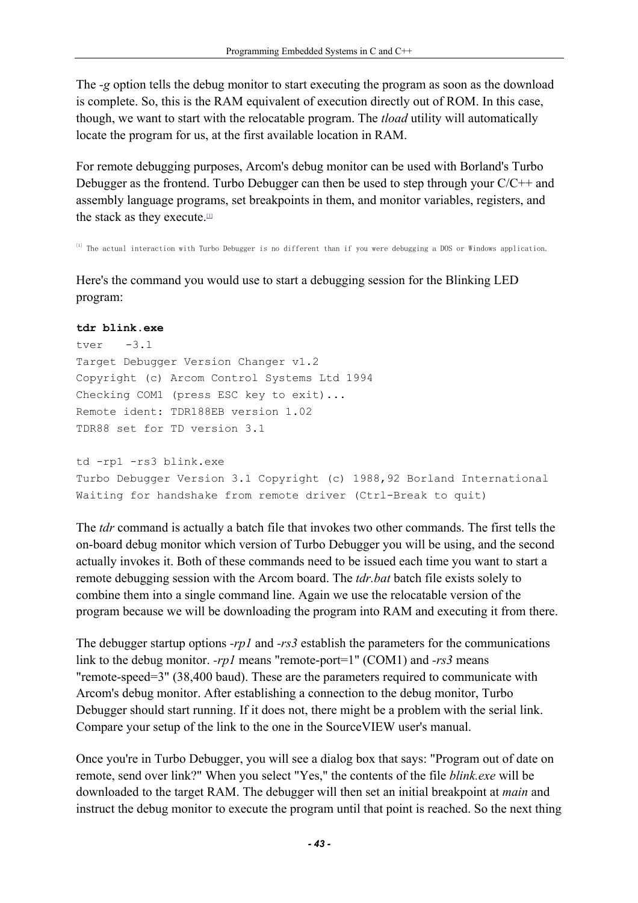The *-g* option tells the debug monitor to start executing the program as soon as the download is complete. So, this is the RAM equivalent of execution directly out of ROM. In this case, though, we want to start with the relocatable program. The *tload* utility will automatically locate the program for us, at the first available location in RAM.

For remote debugging purposes, Arcom's debug monitor can be used with Borland's Turbo Debugger as the frontend. Turbo Debugger can then be used to step through your C/C++ and assembly language programs, set breakpoints in them, and monitor variables, registers, and the stack as they execute.[1]

[1] The actual interaction with Turbo Debugger is no different than if you were debugging a DOS or Windows application.

Here's the command you would use to start a debugging session for the Blinking LED program:

```
tdr blink.exe
tver   -3.1
Target Debugger Version Changer v1.2
Copyright (c) Arcom Control Systems Ltd 1994
Checking COM1 (press ESC key to exit)...
Remote ident: TDR188EB version 1.02
TDR88 set for TD version 3.1

td -rp1 -rs3 blink.exe
Turbo Debugger Version 3.1 Copyright (c) 1988,92 Borland International
Waiting for handshake from remote driver (Ctrl-Break to quit)
```

The *tdr* command is actually a batch file that invokes two other commands. The first tells the on-board debug monitor which version of Turbo Debugger you will be using, and the second actually invokes it. Both of these commands need to be issued each time you want to start a remote debugging session with the Arcom board. The *tdr.bat* batch file exists solely to combine them into a single command line. Again we use the relocatable version of the program because we will be downloading the program into RAM and executing it from there.

The debugger startup options *-rp1* and *-rs3* establish the parameters for the communications link to the debug monitor. *-rp1* means "remote-port=1" (COM1) and *-rs3* means "remote-speed=3" (38,400 baud). These are the parameters required to communicate with Arcom's debug monitor. After establishing a connection to the debug monitor, Turbo Debugger should start running. If it does not, there might be a problem with the serial link. Compare your setup of the link to the one in the SourceVIEW user's manual.

Once you're in Turbo Debugger, you will see a dialog box that says: "Program out of date on remote, send over link?" When you select "Yes," the contents of the file *blink.exe* will be downloaded to the target RAM. The debugger will then set an initial breakpoint at *main* and instruct the debug monitor to execute the program until that point is reached. So the next thing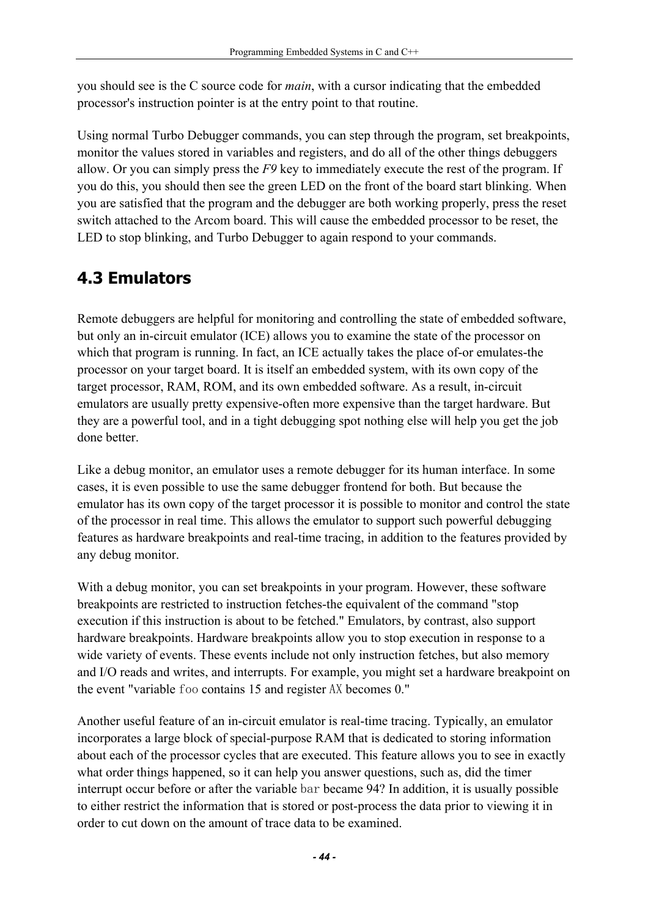you should see is the C source code for *main*, with a cursor indicating that the embedded processor's instruction pointer is at the entry point to that routine.

Using normal Turbo Debugger commands, you can step through the program, set breakpoints, monitor the values stored in variables and registers, and do all of the other things debuggers allow. Or you can simply press the *F9* key to immediately execute the rest of the program. If you do this, you should then see the green LED on the front of the board start blinking. When you are satisfied that the program and the debugger are both working properly, press the reset switch attached to the Arcom board. This will cause the embedded processor to be reset, the LED to stop blinking, and Turbo Debugger to again respond to your commands.

## 4.3 Emulators

Remote debuggers are helpful for monitoring and controlling the state of embedded software, but only an in-circuit emulator (ICE) allows you to examine the state of the processor on which that program is running. In fact, an ICE actually takes the place of-or emulates-the processor on your target board. It is itself an embedded system, with its own copy of the target processor, RAM, ROM, and its own embedded software. As a result, in-circuit emulators are usually pretty expensive-often more expensive than the target hardware. But they are a powerful tool, and in a tight debugging spot nothing else will help you get the job done better.

Like a debug monitor, an emulator uses a remote debugger for its human interface. In some cases, it is even possible to use the same debugger frontend for both. But because the emulator has its own copy of the target processor it is possible to monitor and control the state of the processor in real time. This allows the emulator to support such powerful debugging features as hardware breakpoints and real-time tracing, in addition to the features provided by any debug monitor.

With a debug monitor, you can set breakpoints in your program. However, these software breakpoints are restricted to instruction fetches-the equivalent of the command "stop execution if this instruction is about to be fetched." Emulators, by contrast, also support hardware breakpoints. Hardware breakpoints allow you to stop execution in response to a wide variety of events. These events include not only instruction fetches, but also memory and I/O reads and writes, and interrupts. For example, you might set a hardware breakpoint on the event "variable `foo` contains 15 and register `AX` becomes 0."

Another useful feature of an in-circuit emulator is real-time tracing. Typically, an emulator incorporates a large block of special-purpose RAM that is dedicated to storing information about each of the processor cycles that are executed. This feature allows you to see in exactly what order things happened, so it can help you answer questions, such as, did the timer interrupt occur before or after the variable `bar` became 94? In addition, it is usually possible to either restrict the information that is stored or post-process the data prior to viewing it in order to cut down on the amount of trace data to be examined.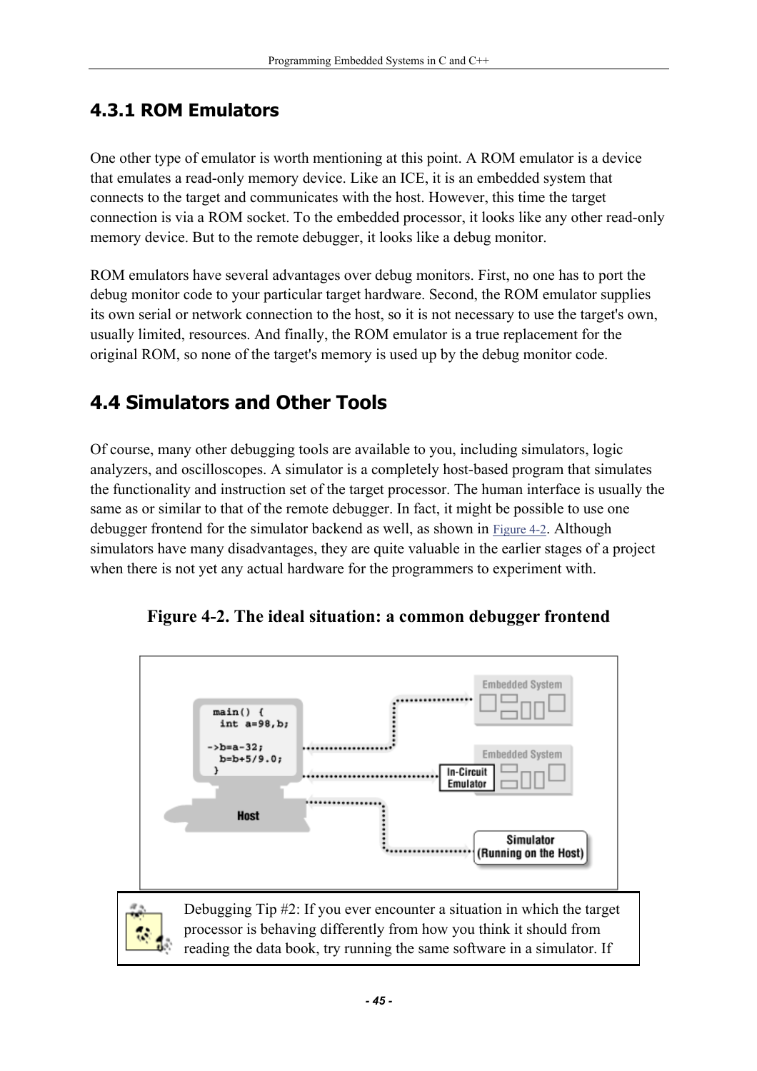### 4.3.1 ROM Emulators

One other type of emulator is worth mentioning at this point. A ROM emulator is a device that emulates a read-only memory device. Like an ICE, it is an embedded system that connects to the target and communicates with the host. However, this time the target connection is via a ROM socket. To the embedded processor, it looks like any other read-only memory device. But to the remote debugger, it looks like a debug monitor.

ROM emulators have several advantages over debug monitors. First, no one has to port the debug monitor code to your particular target hardware. Second, the ROM emulator supplies its own serial or network connection to the host, so it is not necessary to use the target's own, usually limited, resources. And finally, the ROM emulator is a true replacement for the original ROM, so none of the target's memory is used up by the debug monitor code.

## 4.4 Simulators and Other Tools

Of course, many other debugging tools are available to you, including simulators, logic analyzers, and oscilloscopes. A simulator is a completely host-based program that simulates the functionality and instruction set of the target processor. The human interface is usually the same as or similar to that of the remote debugger. In fact, it might be possible to use one debugger frontend for the simulator backend as well, as shown in Figure 4-2. Although simulators have many disadvantages, they are quite valuable in the earlier stages of a project when there is not yet any actual hardware for the programmers to experiment with.

**Figure 4-2. The ideal situation: a common debugger frontend**

Debugging Tip #2: If you ever encounter a situation in which the target processor is behaving differently from how you think it should from reading the data book, try running the same software in a simulator. If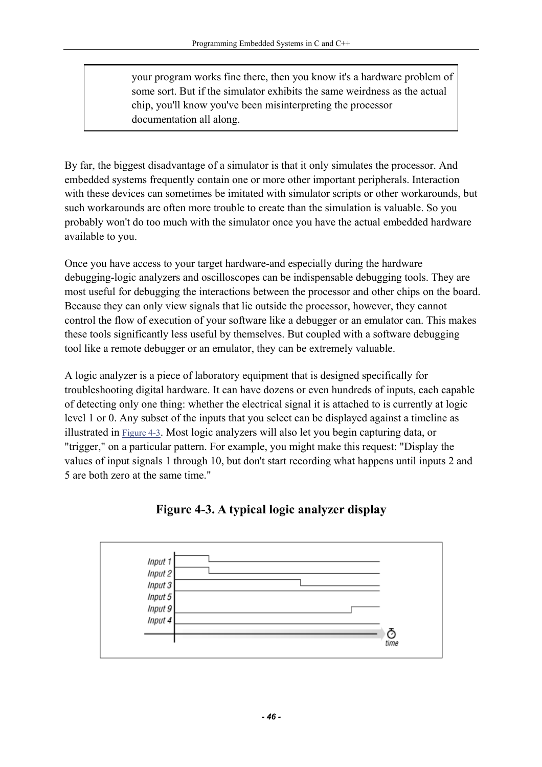your program works fine there, then you know it's a hardware problem of some sort. But if the simulator exhibits the same weirdness as the actual chip, you'll know you've been misinterpreting the processor documentation all along.

By far, the biggest disadvantage of a simulator is that it only simulates the processor. And embedded systems frequently contain one or more other important peripherals. Interaction with these devices can sometimes be imitated with simulator scripts or other workarounds, but such workarounds are often more trouble to create than the simulation is valuable. So you probably won't do too much with the simulator once you have the actual embedded hardware available to you.

Once you have access to your target hardware-and especially during the hardware debugging-logic analyzers and oscilloscopes can be indispensable debugging tools. They are most useful for debugging the interactions between the processor and other chips on the board. Because they can only view signals that lie outside the processor, however, they cannot control the flow of execution of your software like a debugger or an emulator can. This makes these tools significantly less useful by themselves. But coupled with a software debugging tool like a remote debugger or an emulator, they can be extremely valuable.

A logic analyzer is a piece of laboratory equipment that is designed specifically for troubleshooting digital hardware. It can have dozens or even hundreds of inputs, each capable of detecting only one thing: whether the electrical signal it is attached to is currently at logic level 1 or 0. Any subset of the inputs that you select can be displayed against a timeline as illustrated in Figure 4-3. Most logic analyzers will also let you begin capturing data, or "trigger," on a particular pattern. For example, you might make this request: "Display the values of input signals 1 through 10, but don't start recording what happens until inputs 2 and 5 are both zero at the same time."

**Figure 4-3. A typical logic analyzer display**

Input 1
Input 2
Input 3
Input 5
Input 9
Input 4
time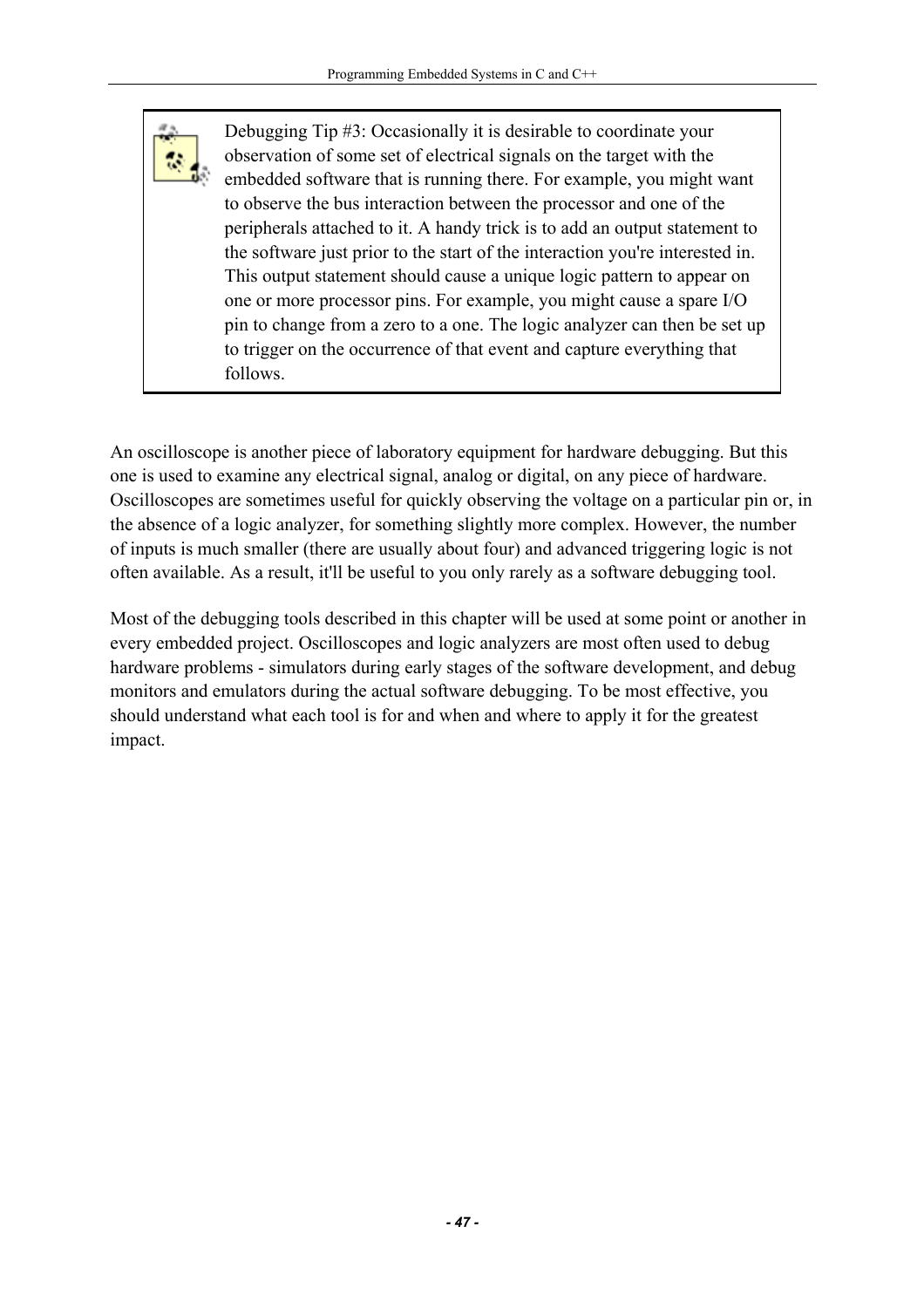> Debugging Tip #3: Occasionally it is desirable to coordinate your observation of some set of electrical signals on the target with the embedded software that is running there. For example, you might want to observe the bus interaction between the processor and one of the peripherals attached to it. A handy trick is to add an output statement to the software just prior to the start of the interaction you're interested in. This output statement should cause a unique logic pattern to appear on one or more processor pins. For example, you might cause a spare I/O pin to change from a zero to a one. The logic analyzer can then be set up to trigger on the occurrence of that event and capture everything that follows.

An oscilloscope is another piece of laboratory equipment for hardware debugging. But this one is used to examine any electrical signal, analog or digital, on any piece of hardware. Oscilloscopes are sometimes useful for quickly observing the voltage on a particular pin or, in the absence of a logic analyzer, for something slightly more complex. However, the number of inputs is much smaller (there are usually about four) and advanced triggering logic is not often available. As a result, it'll be useful to you only rarely as a software debugging tool.

Most of the debugging tools described in this chapter will be used at some point or another in every embedded project. Oscilloscopes and logic analyzers are most often used to debug hardware problems - simulators during early stages of the software development, and debug monitors and emulators during the actual software debugging. To be most effective, you should understand what each tool is for and when and where to apply it for the greatest impact.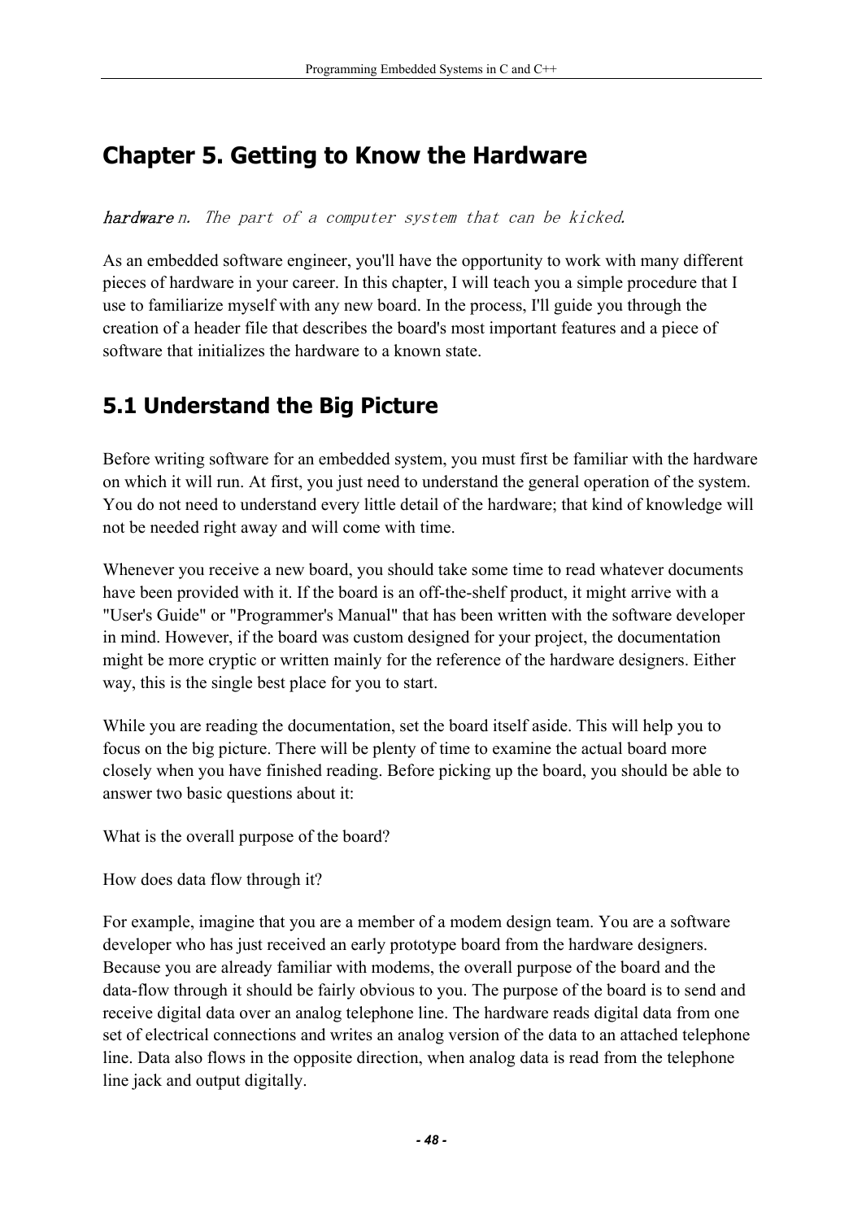# Chapter 5. Getting to Know the Hardware

*hardware n. The part of a computer system that can be kicked.*

As an embedded software engineer, you'll have the opportunity to work with many different pieces of hardware in your career. In this chapter, I will teach you a simple procedure that I use to familiarize myself with any new board. In the process, I'll guide you through the creation of a header file that describes the board's most important features and a piece of software that initializes the hardware to a known state.

## 5.1 Understand the Big Picture

Before writing software for an embedded system, you must first be familiar with the hardware on which it will run. At first, you just need to understand the general operation of the system. You do not need to understand every little detail of the hardware; that kind of knowledge will not be needed right away and will come with time.

Whenever you receive a new board, you should take some time to read whatever documents have been provided with it. If the board is an off-the-shelf product, it might arrive with a "User's Guide" or "Programmer's Manual" that has been written with the software developer in mind. However, if the board was custom designed for your project, the documentation might be more cryptic or written mainly for the reference of the hardware designers. Either way, this is the single best place for you to start.

While you are reading the documentation, set the board itself aside. This will help you to focus on the big picture. There will be plenty of time to examine the actual board more closely when you have finished reading. Before picking up the board, you should be able to answer two basic questions about it:

What is the overall purpose of the board?

How does data flow through it?

For example, imagine that you are a member of a modem design team. You are a software developer who has just received an early prototype board from the hardware designers. Because you are already familiar with modems, the overall purpose of the board and the data-flow through it should be fairly obvious to you. The purpose of the board is to send and receive digital data over an analog telephone line. The hardware reads digital data from one set of electrical connections and writes an analog version of the data to an attached telephone line. Data also flows in the opposite direction, when analog data is read from the telephone line jack and output digitally.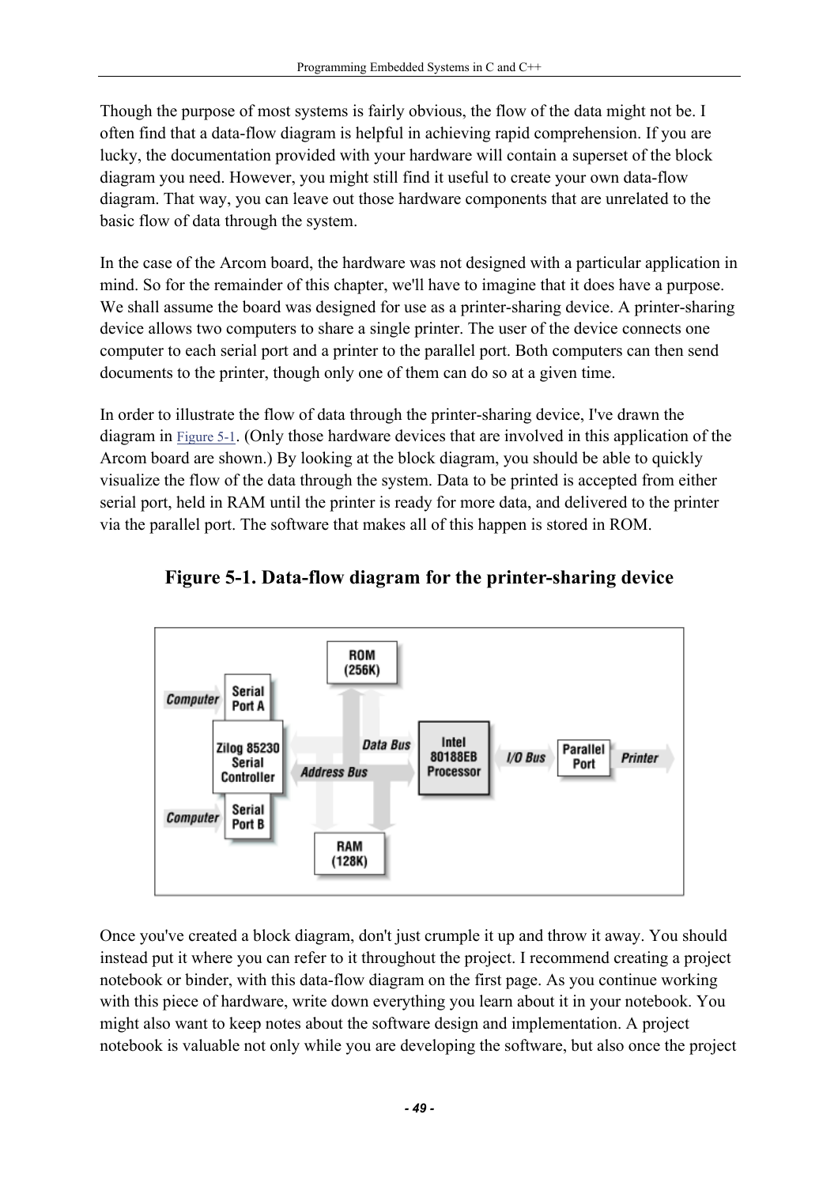Though the purpose of most systems is fairly obvious, the flow of the data might not be. I often find that a data-flow diagram is helpful in achieving rapid comprehension. If you are lucky, the documentation provided with your hardware will contain a superset of the block diagram you need. However, you might still find it useful to create your own data-flow diagram. That way, you can leave out those hardware components that are unrelated to the basic flow of data through the system.

In the case of the Arcom board, the hardware was not designed with a particular application in mind. So for the remainder of this chapter, we'll have to imagine that it does have a purpose. We shall assume the board was designed for use as a printer-sharing device. A printer-sharing device allows two computers to share a single printer. The user of the device connects one computer to each serial port and a printer to the parallel port. Both computers can then send documents to the printer, though only one of them can do so at a given time.

In order to illustrate the flow of data through the printer-sharing device, I've drawn the diagram in Figure 5-1. (Only those hardware devices that are involved in this application of the Arcom board are shown.) By looking at the block diagram, you should be able to quickly visualize the flow of the data through the system. Data to be printed is accepted from either serial port, held in RAM until the printer is ready for more data, and delivered to the printer via the parallel port. The software that makes all of this happen is stored in ROM.

### Figure 5-1. Data-flow diagram for the printer-sharing device

ROM (256K)

Computer

Serial Port A

Zilog 85230 Serial Controller

Data Bus

Address Bus

Intel 80188EB Processor

I/O Bus

Parallel Port

Printer

Computer

Serial Port B

RAM (128K)

Once you've created a block diagram, don't just crumple it up and throw it away. You should instead put it where you can refer to it throughout the project. I recommend creating a project notebook or binder, with this data-flow diagram on the first page. As you continue working with this piece of hardware, write down everything you learn about it in your notebook. You might also want to keep notes about the software design and implementation. A project notebook is valuable not only while you are developing the software, but also once the project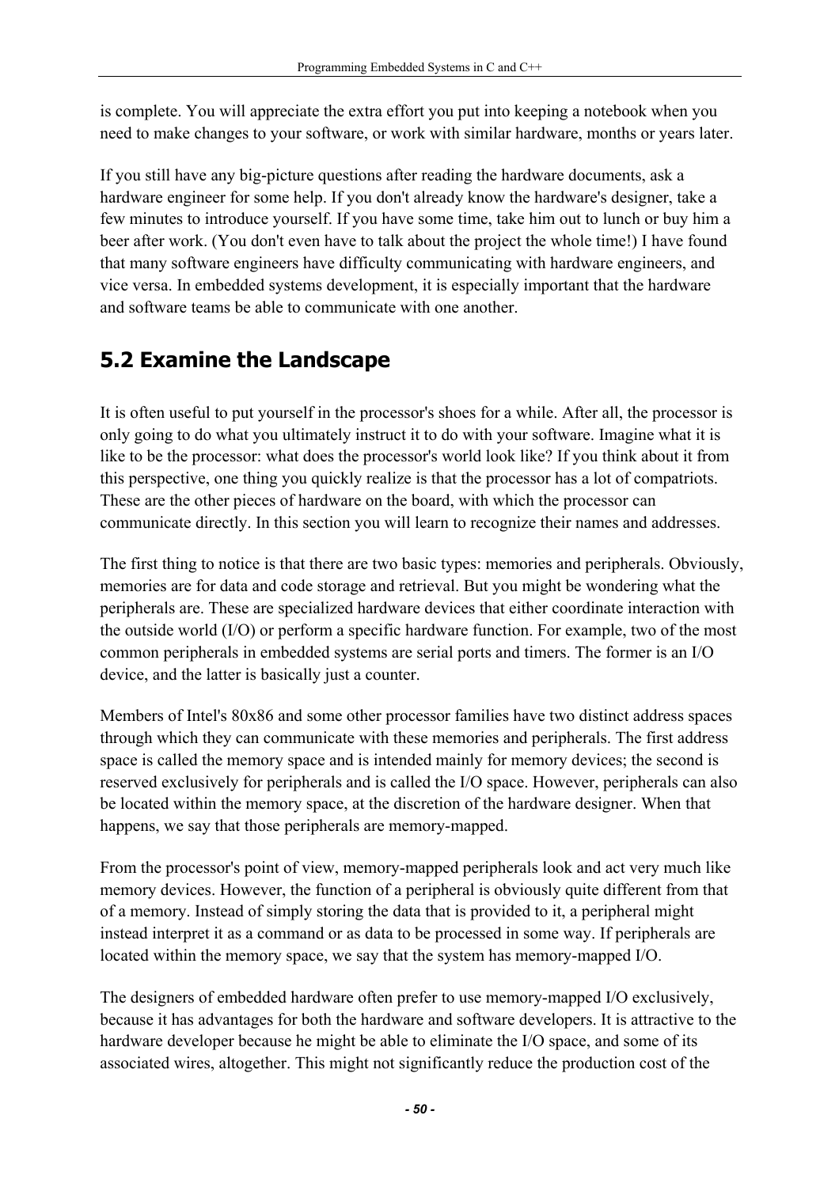is complete. You will appreciate the extra effort you put into keeping a notebook when you need to make changes to your software, or work with similar hardware, months or years later.

If you still have any big-picture questions after reading the hardware documents, ask a hardware engineer for some help. If you don't already know the hardware's designer, take a few minutes to introduce yourself. If you have some time, take him out to lunch or buy him a beer after work. (You don't even have to talk about the project the whole time!) I have found that many software engineers have difficulty communicating with hardware engineers, and vice versa. In embedded systems development, it is especially important that the hardware and software teams be able to communicate with one another.

## 5.2 Examine the Landscape

It is often useful to put yourself in the processor's shoes for a while. After all, the processor is only going to do what you ultimately instruct it to do with your software. Imagine what it is like to be the processor: what does the processor's world look like? If you think about it from this perspective, one thing you quickly realize is that the processor has a lot of compatriots. These are the other pieces of hardware on the board, with which the processor can communicate directly. In this section you will learn to recognize their names and addresses.

The first thing to notice is that there are two basic types: memories and peripherals. Obviously, memories are for data and code storage and retrieval. But you might be wondering what the peripherals are. These are specialized hardware devices that either coordinate interaction with the outside world (I/O) or perform a specific hardware function. For example, two of the most common peripherals in embedded systems are serial ports and timers. The former is an I/O device, and the latter is basically just a counter.

Members of Intel's 80x86 and some other processor families have two distinct address spaces through which they can communicate with these memories and peripherals. The first address space is called the memory space and is intended mainly for memory devices; the second is reserved exclusively for peripherals and is called the I/O space. However, peripherals can also be located within the memory space, at the discretion of the hardware designer. When that happens, we say that those peripherals are memory-mapped.

From the processor's point of view, memory-mapped peripherals look and act very much like memory devices. However, the function of a peripheral is obviously quite different from that of a memory. Instead of simply storing the data that is provided to it, a peripheral might instead interpret it as a command or as data to be processed in some way. If peripherals are located within the memory space, we say that the system has memory-mapped I/O.

The designers of embedded hardware often prefer to use memory-mapped I/O exclusively, because it has advantages for both the hardware and software developers. It is attractive to the hardware developer because he might be able to eliminate the I/O space, and some of its associated wires, altogether. This might not significantly reduce the production cost of the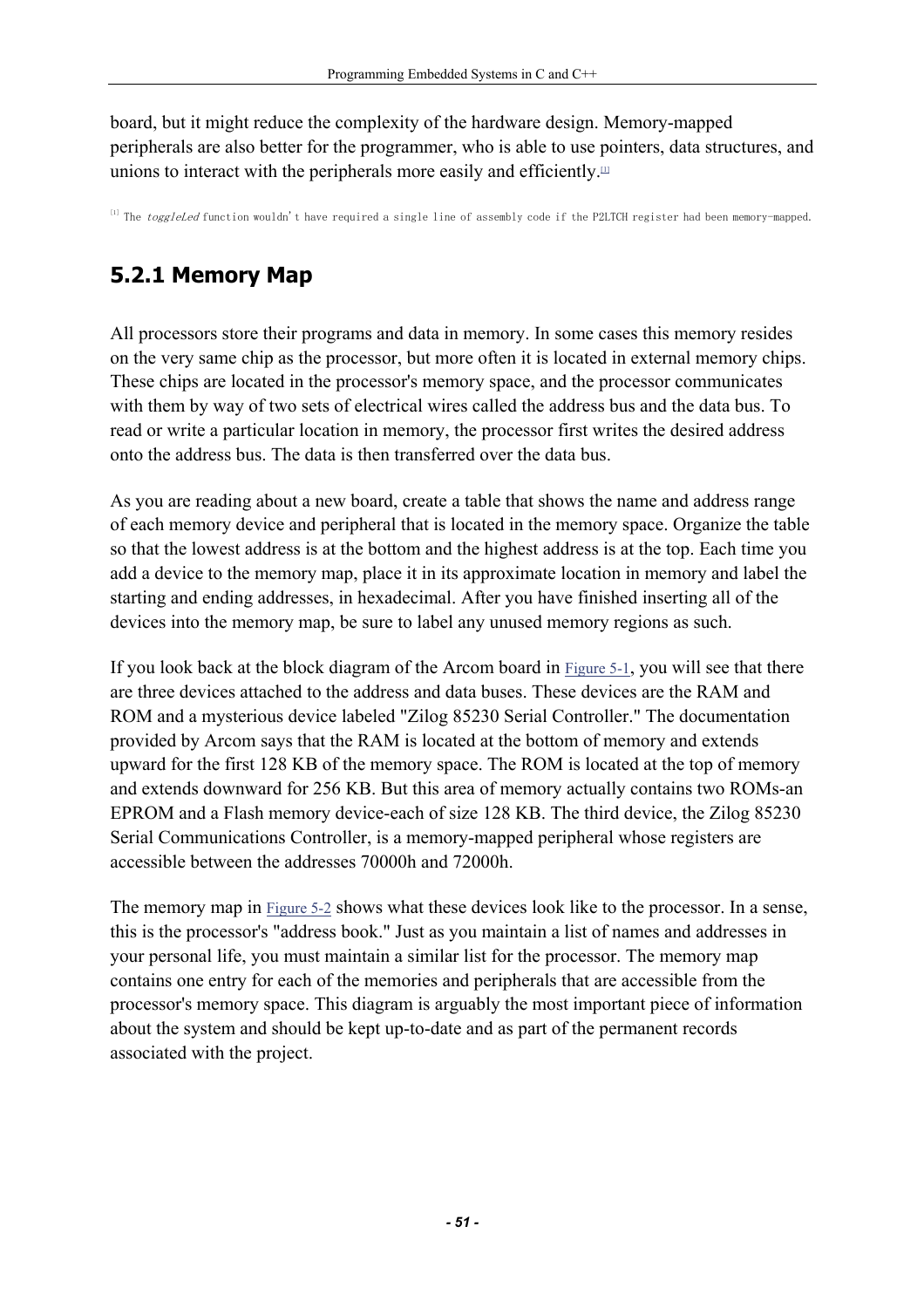board, but it might reduce the complexity of the hardware design. Memory-mapped peripherals are also better for the programmer, who is able to use pointers, data structures, and unions to interact with the peripherals more easily and efficiently.[1]

[1] The *toggleLed* function wouldn't have required a single line of assembly code if the P2LTCH register had been memory-mapped.

### 5.2.1 Memory Map

All processors store their programs and data in memory. In some cases this memory resides on the very same chip as the processor, but more often it is located in external memory chips. These chips are located in the processor's memory space, and the processor communicates with them by way of two sets of electrical wires called the address bus and the data bus. To read or write a particular location in memory, the processor first writes the desired address onto the address bus. The data is then transferred over the data bus.

As you are reading about a new board, create a table that shows the name and address range of each memory device and peripheral that is located in the memory space. Organize the table so that the lowest address is at the bottom and the highest address is at the top. Each time you add a device to the memory map, place it in its approximate location in memory and label the starting and ending addresses, in hexadecimal. After you have finished inserting all of the devices into the memory map, be sure to label any unused memory regions as such.

If you look back at the block diagram of the Arcom board in Figure 5-1, you will see that there are three devices attached to the address and data buses. These devices are the RAM and ROM and a mysterious device labeled "Zilog 85230 Serial Controller." The documentation provided by Arcom says that the RAM is located at the bottom of memory and extends upward for the first 128 KB of the memory space. The ROM is located at the top of memory and extends downward for 256 KB. But this area of memory actually contains two ROMs-an EPROM and a Flash memory device-each of size 128 KB. The third device, the Zilog 85230 Serial Communications Controller, is a memory-mapped peripheral whose registers are accessible between the addresses 70000h and 72000h.

The memory map in Figure 5-2 shows what these devices look like to the processor. In a sense, this is the processor's "address book." Just as you maintain a list of names and addresses in your personal life, you must maintain a similar list for the processor. The memory map contains one entry for each of the memories and peripherals that are accessible from the processor's memory space. This diagram is arguably the most important piece of information about the system and should be kept up-to-date and as part of the permanent records associated with the project.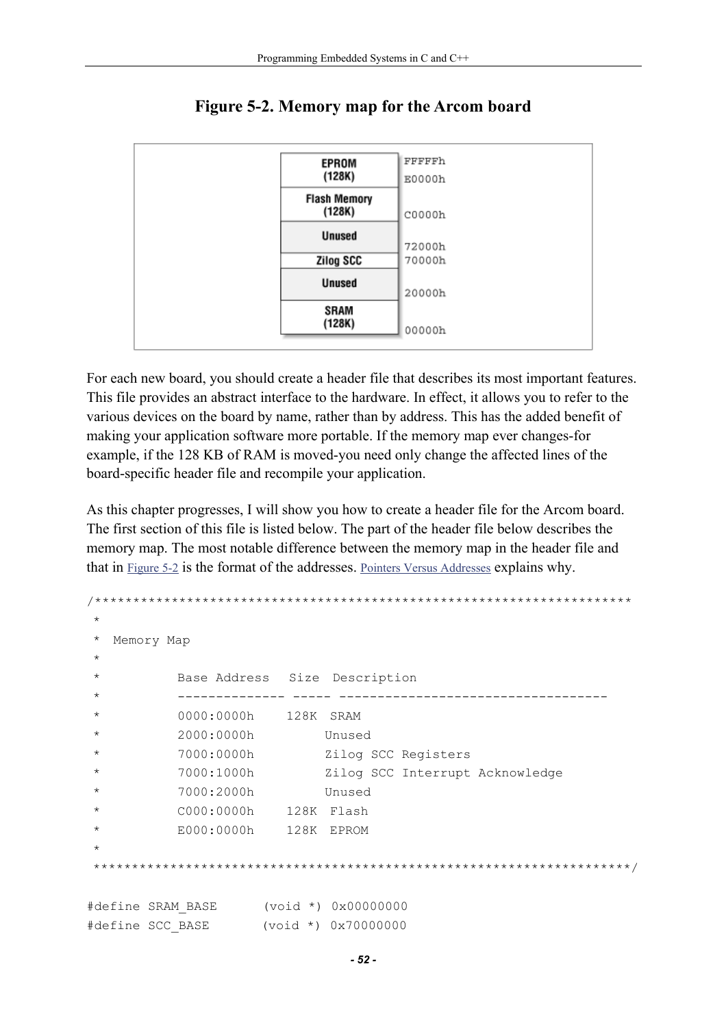**Figure 5-2. Memory map for the Arcom board**

| Region | Address |
| --- | --- |
| EPROM (128K) | FFFFFh – E0000h |
| Flash Memory (128K) | C0000h |
| Unused | 72000h |
| Zilog SCC | 70000h |
| Unused | 20000h |
| SRAM (128K) | 00000h |

For each new board, you should create a header file that describes its most important features. This file provides an abstract interface to the hardware. In effect, it allows you to refer to the various devices on the board by name, rather than by address. This has the added benefit of making your application software more portable. If the memory map ever changes-for example, if the 128 KB of RAM is moved-you need only change the affected lines of the board-specific header file and recompile your application.

As this chapter progresses, I will show you how to create a header file for the Arcom board. The first section of this file is listed below. The part of the header file below describes the memory map. The most notable difference between the memory map in the header file and that in Figure 5-2 is the format of the addresses. Pointers Versus Addresses explains why.

```
/**********************************************************************
 *
 *  Memory Map
 *
 *          Base Address   Size  Description
 *          -------------- ----- -----------------------------------
 *          0000:0000h    128K  SRAM
 *          2000:0000h          Unused
 *          7000:0000h          Zilog SCC Registers
 *          7000:1000h          Zilog SCC Interrupt Acknowledge
 *          7000:2000h          Unused
 *          C000:0000h    128K  Flash
 *          E000:0000h    128K  EPROM
 *
 **********************************************************************/

#define SRAM_BASE      (void *) 0x00000000
#define SCC_BASE       (void *) 0x70000000
```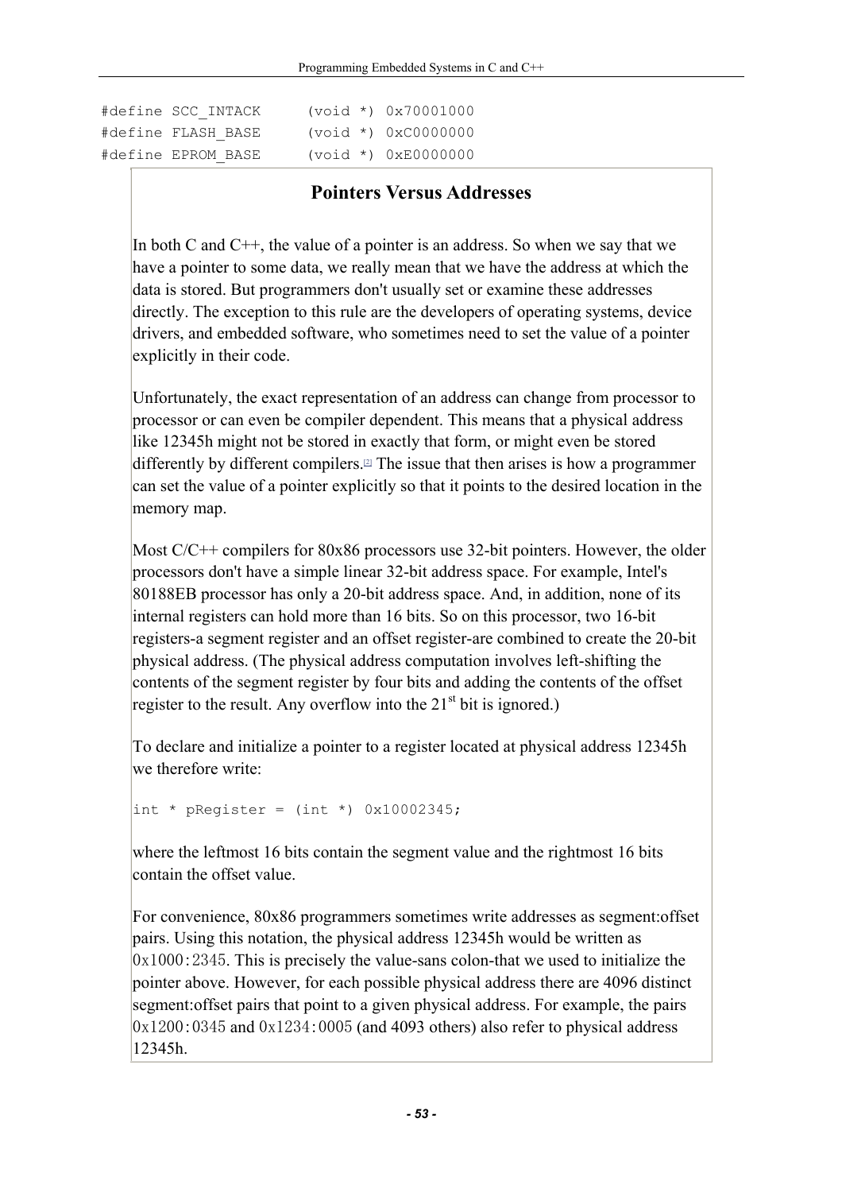```
#define SCC_INTACK      (void *) 0x70001000
#define FLASH_BASE      (void *) 0xC0000000
#define EPROM_BASE      (void *) 0xE0000000
```

### Pointers Versus Addresses

In both C and C++, the value of a pointer is an address. So when we say that we have a pointer to some data, we really mean that we have the address at which the data is stored. But programmers don't usually set or examine these addresses directly. The exception to this rule are the developers of operating systems, device drivers, and embedded software, who sometimes need to set the value of a pointer explicitly in their code.

Unfortunately, the exact representation of an address can change from processor to processor or can even be compiler dependent. This means that a physical address like 12345h might not be stored in exactly that form, or might even be stored differently by different compilers.[2] The issue that then arises is how a programmer can set the value of a pointer explicitly so that it points to the desired location in the memory map.

Most C/C++ compilers for 80x86 processors use 32-bit pointers. However, the older processors don't have a simple linear 32-bit address space. For example, Intel's 80188EB processor has only a 20-bit address space. And, in addition, none of its internal registers can hold more than 16 bits. So on this processor, two 16-bit registers-a segment register and an offset register-are combined to create the 20-bit physical address. (The physical address computation involves left-shifting the contents of the segment register by four bits and adding the contents of the offset register to the result. Any overflow into the 21st bit is ignored.)

To declare and initialize a pointer to a register located at physical address 12345h we therefore write:

```
int * pRegister = (int *) 0x10002345;
```

where the leftmost 16 bits contain the segment value and the rightmost 16 bits contain the offset value.

For convenience, 80x86 programmers sometimes write addresses as segment:offset pairs. Using this notation, the physical address 12345h would be written as `0x1000:2345`. This is precisely the value-sans colon-that we used to initialize the pointer above. However, for each possible physical address there are 4096 distinct segment:offset pairs that point to a given physical address. For example, the pairs `0x1200:0345` and `0x1234:0005` (and 4093 others) also refer to physical address 12345h.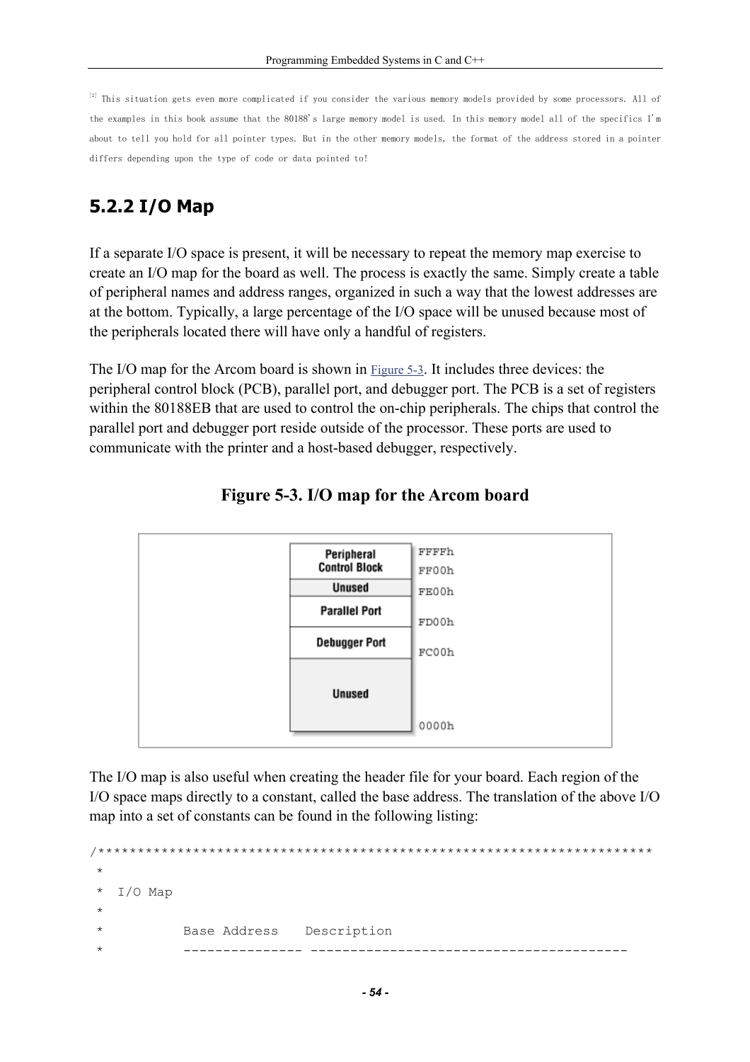[2] This situation gets even more complicated if you consider the various memory models provided by some processors. All of the examples in this book assume that the 80188's large memory model is used. In this memory model all of the specifics I'm about to tell you hold for all pointer types. But in the other memory models, the format of the address stored in a pointer differs depending upon the type of code or data pointed to!

## 5.2.2 I/O Map

If a separate I/O space is present, it will be necessary to repeat the memory map exercise to create an I/O map for the board as well. The process is exactly the same. Simply create a table of peripheral names and address ranges, organized in such a way that the lowest addresses are at the bottom. Typically, a large percentage of the I/O space will be unused because most of the peripherals located there will have only a handful of registers.

The I/O map for the Arcom board is shown in Figure 5-3. It includes three devices: the peripheral control block (PCB), parallel port, and debugger port. The PCB is a set of registers within the 80188EB that are used to control the on-chip peripherals. The chips that control the parallel port and debugger port reside outside of the processor. These ports are used to communicate with the printer and a host-based debugger, respectively.

**Figure 5-3. I/O map for the Arcom board**

| Region | Address |
|---|---|
| Peripheral Control Block | FFFFh – FF00h |
| Unused | FE00h |
| Parallel Port | FD00h |
| Debugger Port | FC00h |
| Unused | 0000h |

The I/O map is also useful when creating the header file for your board. Each region of the I/O space maps directly to a constant, called the base address. The translation of the above I/O map into a set of constants can be found in the following listing:

```
/**********************************************************************
 *
 *  I/O Map
 *
 *          Base Address   Description
 *          --------------- ----------------------------------------
```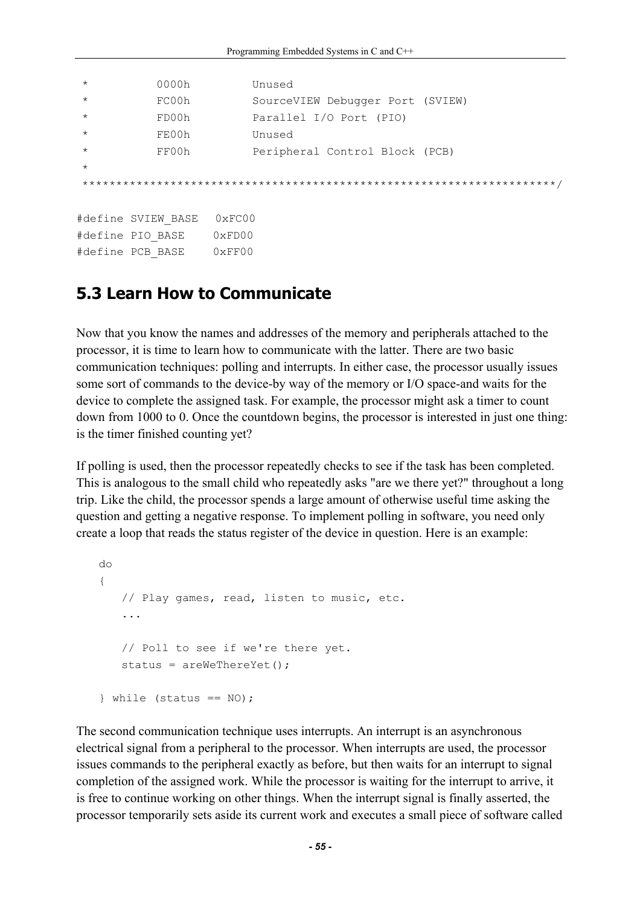```
 *          0000h          Unused
 *          FC00h          SourceVIEW Debugger Port (SVIEW)
 *          FD00h          Parallel I/O Port (PIO)
 *          FE00h          Unused
 *          FF00h          Peripheral Control Block (PCB)
 *
 *********************************************************************/

#define SVIEW_BASE   0xFC00
#define PIO_BASE     0xFD00
#define PCB_BASE     0xFF00
```

## 5.3 Learn How to Communicate

Now that you know the names and addresses of the memory and peripherals attached to the processor, it is time to learn how to communicate with the latter. There are two basic communication techniques: polling and interrupts. In either case, the processor usually issues some sort of commands to the device-by way of the memory or I/O space-and waits for the device to complete the assigned task. For example, the processor might ask a timer to count down from 1000 to 0. Once the countdown begins, the processor is interested in just one thing: is the timer finished counting yet?

If polling is used, then the processor repeatedly checks to see if the task has been completed. This is analogous to the small child who repeatedly asks "are we there yet?" throughout a long trip. Like the child, the processor spends a large amount of otherwise useful time asking the question and getting a negative response. To implement polling in software, you need only create a loop that reads the status register of the device in question. Here is an example:

```
do
{
    // Play games, read, listen to music, etc.
    ...

    // Poll to see if we're there yet.
    status = areWeThereYet();

} while (status == NO);
```

The second communication technique uses interrupts. An interrupt is an asynchronous electrical signal from a peripheral to the processor. When interrupts are used, the processor issues commands to the peripheral exactly as before, but then waits for an interrupt to signal completion of the assigned work. While the processor is waiting for the interrupt to arrive, it is free to continue working on other things. When the interrupt signal is finally asserted, the processor temporarily sets aside its current work and executes a small piece of software called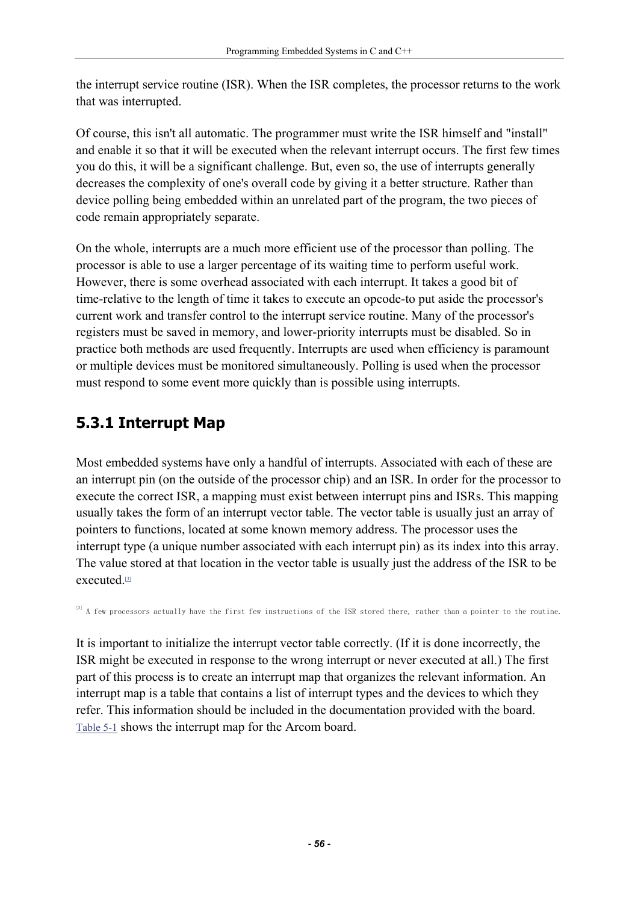the interrupt service routine (ISR). When the ISR completes, the processor returns to the work that was interrupted.

Of course, this isn't all automatic. The programmer must write the ISR himself and "install" and enable it so that it will be executed when the relevant interrupt occurs. The first few times you do this, it will be a significant challenge. But, even so, the use of interrupts generally decreases the complexity of one's overall code by giving it a better structure. Rather than device polling being embedded within an unrelated part of the program, the two pieces of code remain appropriately separate.

On the whole, interrupts are a much more efficient use of the processor than polling. The processor is able to use a larger percentage of its waiting time to perform useful work. However, there is some overhead associated with each interrupt. It takes a good bit of time-relative to the length of time it takes to execute an opcode-to put aside the processor's current work and transfer control to the interrupt service routine. Many of the processor's registers must be saved in memory, and lower-priority interrupts must be disabled. So in practice both methods are used frequently. Interrupts are used when efficiency is paramount or multiple devices must be monitored simultaneously. Polling is used when the processor must respond to some event more quickly than is possible using interrupts.

### 5.3.1 Interrupt Map

Most embedded systems have only a handful of interrupts. Associated with each of these are an interrupt pin (on the outside of the processor chip) and an ISR. In order for the processor to execute the correct ISR, a mapping must exist between interrupt pins and ISRs. This mapping usually takes the form of an interrupt vector table. The vector table is usually just an array of pointers to functions, located at some known memory address. The processor uses the interrupt type (a unique number associated with each interrupt pin) as its index into this array. The value stored at that location in the vector table is usually just the address of the ISR to be executed.[3]

[3] A few processors actually have the first few instructions of the ISR stored there, rather than a pointer to the routine.

It is important to initialize the interrupt vector table correctly. (If it is done incorrectly, the ISR might be executed in response to the wrong interrupt or never executed at all.) The first part of this process is to create an interrupt map that organizes the relevant information. An interrupt map is a table that contains a list of interrupt types and the devices to which they refer. This information should be included in the documentation provided with the board. Table 5-1 shows the interrupt map for the Arcom board.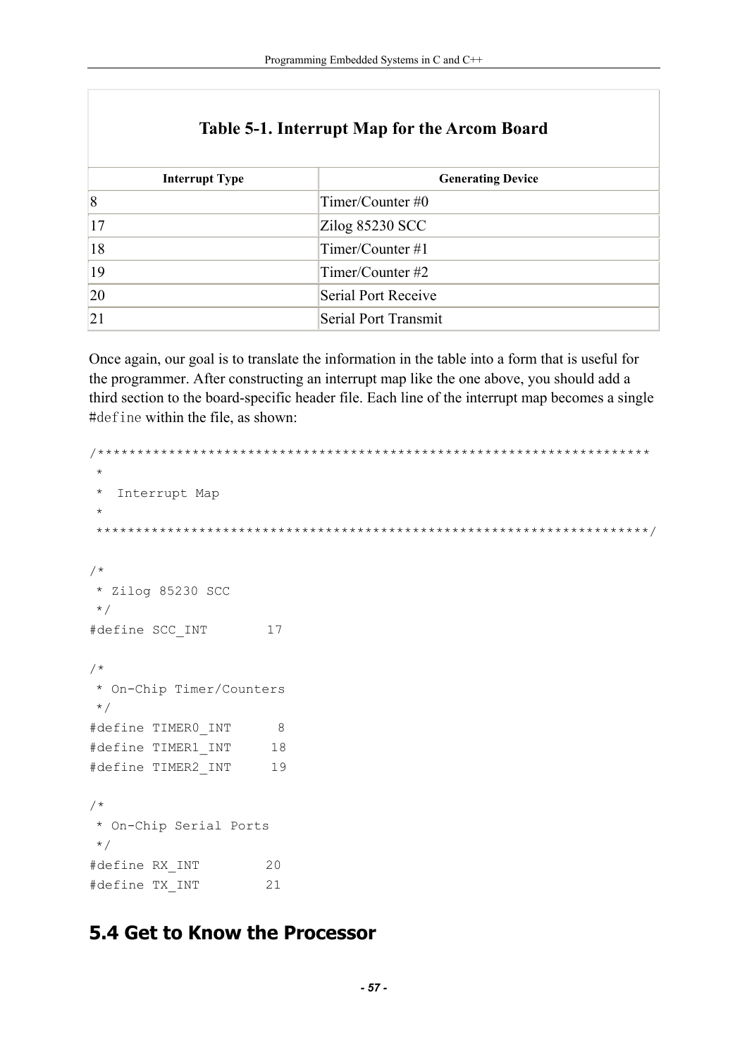**Table 5-1. Interrupt Map for the Arcom Board**

| Interrupt Type | Generating Device |
|---|---|
| 8 | Timer/Counter #0 |
| 17 | Zilog 85230 SCC |
| 18 | Timer/Counter #1 |
| 19 | Timer/Counter #2 |
| 20 | Serial Port Receive |
| 21 | Serial Port Transmit |

Once again, our goal is to translate the information in the table into a form that is useful for the programmer. After constructing an interrupt map like the one above, you should add a third section to the board-specific header file. Each line of the interrupt map becomes a single #define within the file, as shown:

```
/**********************************************************************
 *
 *  Interrupt Map
 *
 **********************************************************************/

/*
 * Zilog 85230 SCC
 */
#define SCC_INT        17

/*
 * On-Chip Timer/Counters
 */
#define TIMER0_INT      8
#define TIMER1_INT     18
#define TIMER2_INT     19

/*
 * On-Chip Serial Ports
 */
#define RX_INT         20
#define TX_INT         21
```

## 5.4 Get to Know the Processor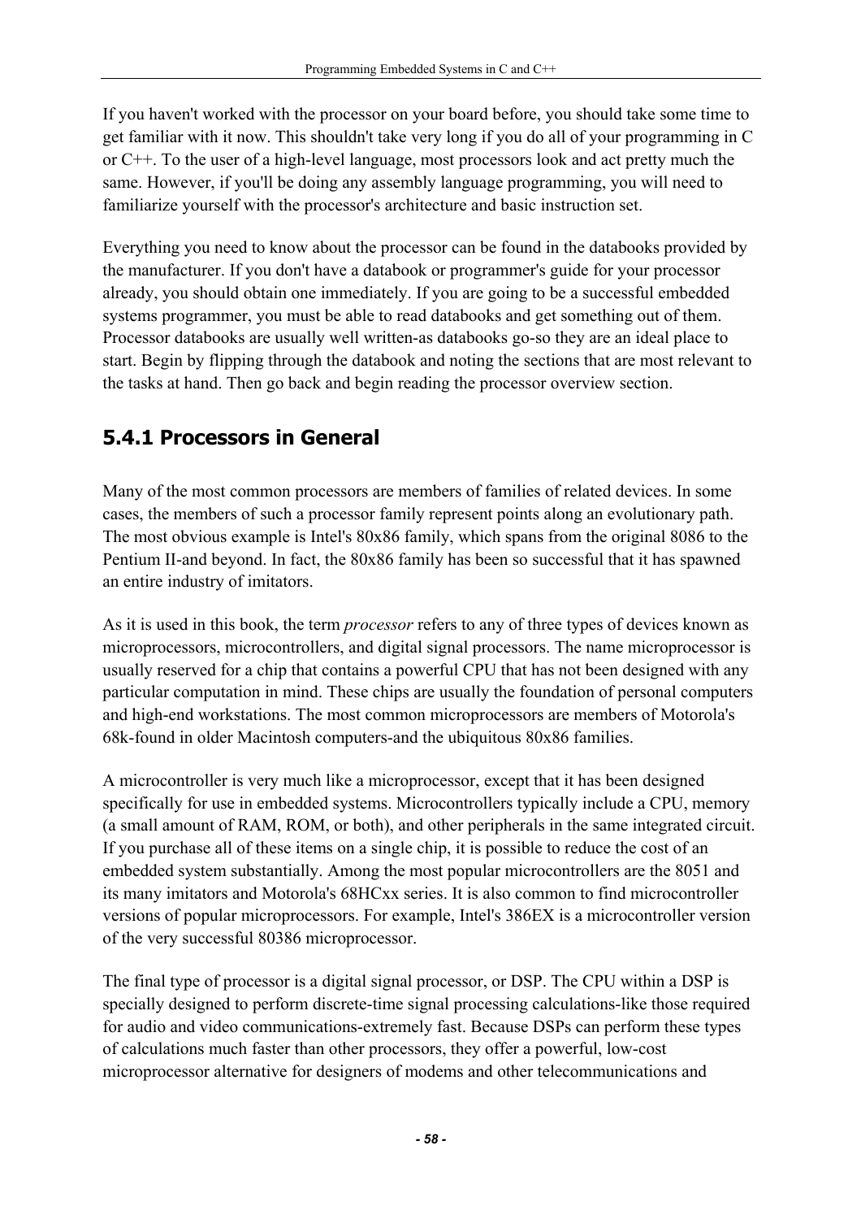If you haven't worked with the processor on your board before, you should take some time to get familiar with it now. This shouldn't take very long if you do all of your programming in C or C++. To the user of a high-level language, most processors look and act pretty much the same. However, if you'll be doing any assembly language programming, you will need to familiarize yourself with the processor's architecture and basic instruction set.

Everything you need to know about the processor can be found in the databooks provided by the manufacturer. If you don't have a databook or programmer's guide for your processor already, you should obtain one immediately. If you are going to be a successful embedded systems programmer, you must be able to read databooks and get something out of them. Processor databooks are usually well written-as databooks go-so they are an ideal place to start. Begin by flipping through the databook and noting the sections that are most relevant to the tasks at hand. Then go back and begin reading the processor overview section.

## 5.4.1 Processors in General

Many of the most common processors are members of families of related devices. In some cases, the members of such a processor family represent points along an evolutionary path. The most obvious example is Intel's 80x86 family, which spans from the original 8086 to the Pentium II-and beyond. In fact, the 80x86 family has been so successful that it has spawned an entire industry of imitators.

As it is used in this book, the term *processor* refers to any of three types of devices known as microprocessors, microcontrollers, and digital signal processors. The name microprocessor is usually reserved for a chip that contains a powerful CPU that has not been designed with any particular computation in mind. These chips are usually the foundation of personal computers and high-end workstations. The most common microprocessors are members of Motorola's 68k-found in older Macintosh computers-and the ubiquitous 80x86 families.

A microcontroller is very much like a microprocessor, except that it has been designed specifically for use in embedded systems. Microcontrollers typically include a CPU, memory (a small amount of RAM, ROM, or both), and other peripherals in the same integrated circuit. If you purchase all of these items on a single chip, it is possible to reduce the cost of an embedded system substantially. Among the most popular microcontrollers are the 8051 and its many imitators and Motorola's 68HCxx series. It is also common to find microcontroller versions of popular microprocessors. For example, Intel's 386EX is a microcontroller version of the very successful 80386 microprocessor.

The final type of processor is a digital signal processor, or DSP. The CPU within a DSP is specially designed to perform discrete-time signal processing calculations-like those required for audio and video communications-extremely fast. Because DSPs can perform these types of calculations much faster than other processors, they offer a powerful, low-cost microprocessor alternative for designers of modems and other telecommunications and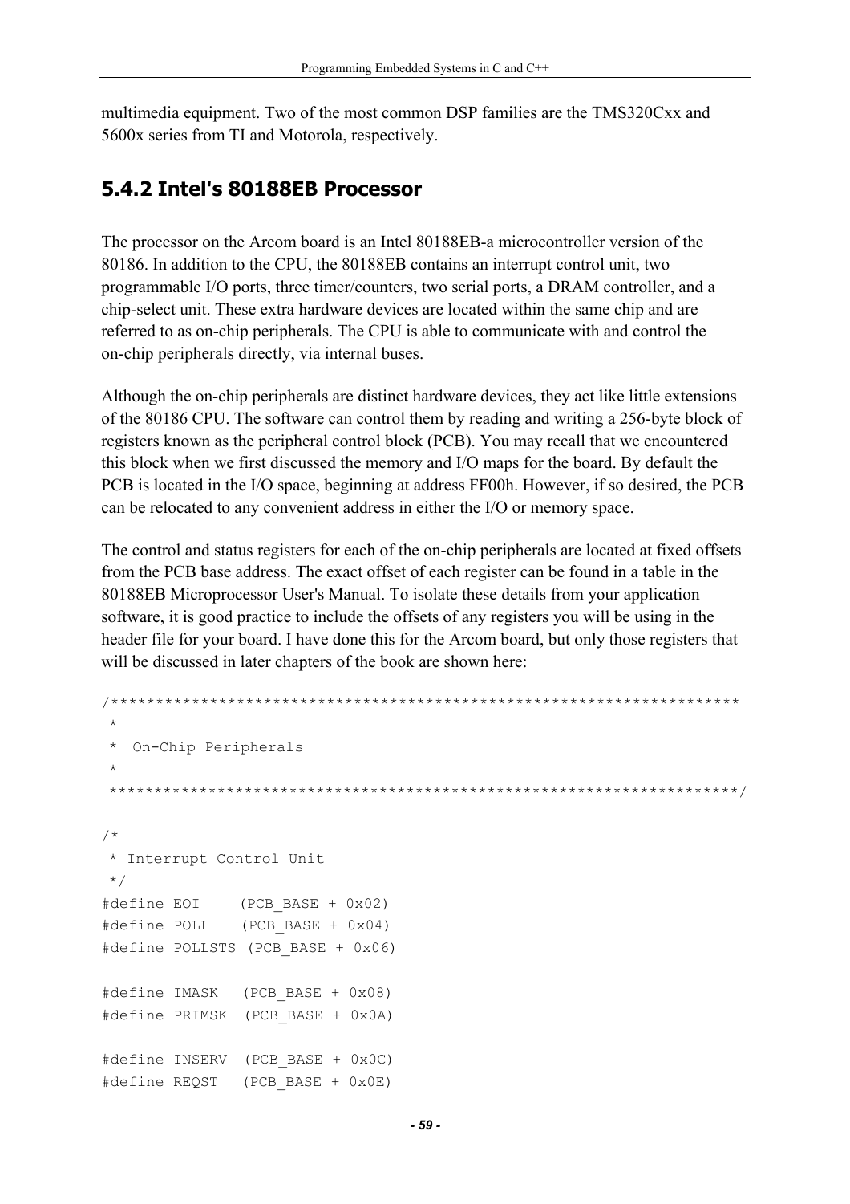multimedia equipment. Two of the most common DSP families are the TMS320Cxx and 5600x series from TI and Motorola, respectively.

### 5.4.2 Intel's 80188EB Processor

The processor on the Arcom board is an Intel 80188EB-a microcontroller version of the 80186. In addition to the CPU, the 80188EB contains an interrupt control unit, two programmable I/O ports, three timer/counters, two serial ports, a DRAM controller, and a chip-select unit. These extra hardware devices are located within the same chip and are referred to as on-chip peripherals. The CPU is able to communicate with and control the on-chip peripherals directly, via internal buses.

Although the on-chip peripherals are distinct hardware devices, they act like little extensions of the 80186 CPU. The software can control them by reading and writing a 256-byte block of registers known as the peripheral control block (PCB). You may recall that we encountered this block when we first discussed the memory and I/O maps for the board. By default the PCB is located in the I/O space, beginning at address FF00h. However, if so desired, the PCB can be relocated to any convenient address in either the I/O or memory space.

The control and status registers for each of the on-chip peripherals are located at fixed offsets from the PCB base address. The exact offset of each register can be found in a table in the 80188EB Microprocessor User's Manual. To isolate these details from your application software, it is good practice to include the offsets of any registers you will be using in the header file for your board. I have done this for the Arcom board, but only those registers that will be discussed in later chapters of the book are shown here:

```
/**********************************************************************
 *
 *  On-Chip Peripherals
 *
 **********************************************************************/

/*
 * Interrupt Control Unit
 */
#define EOI     (PCB_BASE + 0x02)
#define POLL    (PCB_BASE + 0x04)
#define POLLSTS (PCB_BASE + 0x06)

#define IMASK   (PCB_BASE + 0x08)
#define PRIMSK  (PCB_BASE + 0x0A)

#define INSERV  (PCB_BASE + 0x0C)
#define REQST   (PCB_BASE + 0x0E)
```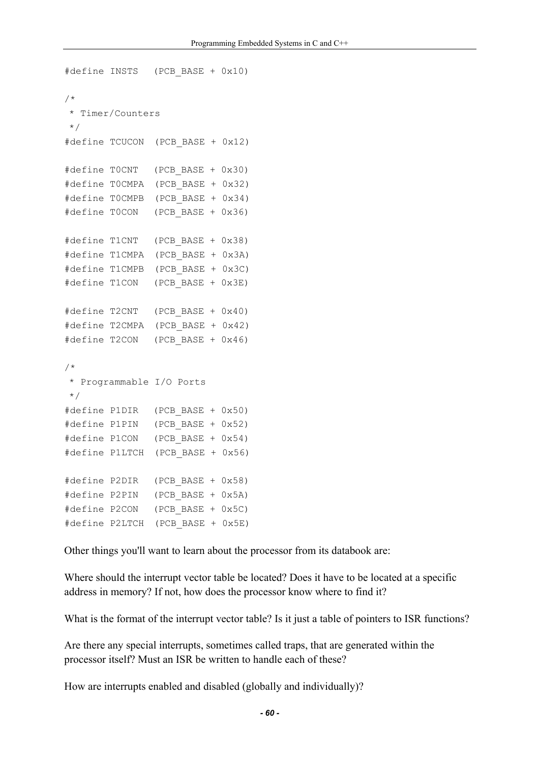```
#define INSTS   (PCB_BASE + 0x10)

/*
 * Timer/Counters
 */
#define TCUCON  (PCB_BASE + 0x12)

#define T0CNT   (PCB_BASE + 0x30)
#define T0CMPA  (PCB_BASE + 0x32)
#define T0CMPB  (PCB_BASE + 0x34)
#define T0CON   (PCB_BASE + 0x36)

#define T1CNT   (PCB_BASE + 0x38)
#define T1CMPA  (PCB_BASE + 0x3A)
#define T1CMPB  (PCB_BASE + 0x3C)
#define T1CON   (PCB_BASE + 0x3E)

#define T2CNT   (PCB_BASE + 0x40)
#define T2CMPA  (PCB_BASE + 0x42)
#define T2CON   (PCB_BASE + 0x46)

/*
 * Programmable I/O Ports
 */
#define P1DIR   (PCB_BASE + 0x50)
#define P1PIN   (PCB_BASE + 0x52)
#define P1CON   (PCB_BASE + 0x54)
#define P1LTCH  (PCB_BASE + 0x56)

#define P2DIR   (PCB_BASE + 0x58)
#define P2PIN   (PCB_BASE + 0x5A)
#define P2CON   (PCB_BASE + 0x5C)
#define P2LTCH  (PCB_BASE + 0x5E)
```

Other things you'll want to learn about the processor from its databook are:

Where should the interrupt vector table be located? Does it have to be located at a specific address in memory? If not, how does the processor know where to find it?

What is the format of the interrupt vector table? Is it just a table of pointers to ISR functions?

Are there any special interrupts, sometimes called traps, that are generated within the processor itself? Must an ISR be written to handle each of these?

How are interrupts enabled and disabled (globally and individually)?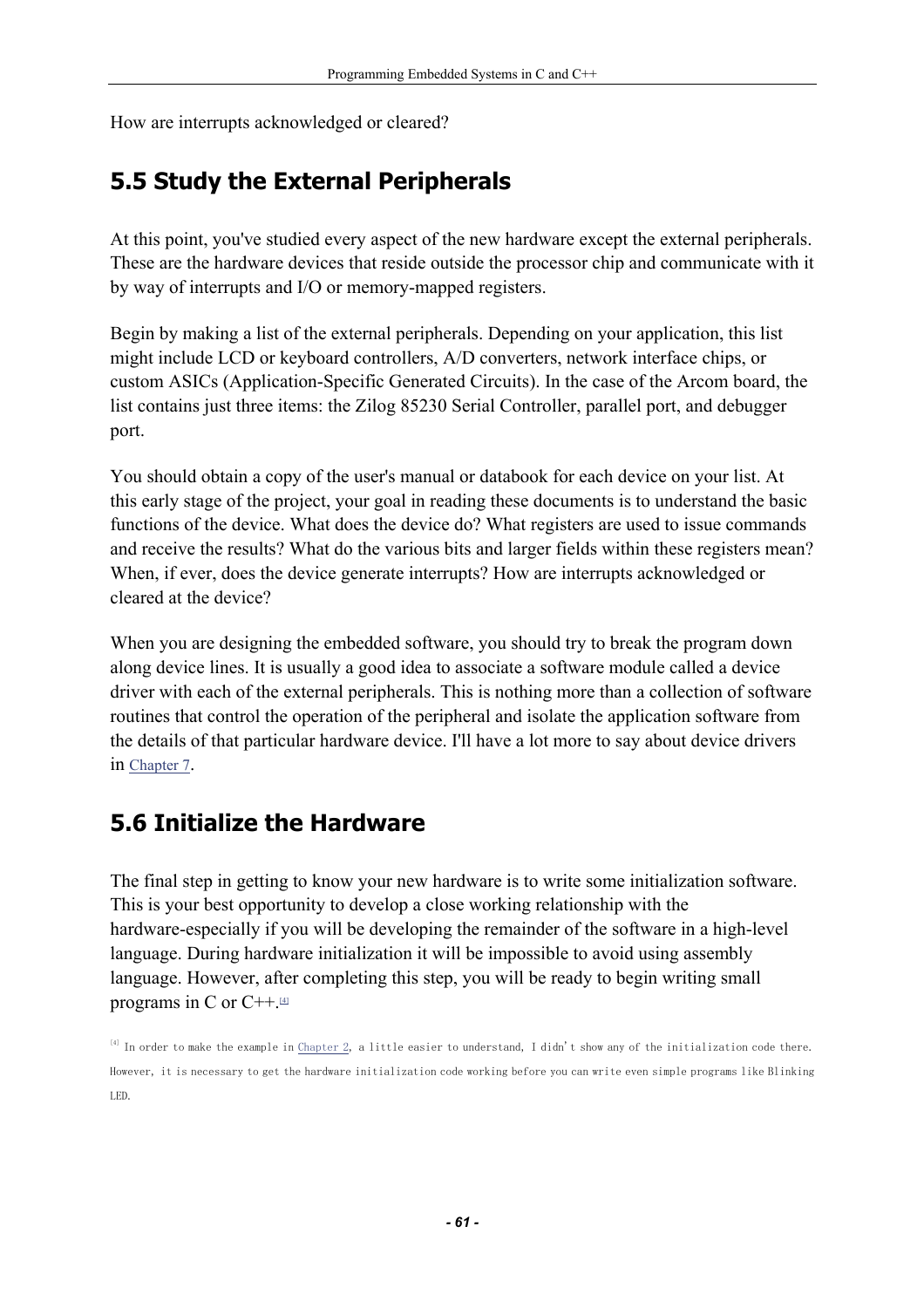How are interrupts acknowledged or cleared?

## 5.5 Study the External Peripherals

At this point, you've studied every aspect of the new hardware except the external peripherals. These are the hardware devices that reside outside the processor chip and communicate with it by way of interrupts and I/O or memory-mapped registers.

Begin by making a list of the external peripherals. Depending on your application, this list might include LCD or keyboard controllers, A/D converters, network interface chips, or custom ASICs (Application-Specific Generated Circuits). In the case of the Arcom board, the list contains just three items: the Zilog 85230 Serial Controller, parallel port, and debugger port.

You should obtain a copy of the user's manual or databook for each device on your list. At this early stage of the project, your goal in reading these documents is to understand the basic functions of the device. What does the device do? What registers are used to issue commands and receive the results? What do the various bits and larger fields within these registers mean? When, if ever, does the device generate interrupts? How are interrupts acknowledged or cleared at the device?

When you are designing the embedded software, you should try to break the program down along device lines. It is usually a good idea to associate a software module called a device driver with each of the external peripherals. This is nothing more than a collection of software routines that control the operation of the peripheral and isolate the application software from the details of that particular hardware device. I'll have a lot more to say about device drivers in Chapter 7.

## 5.6 Initialize the Hardware

The final step in getting to know your new hardware is to write some initialization software. This is your best opportunity to develop a close working relationship with the hardware-especially if you will be developing the remainder of the software in a high-level language. During hardware initialization it will be impossible to avoid using assembly language. However, after completing this step, you will be ready to begin writing small programs in C or C++.[4]

[4] In order to make the example in Chapter 2, a little easier to understand, I didn't show any of the initialization code there. However, it is necessary to get the hardware initialization code working before you can write even simple programs like Blinking LED.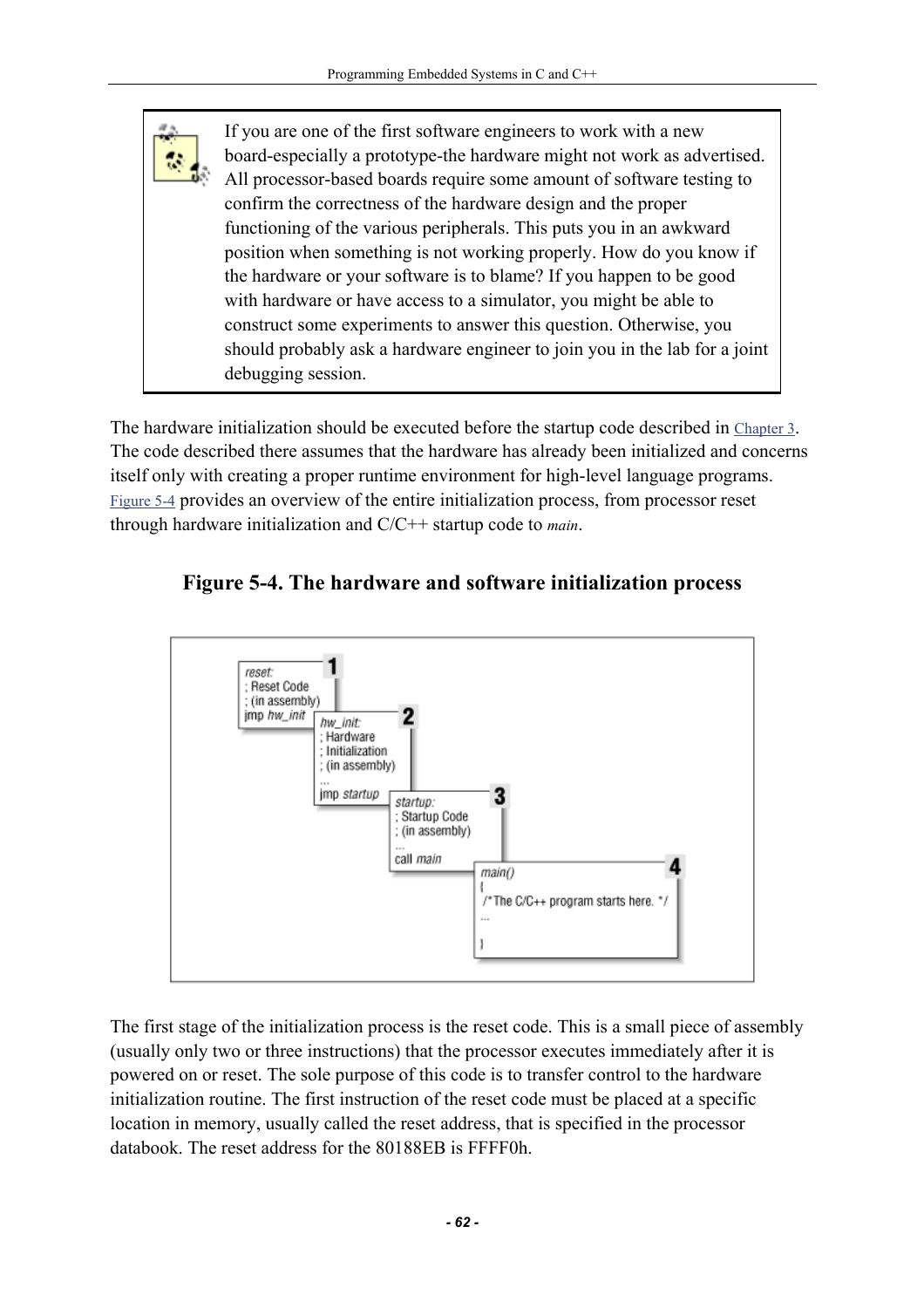> If you are one of the first software engineers to work with a new board-especially a prototype-the hardware might not work as advertised. All processor-based boards require some amount of software testing to confirm the correctness of the hardware design and the proper functioning of the various peripherals. This puts you in an awkward position when something is not working properly. How do you know if the hardware or your software is to blame? If you happen to be good with hardware or have access to a simulator, you might be able to construct some experiments to answer this question. Otherwise, you should probably ask a hardware engineer to join you in the lab for a joint debugging session.

The hardware initialization should be executed before the startup code described in Chapter 3. The code described there assumes that the hardware has already been initialized and concerns itself only with creating a proper runtime environment for high-level language programs. Figure 5-4 provides an overview of the entire initialization process, from processor reset through hardware initialization and C/C++ startup code to *main*.

### Figure 5-4. The hardware and software initialization process

```
1
reset:
; Reset Code
; (in assembly)
jmp hw_init

2
hw_init:
; Hardware
; Initialization
; (in assembly)
...
jmp startup

3
startup:
; Startup Code
; (in assembly)
...
call main

4
main()
{
 /* The C/C++ program starts here. */
...

}
```

The first stage of the initialization process is the reset code. This is a small piece of assembly (usually only two or three instructions) that the processor executes immediately after it is powered on or reset. The sole purpose of this code is to transfer control to the hardware initialization routine. The first instruction of the reset code must be placed at a specific location in memory, usually called the reset address, that is specified in the processor databook. The reset address for the 80188EB is FFFF0h.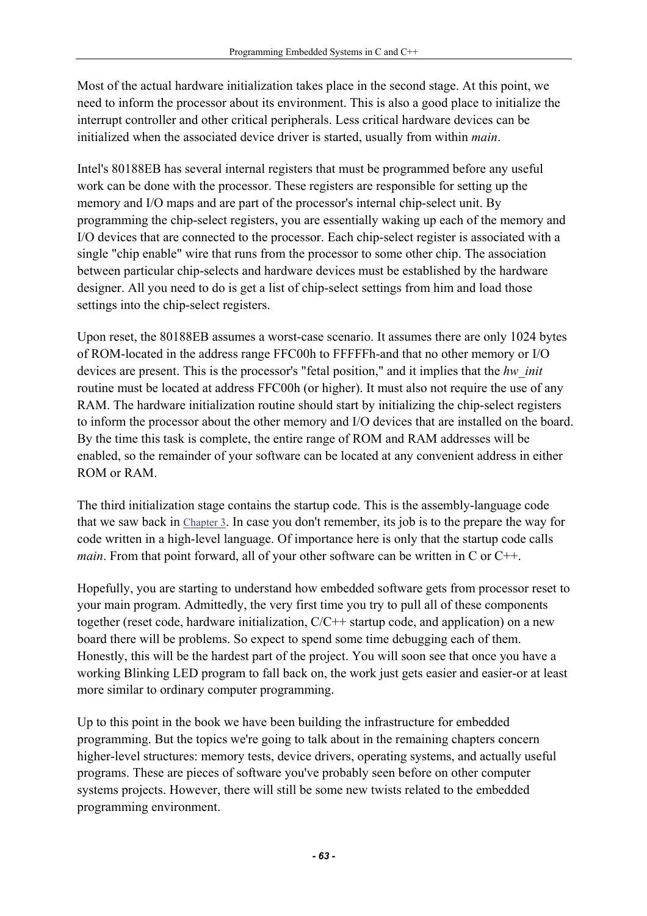Most of the actual hardware initialization takes place in the second stage. At this point, we need to inform the processor about its environment. This is also a good place to initialize the interrupt controller and other critical peripherals. Less critical hardware devices can be initialized when the associated device driver is started, usually from within *main*.

Intel's 80188EB has several internal registers that must be programmed before any useful work can be done with the processor. These registers are responsible for setting up the memory and I/O maps and are part of the processor's internal chip-select unit. By programming the chip-select registers, you are essentially waking up each of the memory and I/O devices that are connected to the processor. Each chip-select register is associated with a single "chip enable" wire that runs from the processor to some other chip. The association between particular chip-selects and hardware devices must be established by the hardware designer. All you need to do is get a list of chip-select settings from him and load those settings into the chip-select registers.

Upon reset, the 80188EB assumes a worst-case scenario. It assumes there are only 1024 bytes of ROM-located in the address range FFC00h to FFFFFh-and that no other memory or I/O devices are present. This is the processor's "fetal position," and it implies that the *hw_init* routine must be located at address FFC00h (or higher). It must also not require the use of any RAM. The hardware initialization routine should start by initializing the chip-select registers to inform the processor about the other memory and I/O devices that are installed on the board. By the time this task is complete, the entire range of ROM and RAM addresses will be enabled, so the remainder of your software can be located at any convenient address in either ROM or RAM.

The third initialization stage contains the startup code. This is the assembly-language code that we saw back in Chapter 3. In case you don't remember, its job is to the prepare the way for code written in a high-level language. Of importance here is only that the startup code calls *main*. From that point forward, all of your other software can be written in C or C++.

Hopefully, you are starting to understand how embedded software gets from processor reset to your main program. Admittedly, the very first time you try to pull all of these components together (reset code, hardware initialization, C/C++ startup code, and application) on a new board there will be problems. So expect to spend some time debugging each of them. Honestly, this will be the hardest part of the project. You will soon see that once you have a working Blinking LED program to fall back on, the work just gets easier and easier-or at least more similar to ordinary computer programming.

Up to this point in the book we have been building the infrastructure for embedded programming. But the topics we're going to talk about in the remaining chapters concern higher-level structures: memory tests, device drivers, operating systems, and actually useful programs. These are pieces of software you've probably seen before on other computer systems projects. However, there will still be some new twists related to the embedded programming environment.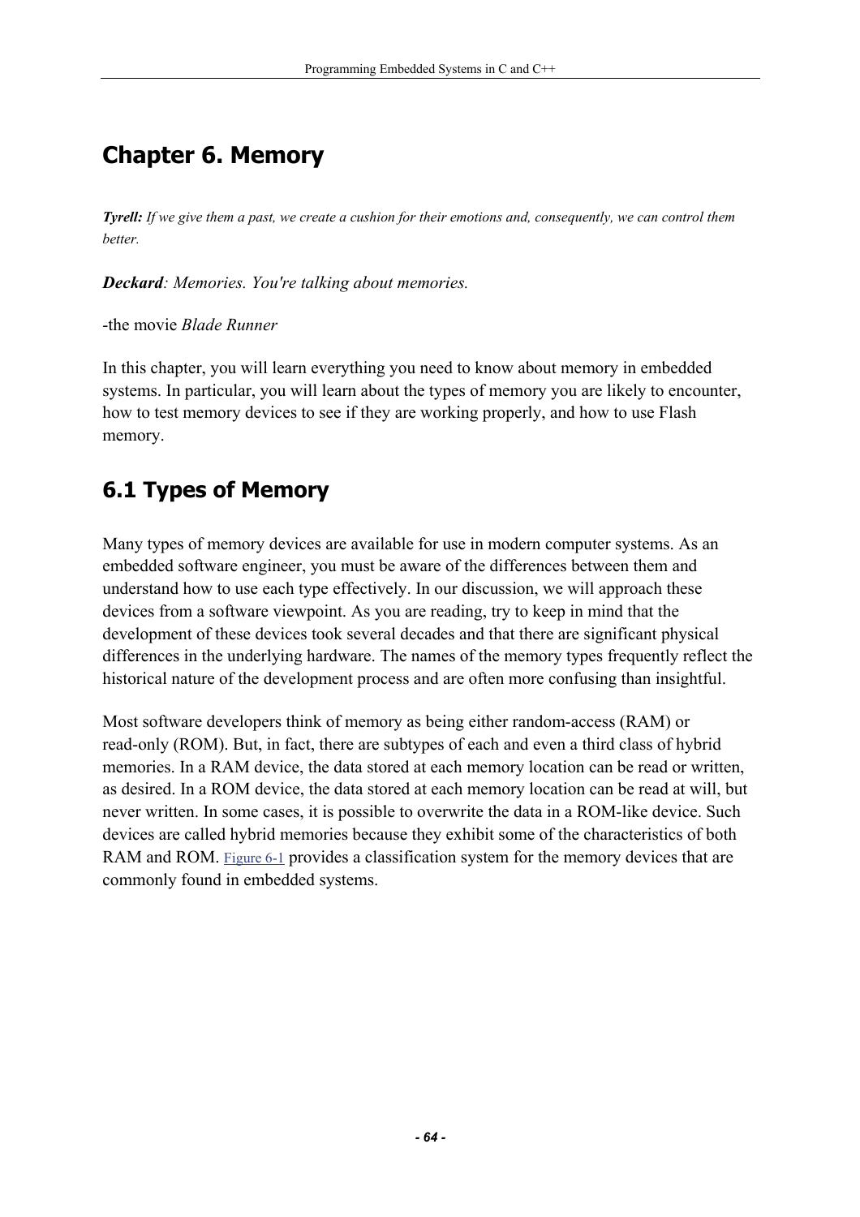# Chapter 6. Memory

***Tyrell:*** *If we give them a past, we create a cushion for their emotions and, consequently, we can control them better.*

***Deckard****: Memories. You're talking about memories.*

-the movie *Blade Runner*

In this chapter, you will learn everything you need to know about memory in embedded systems. In particular, you will learn about the types of memory you are likely to encounter, how to test memory devices to see if they are working properly, and how to use Flash memory.

## 6.1 Types of Memory

Many types of memory devices are available for use in modern computer systems. As an embedded software engineer, you must be aware of the differences between them and understand how to use each type effectively. In our discussion, we will approach these devices from a software viewpoint. As you are reading, try to keep in mind that the development of these devices took several decades and that there are significant physical differences in the underlying hardware. The names of the memory types frequently reflect the historical nature of the development process and are often more confusing than insightful.

Most software developers think of memory as being either random-access (RAM) or read-only (ROM). But, in fact, there are subtypes of each and even a third class of hybrid memories. In a RAM device, the data stored at each memory location can be read or written, as desired. In a ROM device, the data stored at each memory location can be read at will, but never written. In some cases, it is possible to overwrite the data in a ROM-like device. Such devices are called hybrid memories because they exhibit some of the characteristics of both RAM and ROM. Figure 6-1 provides a classification system for the memory devices that are commonly found in embedded systems.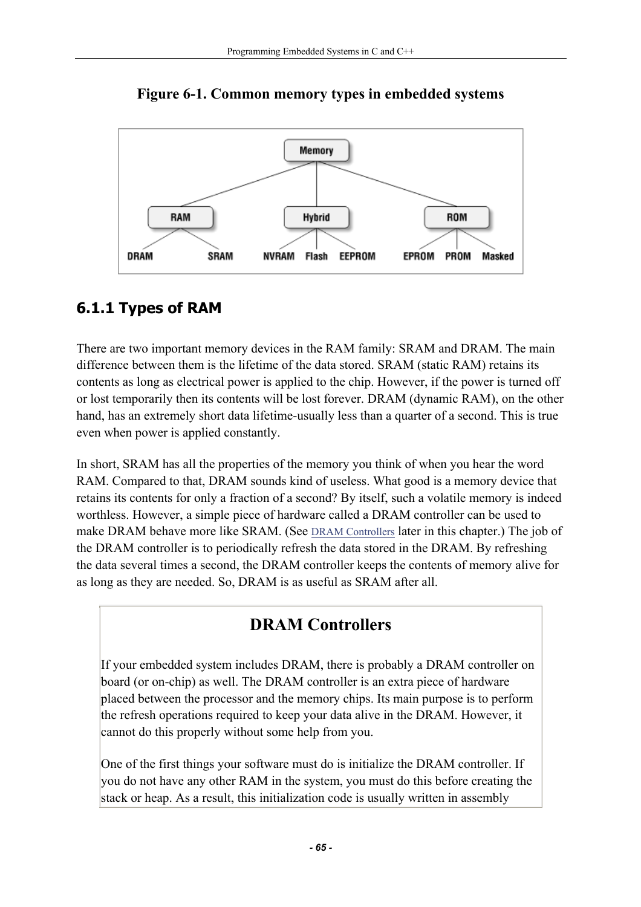**Figure 6-1. Common memory types in embedded systems**

### 6.1.1 Types of RAM

There are two important memory devices in the RAM family: SRAM and DRAM. The main difference between them is the lifetime of the data stored. SRAM (static RAM) retains its contents as long as electrical power is applied to the chip. However, if the power is turned off or lost temporarily then its contents will be lost forever. DRAM (dynamic RAM), on the other hand, has an extremely short data lifetime-usually less than a quarter of a second. This is true even when power is applied constantly.

In short, SRAM has all the properties of the memory you think of when you hear the word RAM. Compared to that, DRAM sounds kind of useless. What good is a memory device that retains its contents for only a fraction of a second? By itself, such a volatile memory is indeed worthless. However, a simple piece of hardware called a DRAM controller can be used to make DRAM behave more like SRAM. (See DRAM Controllers later in this chapter.) The job of the DRAM controller is to periodically refresh the data stored in the DRAM. By refreshing the data several times a second, the DRAM controller keeps the contents of memory alive for as long as they are needed. So, DRAM is as useful as SRAM after all.

## DRAM Controllers

If your embedded system includes DRAM, there is probably a DRAM controller on board (or on-chip) as well. The DRAM controller is an extra piece of hardware placed between the processor and the memory chips. Its main purpose is to perform the refresh operations required to keep your data alive in the DRAM. However, it cannot do this properly without some help from you.

One of the first things your software must do is initialize the DRAM controller. If you do not have any other RAM in the system, you must do this before creating the stack or heap. As a result, this initialization code is usually written in assembly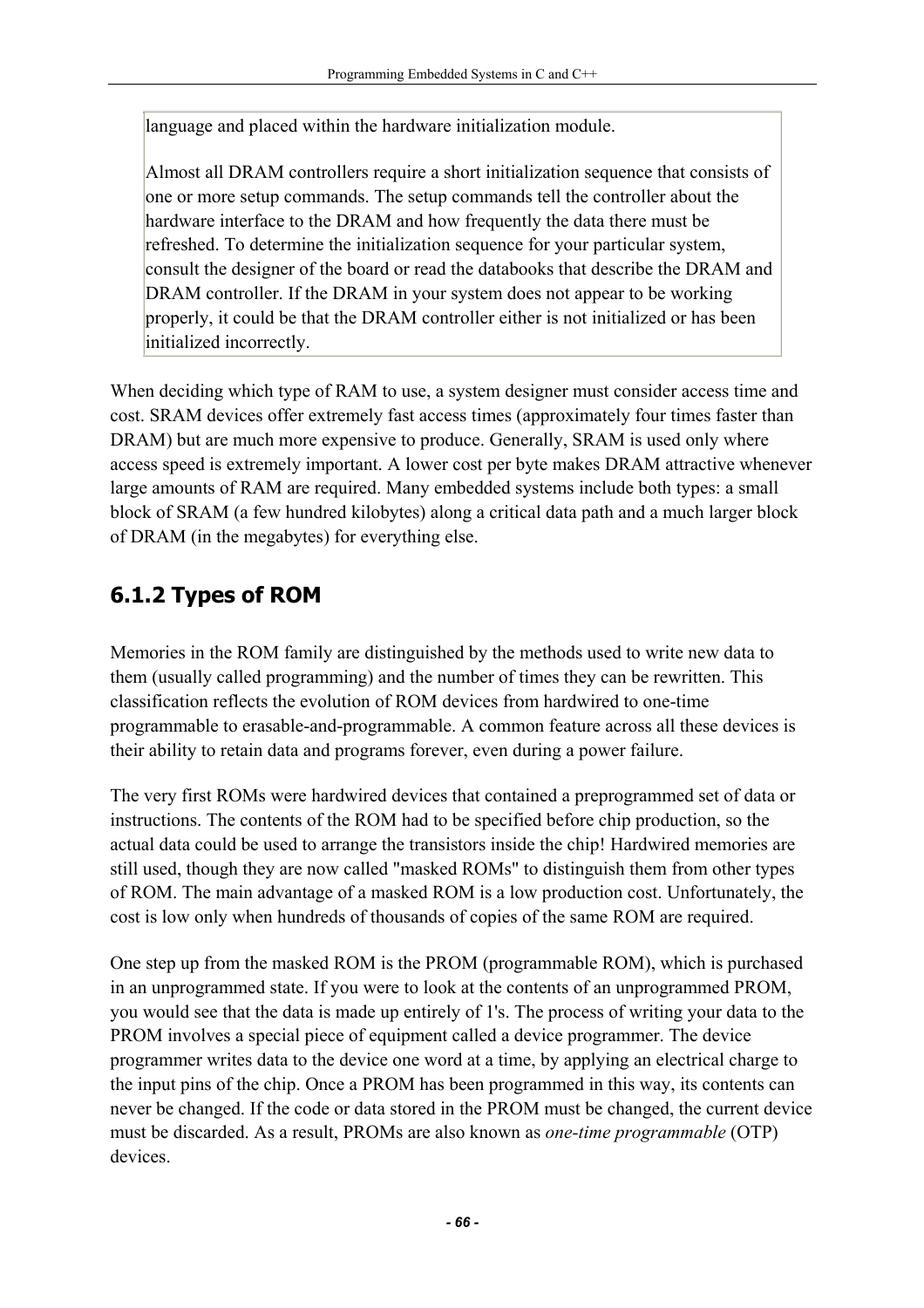language and placed within the hardware initialization module.

Almost all DRAM controllers require a short initialization sequence that consists of one or more setup commands. The setup commands tell the controller about the hardware interface to the DRAM and how frequently the data there must be refreshed. To determine the initialization sequence for your particular system, consult the designer of the board or read the databooks that describe the DRAM and DRAM controller. If the DRAM in your system does not appear to be working properly, it could be that the DRAM controller either is not initialized or has been initialized incorrectly.

When deciding which type of RAM to use, a system designer must consider access time and cost. SRAM devices offer extremely fast access times (approximately four times faster than DRAM) but are much more expensive to produce. Generally, SRAM is used only where access speed is extremely important. A lower cost per byte makes DRAM attractive whenever large amounts of RAM are required. Many embedded systems include both types: a small block of SRAM (a few hundred kilobytes) along a critical data path and a much larger block of DRAM (in the megabytes) for everything else.

## 6.1.2 Types of ROM

Memories in the ROM family are distinguished by the methods used to write new data to them (usually called programming) and the number of times they can be rewritten. This classification reflects the evolution of ROM devices from hardwired to one-time programmable to erasable-and-programmable. A common feature across all these devices is their ability to retain data and programs forever, even during a power failure.

The very first ROMs were hardwired devices that contained a preprogrammed set of data or instructions. The contents of the ROM had to be specified before chip production, so the actual data could be used to arrange the transistors inside the chip! Hardwired memories are still used, though they are now called "masked ROMs" to distinguish them from other types of ROM. The main advantage of a masked ROM is a low production cost. Unfortunately, the cost is low only when hundreds of thousands of copies of the same ROM are required.

One step up from the masked ROM is the PROM (programmable ROM), which is purchased in an unprogrammed state. If you were to look at the contents of an unprogrammed PROM, you would see that the data is made up entirely of 1's. The process of writing your data to the PROM involves a special piece of equipment called a device programmer. The device programmer writes data to the device one word at a time, by applying an electrical charge to the input pins of the chip. Once a PROM has been programmed in this way, its contents can never be changed. If the code or data stored in the PROM must be changed, the current device must be discarded. As a result, PROMs are also known as *one-time programmable* (OTP) devices.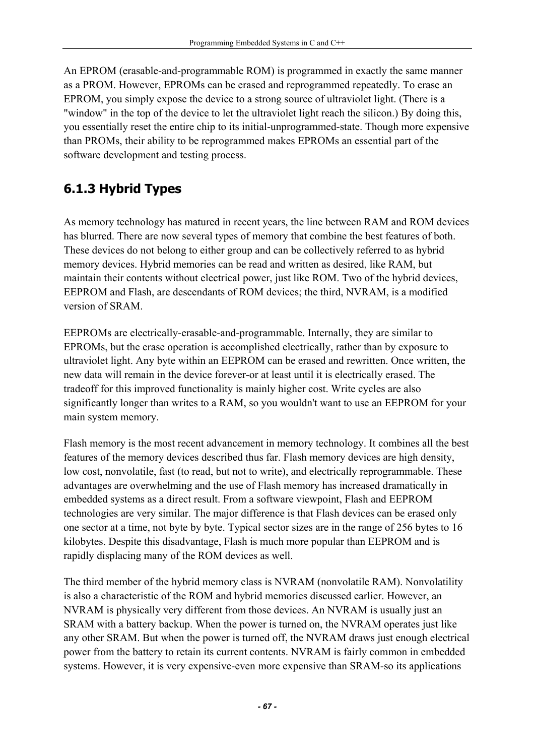An EPROM (erasable-and-programmable ROM) is programmed in exactly the same manner as a PROM. However, EPROMs can be erased and reprogrammed repeatedly. To erase an EPROM, you simply expose the device to a strong source of ultraviolet light. (There is a "window" in the top of the device to let the ultraviolet light reach the silicon.) By doing this, you essentially reset the entire chip to its initial-unprogrammed-state. Though more expensive than PROMs, their ability to be reprogrammed makes EPROMs an essential part of the software development and testing process.

### 6.1.3 Hybrid Types

As memory technology has matured in recent years, the line between RAM and ROM devices has blurred. There are now several types of memory that combine the best features of both. These devices do not belong to either group and can be collectively referred to as hybrid memory devices. Hybrid memories can be read and written as desired, like RAM, but maintain their contents without electrical power, just like ROM. Two of the hybrid devices, EEPROM and Flash, are descendants of ROM devices; the third, NVRAM, is a modified version of SRAM.

EEPROMs are electrically-erasable-and-programmable. Internally, they are similar to EPROMs, but the erase operation is accomplished electrically, rather than by exposure to ultraviolet light. Any byte within an EEPROM can be erased and rewritten. Once written, the new data will remain in the device forever-or at least until it is electrically erased. The tradeoff for this improved functionality is mainly higher cost. Write cycles are also significantly longer than writes to a RAM, so you wouldn't want to use an EEPROM for your main system memory.

Flash memory is the most recent advancement in memory technology. It combines all the best features of the memory devices described thus far. Flash memory devices are high density, low cost, nonvolatile, fast (to read, but not to write), and electrically reprogrammable. These advantages are overwhelming and the use of Flash memory has increased dramatically in embedded systems as a direct result. From a software viewpoint, Flash and EEPROM technologies are very similar. The major difference is that Flash devices can be erased only one sector at a time, not byte by byte. Typical sector sizes are in the range of 256 bytes to 16 kilobytes. Despite this disadvantage, Flash is much more popular than EEPROM and is rapidly displacing many of the ROM devices as well.

The third member of the hybrid memory class is NVRAM (nonvolatile RAM). Nonvolatility is also a characteristic of the ROM and hybrid memories discussed earlier. However, an NVRAM is physically very different from those devices. An NVRAM is usually just an SRAM with a battery backup. When the power is turned on, the NVRAM operates just like any other SRAM. But when the power is turned off, the NVRAM draws just enough electrical power from the battery to retain its current contents. NVRAM is fairly common in embedded systems. However, it is very expensive-even more expensive than SRAM-so its applications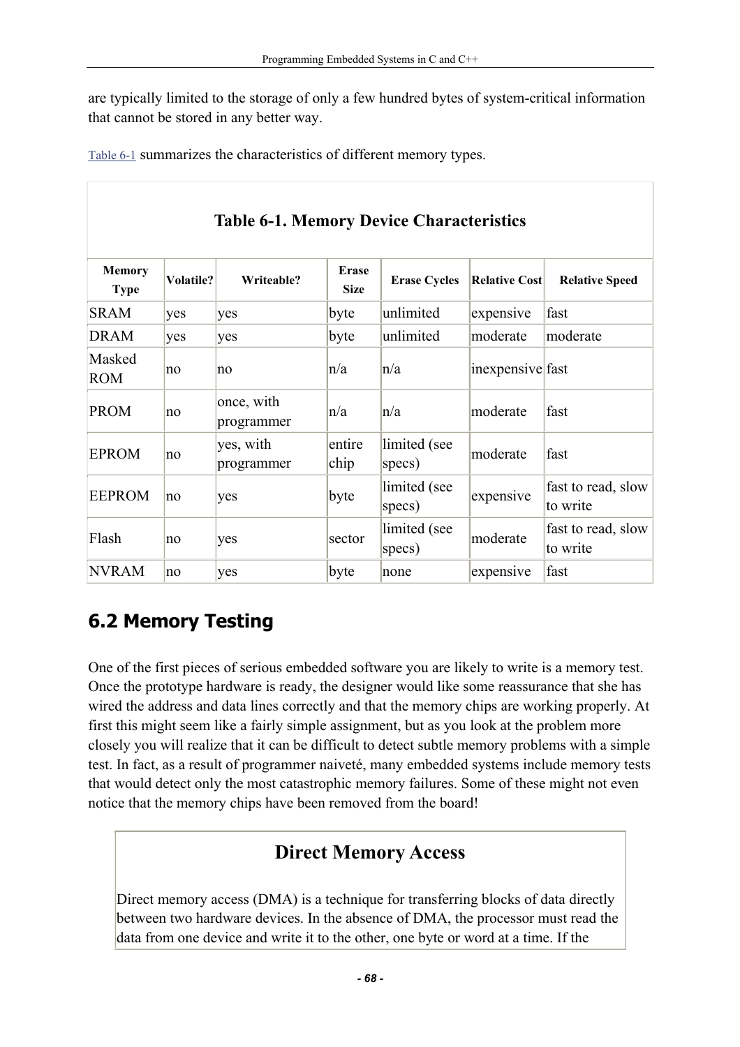are typically limited to the storage of only a few hundred bytes of system-critical information that cannot be stored in any better way.

Table 6-1 summarizes the characteristics of different memory types.

**Table 6-1. Memory Device Characteristics**

| Memory Type | Volatile? | Writeable? | Erase Size | Erase Cycles | Relative Cost | Relative Speed |
|---|---|---|---|---|---|---|
| SRAM | yes | yes | byte | unlimited | expensive | fast |
| DRAM | yes | yes | byte | unlimited | moderate | moderate |
| Masked ROM | no | no | n/a | n/a | inexpensive | fast |
| PROM | no | once, with programmer | n/a | n/a | moderate | fast |
| EPROM | no | yes, with programmer | entire chip | limited (see specs) | moderate | fast |
| EEPROM | no | yes | byte | limited (see specs) | expensive | fast to read, slow to write |
| Flash | no | yes | sector | limited (see specs) | moderate | fast to read, slow to write |
| NVRAM | no | yes | byte | none | expensive | fast |

## 6.2 Memory Testing

One of the first pieces of serious embedded software you are likely to write is a memory test. Once the prototype hardware is ready, the designer would like some reassurance that she has wired the address and data lines correctly and that the memory chips are working properly. At first this might seem like a fairly simple assignment, but as you look at the problem more closely you will realize that it can be difficult to detect subtle memory problems with a simple test. In fact, as a result of programmer naiveté, many embedded systems include memory tests that would detect only the most catastrophic memory failures. Some of these might not even notice that the memory chips have been removed from the board!

### Direct Memory Access

Direct memory access (DMA) is a technique for transferring blocks of data directly between two hardware devices. In the absence of DMA, the processor must read the data from one device and write it to the other, one byte or word at a time. If the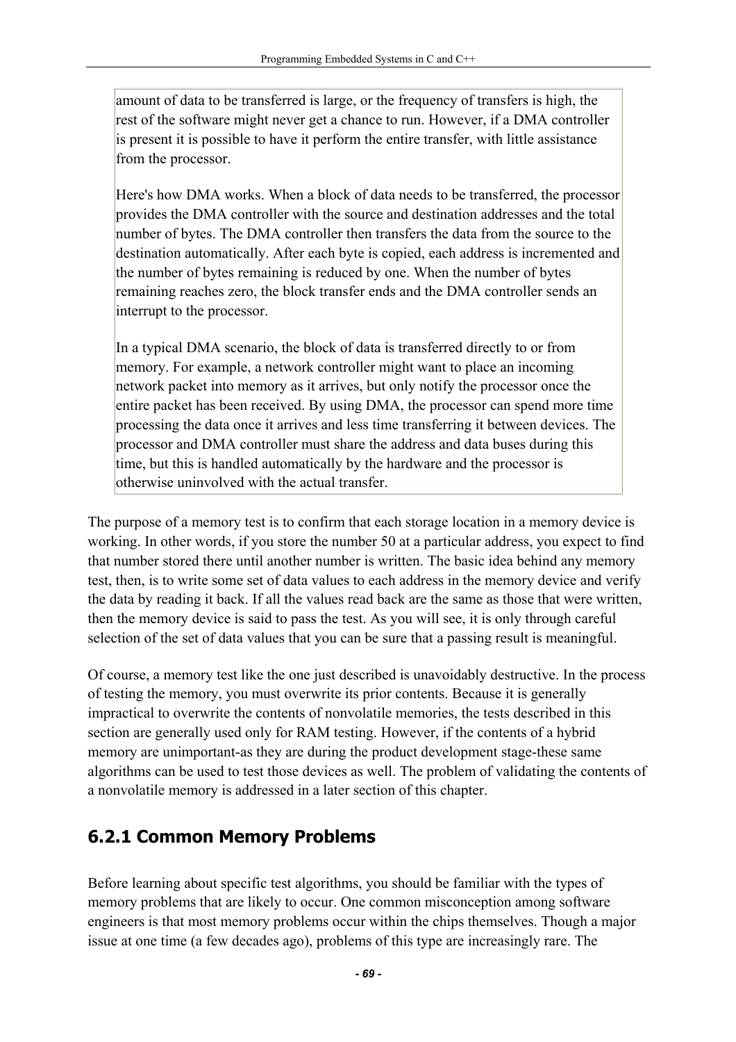amount of data to be transferred is large, or the frequency of transfers is high, the rest of the software might never get a chance to run. However, if a DMA controller is present it is possible to have it perform the entire transfer, with little assistance from the processor.

Here's how DMA works. When a block of data needs to be transferred, the processor provides the DMA controller with the source and destination addresses and the total number of bytes. The DMA controller then transfers the data from the source to the destination automatically. After each byte is copied, each address is incremented and the number of bytes remaining is reduced by one. When the number of bytes remaining reaches zero, the block transfer ends and the DMA controller sends an interrupt to the processor.

In a typical DMA scenario, the block of data is transferred directly to or from memory. For example, a network controller might want to place an incoming network packet into memory as it arrives, but only notify the processor once the entire packet has been received. By using DMA, the processor can spend more time processing the data once it arrives and less time transferring it between devices. The processor and DMA controller must share the address and data buses during this time, but this is handled automatically by the hardware and the processor is otherwise uninvolved with the actual transfer.

The purpose of a memory test is to confirm that each storage location in a memory device is working. In other words, if you store the number 50 at a particular address, you expect to find that number stored there until another number is written. The basic idea behind any memory test, then, is to write some set of data values to each address in the memory device and verify the data by reading it back. If all the values read back are the same as those that were written, then the memory device is said to pass the test. As you will see, it is only through careful selection of the set of data values that you can be sure that a passing result is meaningful.

Of course, a memory test like the one just described is unavoidably destructive. In the process of testing the memory, you must overwrite its prior contents. Because it is generally impractical to overwrite the contents of nonvolatile memories, the tests described in this section are generally used only for RAM testing. However, if the contents of a hybrid memory are unimportant-as they are during the product development stage-these same algorithms can be used to test those devices as well. The problem of validating the contents of a nonvolatile memory is addressed in a later section of this chapter.

### 6.2.1 Common Memory Problems

Before learning about specific test algorithms, you should be familiar with the types of memory problems that are likely to occur. One common misconception among software engineers is that most memory problems occur within the chips themselves. Though a major issue at one time (a few decades ago), problems of this type are increasingly rare. The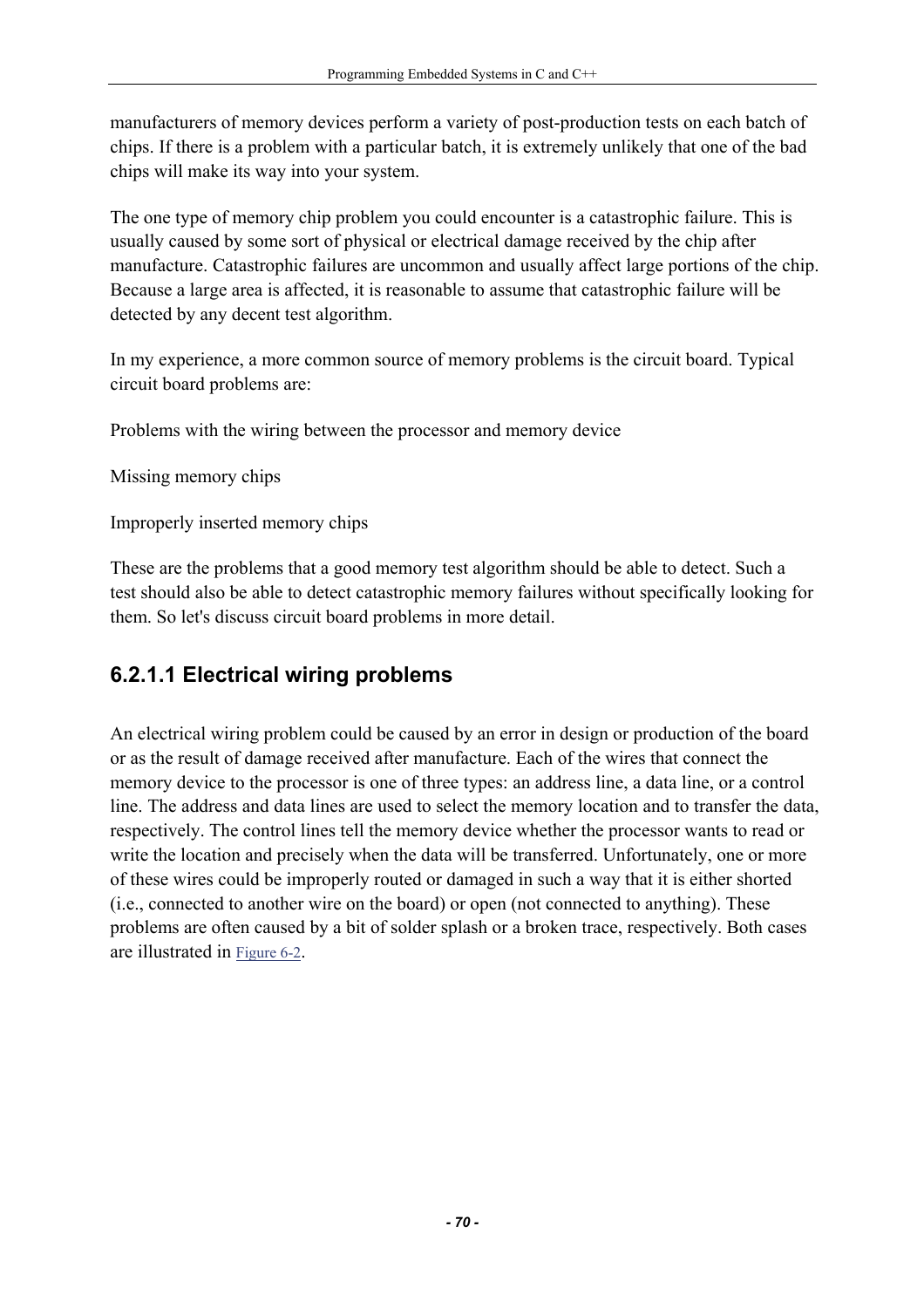manufacturers of memory devices perform a variety of post-production tests on each batch of chips. If there is a problem with a particular batch, it is extremely unlikely that one of the bad chips will make its way into your system.

The one type of memory chip problem you could encounter is a catastrophic failure. This is usually caused by some sort of physical or electrical damage received by the chip after manufacture. Catastrophic failures are uncommon and usually affect large portions of the chip. Because a large area is affected, it is reasonable to assume that catastrophic failure will be detected by any decent test algorithm.

In my experience, a more common source of memory problems is the circuit board. Typical circuit board problems are:

Problems with the wiring between the processor and memory device

Missing memory chips

Improperly inserted memory chips

These are the problems that a good memory test algorithm should be able to detect. Such a test should also be able to detect catastrophic memory failures without specifically looking for them. So let's discuss circuit board problems in more detail.

## 6.2.1.1 Electrical wiring problems

An electrical wiring problem could be caused by an error in design or production of the board or as the result of damage received after manufacture. Each of the wires that connect the memory device to the processor is one of three types: an address line, a data line, or a control line. The address and data lines are used to select the memory location and to transfer the data, respectively. The control lines tell the memory device whether the processor wants to read or write the location and precisely when the data will be transferred. Unfortunately, one or more of these wires could be improperly routed or damaged in such a way that it is either shorted (i.e., connected to another wire on the board) or open (not connected to anything). These problems are often caused by a bit of solder splash or a broken trace, respectively. Both cases are illustrated in Figure 6-2.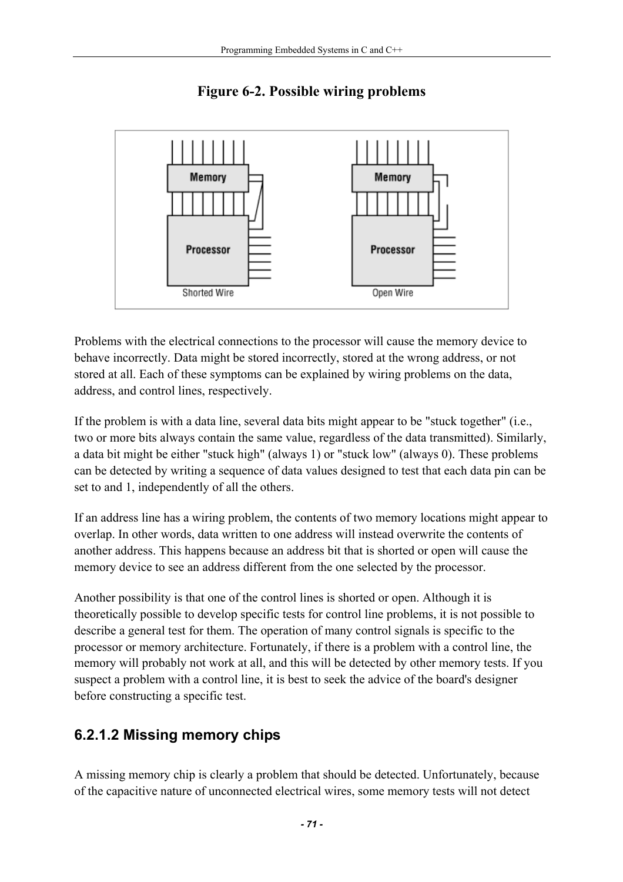**Figure 6-2. Possible wiring problems**

Memory

Processor

Shorted Wire

Memory

Processor

Open Wire

Problems with the electrical connections to the processor will cause the memory device to behave incorrectly. Data might be stored incorrectly, stored at the wrong address, or not stored at all. Each of these symptoms can be explained by wiring problems on the data, address, and control lines, respectively.

If the problem is with a data line, several data bits might appear to be "stuck together" (i.e., two or more bits always contain the same value, regardless of the data transmitted). Similarly, a data bit might be either "stuck high" (always 1) or "stuck low" (always 0). These problems can be detected by writing a sequence of data values designed to test that each data pin can be set to and 1, independently of all the others.

If an address line has a wiring problem, the contents of two memory locations might appear to overlap. In other words, data written to one address will instead overwrite the contents of another address. This happens because an address bit that is shorted or open will cause the memory device to see an address different from the one selected by the processor.

Another possibility is that one of the control lines is shorted or open. Although it is theoretically possible to develop specific tests for control line problems, it is not possible to describe a general test for them. The operation of many control signals is specific to the processor or memory architecture. Fortunately, if there is a problem with a control line, the memory will probably not work at all, and this will be detected by other memory tests. If you suspect a problem with a control line, it is best to seek the advice of the board's designer before constructing a specific test.

### 6.2.1.2 Missing memory chips

A missing memory chip is clearly a problem that should be detected. Unfortunately, because of the capacitive nature of unconnected electrical wires, some memory tests will not detect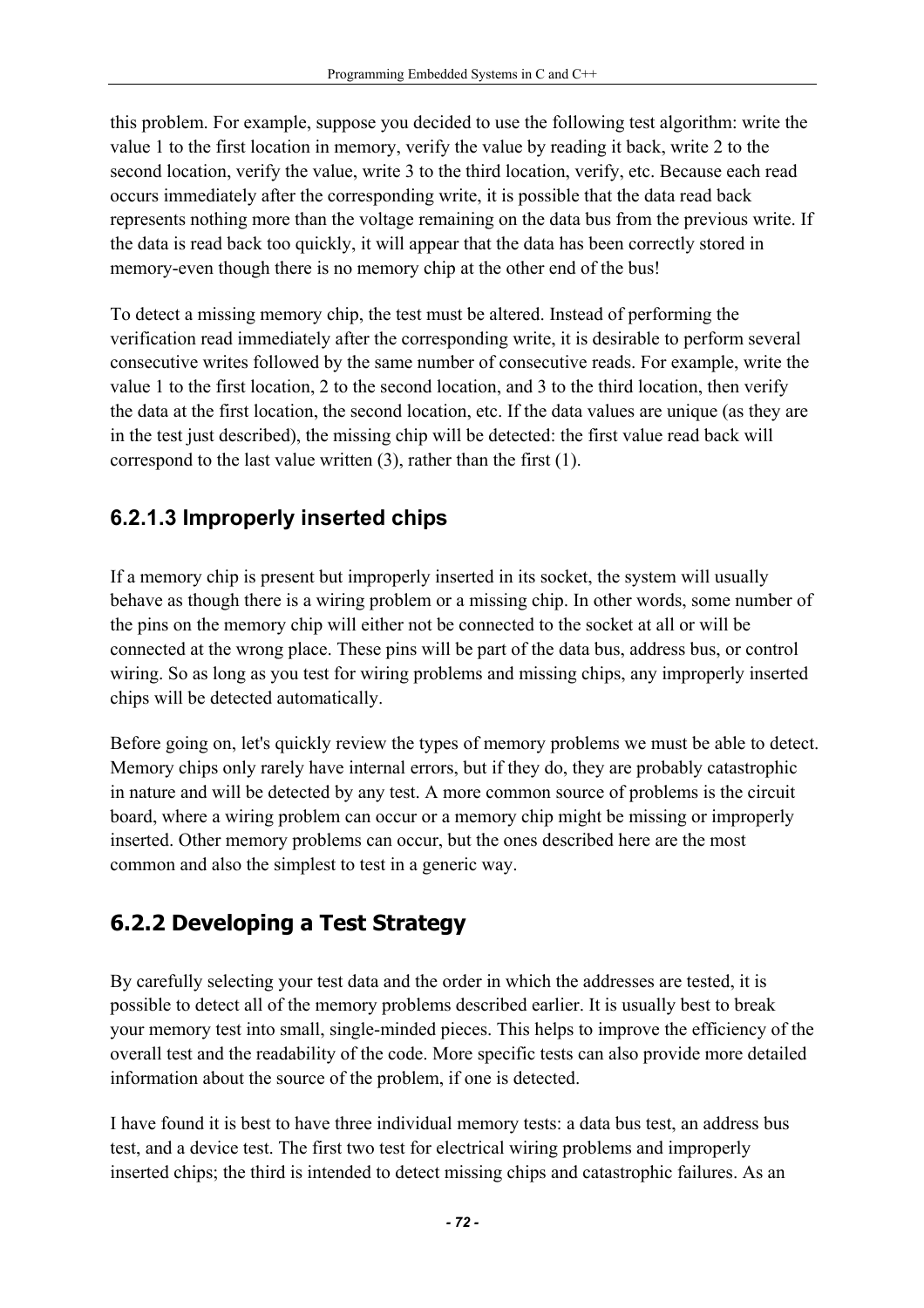this problem. For example, suppose you decided to use the following test algorithm: write the value 1 to the first location in memory, verify the value by reading it back, write 2 to the second location, verify the value, write 3 to the third location, verify, etc. Because each read occurs immediately after the corresponding write, it is possible that the data read back represents nothing more than the voltage remaining on the data bus from the previous write. If the data is read back too quickly, it will appear that the data has been correctly stored in memory-even though there is no memory chip at the other end of the bus!

To detect a missing memory chip, the test must be altered. Instead of performing the verification read immediately after the corresponding write, it is desirable to perform several consecutive writes followed by the same number of consecutive reads. For example, write the value 1 to the first location, 2 to the second location, and 3 to the third location, then verify the data at the first location, the second location, etc. If the data values are unique (as they are in the test just described), the missing chip will be detected: the first value read back will correspond to the last value written (3), rather than the first (1).

### 6.2.1.3 Improperly inserted chips

If a memory chip is present but improperly inserted in its socket, the system will usually behave as though there is a wiring problem or a missing chip. In other words, some number of the pins on the memory chip will either not be connected to the socket at all or will be connected at the wrong place. These pins will be part of the data bus, address bus, or control wiring. So as long as you test for wiring problems and missing chips, any improperly inserted chips will be detected automatically.

Before going on, let's quickly review the types of memory problems we must be able to detect. Memory chips only rarely have internal errors, but if they do, they are probably catastrophic in nature and will be detected by any test. A more common source of problems is the circuit board, where a wiring problem can occur or a memory chip might be missing or improperly inserted. Other memory problems can occur, but the ones described here are the most common and also the simplest to test in a generic way.

## 6.2.2 Developing a Test Strategy

By carefully selecting your test data and the order in which the addresses are tested, it is possible to detect all of the memory problems described earlier. It is usually best to break your memory test into small, single-minded pieces. This helps to improve the efficiency of the overall test and the readability of the code. More specific tests can also provide more detailed information about the source of the problem, if one is detected.

I have found it is best to have three individual memory tests: a data bus test, an address bus test, and a device test. The first two test for electrical wiring problems and improperly inserted chips; the third is intended to detect missing chips and catastrophic failures. As an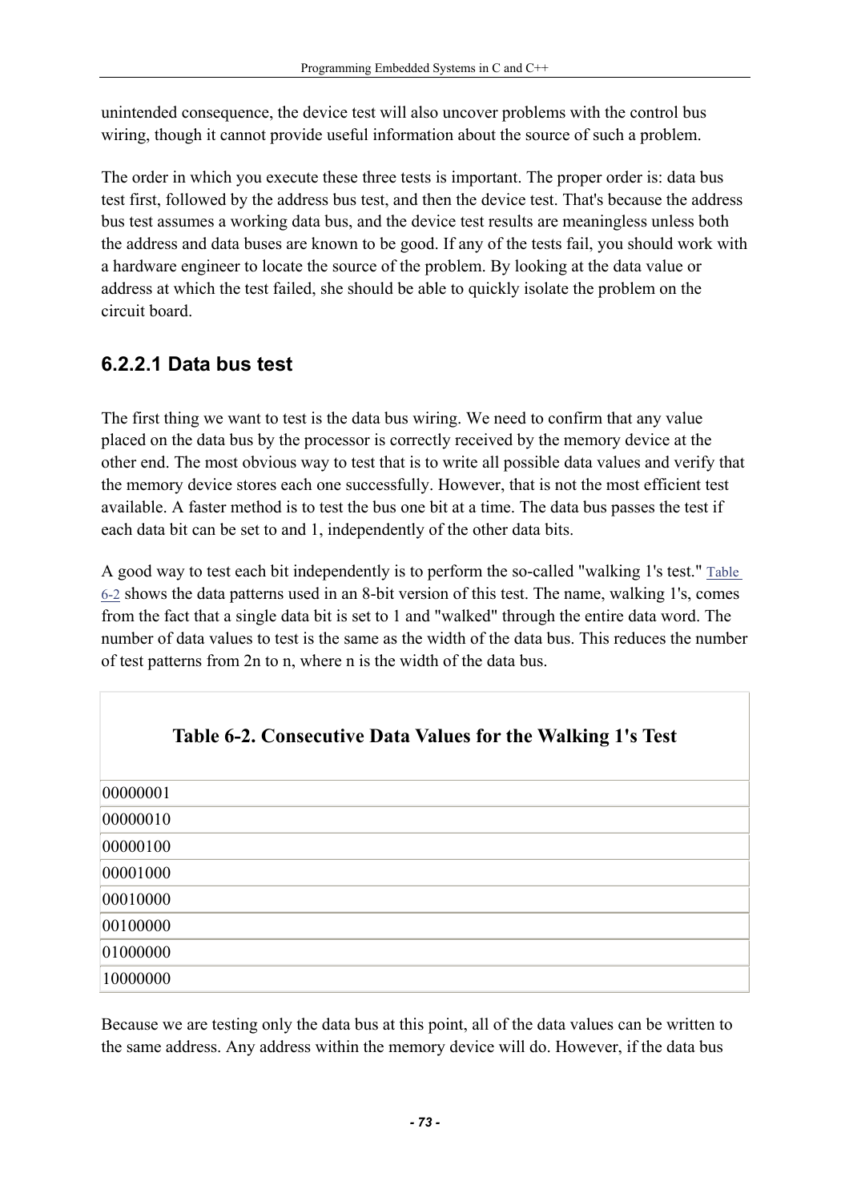unintended consequence, the device test will also uncover problems with the control bus wiring, though it cannot provide useful information about the source of such a problem.

The order in which you execute these three tests is important. The proper order is: data bus test first, followed by the address bus test, and then the device test. That's because the address bus test assumes a working data bus, and the device test results are meaningless unless both the address and data buses are known to be good. If any of the tests fail, you should work with a hardware engineer to locate the source of the problem. By looking at the data value or address at which the test failed, she should be able to quickly isolate the problem on the circuit board.

### 6.2.2.1 Data bus test

The first thing we want to test is the data bus wiring. We need to confirm that any value placed on the data bus by the processor is correctly received by the memory device at the other end. The most obvious way to test that is to write all possible data values and verify that the memory device stores each one successfully. However, that is not the most efficient test available. A faster method is to test the bus one bit at a time. The data bus passes the test if each data bit can be set to and 1, independently of the other data bits.

A good way to test each bit independently is to perform the so-called "walking 1's test." Table 6-2 shows the data patterns used in an 8-bit version of this test. The name, walking 1's, comes from the fact that a single data bit is set to 1 and "walked" through the entire data word. The number of data values to test is the same as the width of the data bus. This reduces the number of test patterns from 2n to n, where n is the width of the data bus.

| Table 6-2. Consecutive Data Values for the Walking 1's Test |
|---|
| 00000001 |
| 00000010 |
| 00000100 |
| 00001000 |
| 00010000 |
| 00100000 |
| 01000000 |
| 10000000 |

Because we are testing only the data bus at this point, all of the data values can be written to the same address. Any address within the memory device will do. However, if the data bus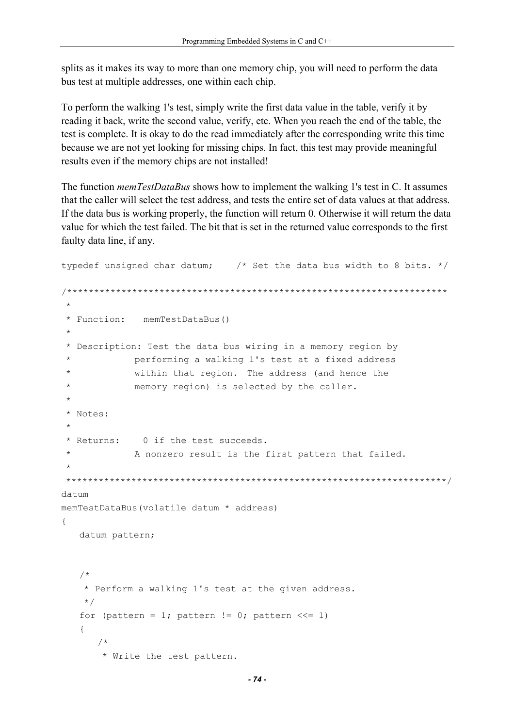splits as it makes its way to more than one memory chip, you will need to perform the data bus test at multiple addresses, one within each chip.

To perform the walking 1's test, simply write the first data value in the table, verify it by reading it back, write the second value, verify, etc. When you reach the end of the table, the test is complete. It is okay to do the read immediately after the corresponding write this time because we are not yet looking for missing chips. In fact, this test may provide meaningful results even if the memory chips are not installed!

The function *memTestDataBus* shows how to implement the walking 1's test in C. It assumes that the caller will select the test address, and tests the entire set of data values at that address. If the data bus is working properly, the function will return 0. Otherwise it will return the data value for which the test failed. The bit that is set in the returned value corresponds to the first faulty data line, if any.

```
typedef unsigned char datum;    /* Set the data bus width to 8 bits. */

/**********************************************************************
 *
 * Function:    memTestDataBus()
 *
 * Description: Test the data bus wiring in a memory region by
 *              performing a walking 1's test at a fixed address
 *              within that region.  The address (and hence the
 *              memory region) is selected by the caller.
 *
 * Notes:
 *
 * Returns:     0 if the test succeeds.
 *              A nonzero result is the first pattern that failed.
 *
 **********************************************************************/
datum
memTestDataBus(volatile datum * address)
{
    datum pattern;


    /*
     * Perform a walking 1's test at the given address.
     */
    for (pattern = 1; pattern != 0; pattern <<= 1)
    {
        /*
         * Write the test pattern.
```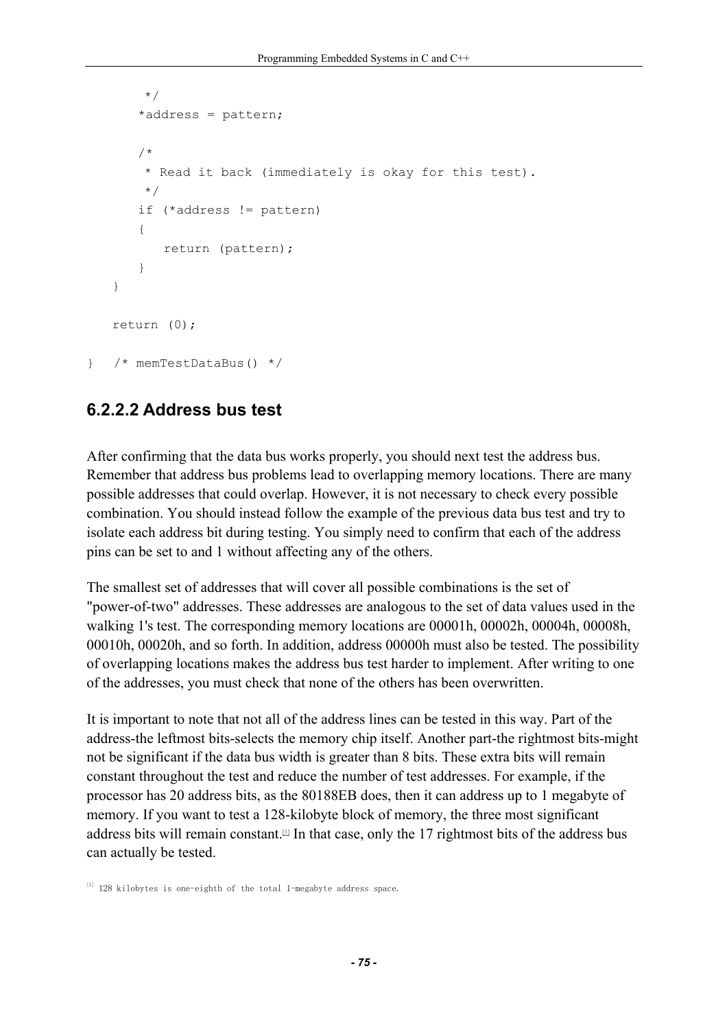```
         */
        *address = pattern;

        /*
         * Read it back (immediately is okay for this test).
         */
        if (*address != pattern)
        {
            return (pattern);
        }
    }

    return (0);

}   /* memTestDataBus() */
```

### 6.2.2.2 Address bus test

After confirming that the data bus works properly, you should next test the address bus. Remember that address bus problems lead to overlapping memory locations. There are many possible addresses that could overlap. However, it is not necessary to check every possible combination. You should instead follow the example of the previous data bus test and try to isolate each address bit during testing. You simply need to confirm that each of the address pins can be set to and 1 without affecting any of the others.

The smallest set of addresses that will cover all possible combinations is the set of "power-of-two" addresses. These addresses are analogous to the set of data values used in the walking 1's test. The corresponding memory locations are 00001h, 00002h, 00004h, 00008h, 00010h, 00020h, and so forth. In addition, address 00000h must also be tested. The possibility of overlapping locations makes the address bus test harder to implement. After writing to one of the addresses, you must check that none of the others has been overwritten.

It is important to note that not all of the address lines can be tested in this way. Part of the address-the leftmost bits-selects the memory chip itself. Another part-the rightmost bits-might not be significant if the data bus width is greater than 8 bits. These extra bits will remain constant throughout the test and reduce the number of test addresses. For example, if the processor has 20 address bits, as the 80188EB does, then it can address up to 1 megabyte of memory. If you want to test a 128-kilobyte block of memory, the three most significant address bits will remain constant.[1] In that case, only the 17 rightmost bits of the address bus can actually be tested.

[1] 128 kilobytes is one-eighth of the total 1-megabyte address space.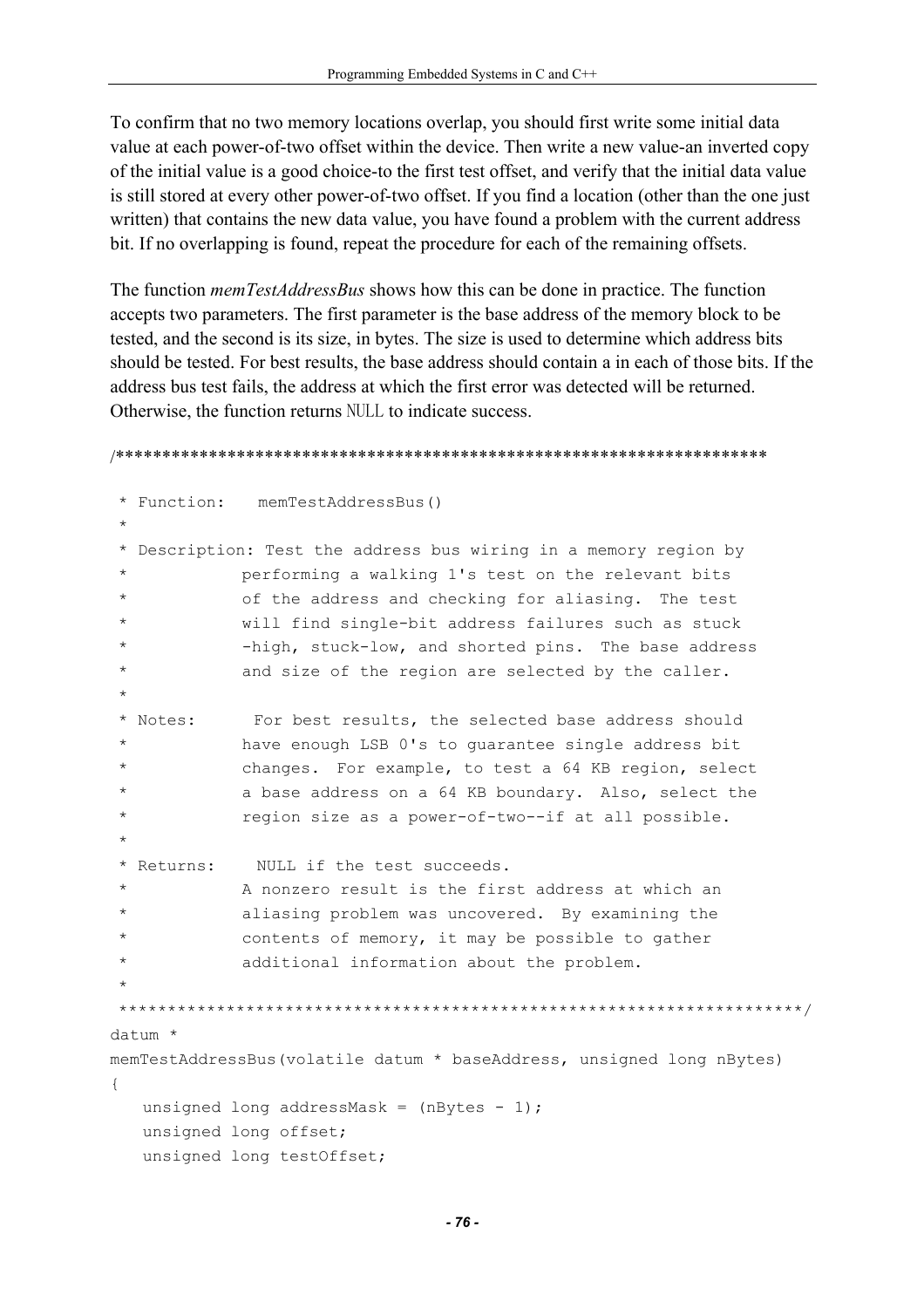To confirm that no two memory locations overlap, you should first write some initial data value at each power-of-two offset within the device. Then write a new value-an inverted copy of the initial value is a good choice-to the first test offset, and verify that the initial data value is still stored at every other power-of-two offset. If you find a location (other than the one just written) that contains the new data value, you have found a problem with the current address bit. If no overlapping is found, repeat the procedure for each of the remaining offsets.

The function *memTestAddressBus* shows how this can be done in practice. The function accepts two parameters. The first parameter is the base address of the memory block to be tested, and the second is its size, in bytes. The size is used to determine which address bits should be tested. For best results, the base address should contain a in each of those bits. If the address bus test fails, the address at which the first error was detected will be returned. Otherwise, the function returns NULL to indicate success.

```
/**********************************************************************

 * Function:    memTestAddressBus()
 *
 * Description: Test the address bus wiring in a memory region by
 *             performing a walking 1's test on the relevant bits
 *             of the address and checking for aliasing.  The test
 *             will find single-bit address failures such as stuck
 *             -high, stuck-low, and shorted pins.  The base address
 *             and size of the region are selected by the caller.
 *
 * Notes:       For best results, the selected base address should
 *             have enough LSB 0's to guarantee single address bit
 *             changes.  For example, to test a 64 KB region, select
 *             a base address on a 64 KB boundary.  Also, select the
 *             region size as a power-of-two--if at all possible.
 *
 * Returns:     NULL if the test succeeds.
 *             A nonzero result is the first address at which an
 *             aliasing problem was uncovered.  By examining the
 *             contents of memory, it may be possible to gather
 *             additional information about the problem.
 *
 **********************************************************************/
datum *
memTestAddressBus(volatile datum * baseAddress, unsigned long nBytes)
{
    unsigned long addressMask = (nBytes - 1);
    unsigned long offset;
    unsigned long testOffset;
```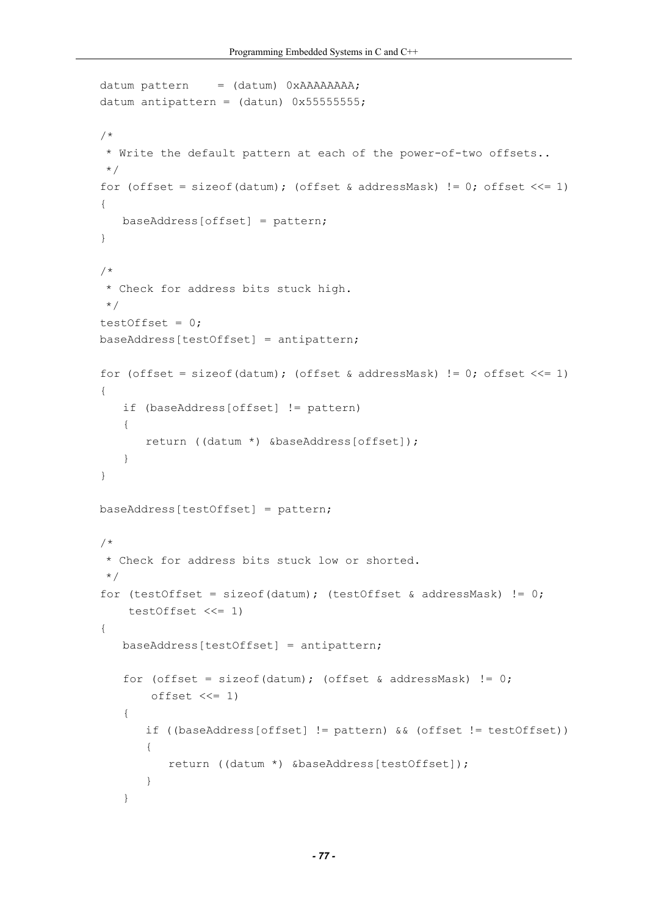```
datum pattern     = (datum) 0xAAAAAAAA;
datum antipattern = (datun) 0x55555555;

/*
 * Write the default pattern at each of the power-of-two offsets..
 */
for (offset = sizeof(datum); (offset & addressMask) != 0; offset <<= 1)
{
   baseAddress[offset] = pattern;
}

/*
 * Check for address bits stuck high.
 */
testOffset = 0;
baseAddress[testOffset] = antipattern;

for (offset = sizeof(datum); (offset & addressMask) != 0; offset <<= 1)
{
   if (baseAddress[offset] != pattern)
   {
      return ((datum *) &baseAddress[offset]);
   }
}

baseAddress[testOffset] = pattern;

/*
 * Check for address bits stuck low or shorted.
 */
for (testOffset = sizeof(datum); (testOffset & addressMask) != 0;
     testOffset <<= 1)
{
   baseAddress[testOffset] = antipattern;

   for (offset = sizeof(datum); (offset & addressMask) != 0;
        offset <<= 1)
   {
      if ((baseAddress[offset] != pattern) && (offset != testOffset))
      {
         return ((datum *) &baseAddress[testOffset]);
      }
   }
```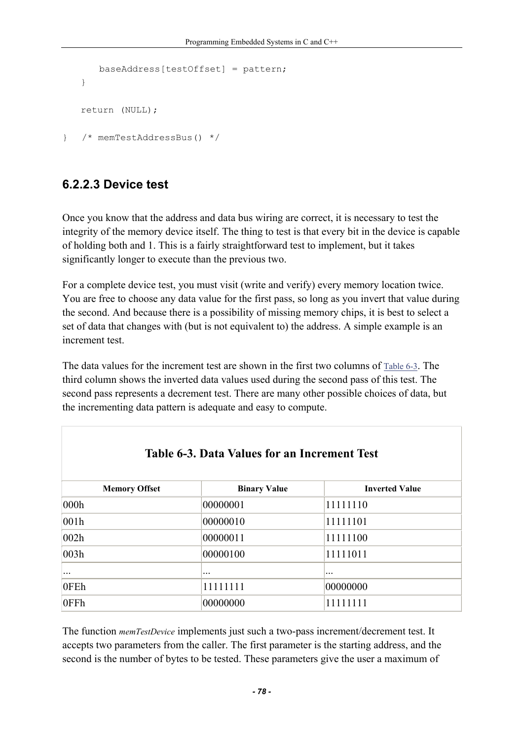```
        baseAddress[testOffset] = pattern;
    }

    return (NULL);

}   /* memTestAddressBus() */
```

### 6.2.2.3 Device test

Once you know that the address and data bus wiring are correct, it is necessary to test the integrity of the memory device itself. The thing to test is that every bit in the device is capable of holding both and 1. This is a fairly straightforward test to implement, but it takes significantly longer to execute than the previous two.

For a complete device test, you must visit (write and verify) every memory location twice. You are free to choose any data value for the first pass, so long as you invert that value during the second. And because there is a possibility of missing memory chips, it is best to select a set of data that changes with (but is not equivalent to) the address. A simple example is an increment test.

The data values for the increment test are shown in the first two columns of Table 6-3. The third column shows the inverted data values used during the second pass of this test. The second pass represents a decrement test. There are many other possible choices of data, but the incrementing data pattern is adequate and easy to compute.

**Table 6-3. Data Values for an Increment Test**

| Memory Offset | Binary Value | Inverted Value |
|---|---|---|
| 000h | 00000001 | 11111110 |
| 001h | 00000010 | 11111101 |
| 002h | 00000011 | 11111100 |
| 003h | 00000100 | 11111011 |
| ... | ... | ... |
| 0FEh | 11111111 | 00000000 |
| 0FFh | 00000000 | 11111111 |

The function *memTestDevice* implements just such a two-pass increment/decrement test. It accepts two parameters from the caller. The first parameter is the starting address, and the second is the number of bytes to be tested. These parameters give the user a maximum of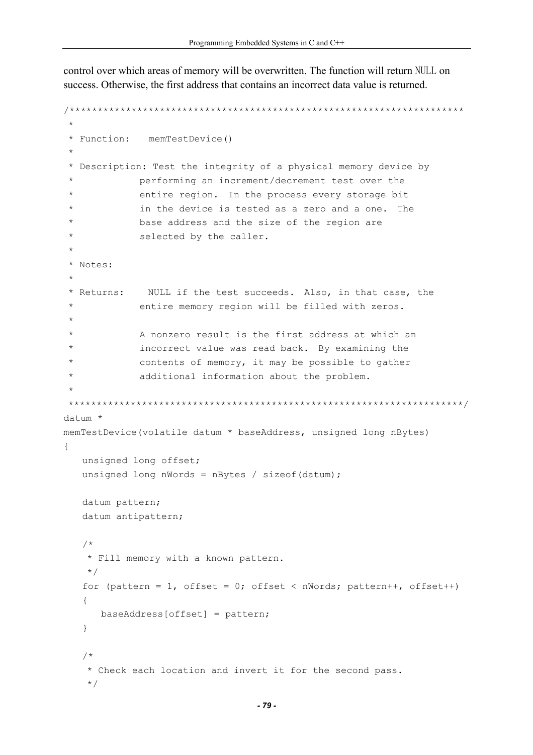control over which areas of memory will be overwritten. The function will return NULL on success. Otherwise, the first address that contains an incorrect data value is returned.

```
/**********************************************************************
 *
 * Function:    memTestDevice()
 *
 * Description: Test the integrity of a physical memory device by
 *             performing an increment/decrement test over the
 *             entire region.  In the process every storage bit
 *             in the device is tested as a zero and a one.  The
 *             base address and the size of the region are
 *             selected by the caller.
 *
 * Notes:
 *
 * Returns:     NULL if the test succeeds.  Also, in that case, the
 *             entire memory region will be filled with zeros.
 *
 *             A nonzero result is the first address at which an
 *             incorrect value was read back.  By examining the
 *             contents of memory, it may be possible to gather
 *             additional information about the problem.
 *
 **********************************************************************/
datum *
memTestDevice(volatile datum * baseAddress, unsigned long nBytes)
{
    unsigned long offset;
    unsigned long nWords = nBytes / sizeof(datum);

    datum pattern;
    datum antipattern;

    /*
     * Fill memory with a known pattern.
     */
    for (pattern = 1, offset = 0; offset < nWords; pattern++, offset++)
    {
        baseAddress[offset] = pattern;
    }

    /*
     * Check each location and invert it for the second pass.
     */
```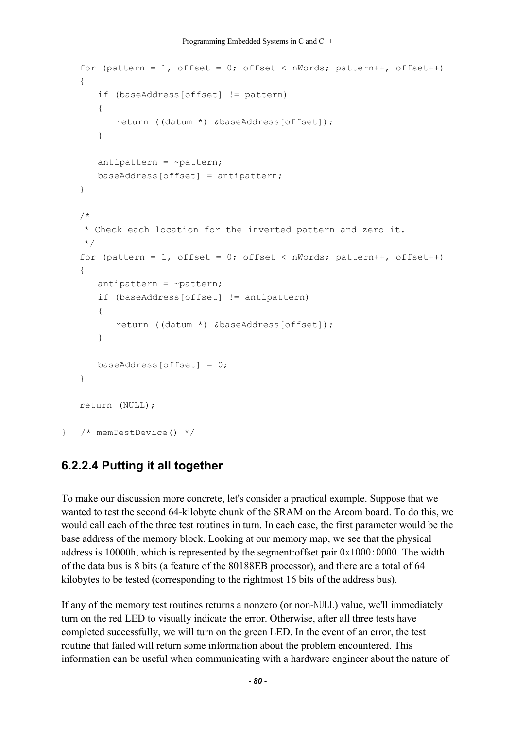```
    for (pattern = 1, offset = 0; offset < nWords; pattern++, offset++)
    {
        if (baseAddress[offset] != pattern)
        {
            return ((datum *) &baseAddress[offset]);
        }

        antipattern = ~pattern;
        baseAddress[offset] = antipattern;
    }

    /*
     * Check each location for the inverted pattern and zero it.
     */
    for (pattern = 1, offset = 0; offset < nWords; pattern++, offset++)
    {
        antipattern = ~pattern;
        if (baseAddress[offset] != antipattern)
        {
            return ((datum *) &baseAddress[offset]);
        }

        baseAddress[offset] = 0;
    }

    return (NULL);

}   /* memTestDevice() */
```

### 6.2.2.4 Putting it all together

To make our discussion more concrete, let's consider a practical example. Suppose that we wanted to test the second 64-kilobyte chunk of the SRAM on the Arcom board. To do this, we would call each of the three test routines in turn. In each case, the first parameter would be the base address of the memory block. Looking at our memory map, we see that the physical address is 10000h, which is represented by the segment:offset pair `0x1000:0000`. The width of the data bus is 8 bits (a feature of the 80188EB processor), and there are a total of 64 kilobytes to be tested (corresponding to the rightmost 16 bits of the address bus).

If any of the memory test routines returns a nonzero (or non-`NULL`) value, we'll immediately turn on the red LED to visually indicate the error. Otherwise, after all three tests have completed successfully, we will turn on the green LED. In the event of an error, the test routine that failed will return some information about the problem encountered. This information can be useful when communicating with a hardware engineer about the nature of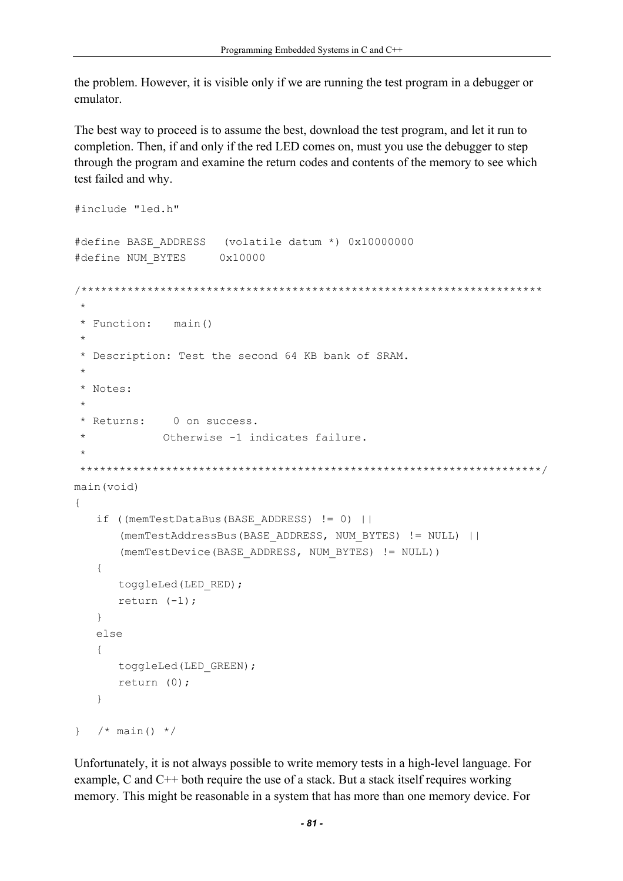the problem. However, it is visible only if we are running the test program in a debugger or emulator.

The best way to proceed is to assume the best, download the test program, and let it run to completion. Then, if and only if the red LED comes on, must you use the debugger to step through the program and examine the return codes and contents of the memory to see which test failed and why.

```
#include "led.h"

#define BASE_ADDRESS   (volatile datum *) 0x10000000
#define NUM_BYTES      0x10000

/**********************************************************************
 *
 * Function:    main()
 *
 * Description: Test the second 64 KB bank of SRAM.
 *
 * Notes:
 *
 * Returns:     0 on success.
 *              Otherwise -1 indicates failure.
 *
 **********************************************************************/
main(void)
{
    if ((memTestDataBus(BASE_ADDRESS) != 0) ||
        (memTestAddressBus(BASE_ADDRESS, NUM_BYTES) != NULL) ||
        (memTestDevice(BASE_ADDRESS, NUM_BYTES) != NULL))
    {
        toggleLed(LED_RED);
        return (-1);
    }
    else
    {
        toggleLed(LED_GREEN);
        return (0);
    }

}   /* main() */
```

Unfortunately, it is not always possible to write memory tests in a high-level language. For example, C and C++ both require the use of a stack. But a stack itself requires working memory. This might be reasonable in a system that has more than one memory device. For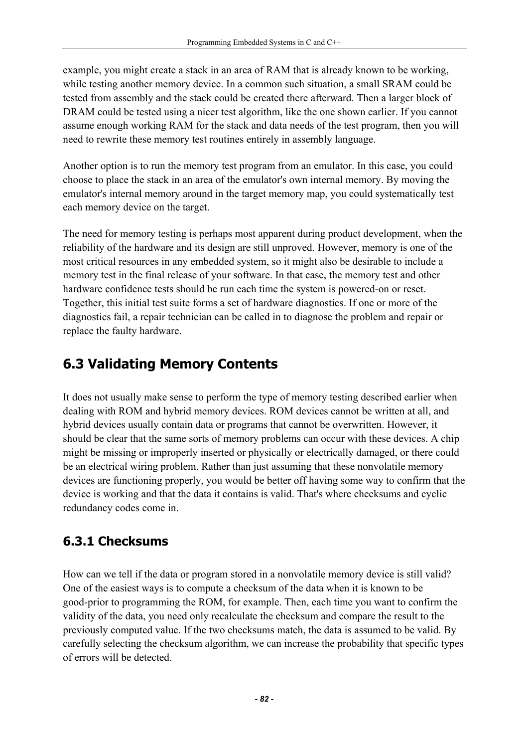example, you might create a stack in an area of RAM that is already known to be working, while testing another memory device. In a common such situation, a small SRAM could be tested from assembly and the stack could be created there afterward. Then a larger block of DRAM could be tested using a nicer test algorithm, like the one shown earlier. If you cannot assume enough working RAM for the stack and data needs of the test program, then you will need to rewrite these memory test routines entirely in assembly language.

Another option is to run the memory test program from an emulator. In this case, you could choose to place the stack in an area of the emulator's own internal memory. By moving the emulator's internal memory around in the target memory map, you could systematically test each memory device on the target.

The need for memory testing is perhaps most apparent during product development, when the reliability of the hardware and its design are still unproved. However, memory is one of the most critical resources in any embedded system, so it might also be desirable to include a memory test in the final release of your software. In that case, the memory test and other hardware confidence tests should be run each time the system is powered-on or reset. Together, this initial test suite forms a set of hardware diagnostics. If one or more of the diagnostics fail, a repair technician can be called in to diagnose the problem and repair or replace the faulty hardware.

## 6.3 Validating Memory Contents

It does not usually make sense to perform the type of memory testing described earlier when dealing with ROM and hybrid memory devices. ROM devices cannot be written at all, and hybrid devices usually contain data or programs that cannot be overwritten. However, it should be clear that the same sorts of memory problems can occur with these devices. A chip might be missing or improperly inserted or physically or electrically damaged, or there could be an electrical wiring problem. Rather than just assuming that these nonvolatile memory devices are functioning properly, you would be better off having some way to confirm that the device is working and that the data it contains is valid. That's where checksums and cyclic redundancy codes come in.

### 6.3.1 Checksums

How can we tell if the data or program stored in a nonvolatile memory device is still valid? One of the easiest ways is to compute a checksum of the data when it is known to be good-prior to programming the ROM, for example. Then, each time you want to confirm the validity of the data, you need only recalculate the checksum and compare the result to the previously computed value. If the two checksums match, the data is assumed to be valid. By carefully selecting the checksum algorithm, we can increase the probability that specific types of errors will be detected.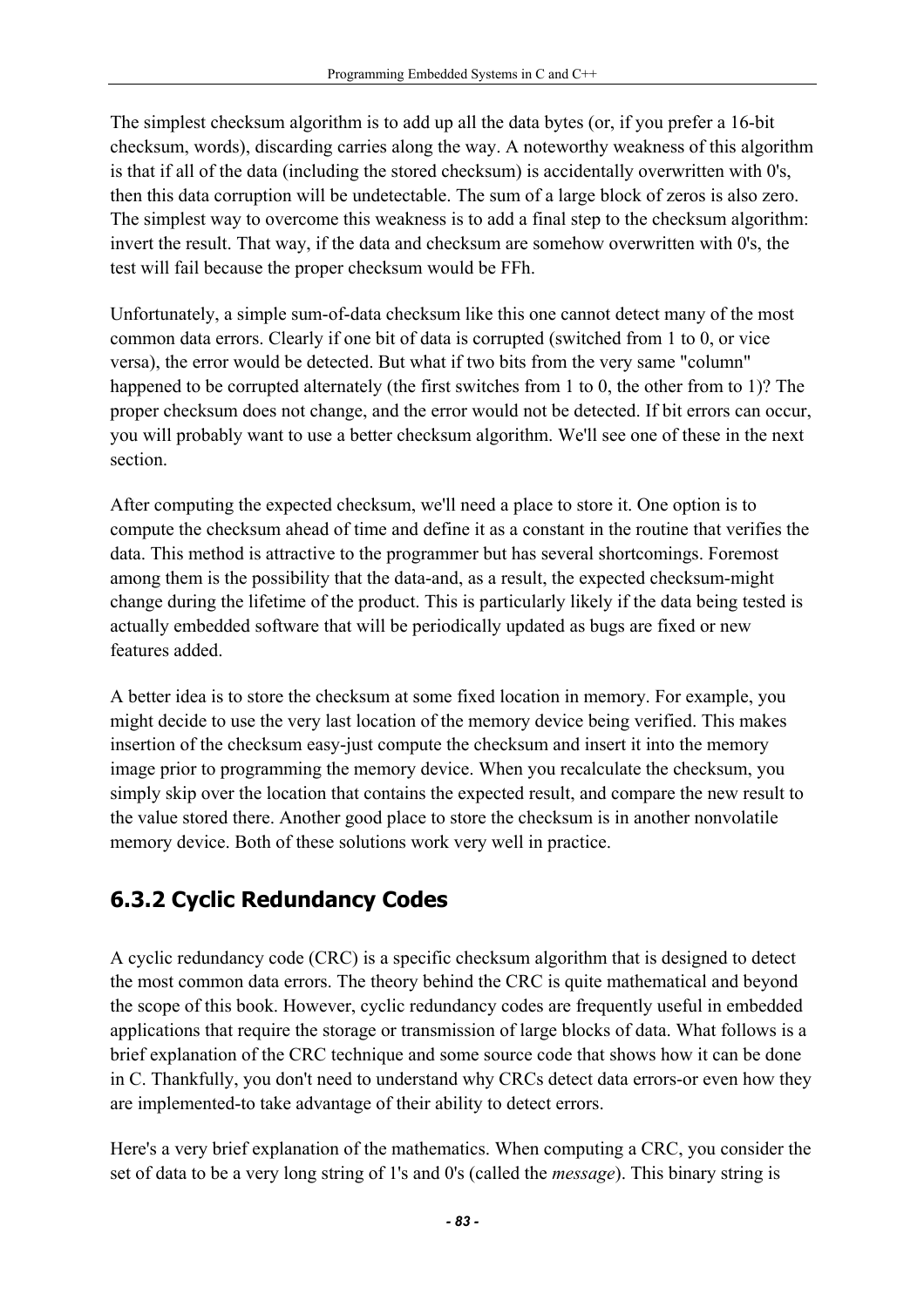The simplest checksum algorithm is to add up all the data bytes (or, if you prefer a 16-bit checksum, words), discarding carries along the way. A noteworthy weakness of this algorithm is that if all of the data (including the stored checksum) is accidentally overwritten with 0's, then this data corruption will be undetectable. The sum of a large block of zeros is also zero. The simplest way to overcome this weakness is to add a final step to the checksum algorithm: invert the result. That way, if the data and checksum are somehow overwritten with 0's, the test will fail because the proper checksum would be FFh.

Unfortunately, a simple sum-of-data checksum like this one cannot detect many of the most common data errors. Clearly if one bit of data is corrupted (switched from 1 to 0, or vice versa), the error would be detected. But what if two bits from the very same "column" happened to be corrupted alternately (the first switches from 1 to 0, the other from to 1)? The proper checksum does not change, and the error would not be detected. If bit errors can occur, you will probably want to use a better checksum algorithm. We'll see one of these in the next section.

After computing the expected checksum, we'll need a place to store it. One option is to compute the checksum ahead of time and define it as a constant in the routine that verifies the data. This method is attractive to the programmer but has several shortcomings. Foremost among them is the possibility that the data-and, as a result, the expected checksum-might change during the lifetime of the product. This is particularly likely if the data being tested is actually embedded software that will be periodically updated as bugs are fixed or new features added.

A better idea is to store the checksum at some fixed location in memory. For example, you might decide to use the very last location of the memory device being verified. This makes insertion of the checksum easy-just compute the checksum and insert it into the memory image prior to programming the memory device. When you recalculate the checksum, you simply skip over the location that contains the expected result, and compare the new result to the value stored there. Another good place to store the checksum is in another nonvolatile memory device. Both of these solutions work very well in practice.

## 6.3.2 Cyclic Redundancy Codes

A cyclic redundancy code (CRC) is a specific checksum algorithm that is designed to detect the most common data errors. The theory behind the CRC is quite mathematical and beyond the scope of this book. However, cyclic redundancy codes are frequently useful in embedded applications that require the storage or transmission of large blocks of data. What follows is a brief explanation of the CRC technique and some source code that shows how it can be done in C. Thankfully, you don't need to understand why CRCs detect data errors-or even how they are implemented-to take advantage of their ability to detect errors.

Here's a very brief explanation of the mathematics. When computing a CRC, you consider the set of data to be a very long string of 1's and 0's (called the *message*). This binary string is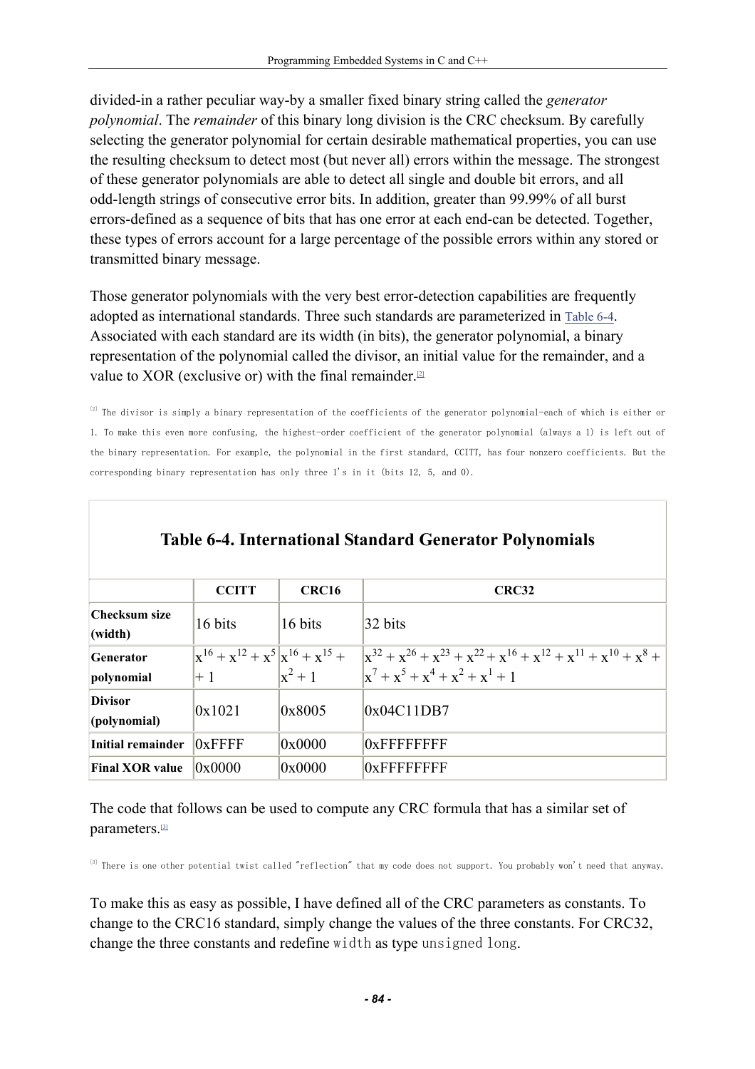divided-in a rather peculiar way-by a smaller fixed binary string called the *generator polynomial*. The *remainder* of this binary long division is the CRC checksum. By carefully selecting the generator polynomial for certain desirable mathematical properties, you can use the resulting checksum to detect most (but never all) errors within the message. The strongest of these generator polynomials are able to detect all single and double bit errors, and all odd-length strings of consecutive error bits. In addition, greater than 99.99% of all burst errors-defined as a sequence of bits that has one error at each end-can be detected. Together, these types of errors account for a large percentage of the possible errors within any stored or transmitted binary message.

Those generator polynomials with the very best error-detection capabilities are frequently adopted as international standards. Three such standards are parameterized in Table 6-4. Associated with each standard are its width (in bits), the generator polynomial, a binary representation of the polynomial called the divisor, an initial value for the remainder, and a value to XOR (exclusive or) with the final remainder.[2]

[2] The divisor is simply a binary representation of the coefficients of the generator polynomial-each of which is either or 1. To make this even more confusing, the highest-order coefficient of the generator polynomial (always a 1) is left out of the binary representation. For example, the polynomial in the first standard, CCITT, has four nonzero coefficients. But the corresponding binary representation has only three 1's in it (bits 12, 5, and 0).

**Table 6-4. International Standard Generator Polynomials**

| | CCITT | CRC16 | CRC32 |
|---|---|---|---|
| **Checksum size (width)** | 16 bits | 16 bits | 32 bits |
| **Generator polynomial** | $x^{16} + x^{12} + x^5 + 1$ | $x^{16} + x^{15} + x^2 + 1$ | $x^{32} + x^{26} + x^{23} + x^{22} + x^{16} + x^{12} + x^{11} + x^{10} + x^8 + x^7 + x^5 + x^4 + x^2 + x^1 + 1$ |
| **Divisor (polynomial)** | 0x1021 | 0x8005 | 0x04C11DB7 |
| **Initial remainder** | 0xFFFF | 0x0000 | 0xFFFFFFFF |
| **Final XOR value** | 0x0000 | 0x0000 | 0xFFFFFFFF |

The code that follows can be used to compute any CRC formula that has a similar set of parameters.[3]

[3] There is one other potential twist called "reflection" that my code does not support. You probably won't need that anyway.

To make this as easy as possible, I have defined all of the CRC parameters as constants. To change to the CRC16 standard, simply change the values of the three constants. For CRC32, change the three constants and redefine `width` as type `unsigned long`.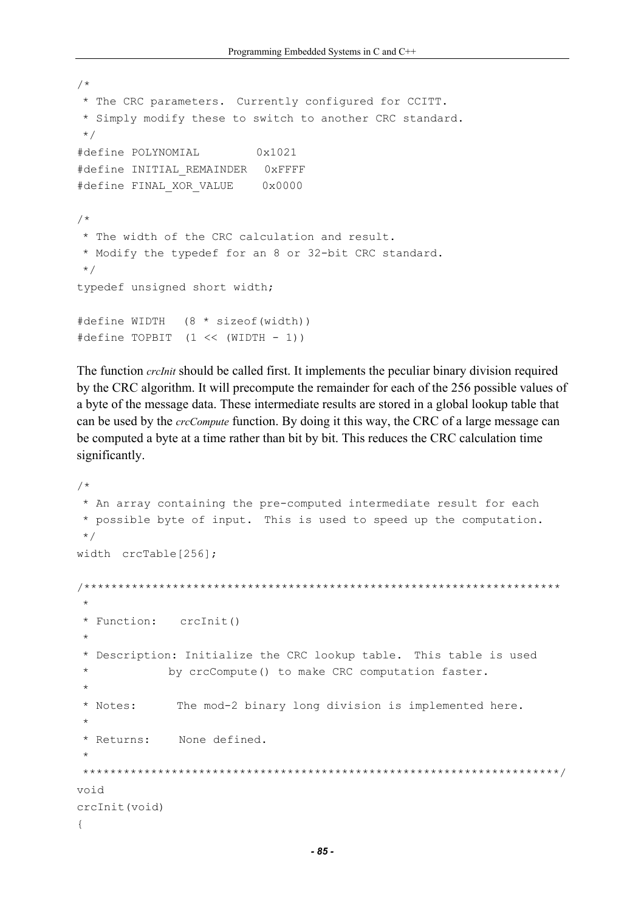```
/*
 * The CRC parameters.  Currently configured for CCITT.
 * Simply modify these to switch to another CRC standard.
 */
#define POLYNOMIAL         0x1021
#define INITIAL_REMAINDER   0xFFFF
#define FINAL_XOR_VALUE    0x0000

/*
 * The width of the CRC calculation and result.
 * Modify the typedef for an 8 or 32-bit CRC standard.
 */
typedef unsigned short width;

#define WIDTH   (8 * sizeof(width))
#define TOPBIT  (1 << (WIDTH - 1))
```

The function *crcInit* should be called first. It implements the peculiar binary division required by the CRC algorithm. It will precompute the remainder for each of the 256 possible values of a byte of the message data. These intermediate results are stored in a global lookup table that can be used by the *crcCompute* function. By doing it this way, the CRC of a large message can be computed a byte at a time rather than bit by bit. This reduces the CRC calculation time significantly.

```
/*
 * An array containing the pre-computed intermediate result for each
 * possible byte of input.  This is used to speed up the computation.
 */
width  crcTable[256];

/**********************************************************************
 *
 * Function:    crcInit()
 *
 * Description: Initialize the CRC lookup table.  This table is used
 *              by crcCompute() to make CRC computation faster.
 *
 * Notes:       The mod-2 binary long division is implemented here.
 *
 * Returns:     None defined.
 *
 **********************************************************************/
void
crcInit(void)
{
```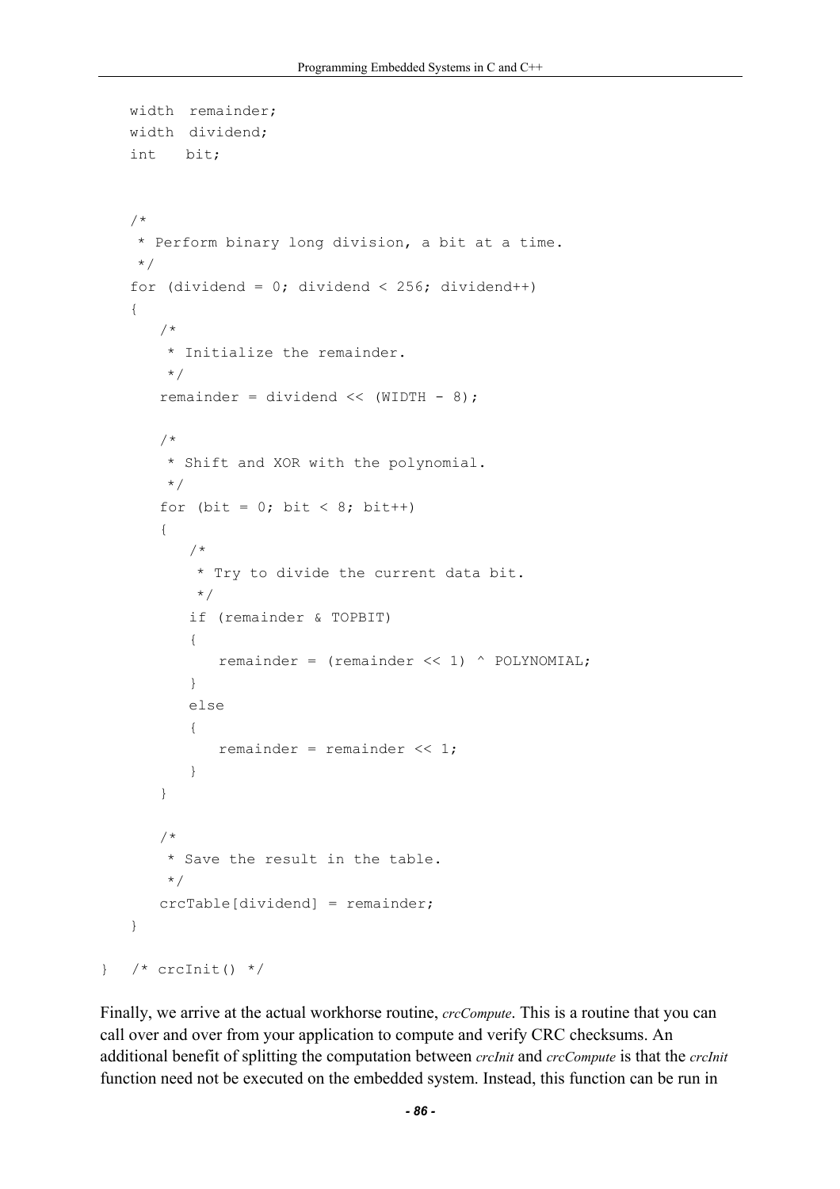```
    width  remainder;
    width  dividend;
    int    bit;


    /*
     * Perform binary long division, a bit at a time.
     */
    for (dividend = 0; dividend < 256; dividend++)
    {
        /*
         * Initialize the remainder.
         */
        remainder = dividend << (WIDTH - 8);

        /*
         * Shift and XOR with the polynomial.
         */
        for (bit = 0; bit < 8; bit++)
        {
            /*
             * Try to divide the current data bit.
             */
            if (remainder & TOPBIT)
            {
                remainder = (remainder << 1) ^ POLYNOMIAL;
            }
            else
            {
                remainder = remainder << 1;
            }
        }

        /*
         * Save the result in the table.
         */
        crcTable[dividend] = remainder;
    }

}   /* crcInit() */
```

Finally, we arrive at the actual workhorse routine, *crcCompute*. This is a routine that you can call over and over from your application to compute and verify CRC checksums. An additional benefit of splitting the computation between *crcInit* and *crcCompute* is that the *crcInit* function need not be executed on the embedded system. Instead, this function can be run in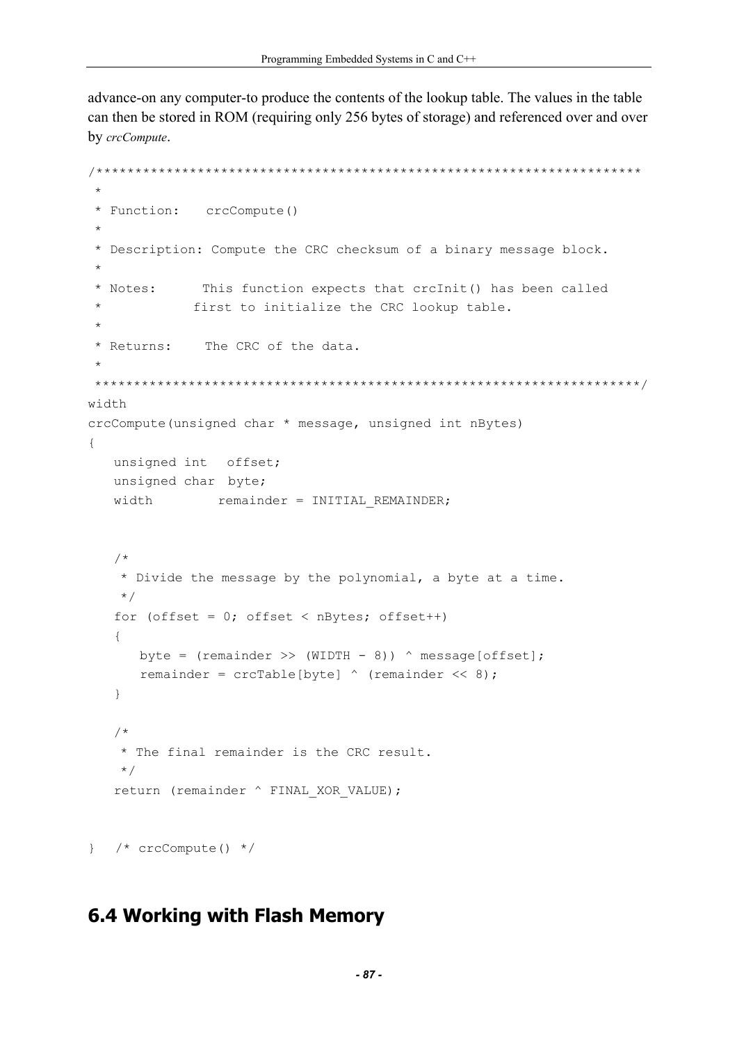advance-on any computer-to produce the contents of the lookup table. The values in the table can then be stored in ROM (requiring only 256 bytes of storage) and referenced over and over by *crcCompute*.

```
/*********************************************************************
 *
 * Function:    crcCompute()
 *
 * Description: Compute the CRC checksum of a binary message block.
 *
 * Notes:       This function expects that crcInit() has been called
 *              first to initialize the CRC lookup table.
 *
 * Returns:     The CRC of the data.
 *
 *********************************************************************/
width
crcCompute(unsigned char * message, unsigned int nBytes)
{
    unsigned int   offset;
    unsigned char  byte;
    width          remainder = INITIAL_REMAINDER;


    /*
     * Divide the message by the polynomial, a byte at a time.
     */
    for (offset = 0; offset < nBytes; offset++)
    {
        byte = (remainder >> (WIDTH - 8)) ^ message[offset];
        remainder = crcTable[byte] ^ (remainder << 8);
    }

    /*
     * The final remainder is the CRC result.
     */
    return (remainder ^ FINAL_XOR_VALUE);


}   /* crcCompute() */
```

## 6.4 Working with Flash Memory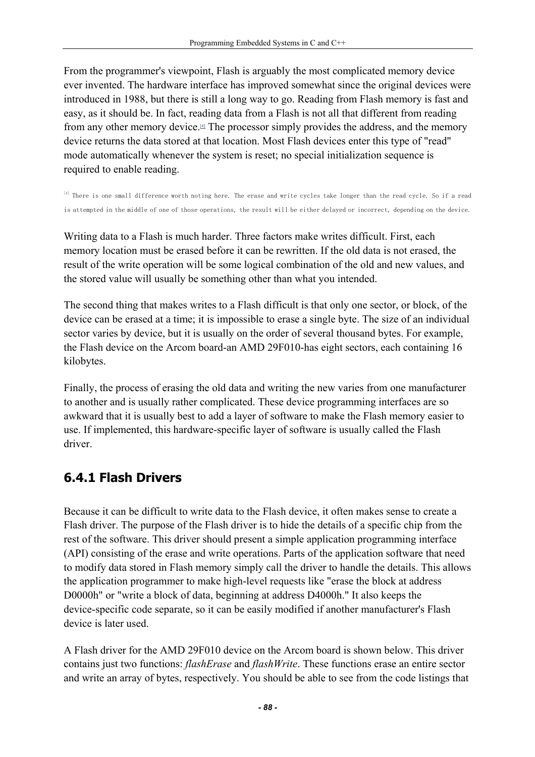From the programmer's viewpoint, Flash is arguably the most complicated memory device ever invented. The hardware interface has improved somewhat since the original devices were introduced in 1988, but there is still a long way to go. Reading from Flash memory is fast and easy, as it should be. In fact, reading data from a Flash is not all that different from reading from any other memory device.[4] The processor simply provides the address, and the memory device returns the data stored at that location. Most Flash devices enter this type of "read" mode automatically whenever the system is reset; no special initialization sequence is required to enable reading.

[4] There is one small difference worth noting here. The erase and write cycles take longer than the read cycle. So if a read is attempted in the middle of one of those operations, the result will be either delayed or incorrect, depending on the device.

Writing data to a Flash is much harder. Three factors make writes difficult. First, each memory location must be erased before it can be rewritten. If the old data is not erased, the result of the write operation will be some logical combination of the old and new values, and the stored value will usually be something other than what you intended.

The second thing that makes writes to a Flash difficult is that only one sector, or block, of the device can be erased at a time; it is impossible to erase a single byte. The size of an individual sector varies by device, but it is usually on the order of several thousand bytes. For example, the Flash device on the Arcom board-an AMD 29F010-has eight sectors, each containing 16 kilobytes.

Finally, the process of erasing the old data and writing the new varies from one manufacturer to another and is usually rather complicated. These device programming interfaces are so awkward that it is usually best to add a layer of software to make the Flash memory easier to use. If implemented, this hardware-specific layer of software is usually called the Flash driver.

### 6.4.1 Flash Drivers

Because it can be difficult to write data to the Flash device, it often makes sense to create a Flash driver. The purpose of the Flash driver is to hide the details of a specific chip from the rest of the software. This driver should present a simple application programming interface (API) consisting of the erase and write operations. Parts of the application software that need to modify data stored in Flash memory simply call the driver to handle the details. This allows the application programmer to make high-level requests like "erase the block at address D0000h" or "write a block of data, beginning at address D4000h." It also keeps the device-specific code separate, so it can be easily modified if another manufacturer's Flash device is later used.

A Flash driver for the AMD 29F010 device on the Arcom board is shown below. This driver contains just two functions: *flashErase* and *flashWrite*. These functions erase an entire sector and write an array of bytes, respectively. You should be able to see from the code listings that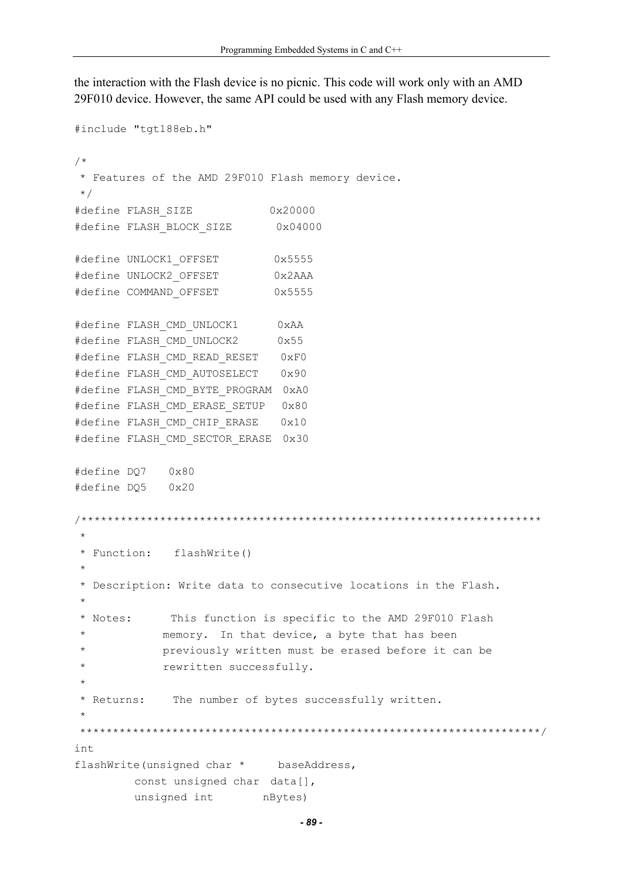the interaction with the Flash device is no picnic. This code will work only with an AMD 29F010 device. However, the same API could be used with any Flash memory device.

```
#include "tgt188eb.h"

/*
 * Features of the AMD 29F010 Flash memory device.
 */
#define FLASH_SIZE           0x20000
#define FLASH_BLOCK_SIZE      0x04000

#define UNLOCK1_OFFSET        0x5555
#define UNLOCK2_OFFSET        0x2AAA
#define COMMAND_OFFSET        0x5555

#define FLASH_CMD_UNLOCK1      0xAA
#define FLASH_CMD_UNLOCK2      0x55
#define FLASH_CMD_READ_RESET    0xF0
#define FLASH_CMD_AUTOSELECT    0x90
#define FLASH_CMD_BYTE_PROGRAM  0xA0
#define FLASH_CMD_ERASE_SETUP   0x80
#define FLASH_CMD_CHIP_ERASE    0x10
#define FLASH_CMD_SECTOR_ERASE  0x30

#define DQ7   0x80
#define DQ5   0x20

/**********************************************************************
 *
 * Function:   flashWrite()
 *
 * Description: Write data to consecutive locations in the Flash.
 *
 * Notes:      This function is specific to the AMD 29F010 Flash
 *            memory.  In that device, a byte that has been
 *            previously written must be erased before it can be
 *            rewritten successfully.
 *
 * Returns:    The number of bytes successfully written.
 *
 **********************************************************************/
int
flashWrite(unsigned char *     baseAddress,
         const unsigned char  data[],
         unsigned int       nBytes)
```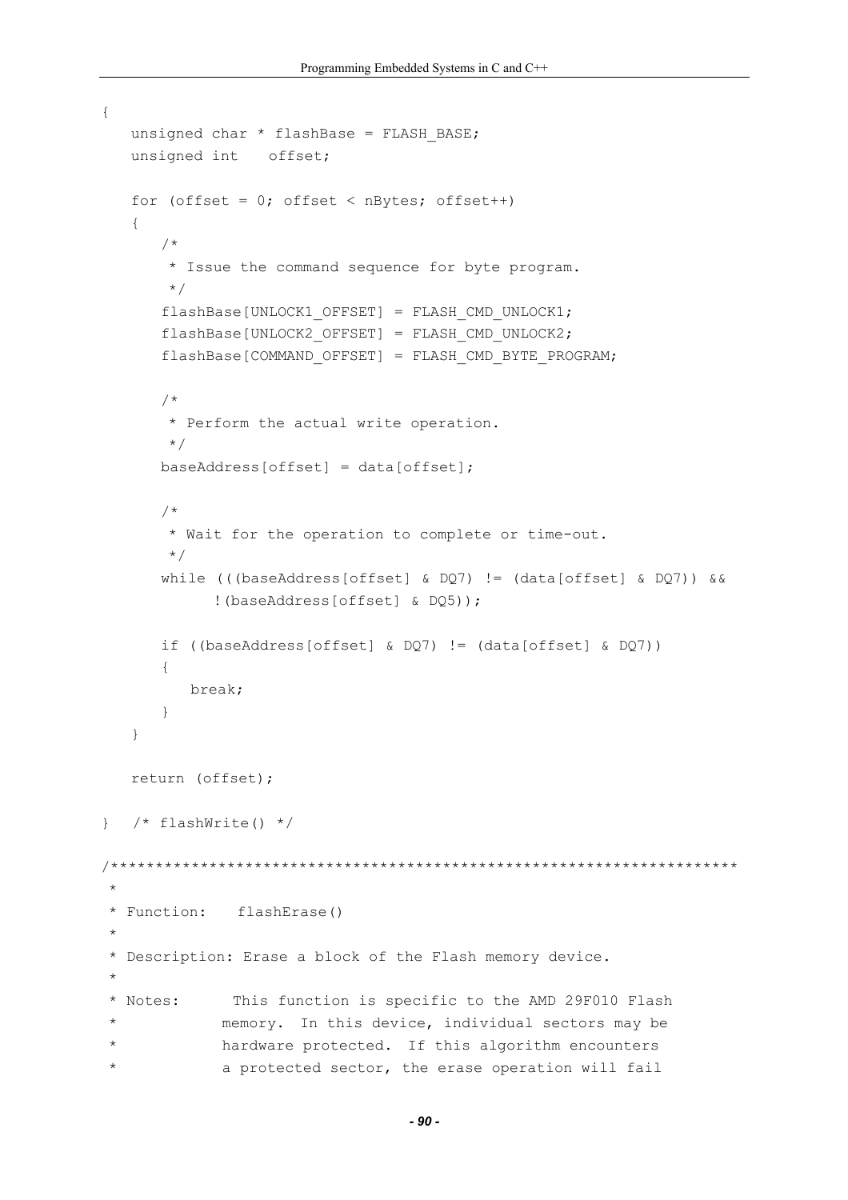```
{
   unsigned char * flashBase = FLASH_BASE;
   unsigned int   offset;

   for (offset = 0; offset < nBytes; offset++)
   {
      /*
       * Issue the command sequence for byte program.
       */
      flashBase[UNLOCK1_OFFSET] = FLASH_CMD_UNLOCK1;
      flashBase[UNLOCK2_OFFSET] = FLASH_CMD_UNLOCK2;
      flashBase[COMMAND_OFFSET] = FLASH_CMD_BYTE_PROGRAM;

      /*
       * Perform the actual write operation.
       */
      baseAddress[offset] = data[offset];

      /*
       * Wait for the operation to complete or time-out.
       */
      while (((baseAddress[offset] & DQ7) != (data[offset] & DQ7)) &&
            !(baseAddress[offset] & DQ5));

      if ((baseAddress[offset] & DQ7) != (data[offset] & DQ7))
      {
         break;
      }
   }

   return (offset);

}  /* flashWrite() */

/**********************************************************************
 *
 * Function:    flashErase()
 *
 * Description: Erase a block of the Flash memory device.
 *
 * Notes:       This function is specific to the AMD 29F010 Flash
 *             memory.  In this device, individual sectors may be
 *             hardware protected.  If this algorithm encounters
 *             a protected sector, the erase operation will fail
```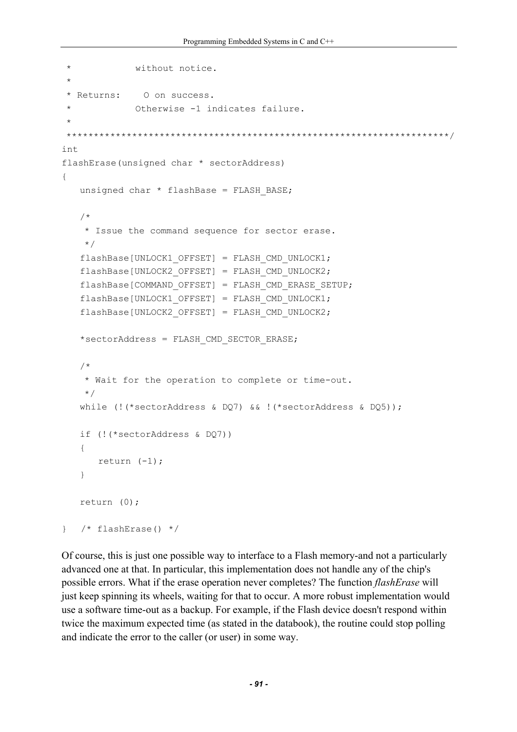```
 *              without notice.
 *
 * Returns:     0 on success.
 *              Otherwise -1 indicates failure.
 *
 ********************************************************************/
int
flashErase(unsigned char * sectorAddress)
{
    unsigned char * flashBase = FLASH_BASE;

    /*
     * Issue the command sequence for sector erase.
     */
    flashBase[UNLOCK1_OFFSET] = FLASH_CMD_UNLOCK1;
    flashBase[UNLOCK2_OFFSET] = FLASH_CMD_UNLOCK2;
    flashBase[COMMAND_OFFSET] = FLASH_CMD_ERASE_SETUP;
    flashBase[UNLOCK1_OFFSET] = FLASH_CMD_UNLOCK1;
    flashBase[UNLOCK2_OFFSET] = FLASH_CMD_UNLOCK2;

    *sectorAddress = FLASH_CMD_SECTOR_ERASE;

    /*
     * Wait for the operation to complete or time-out.
     */
    while (!(*sectorAddress & DQ7) && !(*sectorAddress & DQ5));

    if (!(*sectorAddress & DQ7))
    {
        return (-1);
    }

    return (0);

}   /* flashErase() */
```

Of course, this is just one possible way to interface to a Flash memory-and not a particularly advanced one at that. In particular, this implementation does not handle any of the chip's possible errors. What if the erase operation never completes? The function *flashErase* will just keep spinning its wheels, waiting for that to occur. A more robust implementation would use a software time-out as a backup. For example, if the Flash device doesn't respond within twice the maximum expected time (as stated in the databook), the routine could stop polling and indicate the error to the caller (or user) in some way.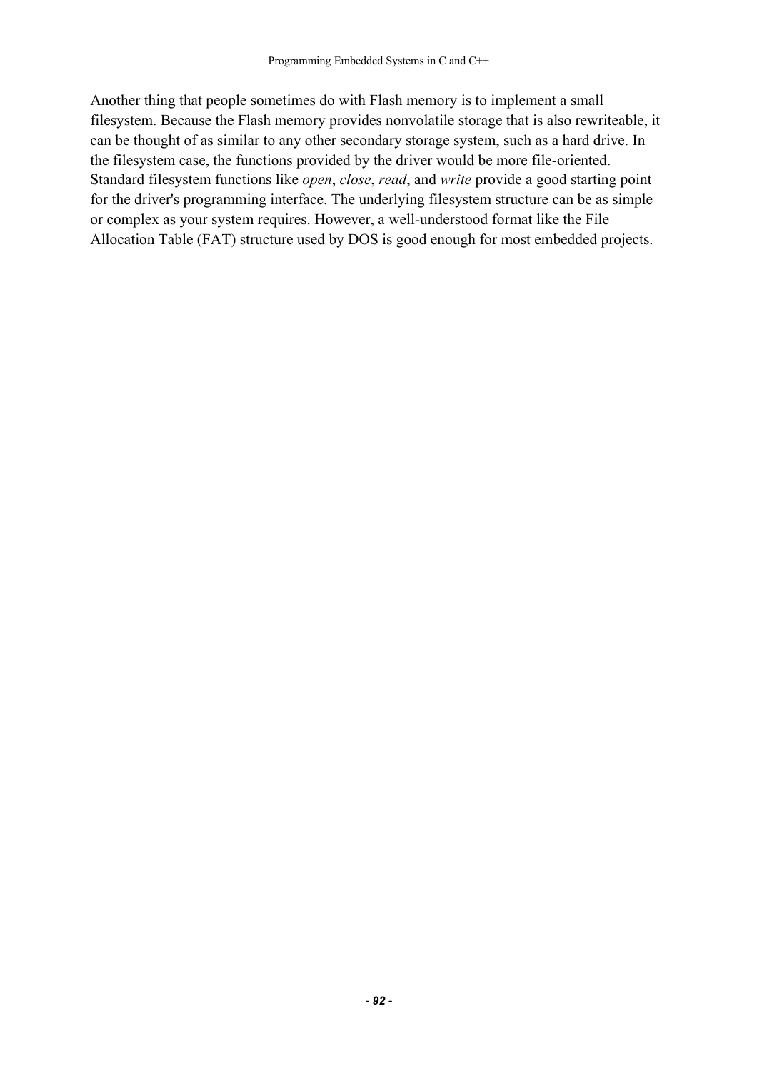Another thing that people sometimes do with Flash memory is to implement a small filesystem. Because the Flash memory provides nonvolatile storage that is also rewriteable, it can be thought of as similar to any other secondary storage system, such as a hard drive. In the filesystem case, the functions provided by the driver would be more file-oriented. Standard filesystem functions like *open*, *close*, *read*, and *write* provide a good starting point for the driver's programming interface. The underlying filesystem structure can be as simple or complex as your system requires. However, a well-understood format like the File Allocation Table (FAT) structure used by DOS is good enough for most embedded projects.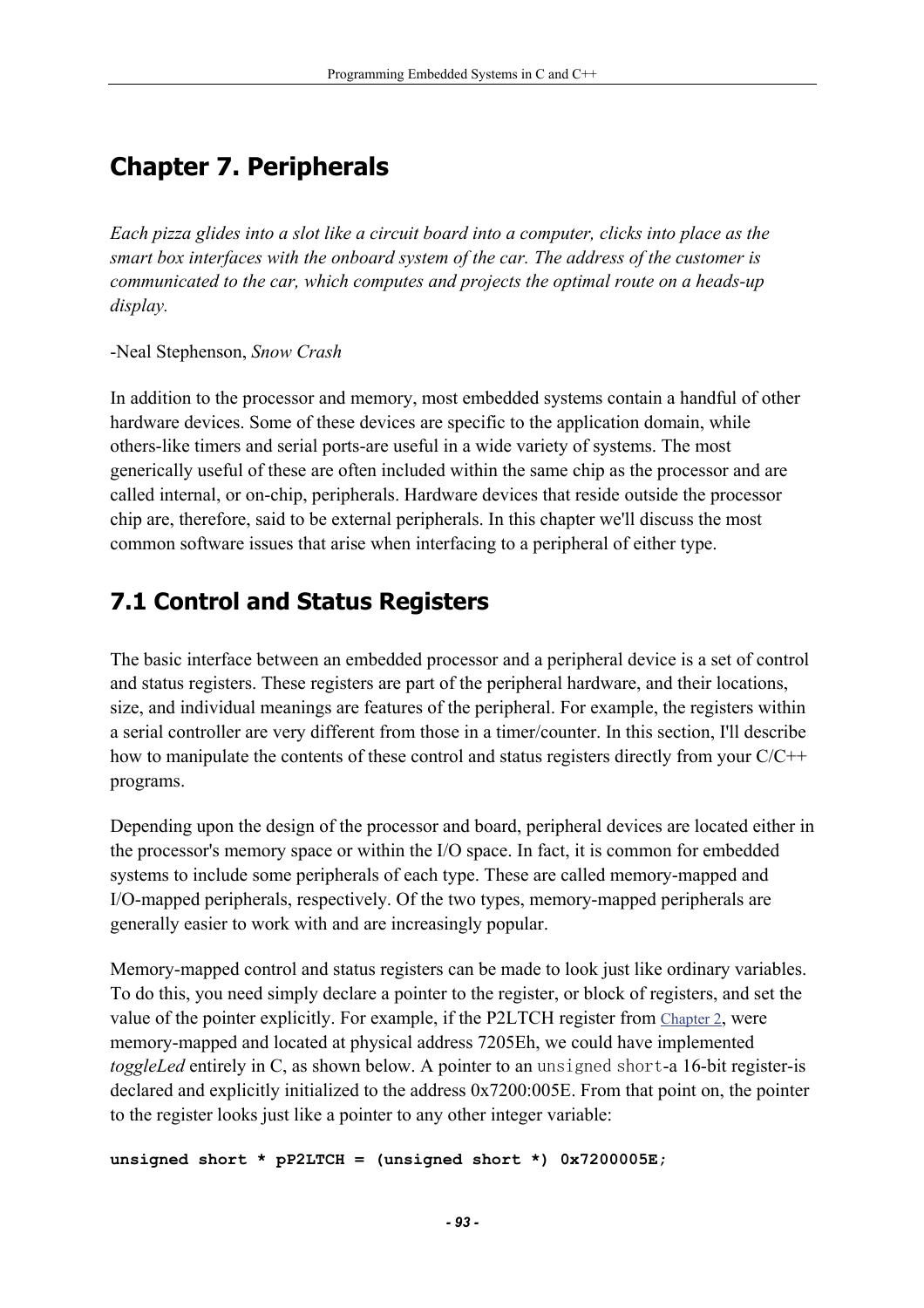# Chapter 7. Peripherals

*Each pizza glides into a slot like a circuit board into a computer, clicks into place as the smart box interfaces with the onboard system of the car. The address of the customer is communicated to the car, which computes and projects the optimal route on a heads-up display.*

-Neal Stephenson, *Snow Crash*

In addition to the processor and memory, most embedded systems contain a handful of other hardware devices. Some of these devices are specific to the application domain, while others-like timers and serial ports-are useful in a wide variety of systems. The most generically useful of these are often included within the same chip as the processor and are called internal, or on-chip, peripherals. Hardware devices that reside outside the processor chip are, therefore, said to be external peripherals. In this chapter we'll discuss the most common software issues that arise when interfacing to a peripheral of either type.

## 7.1 Control and Status Registers

The basic interface between an embedded processor and a peripheral device is a set of control and status registers. These registers are part of the peripheral hardware, and their locations, size, and individual meanings are features of the peripheral. For example, the registers within a serial controller are very different from those in a timer/counter. In this section, I'll describe how to manipulate the contents of these control and status registers directly from your C/C++ programs.

Depending upon the design of the processor and board, peripheral devices are located either in the processor's memory space or within the I/O space. In fact, it is common for embedded systems to include some peripherals of each type. These are called memory-mapped and I/O-mapped peripherals, respectively. Of the two types, memory-mapped peripherals are generally easier to work with and are increasingly popular.

Memory-mapped control and status registers can be made to look just like ordinary variables. To do this, you need simply declare a pointer to the register, or block of registers, and set the value of the pointer explicitly. For example, if the P2LTCH register from Chapter 2, were memory-mapped and located at physical address 7205Eh, we could have implemented *toggleLed* entirely in C, as shown below. A pointer to an `unsigned short`-a 16-bit register-is declared and explicitly initialized to the address 0x7200:005E. From that point on, the pointer to the register looks just like a pointer to any other integer variable:

```
unsigned short * pP2LTCH = (unsigned short *) 0x7200005E;
```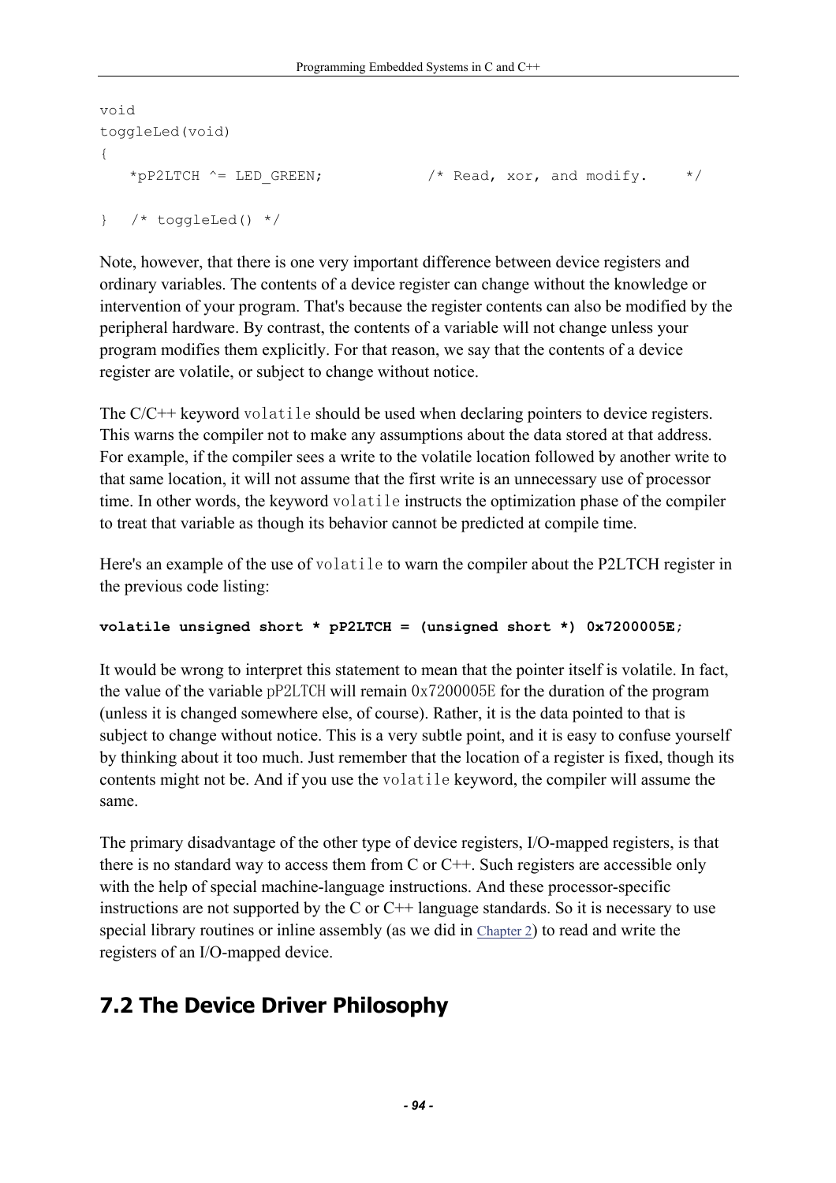```
void
toggleLed(void)
{
   *pP2LTCH ^= LED_GREEN;           /* Read, xor, and modify.    */

}   /* toggleLed() */
```

Note, however, that there is one very important difference between device registers and ordinary variables. The contents of a device register can change without the knowledge or intervention of your program. That's because the register contents can also be modified by the peripheral hardware. By contrast, the contents of a variable will not change unless your program modifies them explicitly. For that reason, we say that the contents of a device register are volatile, or subject to change without notice.

The C/C++ keyword `volatile` should be used when declaring pointers to device registers. This warns the compiler not to make any assumptions about the data stored at that address. For example, if the compiler sees a write to the volatile location followed by another write to that same location, it will not assume that the first write is an unnecessary use of processor time. In other words, the keyword `volatile` instructs the optimization phase of the compiler to treat that variable as though its behavior cannot be predicted at compile time.

Here's an example of the use of `volatile` to warn the compiler about the P2LTCH register in the previous code listing:

```
volatile unsigned short * pP2LTCH = (unsigned short *) 0x7200005E;
```

It would be wrong to interpret this statement to mean that the pointer itself is volatile. In fact, the value of the variable `pP2LTCH` will remain `0x7200005E` for the duration of the program (unless it is changed somewhere else, of course). Rather, it is the data pointed to that is subject to change without notice. This is a very subtle point, and it is easy to confuse yourself by thinking about it too much. Just remember that the location of a register is fixed, though its contents might not be. And if you use the `volatile` keyword, the compiler will assume the same.

The primary disadvantage of the other type of device registers, I/O-mapped registers, is that there is no standard way to access them from C or C++. Such registers are accessible only with the help of special machine-language instructions. And these processor-specific instructions are not supported by the C or C++ language standards. So it is necessary to use special library routines or inline assembly (as we did in Chapter 2) to read and write the registers of an I/O-mapped device.

## 7.2 The Device Driver Philosophy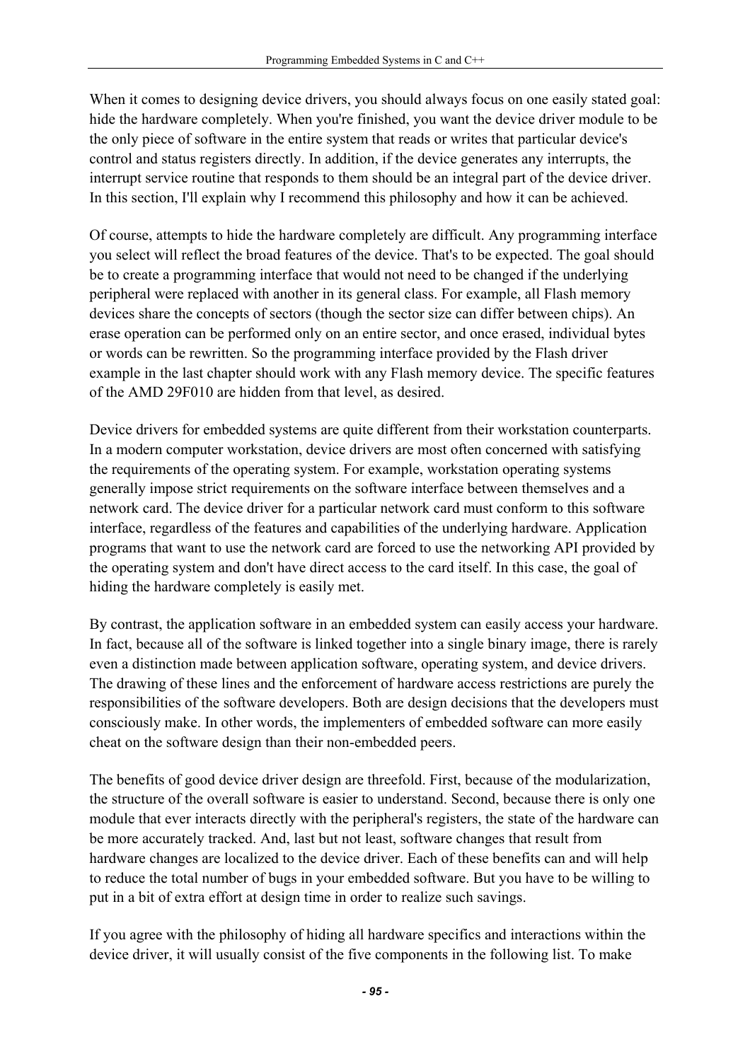When it comes to designing device drivers, you should always focus on one easily stated goal: hide the hardware completely. When you're finished, you want the device driver module to be the only piece of software in the entire system that reads or writes that particular device's control and status registers directly. In addition, if the device generates any interrupts, the interrupt service routine that responds to them should be an integral part of the device driver. In this section, I'll explain why I recommend this philosophy and how it can be achieved.

Of course, attempts to hide the hardware completely are difficult. Any programming interface you select will reflect the broad features of the device. That's to be expected. The goal should be to create a programming interface that would not need to be changed if the underlying peripheral were replaced with another in its general class. For example, all Flash memory devices share the concepts of sectors (though the sector size can differ between chips). An erase operation can be performed only on an entire sector, and once erased, individual bytes or words can be rewritten. So the programming interface provided by the Flash driver example in the last chapter should work with any Flash memory device. The specific features of the AMD 29F010 are hidden from that level, as desired.

Device drivers for embedded systems are quite different from their workstation counterparts. In a modern computer workstation, device drivers are most often concerned with satisfying the requirements of the operating system. For example, workstation operating systems generally impose strict requirements on the software interface between themselves and a network card. The device driver for a particular network card must conform to this software interface, regardless of the features and capabilities of the underlying hardware. Application programs that want to use the network card are forced to use the networking API provided by the operating system and don't have direct access to the card itself. In this case, the goal of hiding the hardware completely is easily met.

By contrast, the application software in an embedded system can easily access your hardware. In fact, because all of the software is linked together into a single binary image, there is rarely even a distinction made between application software, operating system, and device drivers. The drawing of these lines and the enforcement of hardware access restrictions are purely the responsibilities of the software developers. Both are design decisions that the developers must consciously make. In other words, the implementers of embedded software can more easily cheat on the software design than their non-embedded peers.

The benefits of good device driver design are threefold. First, because of the modularization, the structure of the overall software is easier to understand. Second, because there is only one module that ever interacts directly with the peripheral's registers, the state of the hardware can be more accurately tracked. And, last but not least, software changes that result from hardware changes are localized to the device driver. Each of these benefits can and will help to reduce the total number of bugs in your embedded software. But you have to be willing to put in a bit of extra effort at design time in order to realize such savings.

If you agree with the philosophy of hiding all hardware specifics and interactions within the device driver, it will usually consist of the five components in the following list. To make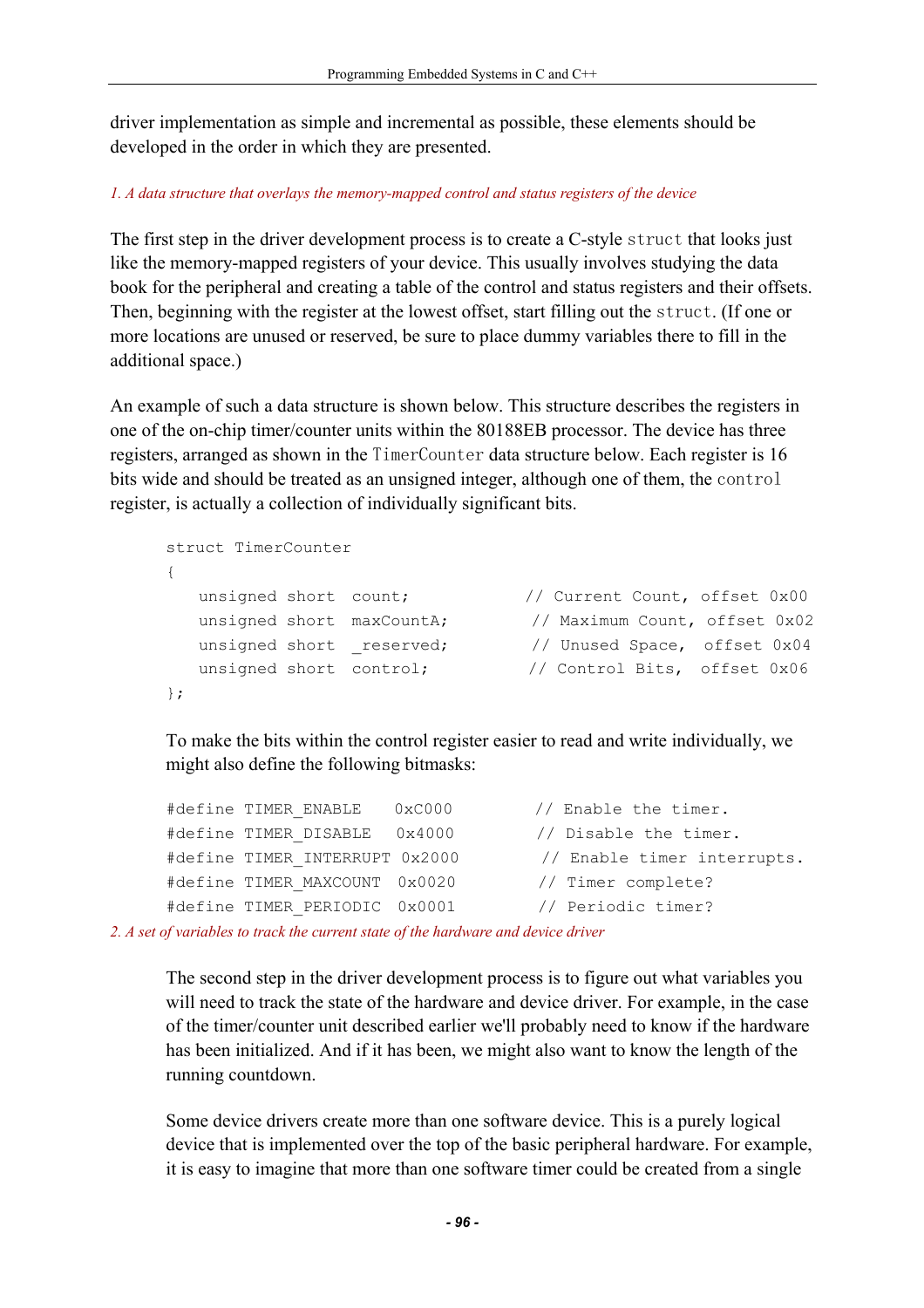driver implementation as simple and incremental as possible, these elements should be developed in the order in which they are presented.

*1. A data structure that overlays the memory-mapped control and status registers of the device*

The first step in the driver development process is to create a C-style `struct` that looks just like the memory-mapped registers of your device. This usually involves studying the data book for the peripheral and creating a table of the control and status registers and their offsets. Then, beginning with the register at the lowest offset, start filling out the `struct`. (If one or more locations are unused or reserved, be sure to place dummy variables there to fill in the additional space.)

An example of such a data structure is shown below. This structure describes the registers in one of the on-chip timer/counter units within the 80188EB processor. The device has three registers, arranged as shown in the `TimerCounter` data structure below. Each register is 16 bits wide and should be treated as an unsigned integer, although one of them, the `control` register, is actually a collection of individually significant bits.

```
struct TimerCounter
{
   unsigned short  count;            // Current Count, offset 0x00
   unsigned short  maxCountA;        // Maximum Count, offset 0x02
   unsigned short  _reserved;        // Unused Space,  offset 0x04
   unsigned short  control;          // Control Bits,  offset 0x06
};
```

To make the bits within the control register easier to read and write individually, we might also define the following bitmasks:

```
#define TIMER_ENABLE    0xC000        // Enable the timer.
#define TIMER_DISABLE   0x4000        // Disable the timer.
#define TIMER_INTERRUPT 0x2000        // Enable timer interrupts.
#define TIMER_MAXCOUNT  0x0020        // Timer complete?
#define TIMER_PERIODIC  0x0001        // Periodic timer?
```

*2. A set of variables to track the current state of the hardware and device driver*

The second step in the driver development process is to figure out what variables you will need to track the state of the hardware and device driver. For example, in the case of the timer/counter unit described earlier we'll probably need to know if the hardware has been initialized. And if it has been, we might also want to know the length of the running countdown.

Some device drivers create more than one software device. This is a purely logical device that is implemented over the top of the basic peripheral hardware. For example, it is easy to imagine that more than one software timer could be created from a single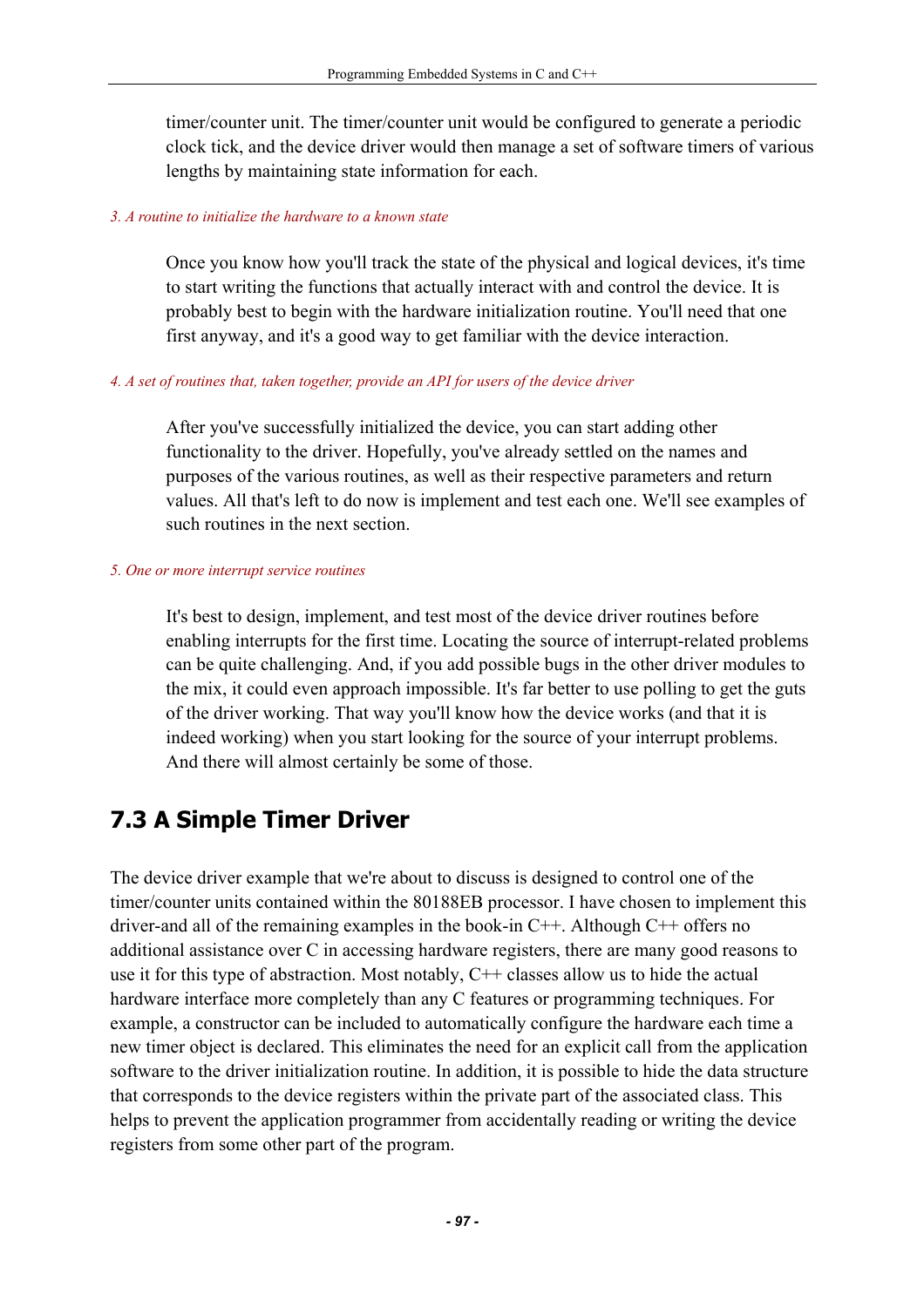timer/counter unit. The timer/counter unit would be configured to generate a periodic clock tick, and the device driver would then manage a set of software timers of various lengths by maintaining state information for each.

*3. A routine to initialize the hardware to a known state*

Once you know how you'll track the state of the physical and logical devices, it's time to start writing the functions that actually interact with and control the device. It is probably best to begin with the hardware initialization routine. You'll need that one first anyway, and it's a good way to get familiar with the device interaction.

*4. A set of routines that, taken together, provide an API for users of the device driver*

After you've successfully initialized the device, you can start adding other functionality to the driver. Hopefully, you've already settled on the names and purposes of the various routines, as well as their respective parameters and return values. All that's left to do now is implement and test each one. We'll see examples of such routines in the next section.

*5. One or more interrupt service routines*

It's best to design, implement, and test most of the device driver routines before enabling interrupts for the first time. Locating the source of interrupt-related problems can be quite challenging. And, if you add possible bugs in the other driver modules to the mix, it could even approach impossible. It's far better to use polling to get the guts of the driver working. That way you'll know how the device works (and that it is indeed working) when you start looking for the source of your interrupt problems. And there will almost certainly be some of those.

## 7.3 A Simple Timer Driver

The device driver example that we're about to discuss is designed to control one of the timer/counter units contained within the 80188EB processor. I have chosen to implement this driver-and all of the remaining examples in the book-in C++. Although C++ offers no additional assistance over C in accessing hardware registers, there are many good reasons to use it for this type of abstraction. Most notably, C++ classes allow us to hide the actual hardware interface more completely than any C features or programming techniques. For example, a constructor can be included to automatically configure the hardware each time a new timer object is declared. This eliminates the need for an explicit call from the application software to the driver initialization routine. In addition, it is possible to hide the data structure that corresponds to the device registers within the private part of the associated class. This helps to prevent the application programmer from accidentally reading or writing the device registers from some other part of the program.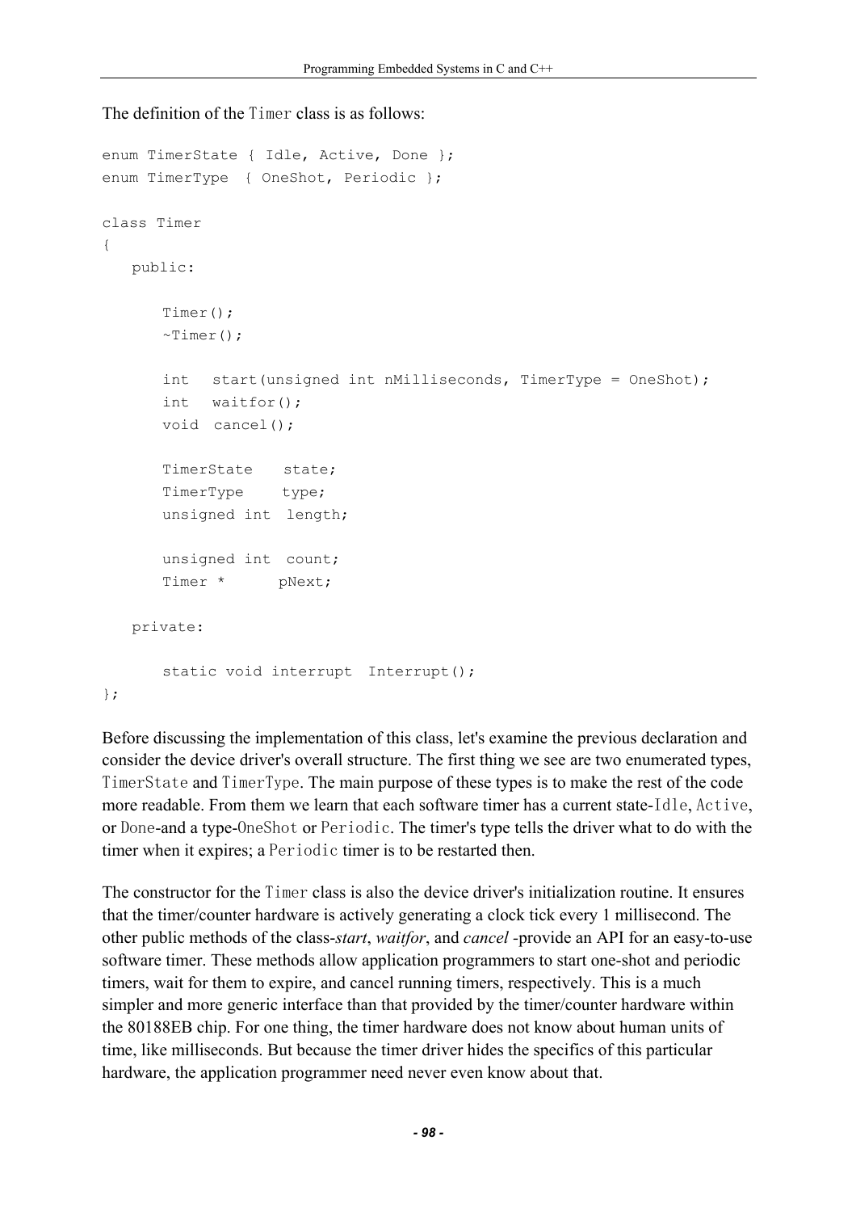The definition of the `Timer` class is as follows:

```
enum TimerState { Idle, Active, Done };
enum TimerType  { OneShot, Periodic };

class Timer
{
   public:

      Timer();
      ~Timer();

      int   start(unsigned int nMilliseconds, TimerType = OneShot);
      int   waitfor();
      void  cancel();

      TimerState    state;
      TimerType     type;
      unsigned int  length;

      unsigned int  count;
      Timer *       pNext;

   private:

      static void interrupt  Interrupt();
};
```

Before discussing the implementation of this class, let's examine the previous declaration and consider the device driver's overall structure. The first thing we see are two enumerated types, `TimerState` and `TimerType`. The main purpose of these types is to make the rest of the code more readable. From them we learn that each software timer has a current state-`Idle`, `Active`, or `Done`-and a type-`OneShot` or `Periodic`. The timer's type tells the driver what to do with the timer when it expires; a `Periodic` timer is to be restarted then.

The constructor for the `Timer` class is also the device driver's initialization routine. It ensures that the timer/counter hardware is actively generating a clock tick every 1 millisecond. The other public methods of the class-*start*, *waitfor*, and *cancel* -provide an API for an easy-to-use software timer. These methods allow application programmers to start one-shot and periodic timers, wait for them to expire, and cancel running timers, respectively. This is a much simpler and more generic interface than that provided by the timer/counter hardware within the 80188EB chip. For one thing, the timer hardware does not know about human units of time, like milliseconds. But because the timer driver hides the specifics of this particular hardware, the application programmer need never even know about that.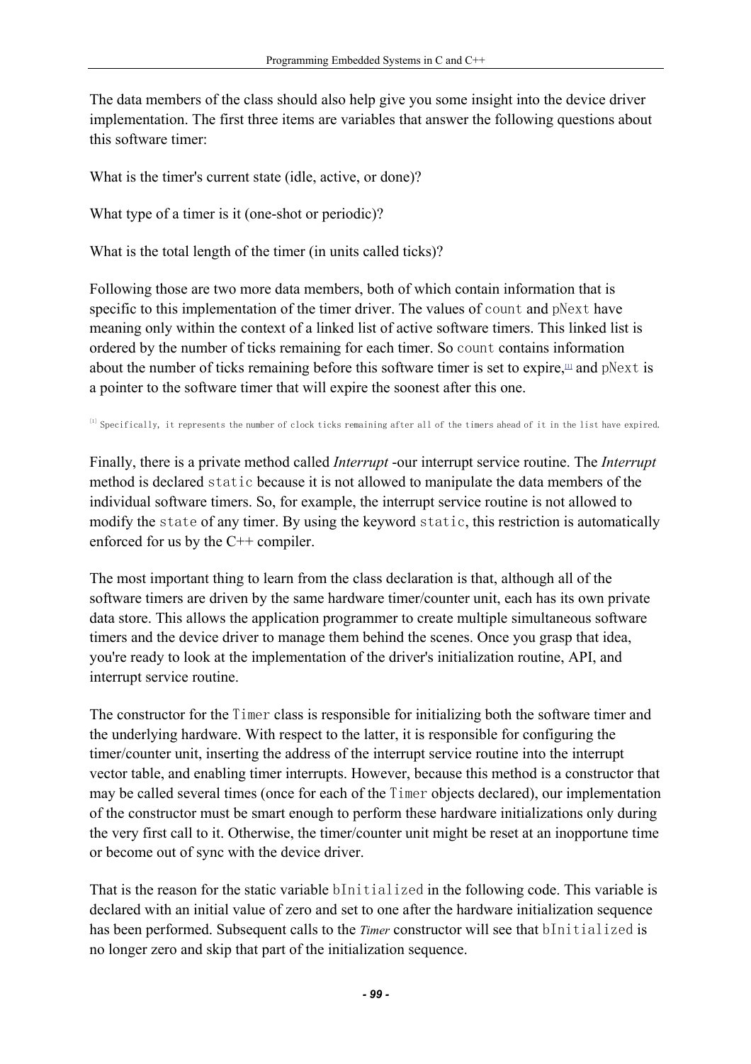The data members of the class should also help give you some insight into the device driver implementation. The first three items are variables that answer the following questions about this software timer:

What is the timer's current state (idle, active, or done)?

What type of a timer is it (one-shot or periodic)?

What is the total length of the timer (in units called ticks)?

Following those are two more data members, both of which contain information that is specific to this implementation of the timer driver. The values of `count` and `pNext` have meaning only within the context of a linked list of active software timers. This linked list is ordered by the number of ticks remaining for each timer. So `count` contains information about the number of ticks remaining before this software timer is set to expire,[1] and `pNext` is a pointer to the software timer that will expire the soonest after this one.

[1] Specifically, it represents the number of clock ticks remaining after all of the timers ahead of it in the list have expired.

Finally, there is a private method called *Interrupt* -our interrupt service routine. The *Interrupt* method is declared `static` because it is not allowed to manipulate the data members of the individual software timers. So, for example, the interrupt service routine is not allowed to modify the `state` of any timer. By using the keyword `static`, this restriction is automatically enforced for us by the C++ compiler.

The most important thing to learn from the class declaration is that, although all of the software timers are driven by the same hardware timer/counter unit, each has its own private data store. This allows the application programmer to create multiple simultaneous software timers and the device driver to manage them behind the scenes. Once you grasp that idea, you're ready to look at the implementation of the driver's initialization routine, API, and interrupt service routine.

The constructor for the `Timer` class is responsible for initializing both the software timer and the underlying hardware. With respect to the latter, it is responsible for configuring the timer/counter unit, inserting the address of the interrupt service routine into the interrupt vector table, and enabling timer interrupts. However, because this method is a constructor that may be called several times (once for each of the `Timer` objects declared), our implementation of the constructor must be smart enough to perform these hardware initializations only during the very first call to it. Otherwise, the timer/counter unit might be reset at an inopportune time or become out of sync with the device driver.

That is the reason for the static variable `bInitialized` in the following code. This variable is declared with an initial value of zero and set to one after the hardware initialization sequence has been performed. Subsequent calls to the *Timer* constructor will see that `bInitialized` is no longer zero and skip that part of the initialization sequence.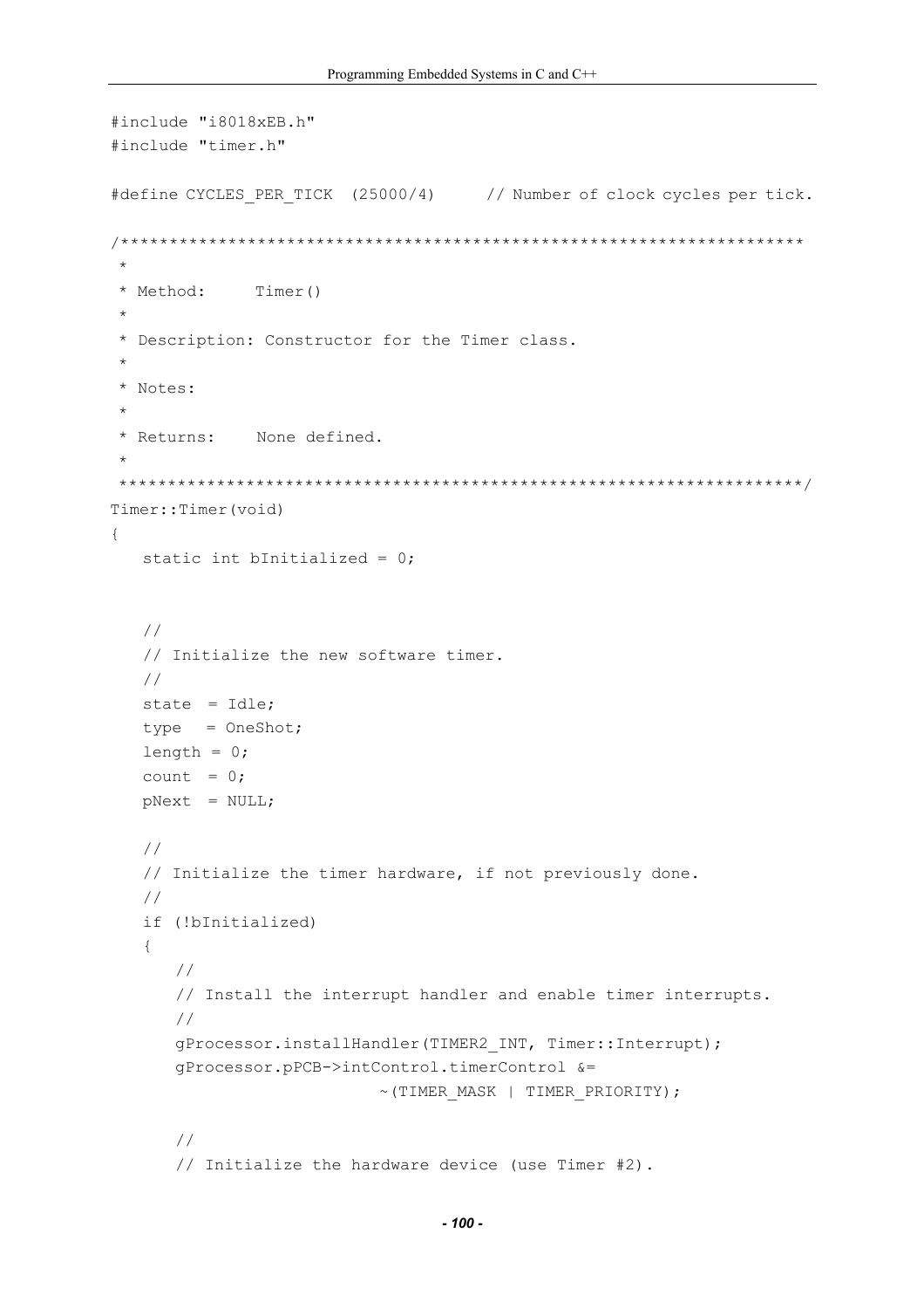```
#include "i8018xEB.h"
#include "timer.h"

#define CYCLES_PER_TICK  (25000/4)     // Number of clock cycles per tick.

/**********************************************************************
 *
 * Method:      Timer()
 *
 * Description: Constructor for the Timer class.
 *
 * Notes:
 *
 * Returns:     None defined.
 *
 **********************************************************************/
Timer::Timer(void)
{
    static int bInitialized = 0;


    //
    // Initialize the new software timer.
    //
    state  = Idle;
    type   = OneShot;
    length = 0;
    count  = 0;
    pNext  = NULL;

    //
    // Initialize the timer hardware, if not previously done.
    //
    if (!bInitialized)
    {
        //
        // Install the interrupt handler and enable timer interrupts.
        //
        gProcessor.installHandler(TIMER2_INT, Timer::Interrupt);
        gProcessor.pPCB->intControl.timerControl &=
                         ~(TIMER_MASK | TIMER_PRIORITY);

        //
        // Initialize the hardware device (use Timer #2).
```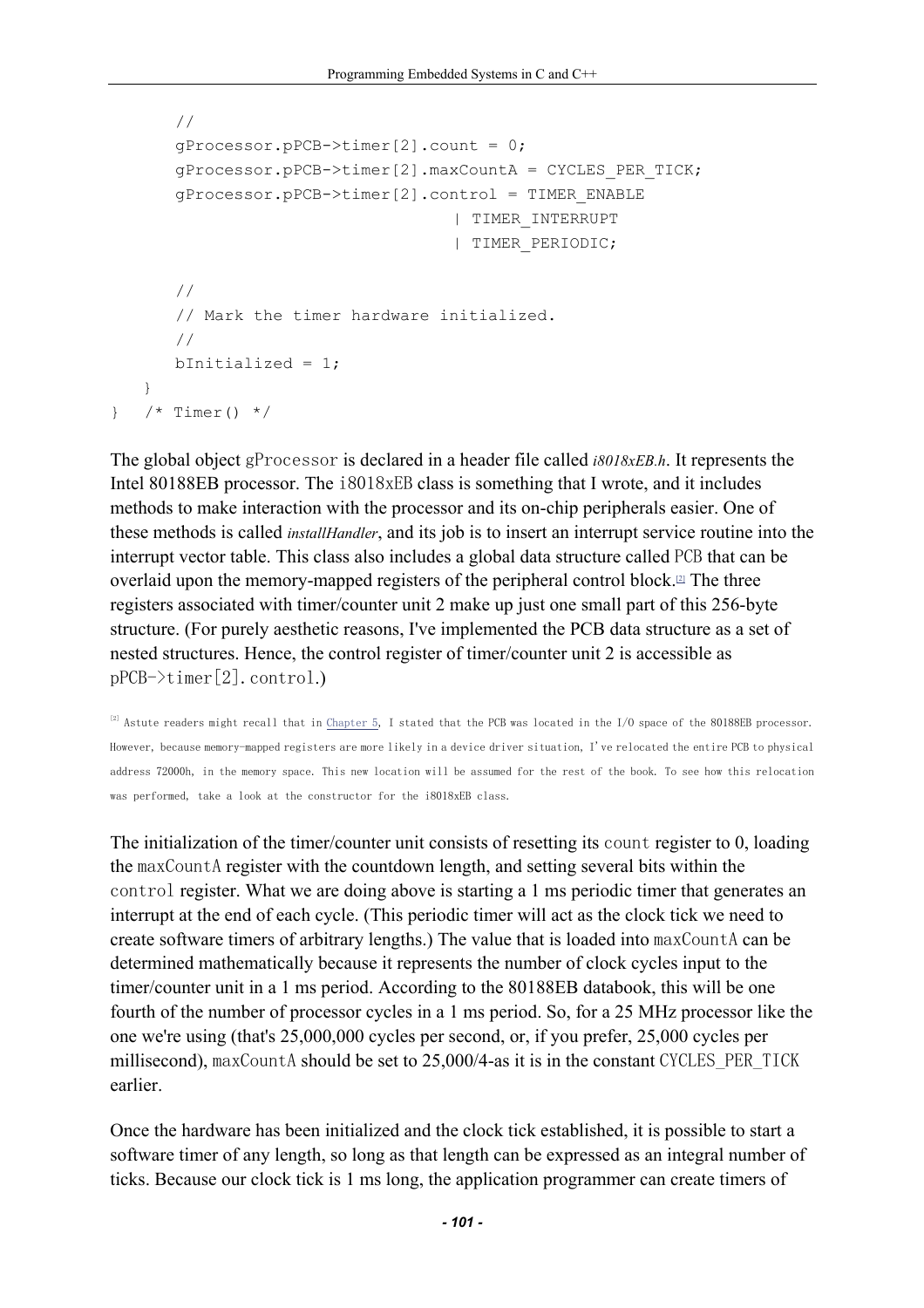```
        //
        gProcessor.pPCB->timer[2].count = 0;
        gProcessor.pPCB->timer[2].maxCountA = CYCLES_PER_TICK;
        gProcessor.pPCB->timer[2].control = TIMER_ENABLE
                                         | TIMER_INTERRUPT
                                         | TIMER_PERIODIC;

        //
        // Mark the timer hardware initialized.
        //
        bInitialized = 1;
    }
}   /* Timer() */
```

The global object gProcessor is declared in a header file called *i8018xEB.h*. It represents the Intel 80188EB processor. The i8018xEB class is something that I wrote, and it includes methods to make interaction with the processor and its on-chip peripherals easier. One of these methods is called *installHandler*, and its job is to insert an interrupt service routine into the interrupt vector table. This class also includes a global data structure called PCB that can be overlaid upon the memory-mapped registers of the peripheral control block.[2] The three registers associated with timer/counter unit 2 make up just one small part of this 256-byte structure. (For purely aesthetic reasons, I've implemented the PCB data structure as a set of nested structures. Hence, the control register of timer/counter unit 2 is accessible as pPCB->timer[2].control.)

[2] Astute readers might recall that in Chapter 5, I stated that the PCB was located in the I/O space of the 80188EB processor. However, because memory-mapped registers are more likely in a device driver situation, I've relocated the entire PCB to physical address 72000h, in the memory space. This new location will be assumed for the rest of the book. To see how this relocation was performed, take a look at the constructor for the i8018xEB class.

The initialization of the timer/counter unit consists of resetting its count register to 0, loading the maxCountA register with the countdown length, and setting several bits within the control register. What we are doing above is starting a 1 ms periodic timer that generates an interrupt at the end of each cycle. (This periodic timer will act as the clock tick we need to create software timers of arbitrary lengths.) The value that is loaded into maxCountA can be determined mathematically because it represents the number of clock cycles input to the timer/counter unit in a 1 ms period. According to the 80188EB databook, this will be one fourth of the number of processor cycles in a 1 ms period. So, for a 25 MHz processor like the one we're using (that's 25,000,000 cycles per second, or, if you prefer, 25,000 cycles per millisecond), maxCountA should be set to 25,000/4-as it is in the constant CYCLES_PER_TICK earlier.

Once the hardware has been initialized and the clock tick established, it is possible to start a software timer of any length, so long as that length can be expressed as an integral number of ticks. Because our clock tick is 1 ms long, the application programmer can create timers of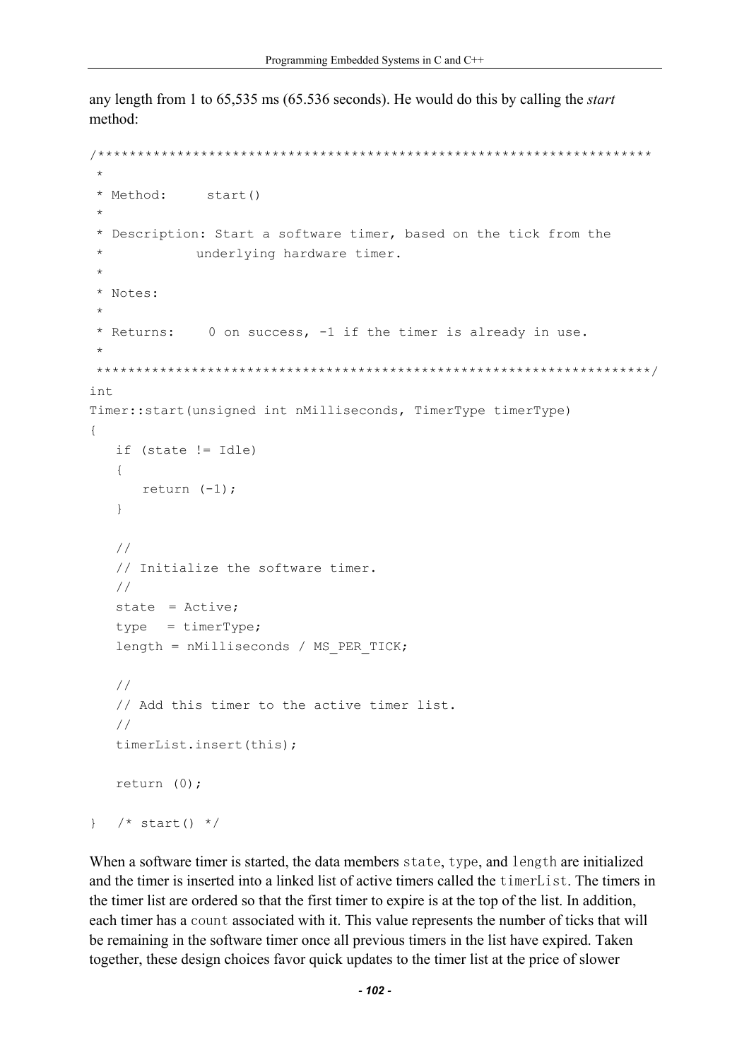any length from 1 to 65,535 ms (65.536 seconds). He would do this by calling the *start* method:

```
/**********************************************************************
 *
 * Method:     start()
 *
 * Description: Start a software timer, based on the tick from the
 *             underlying hardware timer.
 *
 * Notes:
 *
 * Returns:    0 on success, -1 if the timer is already in use.
 *
 **********************************************************************/
int
Timer::start(unsigned int nMilliseconds, TimerType timerType)
{
    if (state != Idle)
    {
        return (-1);
    }

    //
    // Initialize the software timer.
    //
    state  = Active;
    type   = timerType;
    length = nMilliseconds / MS_PER_TICK;

    //
    // Add this timer to the active timer list.
    //
    timerList.insert(this);

    return (0);

}   /* start() */
```

When a software timer is started, the data members `state`, `type`, and `length` are initialized and the timer is inserted into a linked list of active timers called the `timerList`. The timers in the timer list are ordered so that the first timer to expire is at the top of the list. In addition, each timer has a `count` associated with it. This value represents the number of ticks that will be remaining in the software timer once all previous timers in the list have expired. Taken together, these design choices favor quick updates to the timer list at the price of slower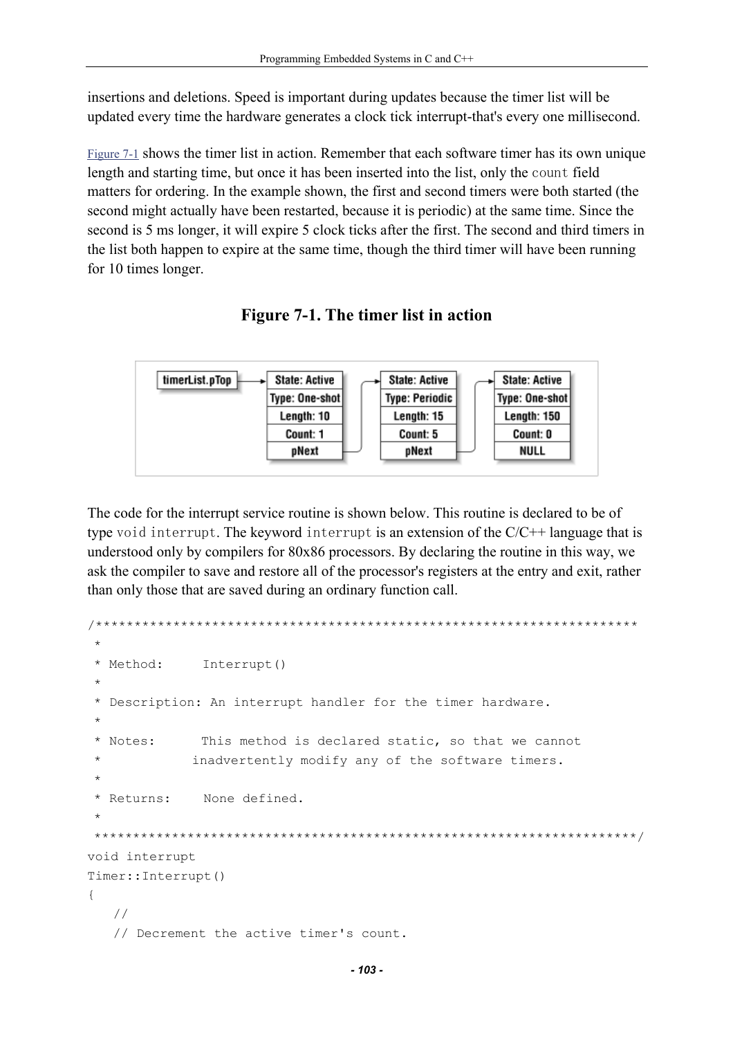insertions and deletions. Speed is important during updates because the timer list will be updated every time the hardware generates a clock tick interrupt-that's every one millisecond.

Figure 7-1 shows the timer list in action. Remember that each software timer has its own unique length and starting time, but once it has been inserted into the list, only the `count` field matters for ordering. In the example shown, the first and second timers were both started (the second might actually have been restarted, because it is periodic) at the same time. Since the second is 5 ms longer, it will expire 5 clock ticks after the first. The second and third timers in the list both happen to expire at the same time, though the third timer will have been running for 10 times longer.

### Figure 7-1. The timer list in action

| timerList.pTop → | Timer 1 → | Timer 2 → | Timer 3 |
| --- | --- | --- | --- |
| | State: Active | State: Active | State: Active |
| | Type: One-shot | Type: Periodic | Type: One-shot |
| | Length: 10 | Length: 15 | Length: 150 |
| | Count: 1 | Count: 5 | Count: 0 |
| | pNext | pNext | NULL |

The code for the interrupt service routine is shown below. This routine is declared to be of type `void interrupt`. The keyword `interrupt` is an extension of the C/C++ language that is understood only by compilers for 80x86 processors. By declaring the routine in this way, we ask the compiler to save and restore all of the processor's registers at the entry and exit, rather than only those that are saved during an ordinary function call.

```
/**********************************************************************
 *
 * Method:      Interrupt()
 *
 * Description: An interrupt handler for the timer hardware.
 *
 * Notes:       This method is declared static, so that we cannot
 *              inadvertently modify any of the software timers.
 *
 * Returns:     None defined.
 *
 **********************************************************************/
void interrupt
Timer::Interrupt()
{
    //
    // Decrement the active timer's count.
```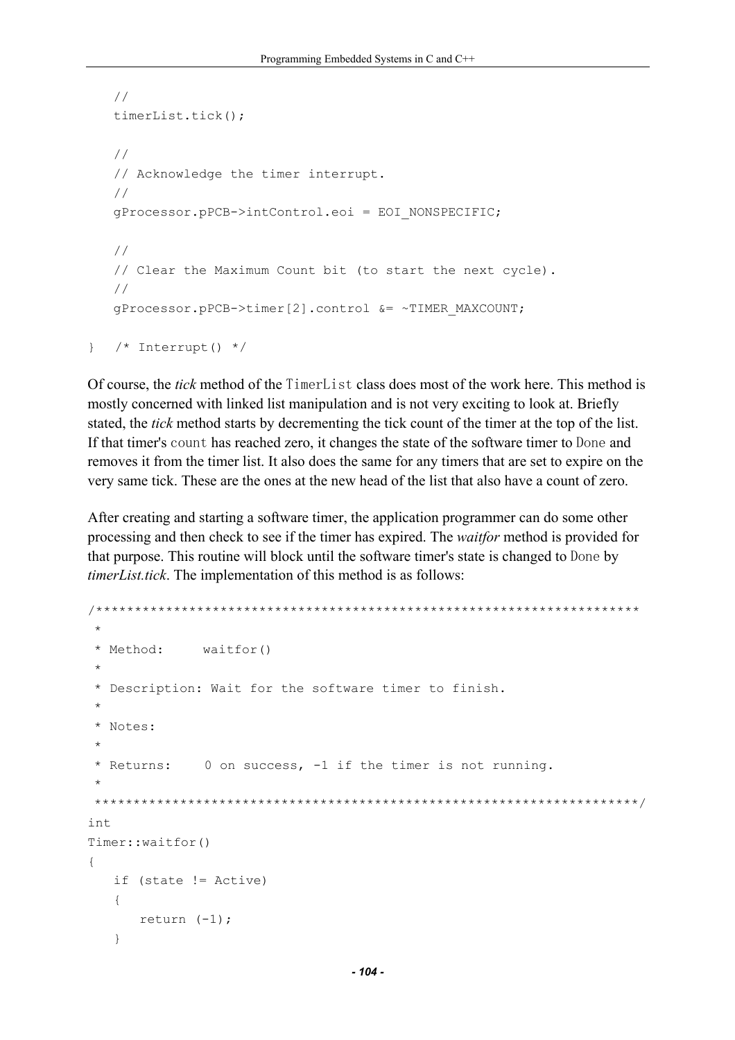```
    //
    timerList.tick();

    //
    // Acknowledge the timer interrupt.
    //
    gProcessor.pPCB->intControl.eoi = EOI_NONSPECIFIC;

    //
    // Clear the Maximum Count bit (to start the next cycle).
    //
    gProcessor.pPCB->timer[2].control &= ~TIMER_MAXCOUNT;

}   /* Interrupt() */
```

Of course, the *tick* method of the `TimerList` class does most of the work here. This method is mostly concerned with linked list manipulation and is not very exciting to look at. Briefly stated, the *tick* method starts by decrementing the tick count of the timer at the top of the list. If that timer's `count` has reached zero, it changes the state of the software timer to `Done` and removes it from the timer list. It also does the same for any timers that are set to expire on the very same tick. These are the ones at the new head of the list that also have a count of zero.

After creating and starting a software timer, the application programmer can do some other processing and then check to see if the timer has expired. The *waitfor* method is provided for that purpose. This routine will block until the software timer's state is changed to `Done` by *timerList.tick*. The implementation of this method is as follows:

```
/**********************************************************************
 *
 * Method:      waitfor()
 *
 * Description: Wait for the software timer to finish.
 *
 * Notes:
 *
 * Returns:     0 on success, -1 if the timer is not running.
 *
 **********************************************************************/
int
Timer::waitfor()
{
    if (state != Active)
    {
        return (-1);
    }
```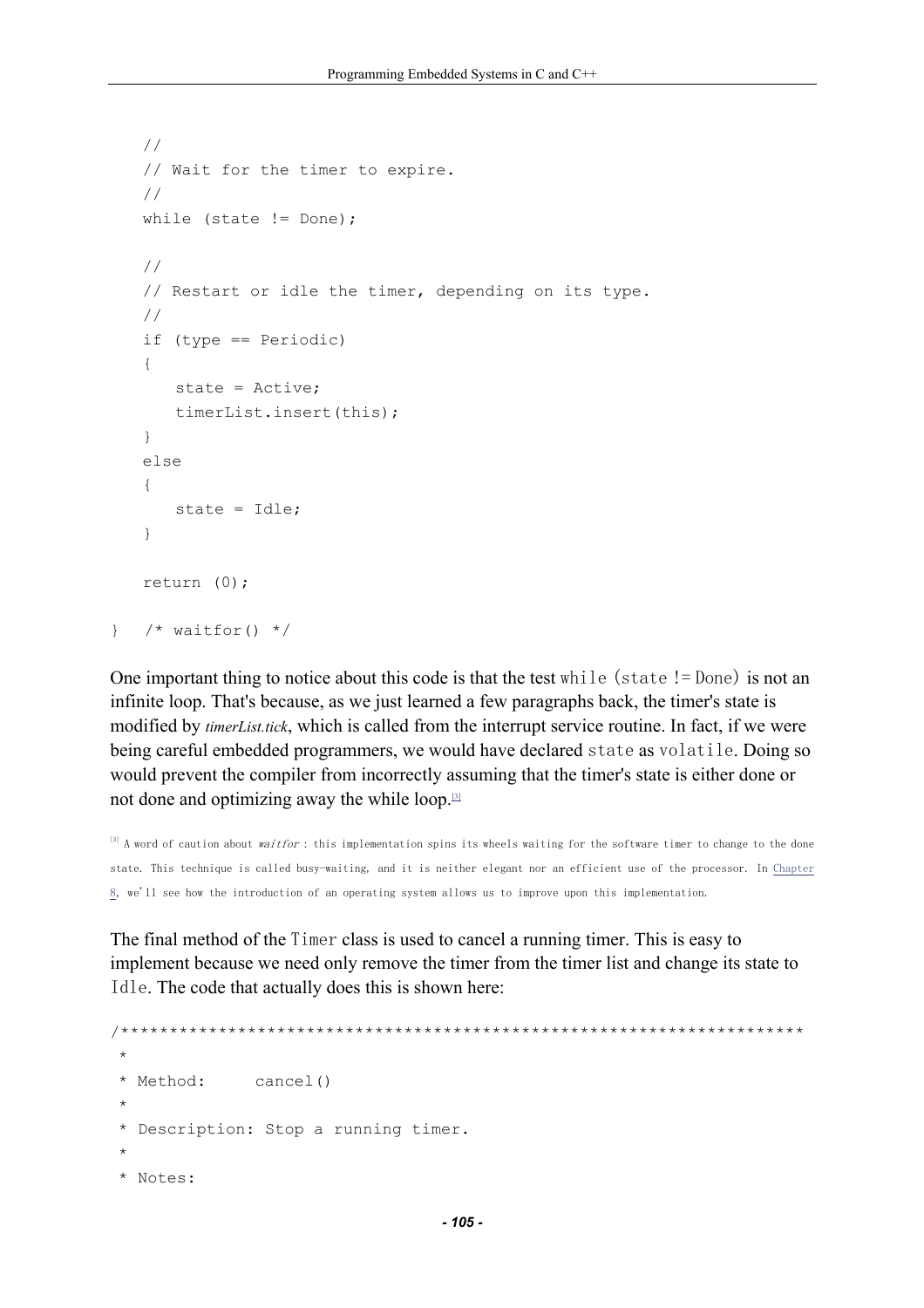```
    //
    // Wait for the timer to expire.
    //
    while (state != Done);

    //
    // Restart or idle the timer, depending on its type.
    //
    if (type == Periodic)
    {
        state = Active;
        timerList.insert(this);
    }
    else
    {
        state = Idle;
    }

    return (0);

}   /* waitfor() */
```

One important thing to notice about this code is that the test `while (state != Done)` is not an infinite loop. That's because, as we just learned a few paragraphs back, the timer's state is modified by *timerList.tick*, which is called from the interrupt service routine. In fact, if we were being careful embedded programmers, we would have declared `state` as `volatile`. Doing so would prevent the compiler from incorrectly assuming that the timer's state is either done or not done and optimizing away the while loop.[3]

[3] A word of caution about *waitfor* : this implementation spins its wheels waiting for the software timer to change to the done state. This technique is called busy-waiting, and it is neither elegant nor an efficient use of the processor. In Chapter 8, we'll see how the introduction of an operating system allows us to improve upon this implementation.

The final method of the `Timer` class is used to cancel a running timer. This is easy to implement because we need only remove the timer from the timer list and change its state to `Idle`. The code that actually does this is shown here:

```
/**********************************************************************
 *
 * Method:      cancel()
 *
 * Description: Stop a running timer.
 *
 * Notes:
```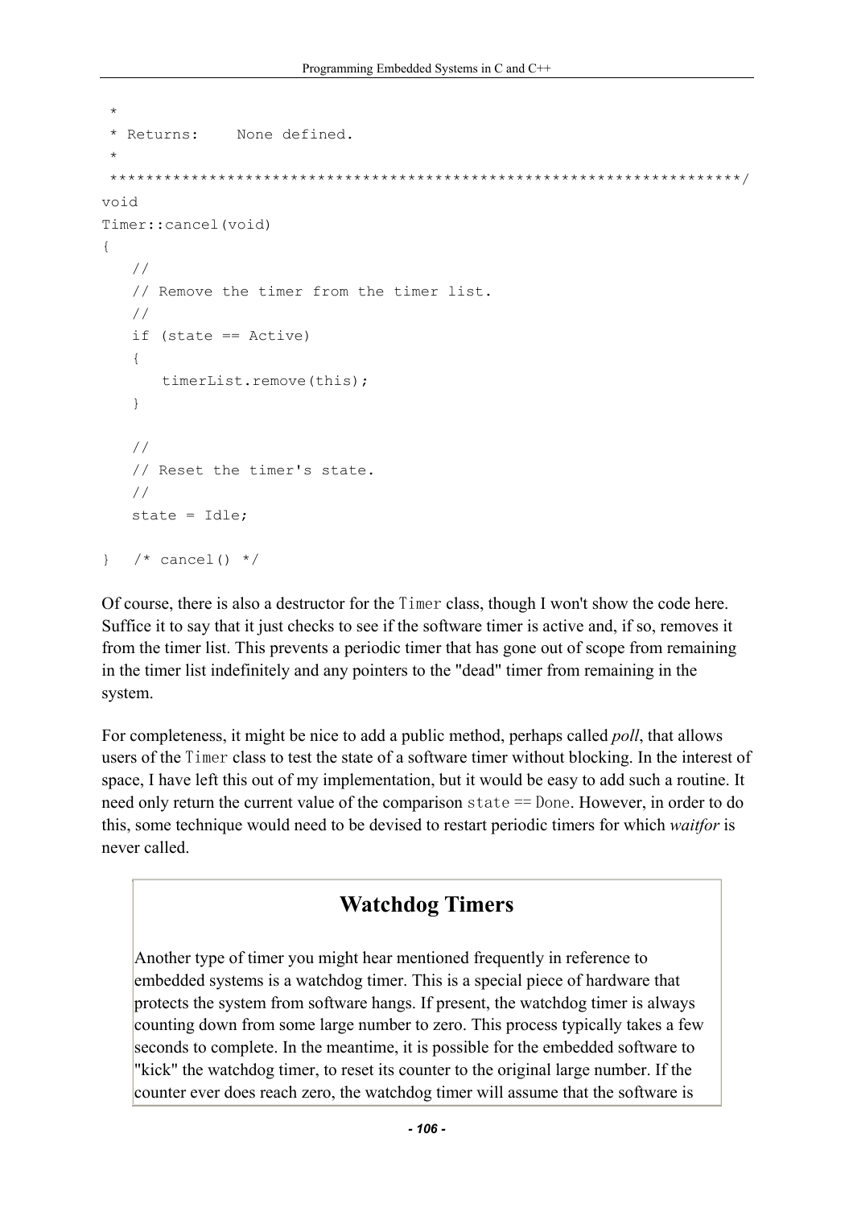```
 *
 * Returns:    None defined.
 *
 *********************************************************************/
void
Timer::cancel(void)
{
   //
   // Remove the timer from the timer list.
   //
   if (state == Active)
   {
      timerList.remove(this);
   }

   //
   // Reset the timer's state.
   //
   state = Idle;

}   /* cancel() */
```

Of course, there is also a destructor for the `Timer` class, though I won't show the code here. Suffice it to say that it just checks to see if the software timer is active and, if so, removes it from the timer list. This prevents a periodic timer that has gone out of scope from remaining in the timer list indefinitely and any pointers to the "dead" timer from remaining in the system.

For completeness, it might be nice to add a public method, perhaps called *poll*, that allows users of the `Timer` class to test the state of a software timer without blocking. In the interest of space, I have left this out of my implementation, but it would be easy to add such a routine. It need only return the current value of the comparison `state == Done`. However, in order to do this, some technique would need to be devised to restart periodic timers for which *waitfor* is never called.

## Watchdog Timers

Another type of timer you might hear mentioned frequently in reference to embedded systems is a watchdog timer. This is a special piece of hardware that protects the system from software hangs. If present, the watchdog timer is always counting down from some large number to zero. This process typically takes a few seconds to complete. In the meantime, it is possible for the embedded software to "kick" the watchdog timer, to reset its counter to the original large number. If the counter ever does reach zero, the watchdog timer will assume that the software is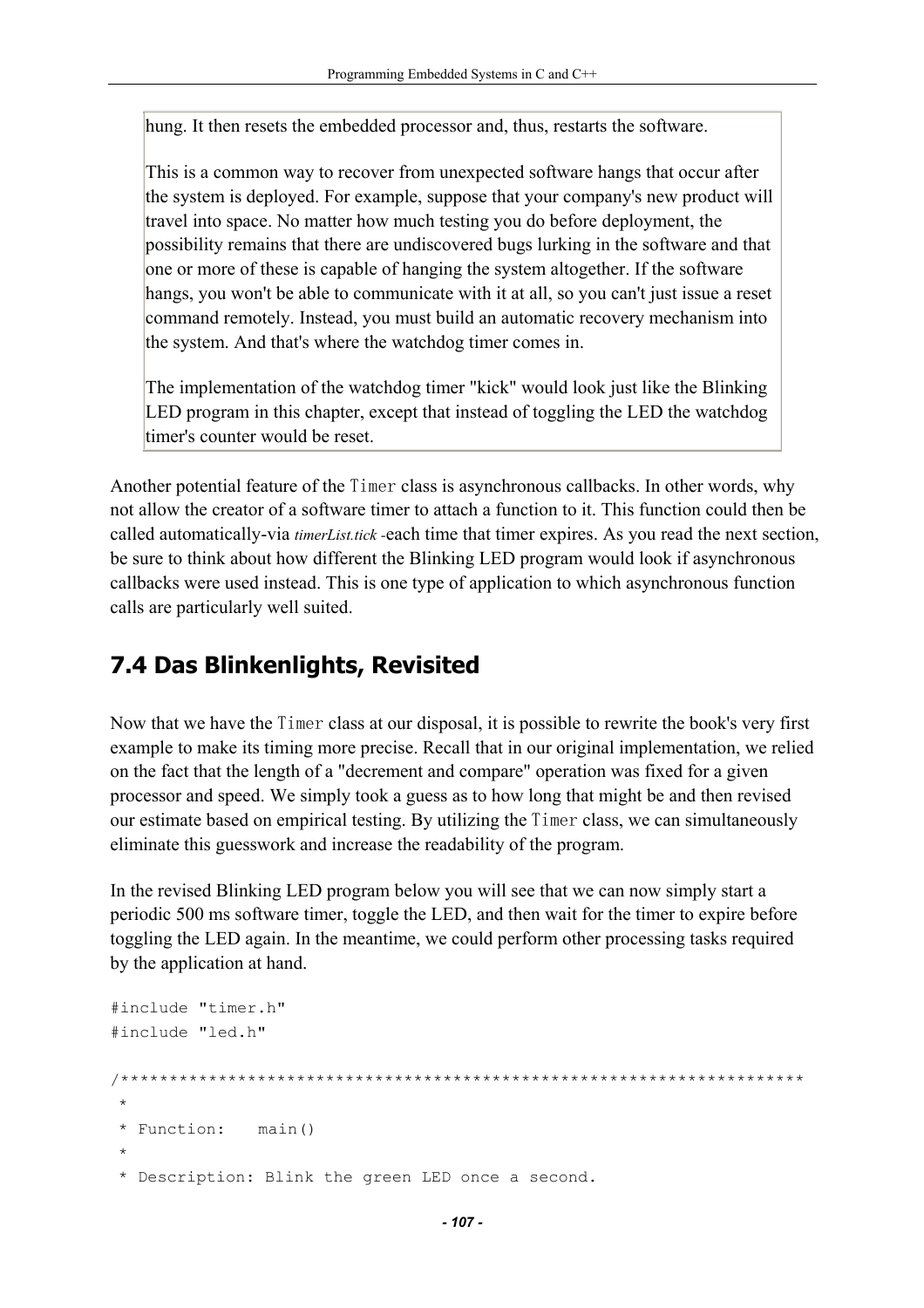> hung. It then resets the embedded processor and, thus, restarts the software.
>
> This is a common way to recover from unexpected software hangs that occur after the system is deployed. For example, suppose that your company's new product will travel into space. No matter how much testing you do before deployment, the possibility remains that there are undiscovered bugs lurking in the software and that one or more of these is capable of hanging the system altogether. If the software hangs, you won't be able to communicate with it at all, so you can't just issue a reset command remotely. Instead, you must build an automatic recovery mechanism into the system. And that's where the watchdog timer comes in.
>
> The implementation of the watchdog timer "kick" would look just like the Blinking LED program in this chapter, except that instead of toggling the LED the watchdog timer's counter would be reset.

Another potential feature of the `Timer` class is asynchronous callbacks. In other words, why not allow the creator of a software timer to attach a function to it. This function could then be called automatically-via *timerList.tick* -each time that timer expires. As you read the next section, be sure to think about how different the Blinking LED program would look if asynchronous callbacks were used instead. This is one type of application to which asynchronous function calls are particularly well suited.

## 7.4 Das Blinkenlights, Revisited

Now that we have the `Timer` class at our disposal, it is possible to rewrite the book's very first example to make its timing more precise. Recall that in our original implementation, we relied on the fact that the length of a "decrement and compare" operation was fixed for a given processor and speed. We simply took a guess as to how long that might be and then revised our estimate based on empirical testing. By utilizing the `Timer` class, we can simultaneously eliminate this guesswork and increase the readability of the program.

In the revised Blinking LED program below you will see that we can now simply start a periodic 500 ms software timer, toggle the LED, and then wait for the timer to expire before toggling the LED again. In the meantime, we could perform other processing tasks required by the application at hand.

```
#include "timer.h"
#include "led.h"

/**********************************************************************
 *
 * Function:    main()
 *
 * Description: Blink the green LED once a second.
```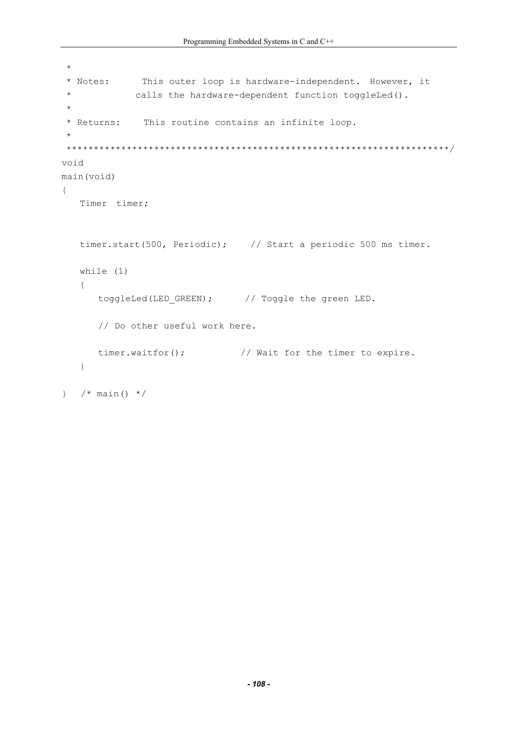```
 *
 * Notes:      This outer loop is hardware-independent.  However, it
 *            calls the hardware-dependent function toggleLed().
 *
 * Returns:    This routine contains an infinite loop.
 *
 *********************************************************************/
void
main(void)
{
   Timer  timer;


   timer.start(500, Periodic);    // Start a periodic 500 ms timer.

   while (1)
   {
      toggleLed(LED_GREEN);      // Toggle the green LED.

      // Do other useful work here.

      timer.waitfor();          // Wait for the timer to expire.
   }

}   /* main() */
```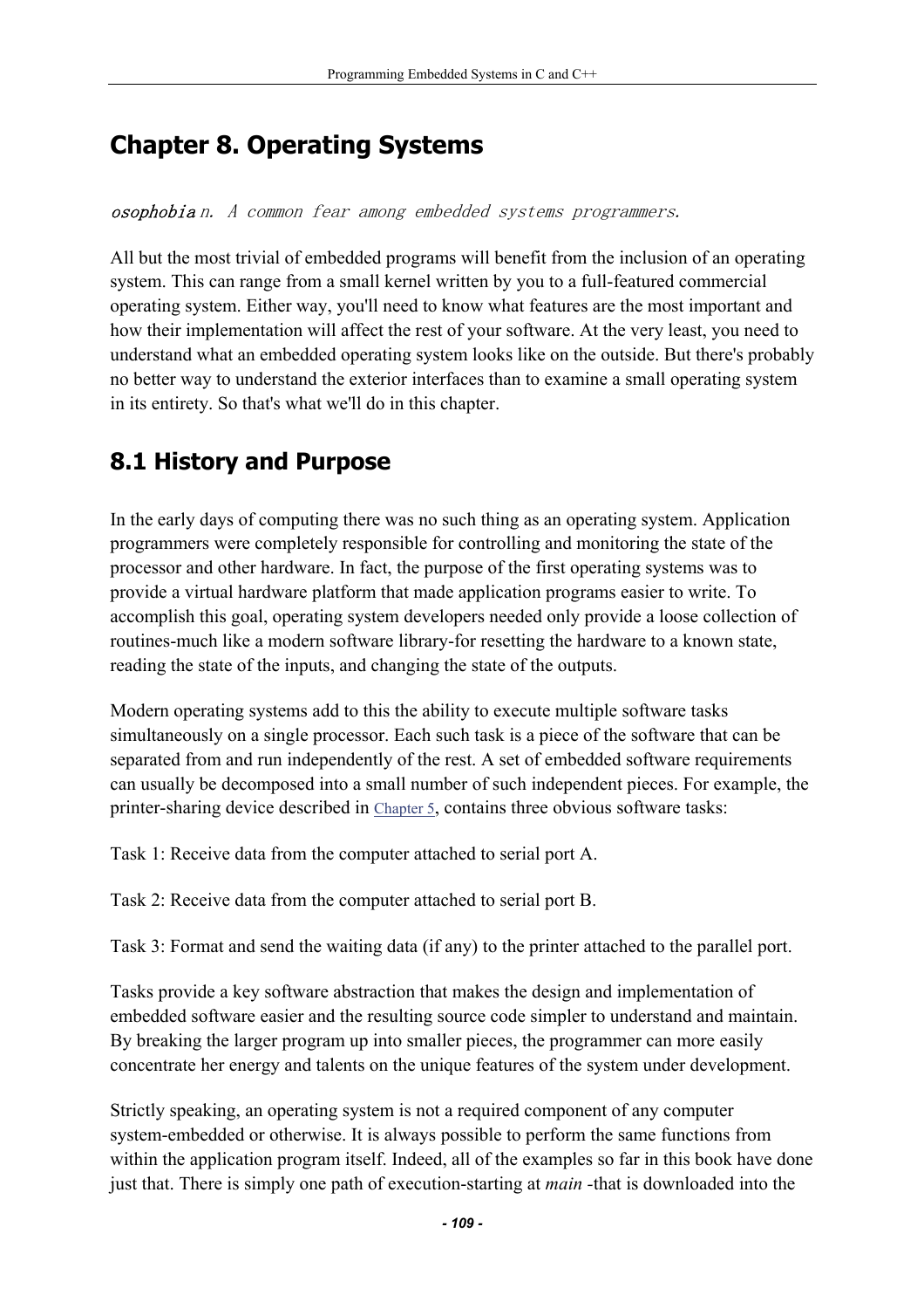# Chapter 8. Operating Systems

*osophobia n. A common fear among embedded systems programmers.*

All but the most trivial of embedded programs will benefit from the inclusion of an operating system. This can range from a small kernel written by you to a full-featured commercial operating system. Either way, you'll need to know what features are the most important and how their implementation will affect the rest of your software. At the very least, you need to understand what an embedded operating system looks like on the outside. But there's probably no better way to understand the exterior interfaces than to examine a small operating system in its entirety. So that's what we'll do in this chapter.

## 8.1 History and Purpose

In the early days of computing there was no such thing as an operating system. Application programmers were completely responsible for controlling and monitoring the state of the processor and other hardware. In fact, the purpose of the first operating systems was to provide a virtual hardware platform that made application programs easier to write. To accomplish this goal, operating system developers needed only provide a loose collection of routines-much like a modern software library-for resetting the hardware to a known state, reading the state of the inputs, and changing the state of the outputs.

Modern operating systems add to this the ability to execute multiple software tasks simultaneously on a single processor. Each such task is a piece of the software that can be separated from and run independently of the rest. A set of embedded software requirements can usually be decomposed into a small number of such independent pieces. For example, the printer-sharing device described in Chapter 5, contains three obvious software tasks:

Task 1: Receive data from the computer attached to serial port A.

Task 2: Receive data from the computer attached to serial port B.

Task 3: Format and send the waiting data (if any) to the printer attached to the parallel port.

Tasks provide a key software abstraction that makes the design and implementation of embedded software easier and the resulting source code simpler to understand and maintain. By breaking the larger program up into smaller pieces, the programmer can more easily concentrate her energy and talents on the unique features of the system under development.

Strictly speaking, an operating system is not a required component of any computer system-embedded or otherwise. It is always possible to perform the same functions from within the application program itself. Indeed, all of the examples so far in this book have done just that. There is simply one path of execution-starting at *main* -that is downloaded into the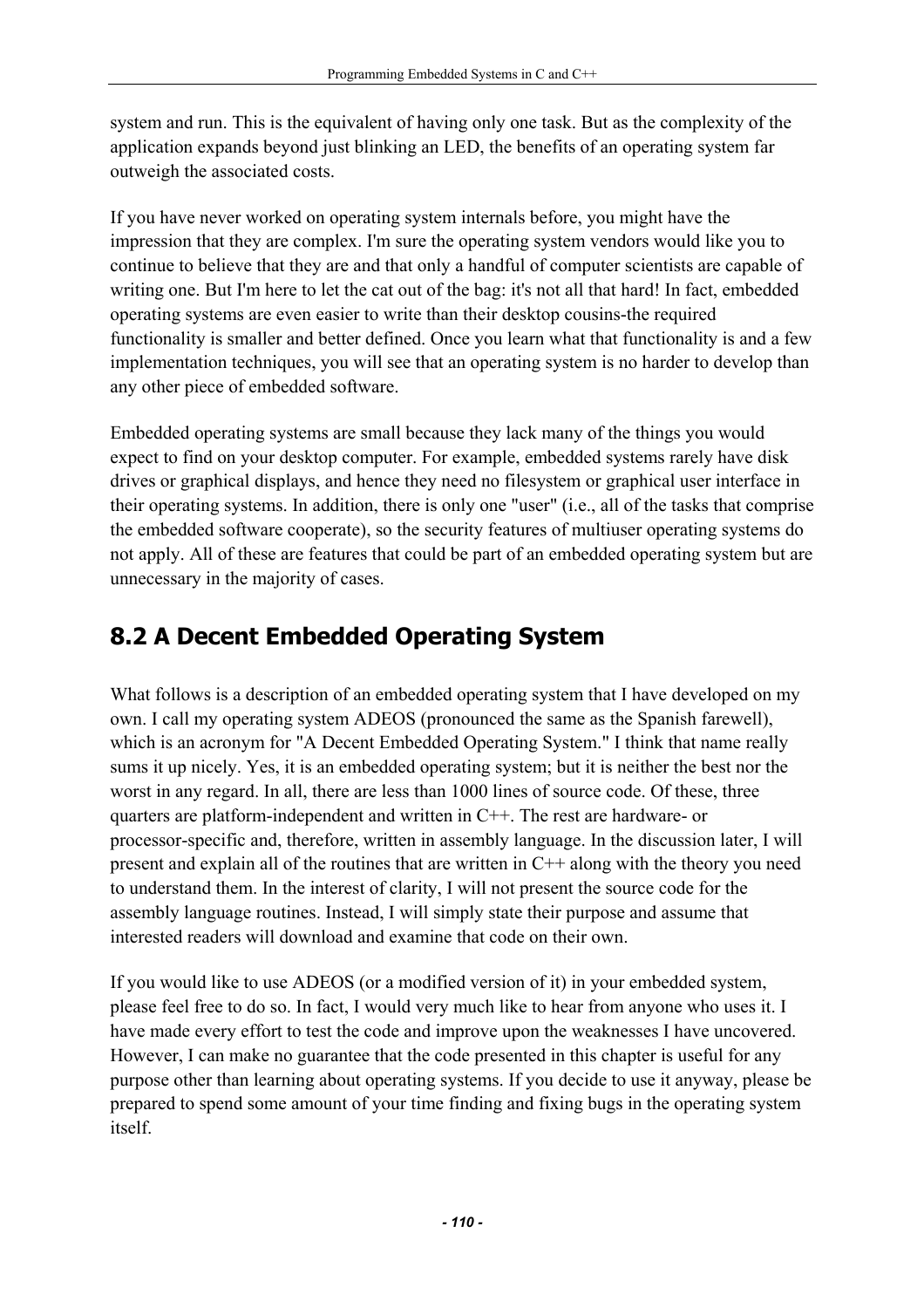system and run. This is the equivalent of having only one task. But as the complexity of the application expands beyond just blinking an LED, the benefits of an operating system far outweigh the associated costs.

If you have never worked on operating system internals before, you might have the impression that they are complex. I'm sure the operating system vendors would like you to continue to believe that they are and that only a handful of computer scientists are capable of writing one. But I'm here to let the cat out of the bag: it's not all that hard! In fact, embedded operating systems are even easier to write than their desktop cousins-the required functionality is smaller and better defined. Once you learn what that functionality is and a few implementation techniques, you will see that an operating system is no harder to develop than any other piece of embedded software.

Embedded operating systems are small because they lack many of the things you would expect to find on your desktop computer. For example, embedded systems rarely have disk drives or graphical displays, and hence they need no filesystem or graphical user interface in their operating systems. In addition, there is only one "user" (i.e., all of the tasks that comprise the embedded software cooperate), so the security features of multiuser operating systems do not apply. All of these are features that could be part of an embedded operating system but are unnecessary in the majority of cases.

## 8.2 A Decent Embedded Operating System

What follows is a description of an embedded operating system that I have developed on my own. I call my operating system ADEOS (pronounced the same as the Spanish farewell), which is an acronym for "A Decent Embedded Operating System." I think that name really sums it up nicely. Yes, it is an embedded operating system; but it is neither the best nor the worst in any regard. In all, there are less than 1000 lines of source code. Of these, three quarters are platform-independent and written in C++. The rest are hardware- or processor-specific and, therefore, written in assembly language. In the discussion later, I will present and explain all of the routines that are written in C++ along with the theory you need to understand them. In the interest of clarity, I will not present the source code for the assembly language routines. Instead, I will simply state their purpose and assume that interested readers will download and examine that code on their own.

If you would like to use ADEOS (or a modified version of it) in your embedded system, please feel free to do so. In fact, I would very much like to hear from anyone who uses it. I have made every effort to test the code and improve upon the weaknesses I have uncovered. However, I can make no guarantee that the code presented in this chapter is useful for any purpose other than learning about operating systems. If you decide to use it anyway, please be prepared to spend some amount of your time finding and fixing bugs in the operating system itself.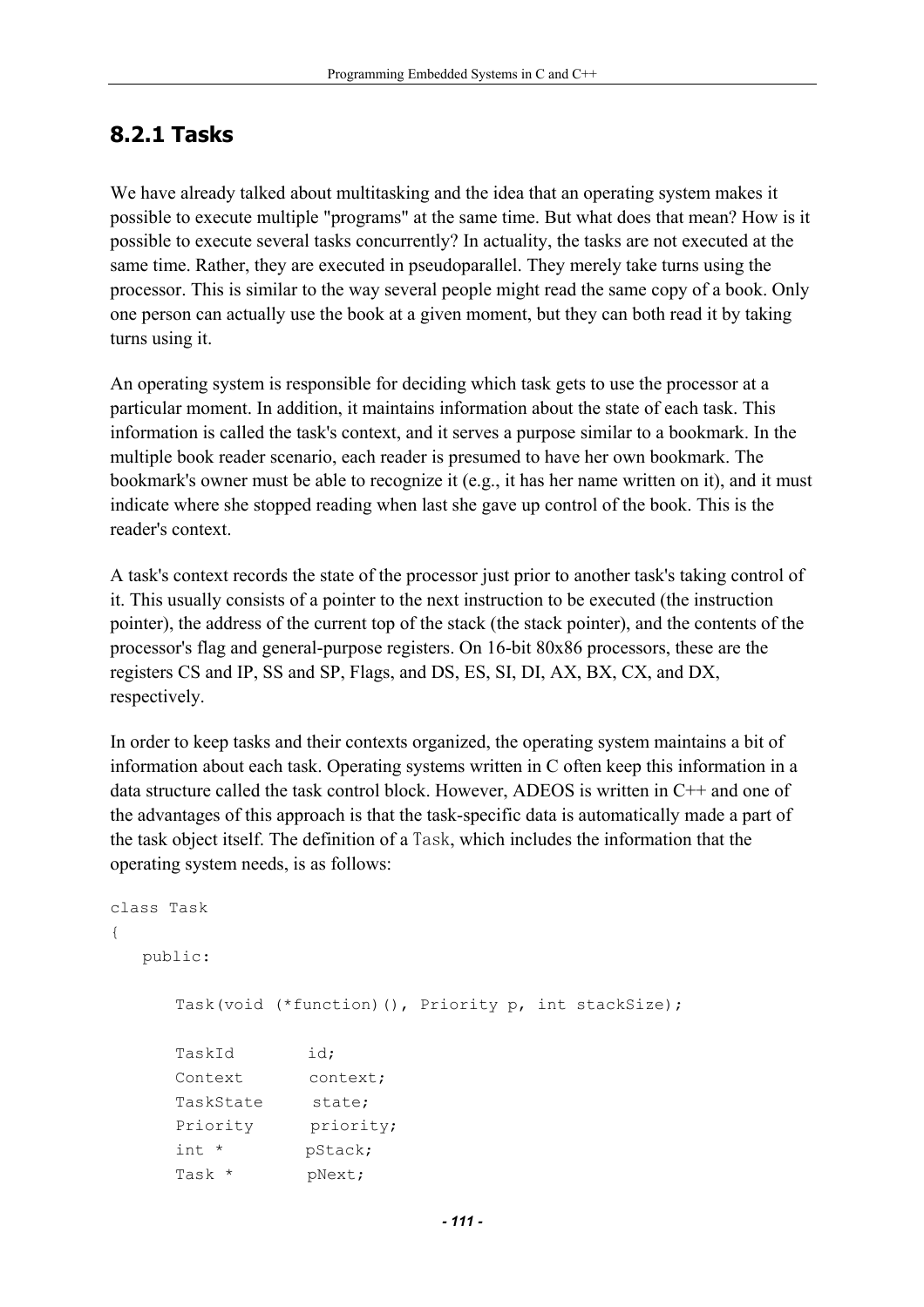### 8.2.1 Tasks

We have already talked about multitasking and the idea that an operating system makes it possible to execute multiple "programs" at the same time. But what does that mean? How is it possible to execute several tasks concurrently? In actuality, the tasks are not executed at the same time. Rather, they are executed in pseudoparallel. They merely take turns using the processor. This is similar to the way several people might read the same copy of a book. Only one person can actually use the book at a given moment, but they can both read it by taking turns using it.

An operating system is responsible for deciding which task gets to use the processor at a particular moment. In addition, it maintains information about the state of each task. This information is called the task's context, and it serves a purpose similar to a bookmark. In the multiple book reader scenario, each reader is presumed to have her own bookmark. The bookmark's owner must be able to recognize it (e.g., it has her name written on it), and it must indicate where she stopped reading when last she gave up control of the book. This is the reader's context.

A task's context records the state of the processor just prior to another task's taking control of it. This usually consists of a pointer to the next instruction to be executed (the instruction pointer), the address of the current top of the stack (the stack pointer), and the contents of the processor's flag and general-purpose registers. On 16-bit 80x86 processors, these are the registers CS and IP, SS and SP, Flags, and DS, ES, SI, DI, AX, BX, CX, and DX, respectively.

In order to keep tasks and their contexts organized, the operating system maintains a bit of information about each task. Operating systems written in C often keep this information in a data structure called the task control block. However, ADEOS is written in C++ and one of the advantages of this approach is that the task-specific data is automatically made a part of the task object itself. The definition of a `Task`, which includes the information that the operating system needs, is as follows:

```
class Task
{
   public:

      Task(void (*function)(), Priority p, int stackSize);

      TaskId        id;
      Context       context;
      TaskState     state;
      Priority      priority;
      int *         pStack;
      Task *        pNext;
```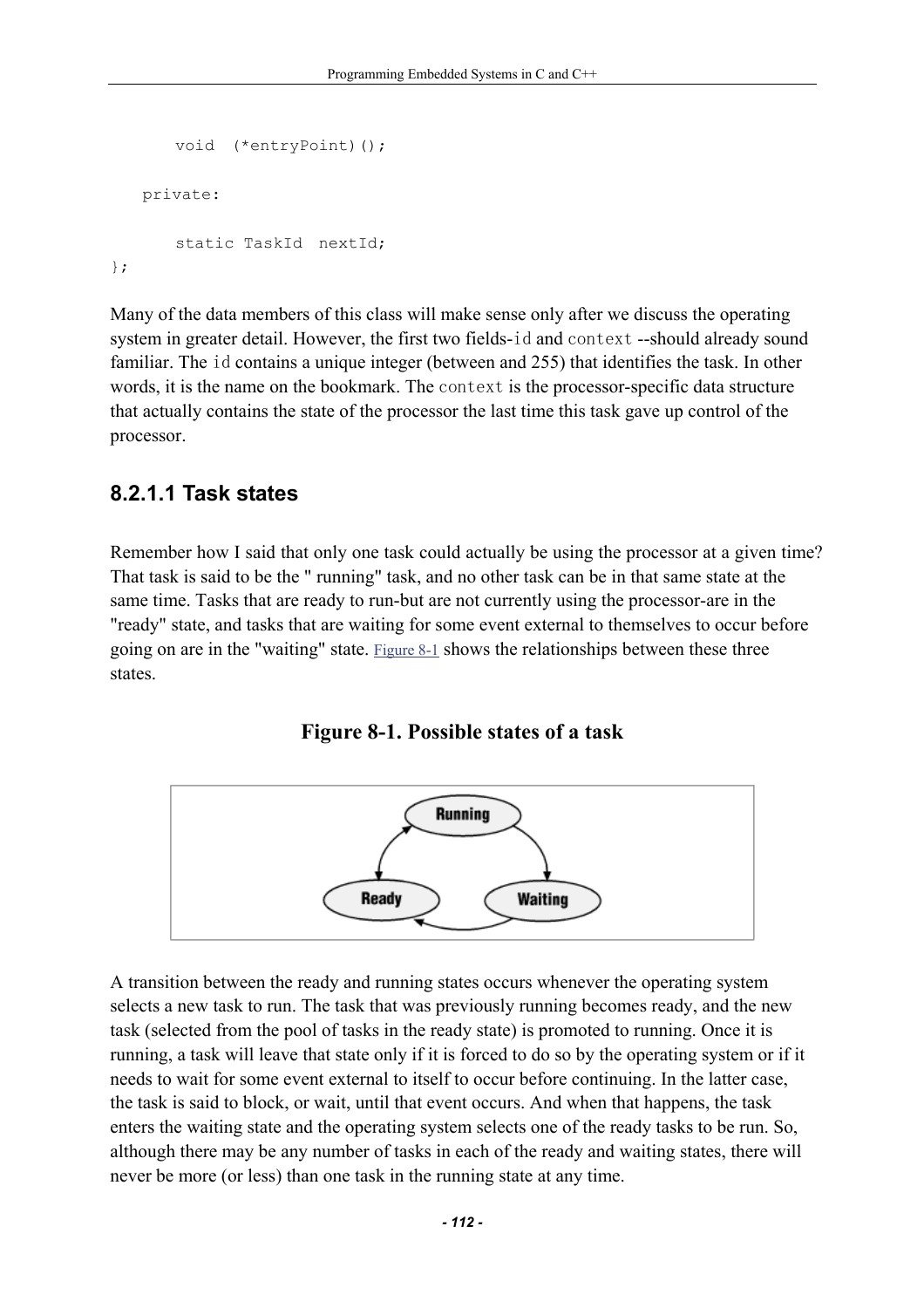```
        void  (*entryPoint)();

    private:

        static TaskId  nextId;
};
```

Many of the data members of this class will make sense only after we discuss the operating system in greater detail. However, the first two fields-id and context --should already sound familiar. The id contains a unique integer (between and 255) that identifies the task. In other words, it is the name on the bookmark. The context is the processor-specific data structure that actually contains the state of the processor the last time this task gave up control of the processor.

### 8.2.1.1 Task states

Remember how I said that only one task could actually be using the processor at a given time? That task is said to be the " running" task, and no other task can be in that same state at the same time. Tasks that are ready to run-but are not currently using the processor-are in the "ready" state, and tasks that are waiting for some event external to themselves to occur before going on are in the "waiting" state. Figure 8-1 shows the relationships between these three states.

**Figure 8-1. Possible states of a task**

Running

Ready

Waiting

A transition between the ready and running states occurs whenever the operating system selects a new task to run. The task that was previously running becomes ready, and the new task (selected from the pool of tasks in the ready state) is promoted to running. Once it is running, a task will leave that state only if it is forced to do so by the operating system or if it needs to wait for some event external to itself to occur before continuing. In the latter case, the task is said to block, or wait, until that event occurs. And when that happens, the task enters the waiting state and the operating system selects one of the ready tasks to be run. So, although there may be any number of tasks in each of the ready and waiting states, there will never be more (or less) than one task in the running state at any time.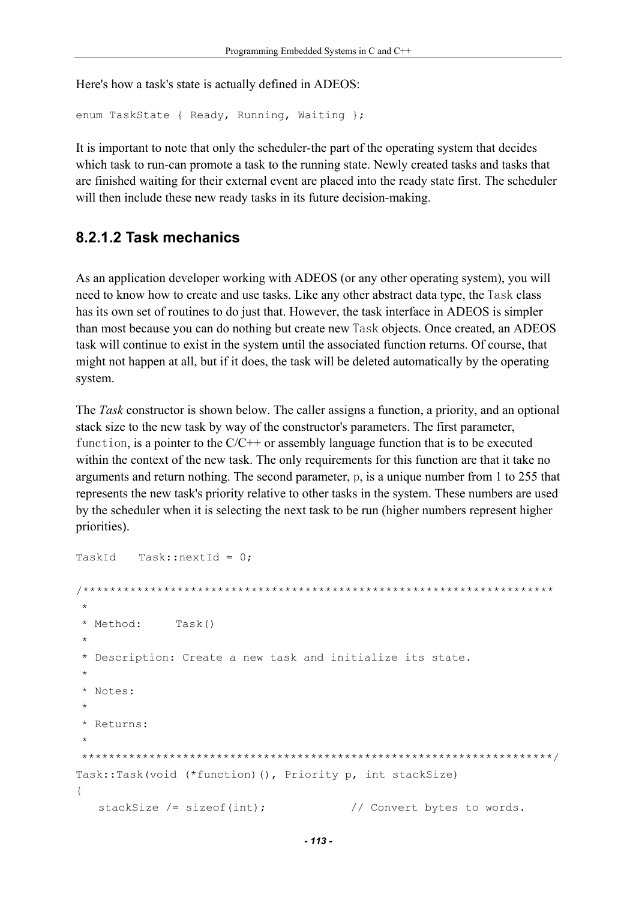Here's how a task's state is actually defined in ADEOS:

```
enum TaskState { Ready, Running, Waiting };
```

It is important to note that only the scheduler-the part of the operating system that decides which task to run-can promote a task to the running state. Newly created tasks and tasks that are finished waiting for their external event are placed into the ready state first. The scheduler will then include these new ready tasks in its future decision-making.

### 8.2.1.2 Task mechanics

As an application developer working with ADEOS (or any other operating system), you will need to know how to create and use tasks. Like any other abstract data type, the `Task` class has its own set of routines to do just that. However, the task interface in ADEOS is simpler than most because you can do nothing but create new `Task` objects. Once created, an ADEOS task will continue to exist in the system until the associated function returns. Of course, that might not happen at all, but if it does, the task will be deleted automatically by the operating system.

The *Task* constructor is shown below. The caller assigns a function, a priority, and an optional stack size to the new task by way of the constructor's parameters. The first parameter, `function`, is a pointer to the C/C++ or assembly language function that is to be executed within the context of the new task. The only requirements for this function are that it take no arguments and return nothing. The second parameter, `p`, is a unique number from 1 to 255 that represents the new task's priority relative to other tasks in the system. These numbers are used by the scheduler when it is selecting the next task to be run (higher numbers represent higher priorities).

```
TaskId   Task::nextId = 0;

/**********************************************************************
 *
 * Method:     Task()
 *
 * Description: Create a new task and initialize its state.
 *
 * Notes:
 *
 * Returns:
 *
 **********************************************************************/
Task::Task(void (*function)(), Priority p, int stackSize)
{
   stackSize /= sizeof(int);           // Convert bytes to words.
```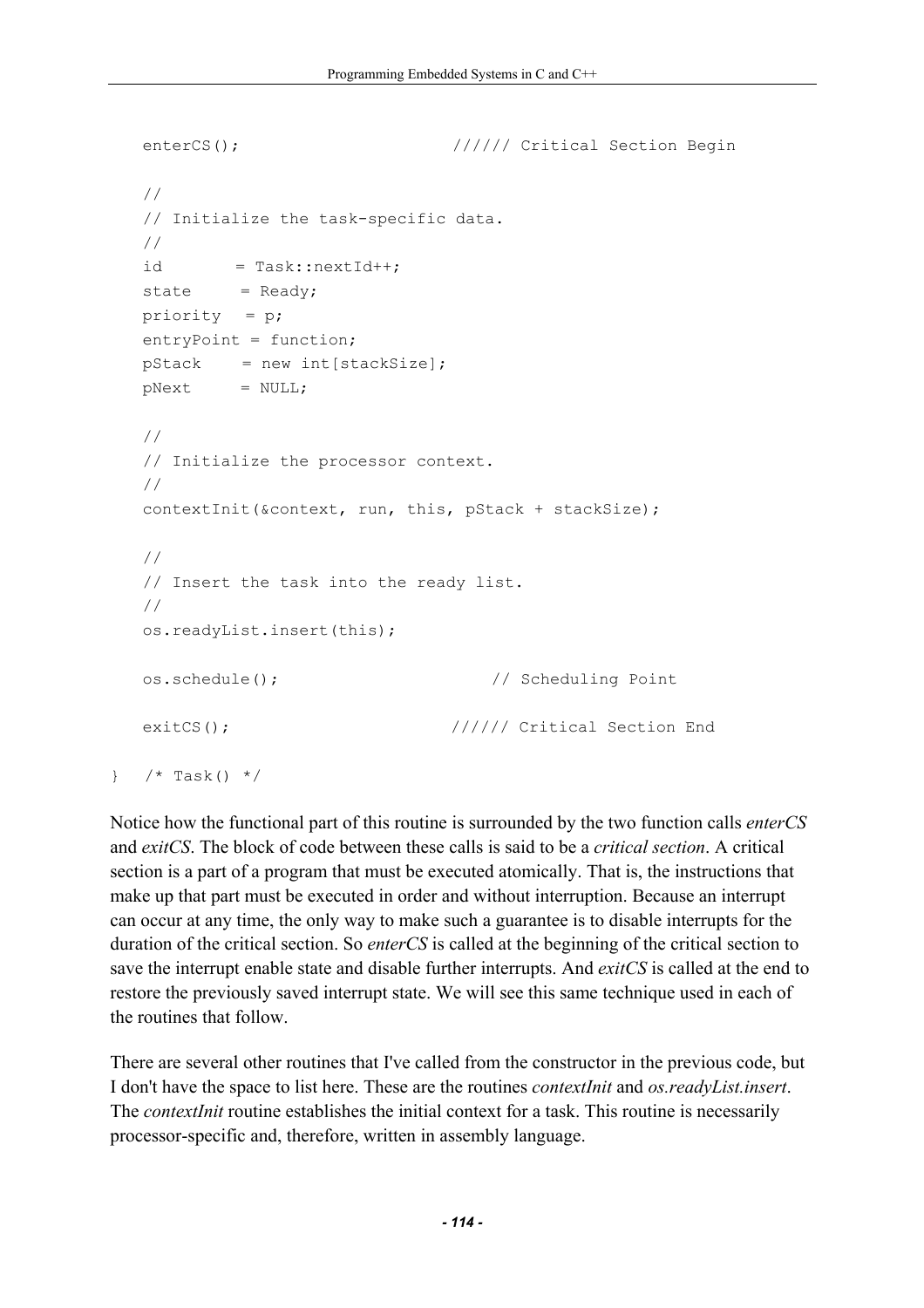```
    enterCS();                       ////// Critical Section Begin

    //
    // Initialize the task-specific data.
    //
    id        = Task::nextId++;
    state      = Ready;
    priority   = p;
    entryPoint = function;
    pStack     = new int[stackSize];
    pNext      = NULL;

    //
    // Initialize the processor context.
    //
    contextInit(&context, run, this, pStack + stackSize);

    //
    // Insert the task into the ready list.
    //
    os.readyList.insert(this);

    os.schedule();                       // Scheduling Point

    exitCS();                        ////// Critical Section End

}   /* Task() */
```

Notice how the functional part of this routine is surrounded by the two function calls *enterCS* and *exitCS*. The block of code between these calls is said to be a *critical section*. A critical section is a part of a program that must be executed atomically. That is, the instructions that make up that part must be executed in order and without interruption. Because an interrupt can occur at any time, the only way to make such a guarantee is to disable interrupts for the duration of the critical section. So *enterCS* is called at the beginning of the critical section to save the interrupt enable state and disable further interrupts. And *exitCS* is called at the end to restore the previously saved interrupt state. We will see this same technique used in each of the routines that follow.

There are several other routines that I've called from the constructor in the previous code, but I don't have the space to list here. These are the routines *contextInit* and *os.readyList.insert*. The *contextInit* routine establishes the initial context for a task. This routine is necessarily processor-specific and, therefore, written in assembly language.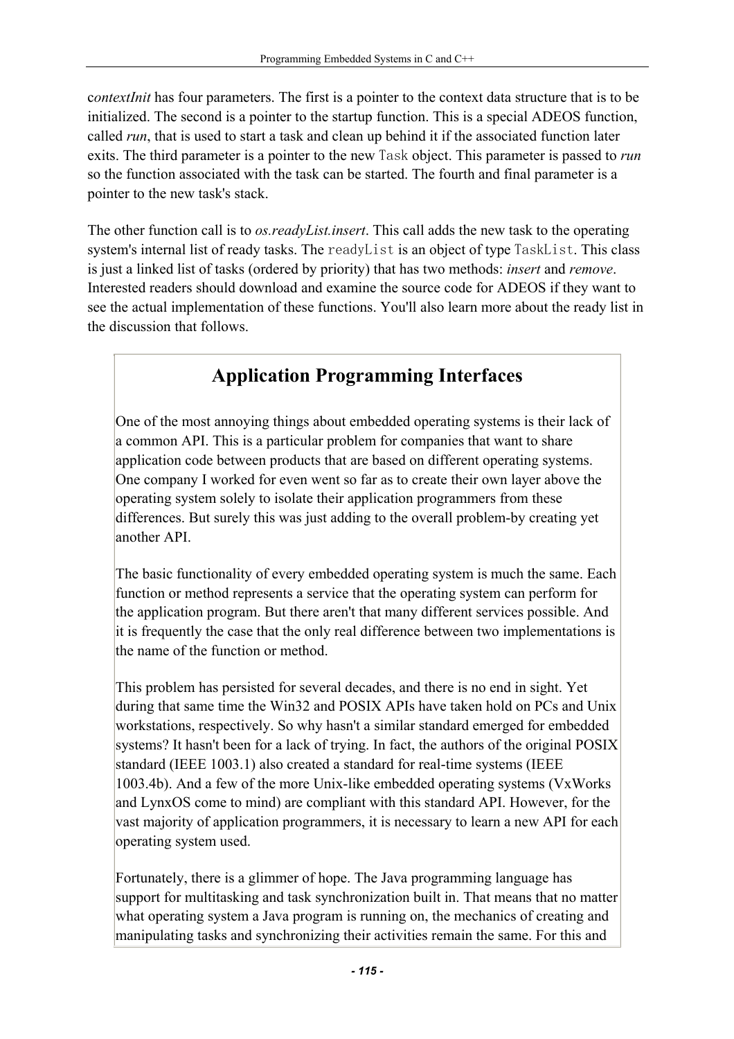*contextInit* has four parameters. The first is a pointer to the context data structure that is to be initialized. The second is a pointer to the startup function. This is a special ADEOS function, called *run*, that is used to start a task and clean up behind it if the associated function later exits. The third parameter is a pointer to the new `Task` object. This parameter is passed to *run* so the function associated with the task can be started. The fourth and final parameter is a pointer to the new task's stack.

The other function call is to *os.readyList.insert*. This call adds the new task to the operating system's internal list of ready tasks. The `readyList` is an object of type `TaskList`. This class is just a linked list of tasks (ordered by priority) that has two methods: *insert* and *remove*. Interested readers should download and examine the source code for ADEOS if they want to see the actual implementation of these functions. You'll also learn more about the ready list in the discussion that follows.

## Application Programming Interfaces

One of the most annoying things about embedded operating systems is their lack of a common API. This is a particular problem for companies that want to share application code between products that are based on different operating systems. One company I worked for even went so far as to create their own layer above the operating system solely to isolate their application programmers from these differences. But surely this was just adding to the overall problem-by creating yet another API.

The basic functionality of every embedded operating system is much the same. Each function or method represents a service that the operating system can perform for the application program. But there aren't that many different services possible. And it is frequently the case that the only real difference between two implementations is the name of the function or method.

This problem has persisted for several decades, and there is no end in sight. Yet during that same time the Win32 and POSIX APIs have taken hold on PCs and Unix workstations, respectively. So why hasn't a similar standard emerged for embedded systems? It hasn't been for a lack of trying. In fact, the authors of the original POSIX standard (IEEE 1003.1) also created a standard for real-time systems (IEEE 1003.4b). And a few of the more Unix-like embedded operating systems (VxWorks and LynxOS come to mind) are compliant with this standard API. However, for the vast majority of application programmers, it is necessary to learn a new API for each operating system used.

Fortunately, there is a glimmer of hope. The Java programming language has support for multitasking and task synchronization built in. That means that no matter what operating system a Java program is running on, the mechanics of creating and manipulating tasks and synchronizing their activities remain the same. For this and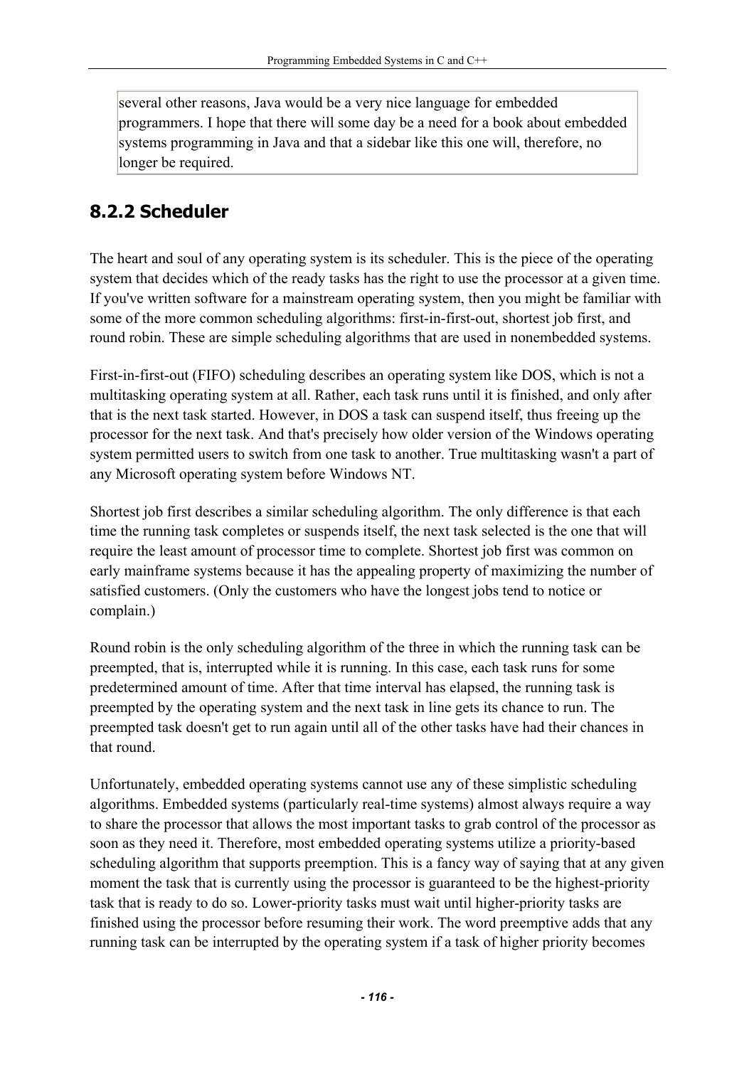several other reasons, Java would be a very nice language for embedded programmers. I hope that there will some day be a need for a book about embedded systems programming in Java and that a sidebar like this one will, therefore, no longer be required.

### 8.2.2 Scheduler

The heart and soul of any operating system is its scheduler. This is the piece of the operating system that decides which of the ready tasks has the right to use the processor at a given time. If you've written software for a mainstream operating system, then you might be familiar with some of the more common scheduling algorithms: first-in-first-out, shortest job first, and round robin. These are simple scheduling algorithms that are used in nonembedded systems.

First-in-first-out (FIFO) scheduling describes an operating system like DOS, which is not a multitasking operating system at all. Rather, each task runs until it is finished, and only after that is the next task started. However, in DOS a task can suspend itself, thus freeing up the processor for the next task. And that's precisely how older version of the Windows operating system permitted users to switch from one task to another. True multitasking wasn't a part of any Microsoft operating system before Windows NT.

Shortest job first describes a similar scheduling algorithm. The only difference is that each time the running task completes or suspends itself, the next task selected is the one that will require the least amount of processor time to complete. Shortest job first was common on early mainframe systems because it has the appealing property of maximizing the number of satisfied customers. (Only the customers who have the longest jobs tend to notice or complain.)

Round robin is the only scheduling algorithm of the three in which the running task can be preempted, that is, interrupted while it is running. In this case, each task runs for some predetermined amount of time. After that time interval has elapsed, the running task is preempted by the operating system and the next task in line gets its chance to run. The preempted task doesn't get to run again until all of the other tasks have had their chances in that round.

Unfortunately, embedded operating systems cannot use any of these simplistic scheduling algorithms. Embedded systems (particularly real-time systems) almost always require a way to share the processor that allows the most important tasks to grab control of the processor as soon as they need it. Therefore, most embedded operating systems utilize a priority-based scheduling algorithm that supports preemption. This is a fancy way of saying that at any given moment the task that is currently using the processor is guaranteed to be the highest-priority task that is ready to do so. Lower-priority tasks must wait until higher-priority tasks are finished using the processor before resuming their work. The word preemptive adds that any running task can be interrupted by the operating system if a task of higher priority becomes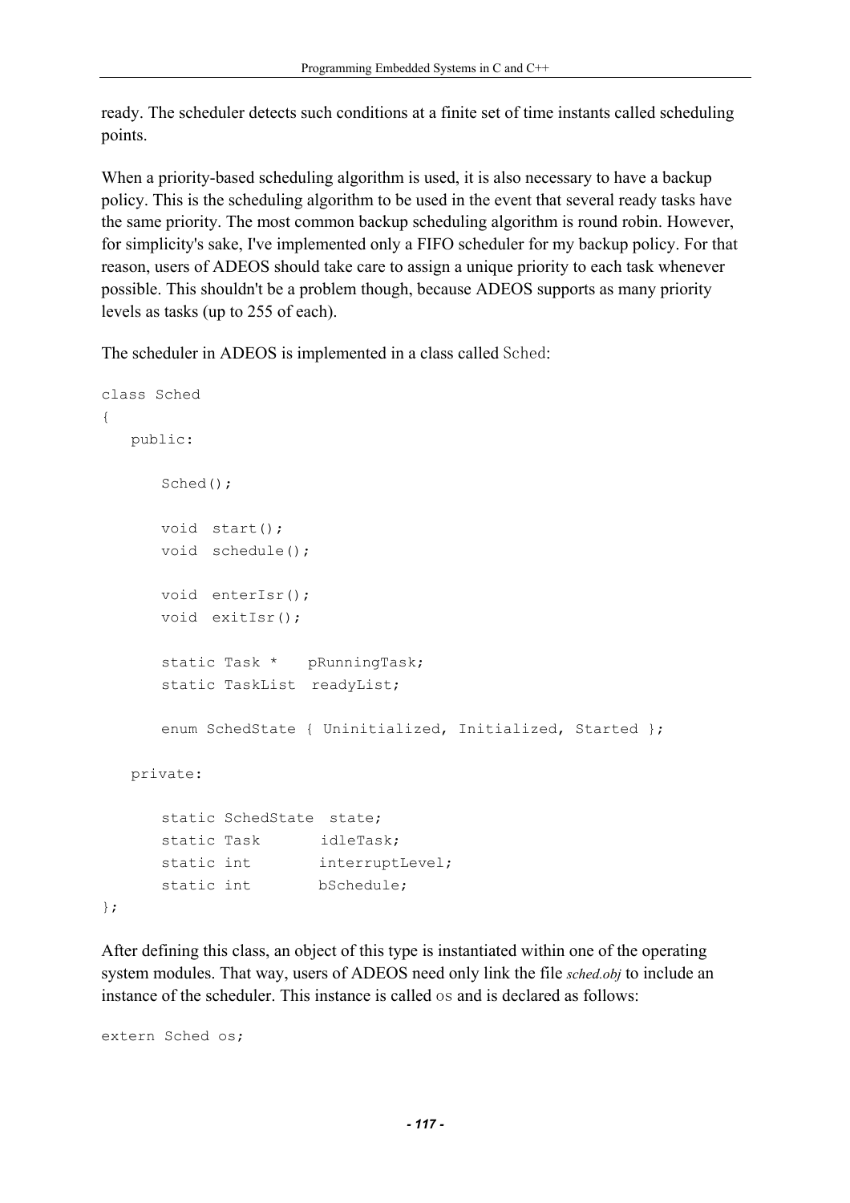ready. The scheduler detects such conditions at a finite set of time instants called scheduling points.

When a priority-based scheduling algorithm is used, it is also necessary to have a backup policy. This is the scheduling algorithm to be used in the event that several ready tasks have the same priority. The most common backup scheduling algorithm is round robin. However, for simplicity's sake, I've implemented only a FIFO scheduler for my backup policy. For that reason, users of ADEOS should take care to assign a unique priority to each task whenever possible. This shouldn't be a problem though, because ADEOS supports as many priority levels as tasks (up to 255 of each).

The scheduler in ADEOS is implemented in a class called `Sched`:

```
class Sched
{
   public:

       Sched();

       void  start();
       void  schedule();

       void  enterIsr();
       void  exitIsr();

       static Task *    pRunningTask;
       static TaskList  readyList;

       enum SchedState { Uninitialized, Initialized, Started };

   private:

       static SchedState  state;
       static Task        idleTask;
       static int         interruptLevel;
       static int         bSchedule;
};
```

After defining this class, an object of this type is instantiated within one of the operating system modules. That way, users of ADEOS need only link the file *sched.obj* to include an instance of the scheduler. This instance is called `os` and is declared as follows:

```
extern Sched os;
```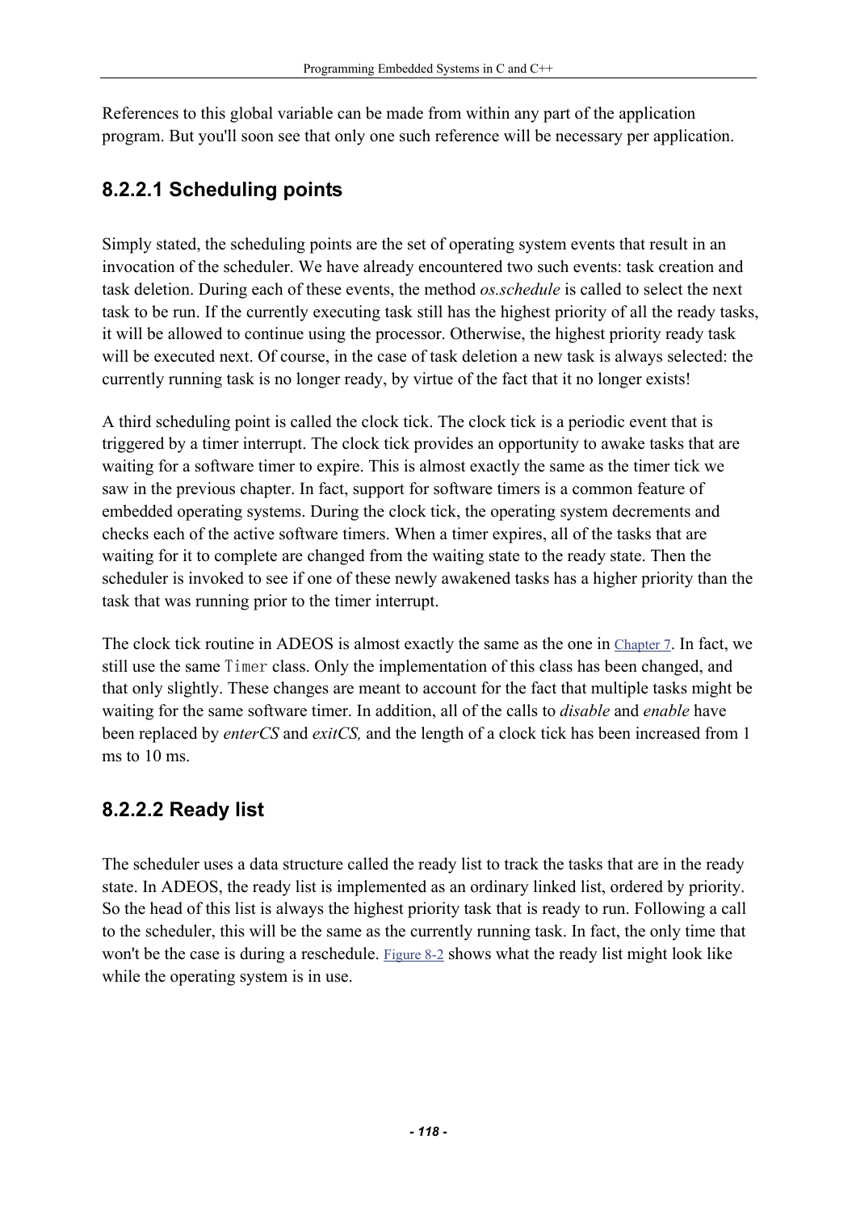References to this global variable can be made from within any part of the application program. But you'll soon see that only one such reference will be necessary per application.

### 8.2.2.1 Scheduling points

Simply stated, the scheduling points are the set of operating system events that result in an invocation of the scheduler. We have already encountered two such events: task creation and task deletion. During each of these events, the method *os.schedule* is called to select the next task to be run. If the currently executing task still has the highest priority of all the ready tasks, it will be allowed to continue using the processor. Otherwise, the highest priority ready task will be executed next. Of course, in the case of task deletion a new task is always selected: the currently running task is no longer ready, by virtue of the fact that it no longer exists!

A third scheduling point is called the clock tick. The clock tick is a periodic event that is triggered by a timer interrupt. The clock tick provides an opportunity to awake tasks that are waiting for a software timer to expire. This is almost exactly the same as the timer tick we saw in the previous chapter. In fact, support for software timers is a common feature of embedded operating systems. During the clock tick, the operating system decrements and checks each of the active software timers. When a timer expires, all of the tasks that are waiting for it to complete are changed from the waiting state to the ready state. Then the scheduler is invoked to see if one of these newly awakened tasks has a higher priority than the task that was running prior to the timer interrupt.

The clock tick routine in ADEOS is almost exactly the same as the one in Chapter 7. In fact, we still use the same `Timer` class. Only the implementation of this class has been changed, and that only slightly. These changes are meant to account for the fact that multiple tasks might be waiting for the same software timer. In addition, all of the calls to *disable* and *enable* have been replaced by *enterCS* and *exitCS,* and the length of a clock tick has been increased from 1 ms to 10 ms.

### 8.2.2.2 Ready list

The scheduler uses a data structure called the ready list to track the tasks that are in the ready state. In ADEOS, the ready list is implemented as an ordinary linked list, ordered by priority. So the head of this list is always the highest priority task that is ready to run. Following a call to the scheduler, this will be the same as the currently running task. In fact, the only time that won't be the case is during a reschedule. Figure 8-2 shows what the ready list might look like while the operating system is in use.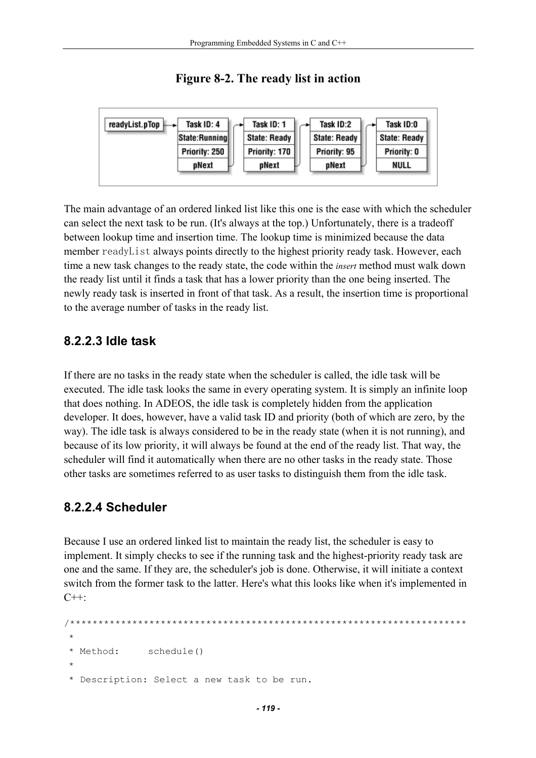**Figure 8-2. The ready list in action**

The main advantage of an ordered linked list like this one is the ease with which the scheduler can select the next task to be run. (It's always at the top.) Unfortunately, there is a tradeoff between lookup time and insertion time. The lookup time is minimized because the data member `readyList` always points directly to the highest priority ready task. However, each time a new task changes to the ready state, the code within the *insert* method must walk down the ready list until it finds a task that has a lower priority than the one being inserted. The newly ready task is inserted in front of that task. As a result, the insertion time is proportional to the average number of tasks in the ready list.

### 8.2.2.3 Idle task

If there are no tasks in the ready state when the scheduler is called, the idle task will be executed. The idle task looks the same in every operating system. It is simply an infinite loop that does nothing. In ADEOS, the idle task is completely hidden from the application developer. It does, however, have a valid task ID and priority (both of which are zero, by the way). The idle task is always considered to be in the ready state (when it is not running), and because of its low priority, it will always be found at the end of the ready list. That way, the scheduler will find it automatically when there are no other tasks in the ready state. Those other tasks are sometimes referred to as user tasks to distinguish them from the idle task.

### 8.2.2.4 Scheduler

Because I use an ordered linked list to maintain the ready list, the scheduler is easy to implement. It simply checks to see if the running task and the highest-priority ready task are one and the same. If they are, the scheduler's job is done. Otherwise, it will initiate a context switch from the former task to the latter. Here's what this looks like when it's implemented in C++:

```
/**********************************************************************
 *
 * Method:      schedule()
 *
 * Description: Select a new task to be run.
```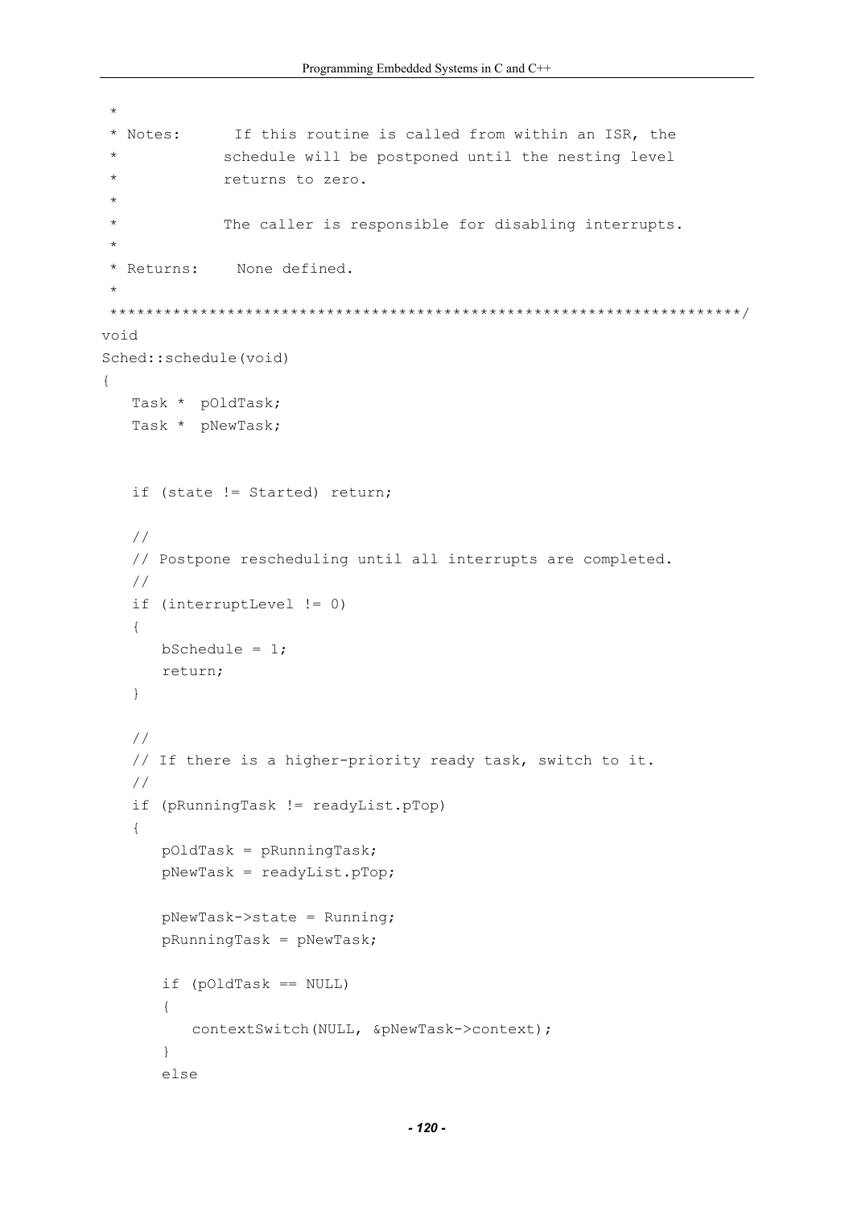```
 *
 * Notes:      If this routine is called from within an ISR, the
 *            schedule will be postponed until the nesting level
 *            returns to zero.
 *
 *            The caller is responsible for disabling interrupts.
 *
 * Returns:    None defined.
 *
 *********************************************************************/
void
Sched::schedule(void)
{
   Task * pOldTask;
   Task * pNewTask;


   if (state != Started) return;

   //
   // Postpone rescheduling until all interrupts are completed.
   //
   if (interruptLevel != 0)
   {
      bSchedule = 1;
      return;
   }

   //
   // If there is a higher-priority ready task, switch to it.
   //
   if (pRunningTask != readyList.pTop)
   {
      pOldTask = pRunningTask;
      pNewTask = readyList.pTop;

      pNewTask->state = Running;
      pRunningTask = pNewTask;

      if (pOldTask == NULL)
      {
         contextSwitch(NULL, &pNewTask->context);
      }
      else
```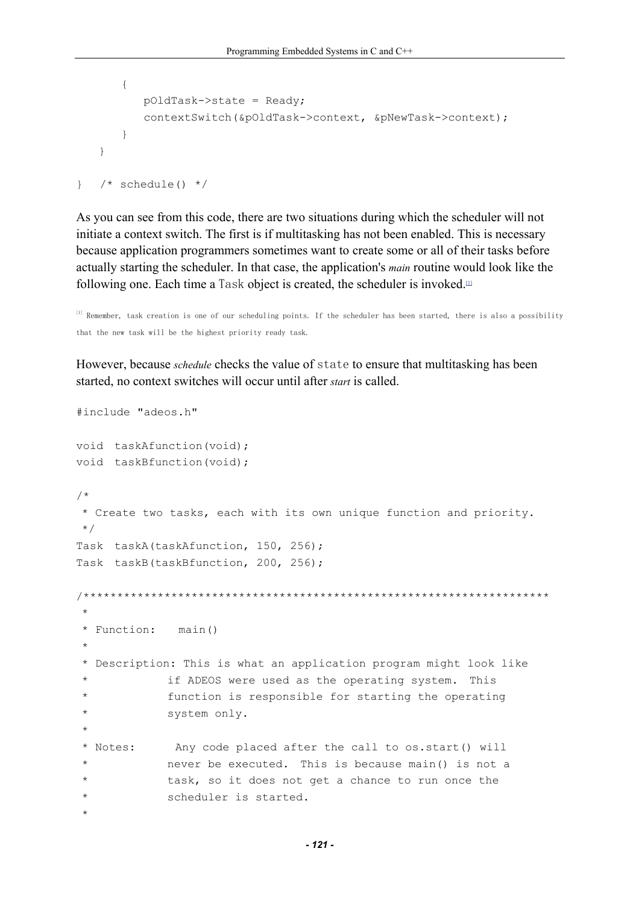```
        {
            pOldTask->state = Ready;
            contextSwitch(&pOldTask->context, &pNewTask->context);
        }
    }

}   /* schedule() */
```

As you can see from this code, there are two situations during which the scheduler will not initiate a context switch. The first is if multitasking has not been enabled. This is necessary because application programmers sometimes want to create some or all of their tasks before actually starting the scheduler. In that case, the application's *main* routine would look like the following one. Each time a `Task` object is created, the scheduler is invoked.[1]

[1] Remember, task creation is one of our scheduling points. If the scheduler has been started, there is also a possibility that the new task will be the highest priority ready task.

However, because *schedule* checks the value of `state` to ensure that multitasking has been started, no context switches will occur until after *start* is called.

```
#include "adeos.h"

void  taskAfunction(void);
void  taskBfunction(void);

/*
 * Create two tasks, each with its own unique function and priority.
 */
Task  taskA(taskAfunction, 150, 256);
Task  taskB(taskBfunction, 200, 256);

/*********************************************************************
 *
 * Function:    main()
 *
 * Description: This is what an application program might look like
 *              if ADEOS were used as the operating system.  This
 *              function is responsible for starting the operating
 *              system only.
 *
 * Notes:       Any code placed after the call to os.start() will
 *              never be executed.  This is because main() is not a
 *              task, so it does not get a chance to run once the
 *              scheduler is started.
 *
```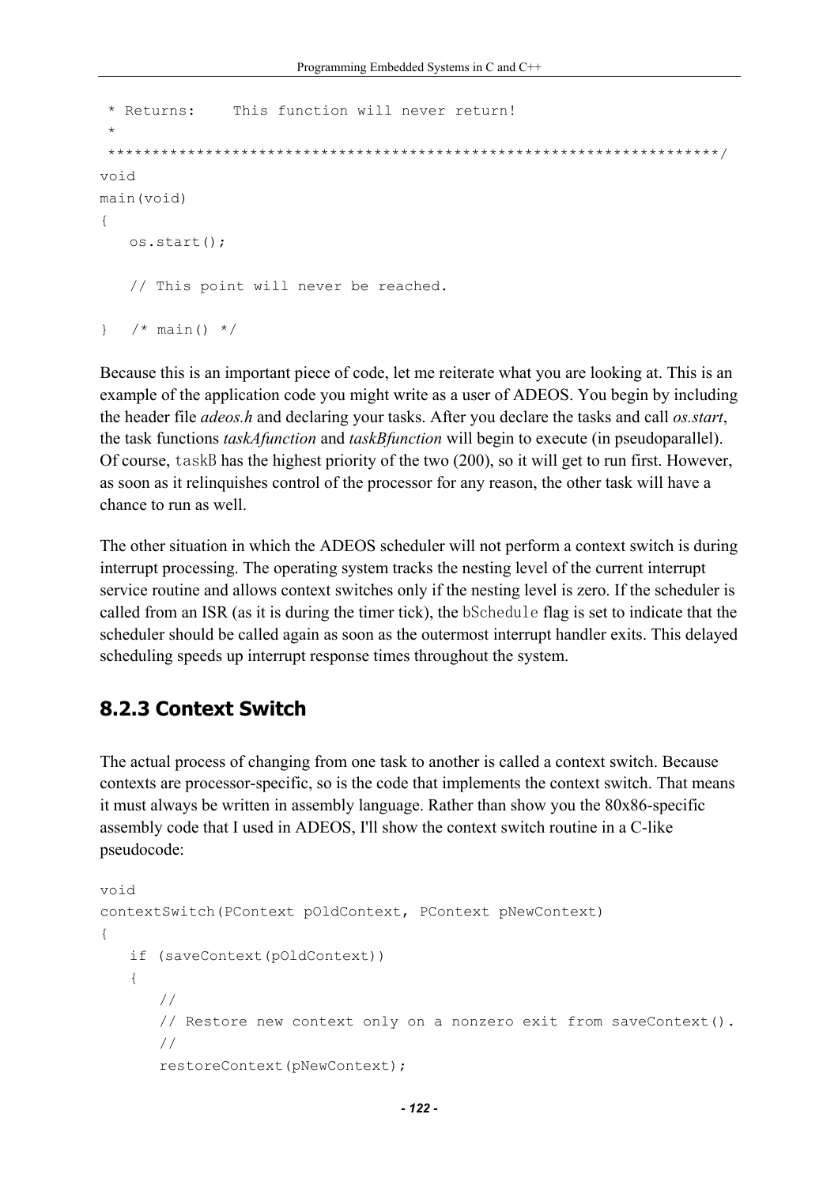```
 * Returns:    This function will never return!
 *
 *********************************************************************/
void
main(void)
{
   os.start();

   // This point will never be reached.

}   /* main() */
```

Because this is an important piece of code, let me reiterate what you are looking at. This is an example of the application code you might write as a user of ADEOS. You begin by including the header file *adeos.h* and declaring your tasks. After you declare the tasks and call *os.start*, the task functions *taskAfunction* and *taskBfunction* will begin to execute (in pseudoparallel). Of course, `taskB` has the highest priority of the two (200), so it will get to run first. However, as soon as it relinquishes control of the processor for any reason, the other task will have a chance to run as well.

The other situation in which the ADEOS scheduler will not perform a context switch is during interrupt processing. The operating system tracks the nesting level of the current interrupt service routine and allows context switches only if the nesting level is zero. If the scheduler is called from an ISR (as it is during the timer tick), the `bSchedule` flag is set to indicate that the scheduler should be called again as soon as the outermost interrupt handler exits. This delayed scheduling speeds up interrupt response times throughout the system.

## 8.2.3 Context Switch

The actual process of changing from one task to another is called a context switch. Because contexts are processor-specific, so is the code that implements the context switch. That means it must always be written in assembly language. Rather than show you the 80x86-specific assembly code that I used in ADEOS, I'll show the context switch routine in a C-like pseudocode:

```
void
contextSwitch(PContext pOldContext, PContext pNewContext)
{
   if (saveContext(pOldContext))
   {
      //
      // Restore new context only on a nonzero exit from saveContext().
      //
      restoreContext(pNewContext);
```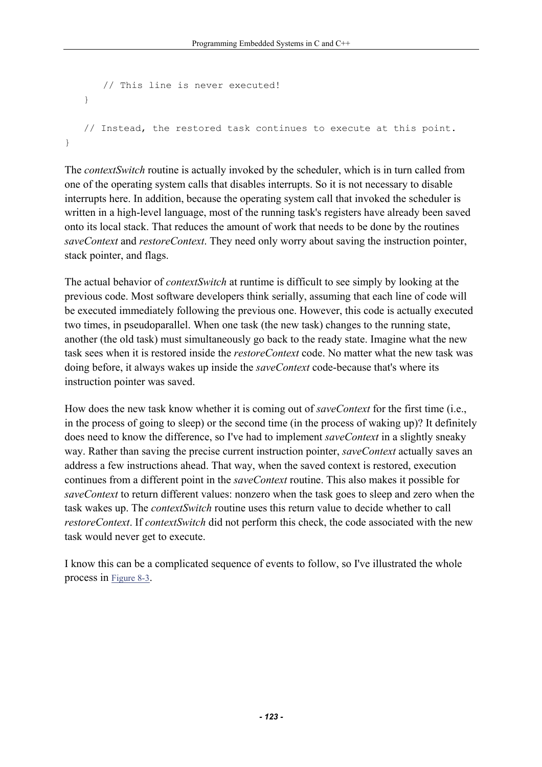```
        // This line is never executed!
    }

    // Instead, the restored task continues to execute at this point.
}
```

The *contextSwitch* routine is actually invoked by the scheduler, which is in turn called from one of the operating system calls that disables interrupts. So it is not necessary to disable interrupts here. In addition, because the operating system call that invoked the scheduler is written in a high-level language, most of the running task's registers have already been saved onto its local stack. That reduces the amount of work that needs to be done by the routines *saveContext* and *restoreContext*. They need only worry about saving the instruction pointer, stack pointer, and flags.

The actual behavior of *contextSwitch* at runtime is difficult to see simply by looking at the previous code. Most software developers think serially, assuming that each line of code will be executed immediately following the previous one. However, this code is actually executed two times, in pseudoparallel. When one task (the new task) changes to the running state, another (the old task) must simultaneously go back to the ready state. Imagine what the new task sees when it is restored inside the *restoreContext* code. No matter what the new task was doing before, it always wakes up inside the *saveContext* code-because that's where its instruction pointer was saved.

How does the new task know whether it is coming out of *saveContext* for the first time (i.e., in the process of going to sleep) or the second time (in the process of waking up)? It definitely does need to know the difference, so I've had to implement *saveContext* in a slightly sneaky way. Rather than saving the precise current instruction pointer, *saveContext* actually saves an address a few instructions ahead. That way, when the saved context is restored, execution continues from a different point in the *saveContext* routine. This also makes it possible for *saveContext* to return different values: nonzero when the task goes to sleep and zero when the task wakes up. The *contextSwitch* routine uses this return value to decide whether to call *restoreContext*. If *contextSwitch* did not perform this check, the code associated with the new task would never get to execute.

I know this can be a complicated sequence of events to follow, so I've illustrated the whole process in Figure 8-3.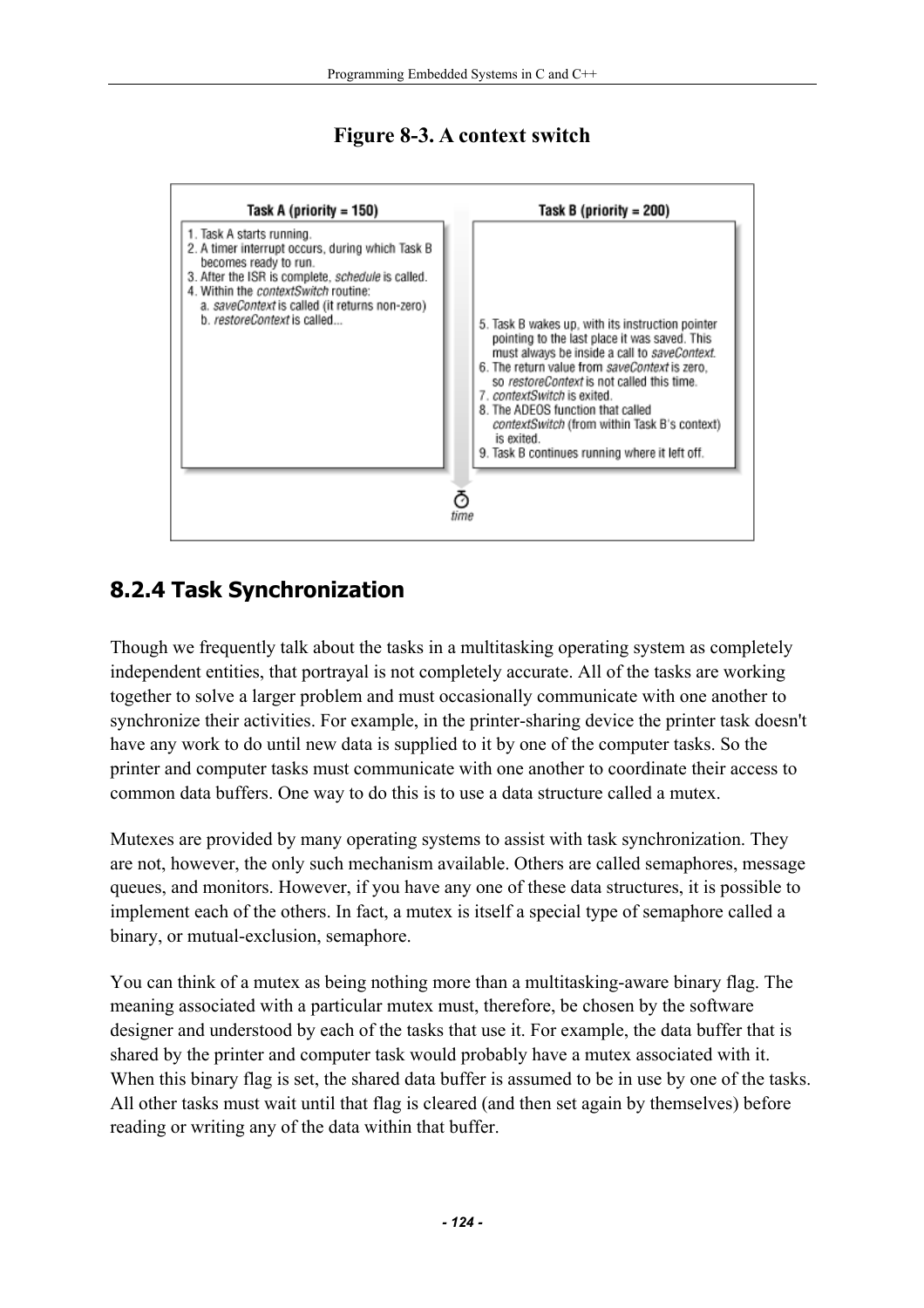**Figure 8-3. A context switch**

Task A (priority = 150)

1. Task A starts running.
2. A timer interrupt occurs, during which Task B becomes ready to run.
3. After the ISR is complete, *schedule* is called.
4. Within the *contextSwitch* routine:
   a. *saveContext* is called (it returns non-zero)
   b. *restoreContext* is called...

Task B (priority = 200)

5. Task B wakes up, with its instruction pointer pointing to the last place it was saved. This must always be inside a call to *saveContext*.
6. The return value from *saveContext* is zero, so *restoreContext* is not called this time.
7. *contextSwitch* is exited.
8. The ADEOS function that called *contextSwitch* (from within Task B's context) is exited.
9. Task B continues running where it left off.

time

## 8.2.4 Task Synchronization

Though we frequently talk about the tasks in a multitasking operating system as completely independent entities, that portrayal is not completely accurate. All of the tasks are working together to solve a larger problem and must occasionally communicate with one another to synchronize their activities. For example, in the printer-sharing device the printer task doesn't have any work to do until new data is supplied to it by one of the computer tasks. So the printer and computer tasks must communicate with one another to coordinate their access to common data buffers. One way to do this is to use a data structure called a mutex.

Mutexes are provided by many operating systems to assist with task synchronization. They are not, however, the only such mechanism available. Others are called semaphores, message queues, and monitors. However, if you have any one of these data structures, it is possible to implement each of the others. In fact, a mutex is itself a special type of semaphore called a binary, or mutual-exclusion, semaphore.

You can think of a mutex as being nothing more than a multitasking-aware binary flag. The meaning associated with a particular mutex must, therefore, be chosen by the software designer and understood by each of the tasks that use it. For example, the data buffer that is shared by the printer and computer task would probably have a mutex associated with it. When this binary flag is set, the shared data buffer is assumed to be in use by one of the tasks. All other tasks must wait until that flag is cleared (and then set again by themselves) before reading or writing any of the data within that buffer.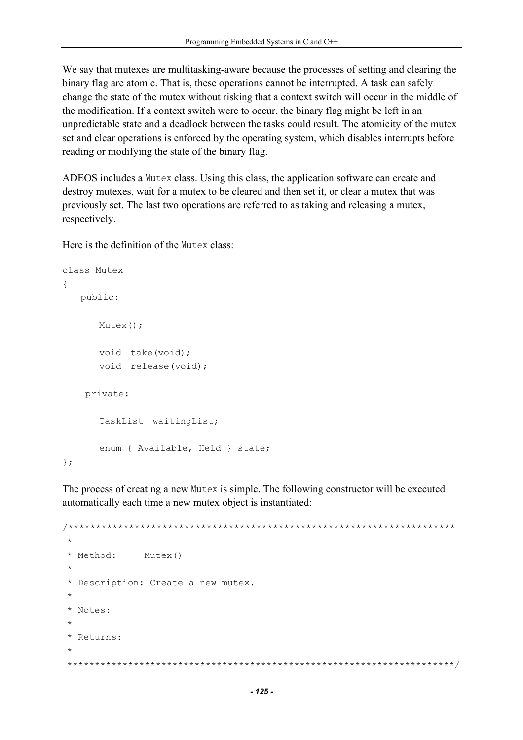We say that mutexes are multitasking-aware because the processes of setting and clearing the binary flag are atomic. That is, these operations cannot be interrupted. A task can safely change the state of the mutex without risking that a context switch will occur in the middle of the modification. If a context switch were to occur, the binary flag might be left in an unpredictable state and a deadlock between the tasks could result. The atomicity of the mutex set and clear operations is enforced by the operating system, which disables interrupts before reading or modifying the state of the binary flag.

ADEOS includes a `Mutex` class. Using this class, the application software can create and destroy mutexes, wait for a mutex to be cleared and then set it, or clear a mutex that was previously set. The last two operations are referred to as taking and releasing a mutex, respectively.

Here is the definition of the `Mutex` class:

```
class Mutex
{
    public:

        Mutex();

        void  take(void);
        void  release(void);

     private:

        TaskList  waitingList;

        enum { Available, Held } state;
};
```

The process of creating a new `Mutex` is simple. The following constructor will be executed automatically each time a new mutex object is instantiated:

```
/**********************************************************************
 *
 * Method:      Mutex()
 *
 * Description: Create a new mutex.
 *
 * Notes:
 *
 * Returns:
 *
 *********************************************************************/
```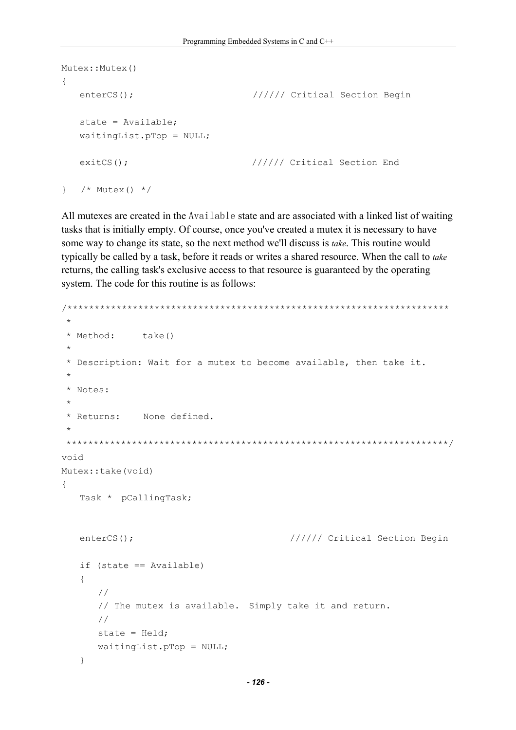```
Mutex::Mutex()
{
   enterCS();                    ////// Critical Section Begin

   state = Available;
   waitingList.pTop = NULL;

   exitCS();                     ////// Critical Section End

}  /* Mutex() */
```

All mutexes are created in the `Available` state and are associated with a linked list of waiting tasks that is initially empty. Of course, once you've created a mutex it is necessary to have some way to change its state, so the next method we'll discuss is *take*. This routine would typically be called by a task, before it reads or writes a shared resource. When the call to *take* returns, the calling task's exclusive access to that resource is guaranteed by the operating system. The code for this routine is as follows:

```
/**********************************************************************
 *
 * Method:     take()
 *
 * Description: Wait for a mutex to become available, then take it.
 *
 * Notes:
 *
 * Returns:    None defined.
 *
 **********************************************************************/
void
Mutex::take(void)
{
   Task * pCallingTask;


   enterCS();                          ////// Critical Section Begin

   if (state == Available)
   {
      //
      // The mutex is available.  Simply take it and return.
      //
      state = Held;
      waitingList.pTop = NULL;
   }
```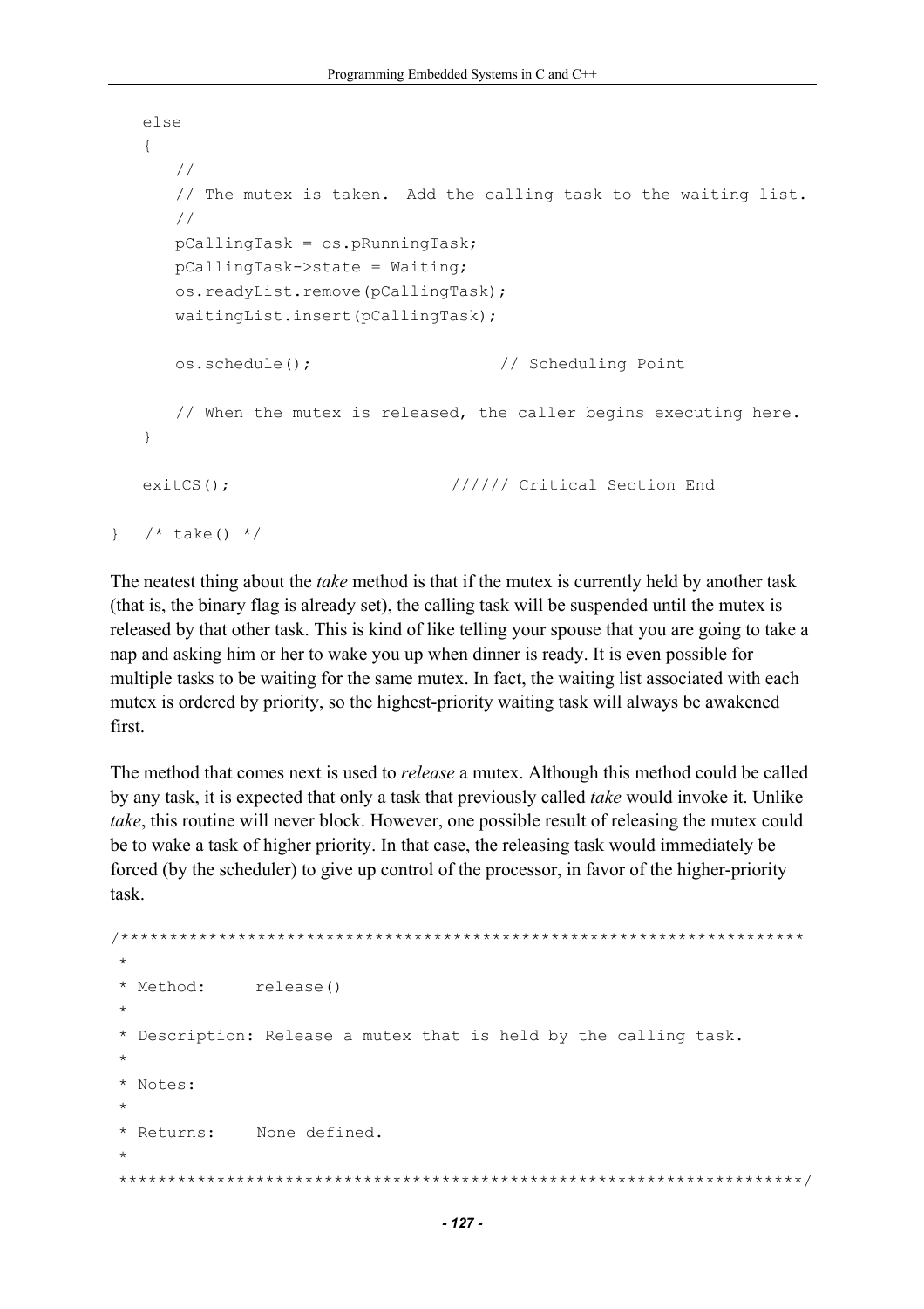```
    else
    {
        //
        // The mutex is taken.  Add the calling task to the waiting list.
        //
        pCallingTask = os.pRunningTask;
        pCallingTask->state = Waiting;
        os.readyList.remove(pCallingTask);
        waitingList.insert(pCallingTask);

        os.schedule();                   // Scheduling Point

        // When the mutex is released, the caller begins executing here.
    }

    exitCS();                      ////// Critical Section End

}   /* take() */
```

The neatest thing about the *take* method is that if the mutex is currently held by another task (that is, the binary flag is already set), the calling task will be suspended until the mutex is released by that other task. This is kind of like telling your spouse that you are going to take a nap and asking him or her to wake you up when dinner is ready. It is even possible for multiple tasks to be waiting for the same mutex. In fact, the waiting list associated with each mutex is ordered by priority, so the highest-priority waiting task will always be awakened first.

The method that comes next is used to *release* a mutex. Although this method could be called by any task, it is expected that only a task that previously called *take* would invoke it. Unlike *take*, this routine will never block. However, one possible result of releasing the mutex could be to wake a task of higher priority. In that case, the releasing task would immediately be forced (by the scheduler) to give up control of the processor, in favor of the higher-priority task.

```
/**********************************************************************
 *
 * Method:      release()
 *
 * Description: Release a mutex that is held by the calling task.
 *
 * Notes:
 *
 * Returns:     None defined.
 *
 **********************************************************************/
```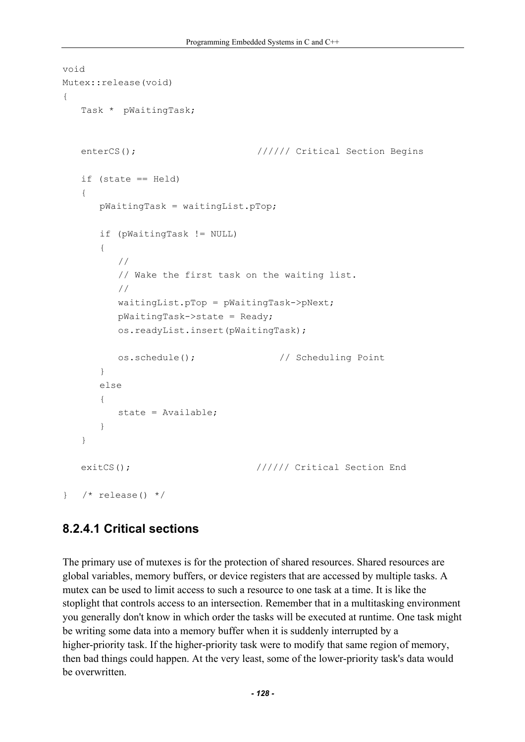```
void
Mutex::release(void)
{
   Task *  pWaitingTask;


   enterCS();                      ////// Critical Section Begins

   if (state == Held)
   {
      pWaitingTask = waitingList.pTop;

      if (pWaitingTask != NULL)
      {
         //
         // Wake the first task on the waiting list.
         //
         waitingList.pTop = pWaitingTask->pNext;
         pWaitingTask->state = Ready;
         os.readyList.insert(pWaitingTask);

         os.schedule();              // Scheduling Point
      }
      else
      {
         state = Available;
      }
   }

   exitCS();                       ////// Critical Section End

}  /* release() */
```

#### 8.2.4.1 Critical sections

The primary use of mutexes is for the protection of shared resources. Shared resources are global variables, memory buffers, or device registers that are accessed by multiple tasks. A mutex can be used to limit access to such a resource to one task at a time. It is like the stoplight that controls access to an intersection. Remember that in a multitasking environment you generally don't know in which order the tasks will be executed at runtime. One task might be writing some data into a memory buffer when it is suddenly interrupted by a higher-priority task. If the higher-priority task were to modify that same region of memory, then bad things could happen. At the very least, some of the lower-priority task's data would be overwritten.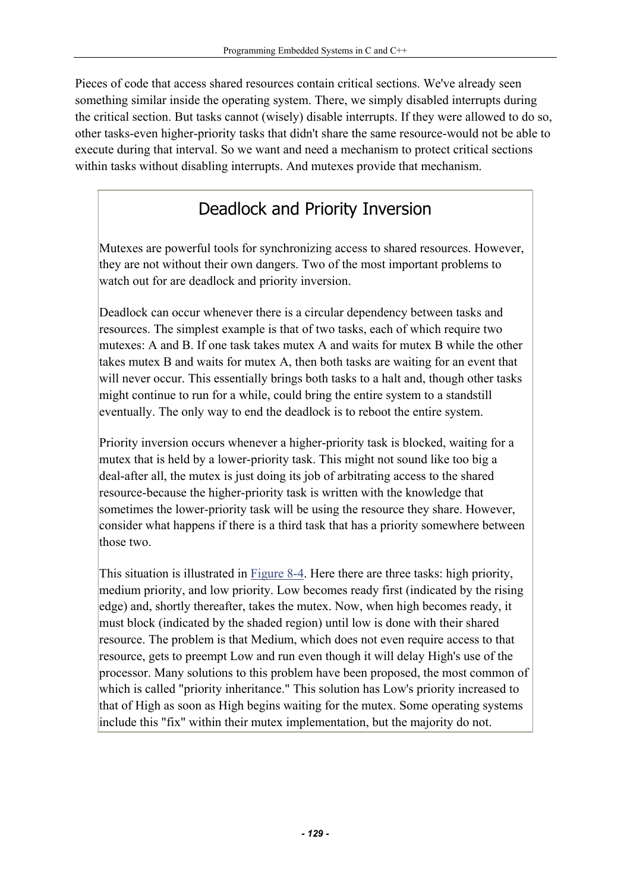Pieces of code that access shared resources contain critical sections. We've already seen something similar inside the operating system. There, we simply disabled interrupts during the critical section. But tasks cannot (wisely) disable interrupts. If they were allowed to do so, other tasks-even higher-priority tasks that didn't share the same resource-would not be able to execute during that interval. So we want and need a mechanism to protect critical sections within tasks without disabling interrupts. And mutexes provide that mechanism.

## Deadlock and Priority Inversion

Mutexes are powerful tools for synchronizing access to shared resources. However, they are not without their own dangers. Two of the most important problems to watch out for are deadlock and priority inversion.

Deadlock can occur whenever there is a circular dependency between tasks and resources. The simplest example is that of two tasks, each of which require two mutexes: A and B. If one task takes mutex A and waits for mutex B while the other takes mutex B and waits for mutex A, then both tasks are waiting for an event that will never occur. This essentially brings both tasks to a halt and, though other tasks might continue to run for a while, could bring the entire system to a standstill eventually. The only way to end the deadlock is to reboot the entire system.

Priority inversion occurs whenever a higher-priority task is blocked, waiting for a mutex that is held by a lower-priority task. This might not sound like too big a deal-after all, the mutex is just doing its job of arbitrating access to the shared resource-because the higher-priority task is written with the knowledge that sometimes the lower-priority task will be using the resource they share. However, consider what happens if there is a third task that has a priority somewhere between those two.

This situation is illustrated in Figure 8-4. Here there are three tasks: high priority, medium priority, and low priority. Low becomes ready first (indicated by the rising edge) and, shortly thereafter, takes the mutex. Now, when high becomes ready, it must block (indicated by the shaded region) until low is done with their shared resource. The problem is that Medium, which does not even require access to that resource, gets to preempt Low and run even though it will delay High's use of the processor. Many solutions to this problem have been proposed, the most common of which is called "priority inheritance." This solution has Low's priority increased to that of High as soon as High begins waiting for the mutex. Some operating systems include this "fix" within their mutex implementation, but the majority do not.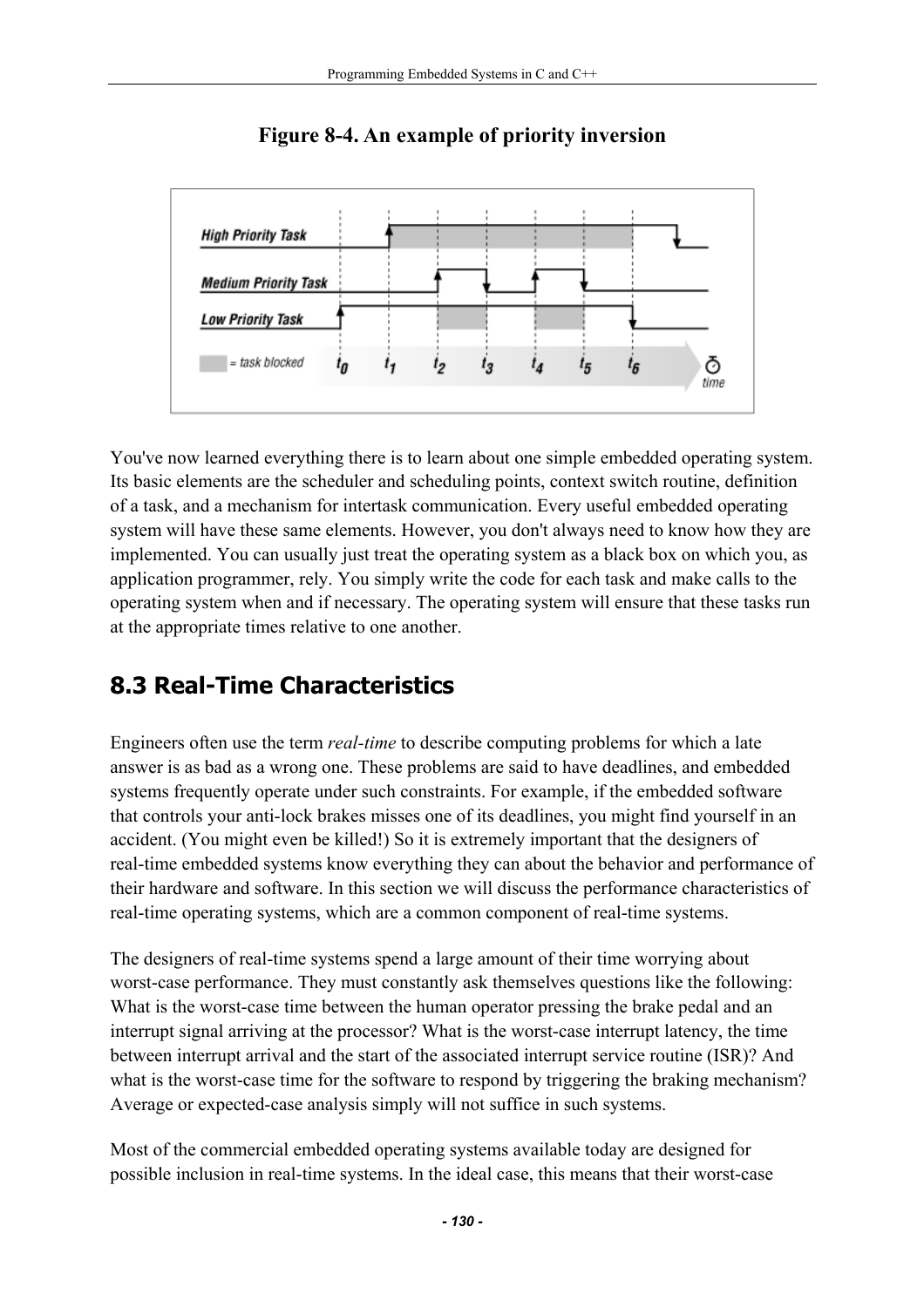**Figure 8-4. An example of priority inversion**

High Priority Task

Medium Priority Task

Low Priority Task

= task blocked

$t_0$ $t_1$ $t_2$ $t_3$ $t_4$ $t_5$ $t_6$

time

You've now learned everything there is to learn about one simple embedded operating system. Its basic elements are the scheduler and scheduling points, context switch routine, definition of a task, and a mechanism for intertask communication. Every useful embedded operating system will have these same elements. However, you don't always need to know how they are implemented. You can usually just treat the operating system as a black box on which you, as application programmer, rely. You simply write the code for each task and make calls to the operating system when and if necessary. The operating system will ensure that these tasks run at the appropriate times relative to one another.

## 8.3 Real-Time Characteristics

Engineers often use the term *real-time* to describe computing problems for which a late answer is as bad as a wrong one. These problems are said to have deadlines, and embedded systems frequently operate under such constraints. For example, if the embedded software that controls your anti-lock brakes misses one of its deadlines, you might find yourself in an accident. (You might even be killed!) So it is extremely important that the designers of real-time embedded systems know everything they can about the behavior and performance of their hardware and software. In this section we will discuss the performance characteristics of real-time operating systems, which are a common component of real-time systems.

The designers of real-time systems spend a large amount of their time worrying about worst-case performance. They must constantly ask themselves questions like the following: What is the worst-case time between the human operator pressing the brake pedal and an interrupt signal arriving at the processor? What is the worst-case interrupt latency, the time between interrupt arrival and the start of the associated interrupt service routine (ISR)? And what is the worst-case time for the software to respond by triggering the braking mechanism? Average or expected-case analysis simply will not suffice in such systems.

Most of the commercial embedded operating systems available today are designed for possible inclusion in real-time systems. In the ideal case, this means that their worst-case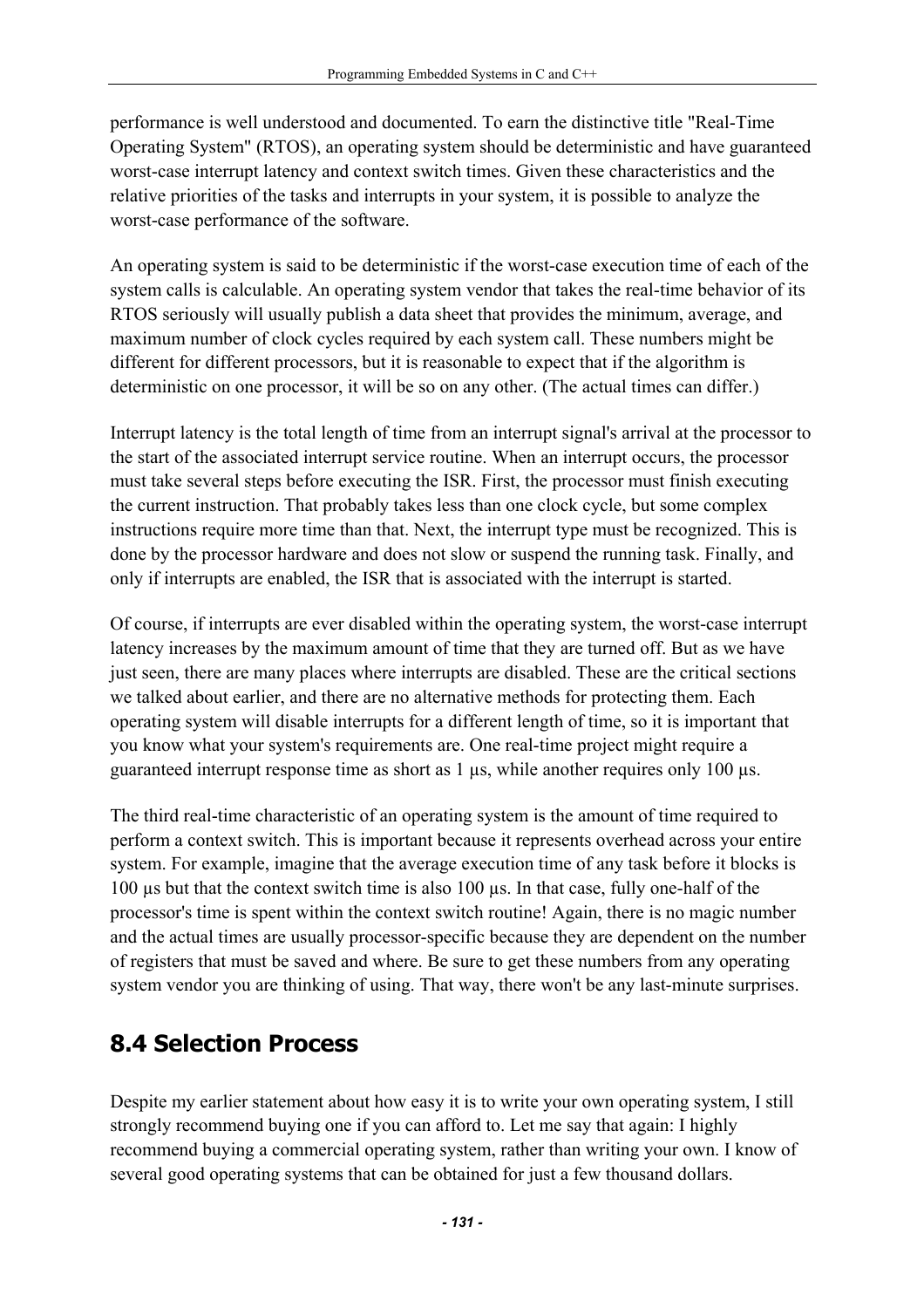performance is well understood and documented. To earn the distinctive title "Real-Time Operating System" (RTOS), an operating system should be deterministic and have guaranteed worst-case interrupt latency and context switch times. Given these characteristics and the relative priorities of the tasks and interrupts in your system, it is possible to analyze the worst-case performance of the software.

An operating system is said to be deterministic if the worst-case execution time of each of the system calls is calculable. An operating system vendor that takes the real-time behavior of its RTOS seriously will usually publish a data sheet that provides the minimum, average, and maximum number of clock cycles required by each system call. These numbers might be different for different processors, but it is reasonable to expect that if the algorithm is deterministic on one processor, it will be so on any other. (The actual times can differ.)

Interrupt latency is the total length of time from an interrupt signal's arrival at the processor to the start of the associated interrupt service routine. When an interrupt occurs, the processor must take several steps before executing the ISR. First, the processor must finish executing the current instruction. That probably takes less than one clock cycle, but some complex instructions require more time than that. Next, the interrupt type must be recognized. This is done by the processor hardware and does not slow or suspend the running task. Finally, and only if interrupts are enabled, the ISR that is associated with the interrupt is started.

Of course, if interrupts are ever disabled within the operating system, the worst-case interrupt latency increases by the maximum amount of time that they are turned off. But as we have just seen, there are many places where interrupts are disabled. These are the critical sections we talked about earlier, and there are no alternative methods for protecting them. Each operating system will disable interrupts for a different length of time, so it is important that you know what your system's requirements are. One real-time project might require a guaranteed interrupt response time as short as 1 µs, while another requires only 100 µs.

The third real-time characteristic of an operating system is the amount of time required to perform a context switch. This is important because it represents overhead across your entire system. For example, imagine that the average execution time of any task before it blocks is 100 µs but that the context switch time is also 100 µs. In that case, fully one-half of the processor's time is spent within the context switch routine! Again, there is no magic number and the actual times are usually processor-specific because they are dependent on the number of registers that must be saved and where. Be sure to get these numbers from any operating system vendor you are thinking of using. That way, there won't be any last-minute surprises.

## 8.4 Selection Process

Despite my earlier statement about how easy it is to write your own operating system, I still strongly recommend buying one if you can afford to. Let me say that again: I highly recommend buying a commercial operating system, rather than writing your own. I know of several good operating systems that can be obtained for just a few thousand dollars.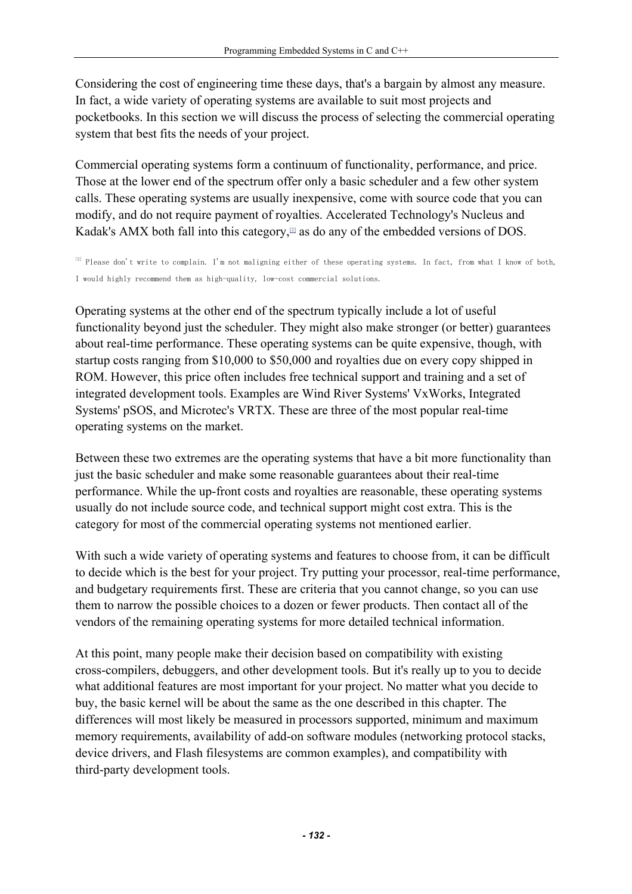Considering the cost of engineering time these days, that's a bargain by almost any measure. In fact, a wide variety of operating systems are available to suit most projects and pocketbooks. In this section we will discuss the process of selecting the commercial operating system that best fits the needs of your project.

Commercial operating systems form a continuum of functionality, performance, and price. Those at the lower end of the spectrum offer only a basic scheduler and a few other system calls. These operating systems are usually inexpensive, come with source code that you can modify, and do not require payment of royalties. Accelerated Technology's Nucleus and Kadak's AMX both fall into this category,[2] as do any of the embedded versions of DOS.

[2] Please don't write to complain. I'm not maligning either of these operating systems. In fact, from what I know of both, I would highly recommend them as high-quality, low-cost commercial solutions.

Operating systems at the other end of the spectrum typically include a lot of useful functionality beyond just the scheduler. They might also make stronger (or better) guarantees about real-time performance. These operating systems can be quite expensive, though, with startup costs ranging from $10,000 to $50,000 and royalties due on every copy shipped in ROM. However, this price often includes free technical support and training and a set of integrated development tools. Examples are Wind River Systems' VxWorks, Integrated Systems' pSOS, and Microtec's VRTX. These are three of the most popular real-time operating systems on the market.

Between these two extremes are the operating systems that have a bit more functionality than just the basic scheduler and make some reasonable guarantees about their real-time performance. While the up-front costs and royalties are reasonable, these operating systems usually do not include source code, and technical support might cost extra. This is the category for most of the commercial operating systems not mentioned earlier.

With such a wide variety of operating systems and features to choose from, it can be difficult to decide which is the best for your project. Try putting your processor, real-time performance, and budgetary requirements first. These are criteria that you cannot change, so you can use them to narrow the possible choices to a dozen or fewer products. Then contact all of the vendors of the remaining operating systems for more detailed technical information.

At this point, many people make their decision based on compatibility with existing cross-compilers, debuggers, and other development tools. But it's really up to you to decide what additional features are most important for your project. No matter what you decide to buy, the basic kernel will be about the same as the one described in this chapter. The differences will most likely be measured in processors supported, minimum and maximum memory requirements, availability of add-on software modules (networking protocol stacks, device drivers, and Flash filesystems are common examples), and compatibility with third-party development tools.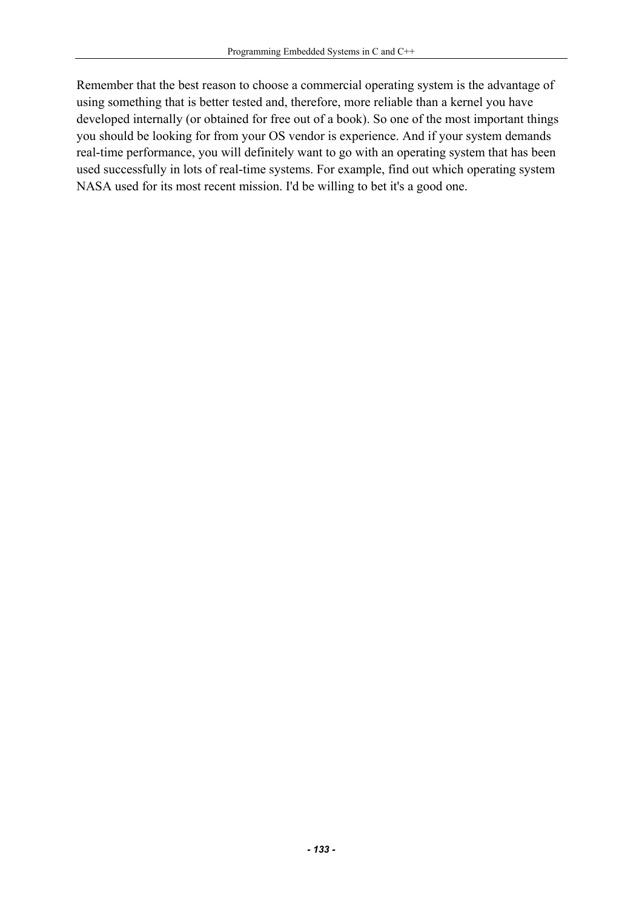Remember that the best reason to choose a commercial operating system is the advantage of using something that is better tested and, therefore, more reliable than a kernel you have developed internally (or obtained for free out of a book). So one of the most important things you should be looking for from your OS vendor is experience. And if your system demands real-time performance, you will definitely want to go with an operating system that has been used successfully in lots of real-time systems. For example, find out which operating system NASA used for its most recent mission. I'd be willing to bet it's a good one.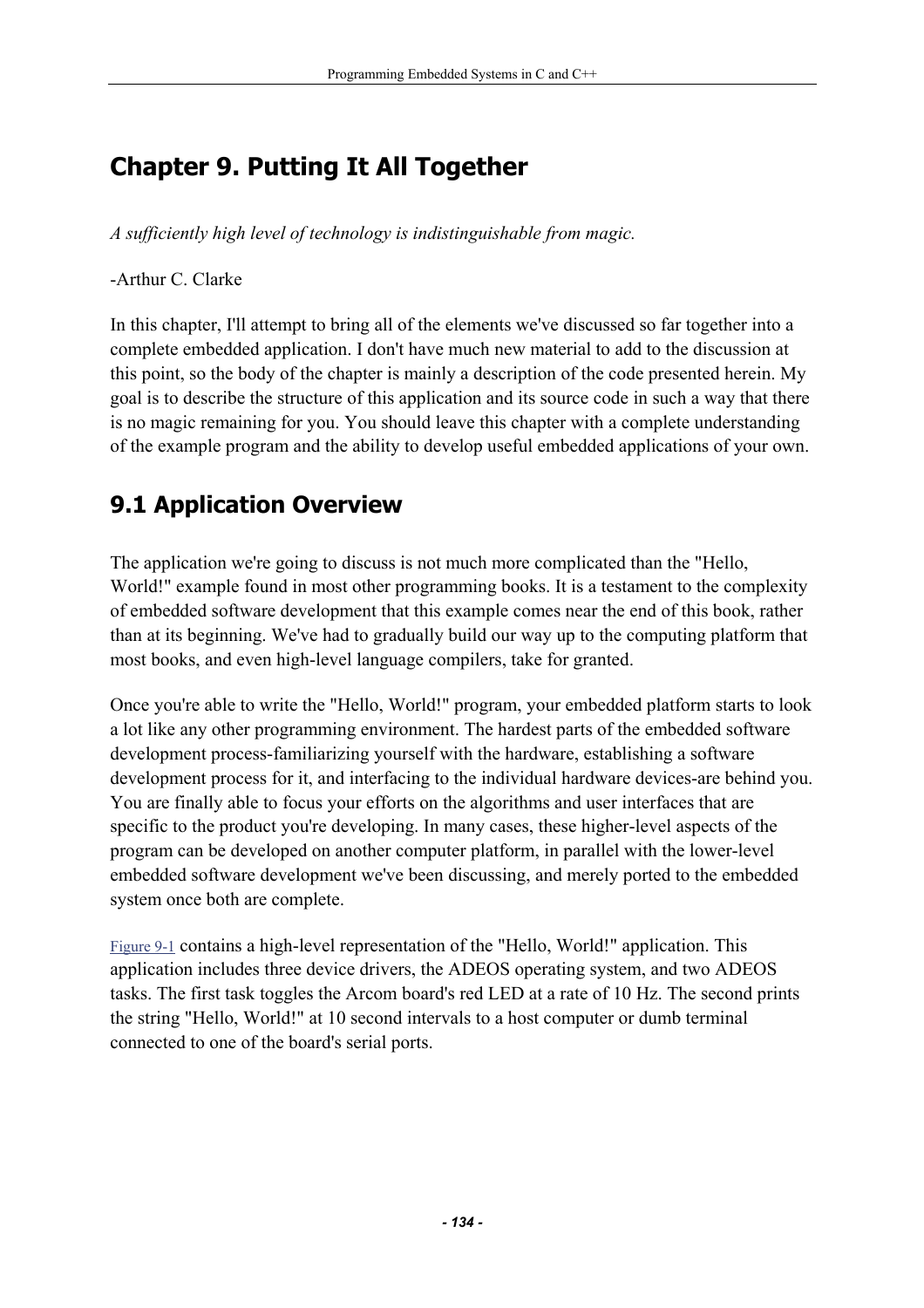# Chapter 9. Putting It All Together

*A sufficiently high level of technology is indistinguishable from magic.*

-Arthur C. Clarke

In this chapter, I'll attempt to bring all of the elements we've discussed so far together into a complete embedded application. I don't have much new material to add to the discussion at this point, so the body of the chapter is mainly a description of the code presented herein. My goal is to describe the structure of this application and its source code in such a way that there is no magic remaining for you. You should leave this chapter with a complete understanding of the example program and the ability to develop useful embedded applications of your own.

## 9.1 Application Overview

The application we're going to discuss is not much more complicated than the "Hello, World!" example found in most other programming books. It is a testament to the complexity of embedded software development that this example comes near the end of this book, rather than at its beginning. We've had to gradually build our way up to the computing platform that most books, and even high-level language compilers, take for granted.

Once you're able to write the "Hello, World!" program, your embedded platform starts to look a lot like any other programming environment. The hardest parts of the embedded software development process-familiarizing yourself with the hardware, establishing a software development process for it, and interfacing to the individual hardware devices-are behind you. You are finally able to focus your efforts on the algorithms and user interfaces that are specific to the product you're developing. In many cases, these higher-level aspects of the program can be developed on another computer platform, in parallel with the lower-level embedded software development we've been discussing, and merely ported to the embedded system once both are complete.

Figure 9-1 contains a high-level representation of the "Hello, World!" application. This application includes three device drivers, the ADEOS operating system, and two ADEOS tasks. The first task toggles the Arcom board's red LED at a rate of 10 Hz. The second prints the string "Hello, World!" at 10 second intervals to a host computer or dumb terminal connected to one of the board's serial ports.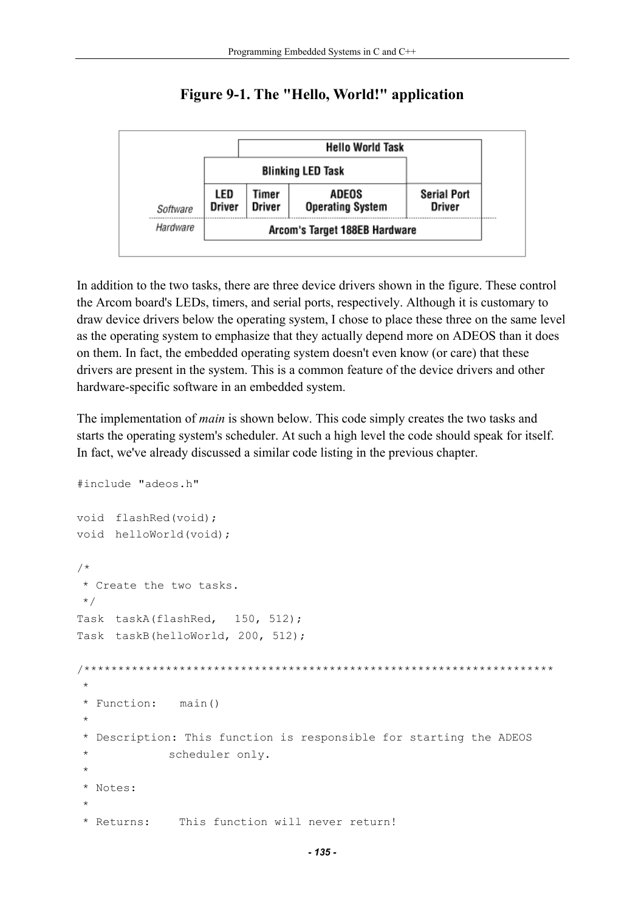### Figure 9-1. The "Hello, World!" application

In addition to the two tasks, there are three device drivers shown in the figure. These control the Arcom board's LEDs, timers, and serial ports, respectively. Although it is customary to draw device drivers below the operating system, I chose to place these three on the same level as the operating system to emphasize that they actually depend more on ADEOS than it does on them. In fact, the embedded operating system doesn't even know (or care) that these drivers are present in the system. This is a common feature of the device drivers and other hardware-specific software in an embedded system.

The implementation of *main* is shown below. This code simply creates the two tasks and starts the operating system's scheduler. At such a high level the code should speak for itself. In fact, we've already discussed a similar code listing in the previous chapter.

```
#include "adeos.h"

void  flashRed(void);
void  helloWorld(void);

/*
 * Create the two tasks.
 */
Task  taskA(flashRed,   150, 512);
Task  taskB(helloWorld, 200, 512);

/*********************************************************************
 *
 * Function:    main()
 *
 * Description: This function is responsible for starting the ADEOS
 *              scheduler only.
 *
 * Notes:
 *
 * Returns:     This function will never return!
```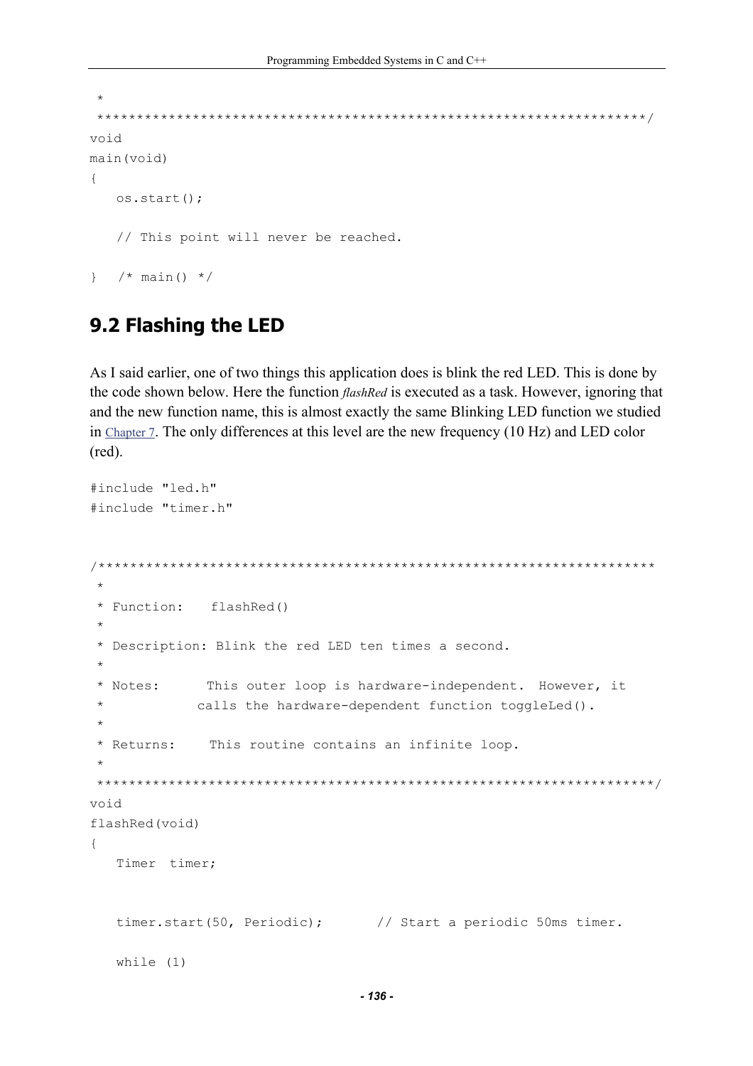```
 *
 *********************************************************************/
void
main(void)
{
    os.start();

    // This point will never be reached.

}   /* main() */
```

## 9.2 Flashing the LED

As I said earlier, one of two things this application does is blink the red LED. This is done by the code shown below. Here the function *flashRed* is executed as a task. However, ignoring that and the new function name, this is almost exactly the same Blinking LED function we studied in Chapter 7. The only differences at this level are the new frequency (10 Hz) and LED color (red).

```
#include "led.h"
#include "timer.h"


/**********************************************************************
 *
 * Function:    flashRed()
 *
 * Description: Blink the red LED ten times a second.
 *
 * Notes:       This outer loop is hardware-independent.  However, it
 *              calls the hardware-dependent function toggleLed().
 *
 * Returns:     This routine contains an infinite loop.
 *
 *********************************************************************/
void
flashRed(void)
{
    Timer  timer;


    timer.start(50, Periodic);       // Start a periodic 50ms timer.

    while (1)
```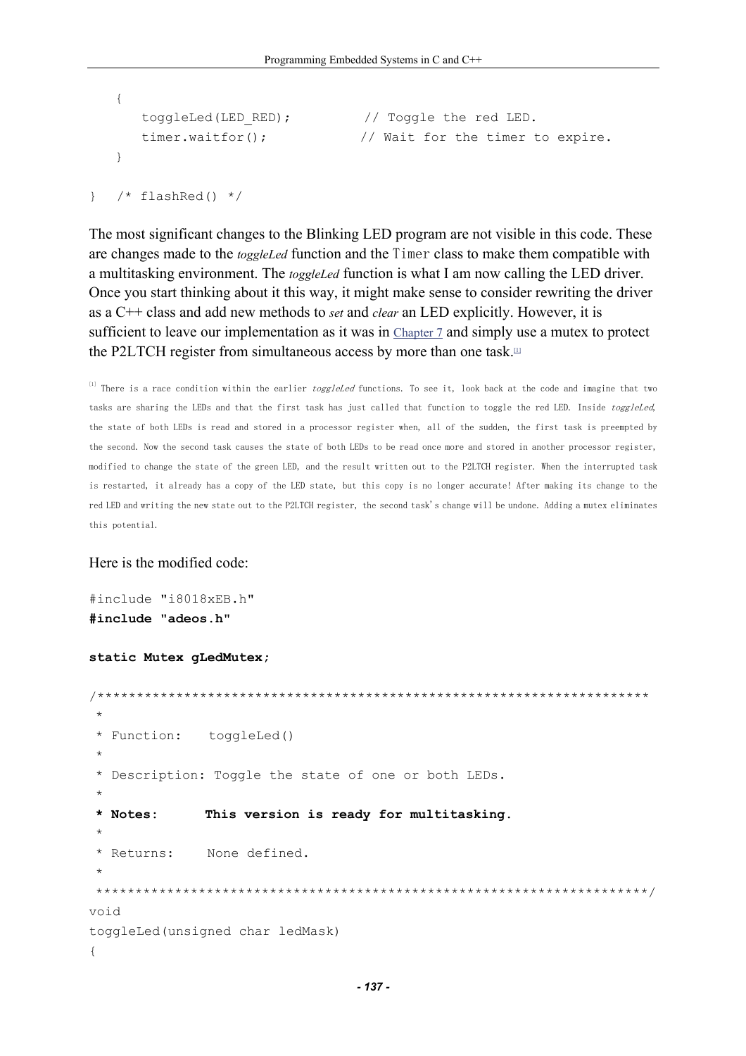```
    {
        toggleLed(LED_RED);          // Toggle the red LED.
        timer.waitfor();            // Wait for the timer to expire.
    }

}   /* flashRed() */
```

The most significant changes to the Blinking LED program are not visible in this code. These are changes made to the *toggleLed* function and the `Timer` class to make them compatible with a multitasking environment. The *toggleLed* function is what I am now calling the LED driver. Once you start thinking about it this way, it might make sense to consider rewriting the driver as a C++ class and add new methods to *set* and *clear* an LED explicitly. However, it is sufficient to leave our implementation as it was in Chapter 7 and simply use a mutex to protect the P2LTCH register from simultaneous access by more than one task.[1]

[1] There is a race condition within the earlier *toggleLed* functions. To see it, look back at the code and imagine that two tasks are sharing the LEDs and that the first task has just called that function to toggle the red LED. Inside *toggleLed*, the state of both LEDs is read and stored in a processor register when, all of the sudden, the first task is preempted by the second. Now the second task causes the state of both LEDs to be read once more and stored in another processor register, modified to change the state of the green LED, and the result written out to the P2LTCH register. When the interrupted task is restarted, it already has a copy of the LED state, but this copy is no longer accurate! After making its change to the red LED and writing the new state out to the P2LTCH register, the second task's change will be undone. Adding a mutex eliminates this potential.

Here is the modified code:

```
#include "i8018xEB.h"
#include "adeos.h"

static Mutex gLedMutex;

/**********************************************************************
 *
 * Function:    toggleLed()
 *
 * Description: Toggle the state of one or both LEDs.
 *
 * Notes:       This version is ready for multitasking.
 *
 * Returns:     None defined.
 *
 **********************************************************************/
void
toggleLed(unsigned char ledMask)
{
```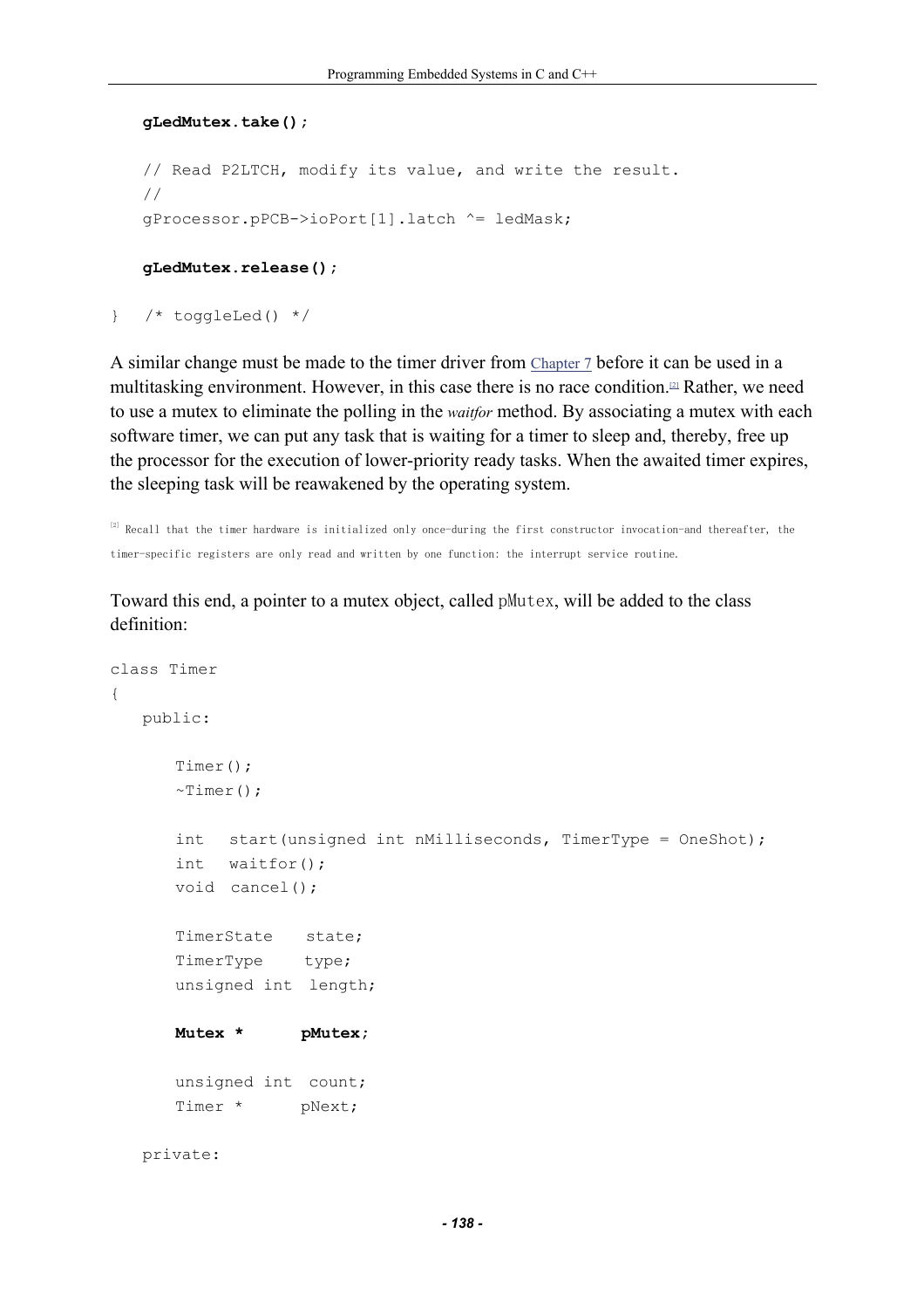```
    gLedMutex.take();

    // Read P2LTCH, modify its value, and write the result.
    //
    gProcessor.pPCB->ioPort[1].latch ^= ledMask;

    gLedMutex.release();

}   /* toggleLed() */
```

A similar change must be made to the timer driver from Chapter 7 before it can be used in a multitasking environment. However, in this case there is no race condition.[2] Rather, we need to use a mutex to eliminate the polling in the *waitfor* method. By associating a mutex with each software timer, we can put any task that is waiting for a timer to sleep and, thereby, free up the processor for the execution of lower-priority ready tasks. When the awaited timer expires, the sleeping task will be reawakened by the operating system.

[2] Recall that the timer hardware is initialized only once-during the first constructor invocation-and thereafter, the timer-specific registers are only read and written by one function: the interrupt service routine.

Toward this end, a pointer to a mutex object, called pMutex, will be added to the class definition:

```
class Timer
{
    public:

        Timer();
        ~Timer();

        int   start(unsigned int nMilliseconds, TimerType = OneShot);
        int   waitfor();
        void  cancel();

        TimerState    state;
        TimerType     type;
        unsigned int  length;

        Mutex *       pMutex;

        unsigned int  count;
        Timer *       pNext;

    private:
```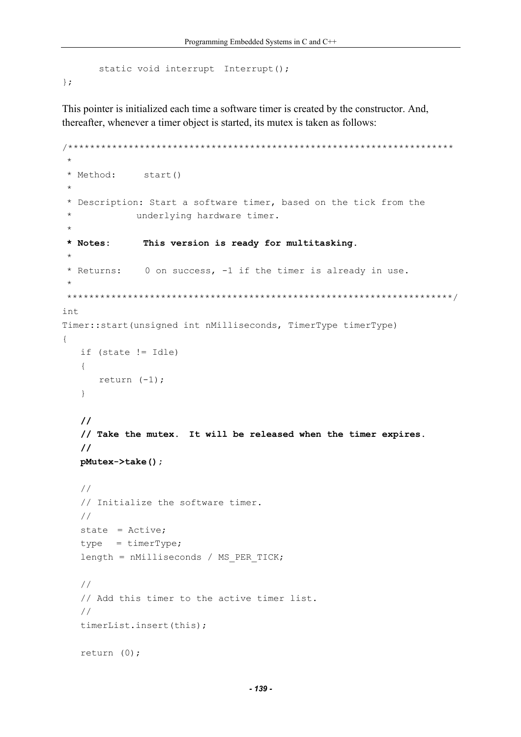```
    static void interrupt  Interrupt();
};
```

This pointer is initialized each time a software timer is created by the constructor. And, thereafter, whenever a timer object is started, its mutex is taken as follows:

```
/**********************************************************************
 *
 * Method:     start()
 *
 * Description: Start a software timer, based on the tick from the
 *             underlying hardware timer.
 *
 * Notes:      This version is ready for multitasking.
 *
 * Returns:    0 on success, -1 if the timer is already in use.
 *
 **********************************************************************/
int
Timer::start(unsigned int nMilliseconds, TimerType timerType)
{
   if (state != Idle)
   {
      return (-1);
   }

   //
   // Take the mutex.  It will be released when the timer expires.
   //
   pMutex->take();

   //
   // Initialize the software timer.
   //
   state  = Active;
   type   = timerType;
   length = nMilliseconds / MS_PER_TICK;

   //
   // Add this timer to the active timer list.
   //
   timerList.insert(this);

   return (0);
```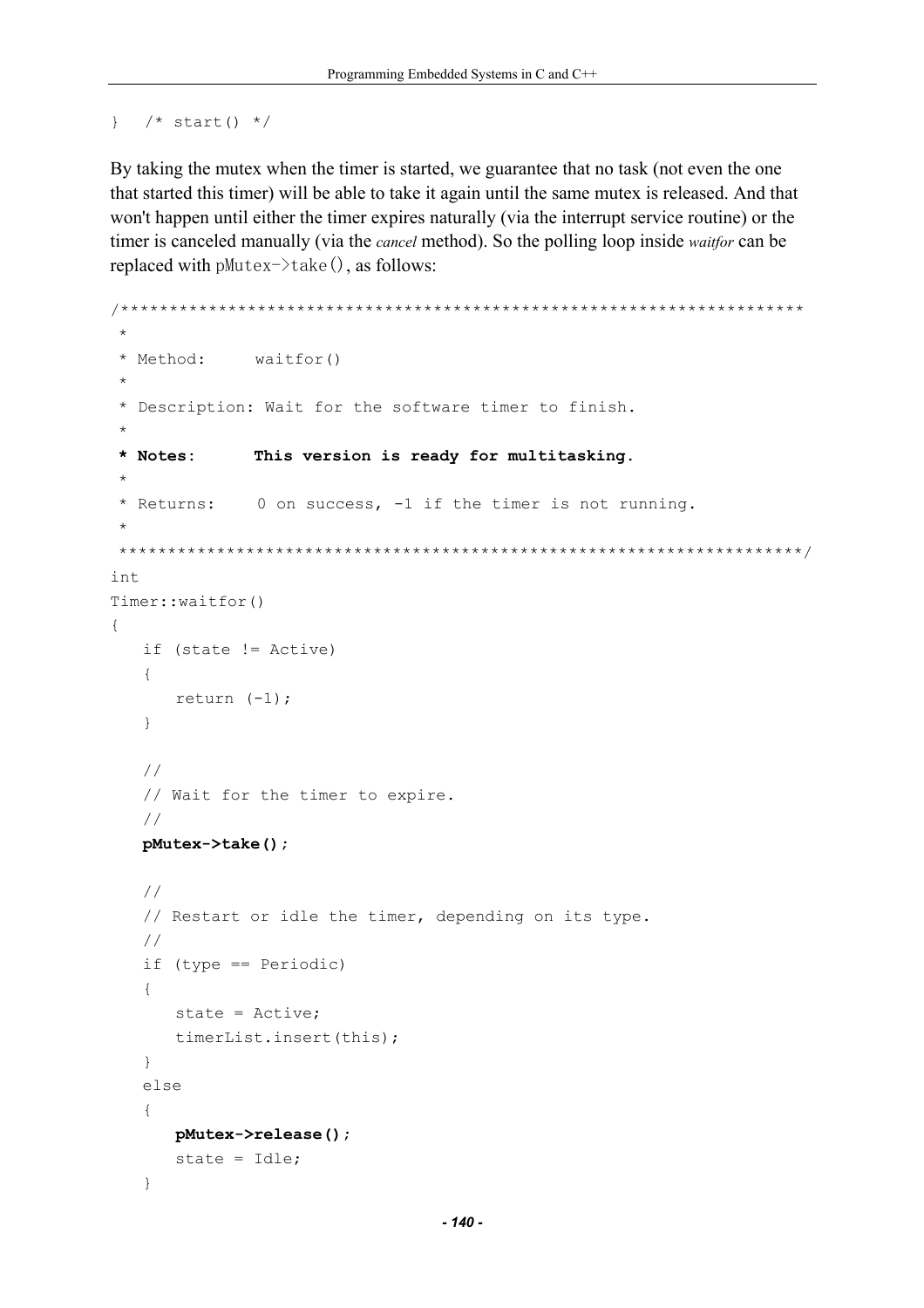```
}   /* start() */
```

By taking the mutex when the timer is started, we guarantee that no task (not even the one that started this timer) will be able to take it again until the same mutex is released. And that won't happen until either the timer expires naturally (via the interrupt service routine) or the timer is canceled manually (via the *cancel* method). So the polling loop inside *waitfor* can be replaced with `pMutex->take()`, as follows:

```
/**********************************************************************
 *
 * Method:      waitfor()
 *
 * Description: Wait for the software timer to finish.
 *
 * Notes:       This version is ready for multitasking.
 *
 * Returns:     0 on success, -1 if the timer is not running.
 *
 **********************************************************************/
int
Timer::waitfor()
{
   if (state != Active)
   {
      return (-1);
   }

   //
   // Wait for the timer to expire.
   //
   pMutex->take();

   //
   // Restart or idle the timer, depending on its type.
   //
   if (type == Periodic)
   {
      state = Active;
      timerList.insert(this);
   }
   else
   {
      pMutex->release();
      state = Idle;
   }
```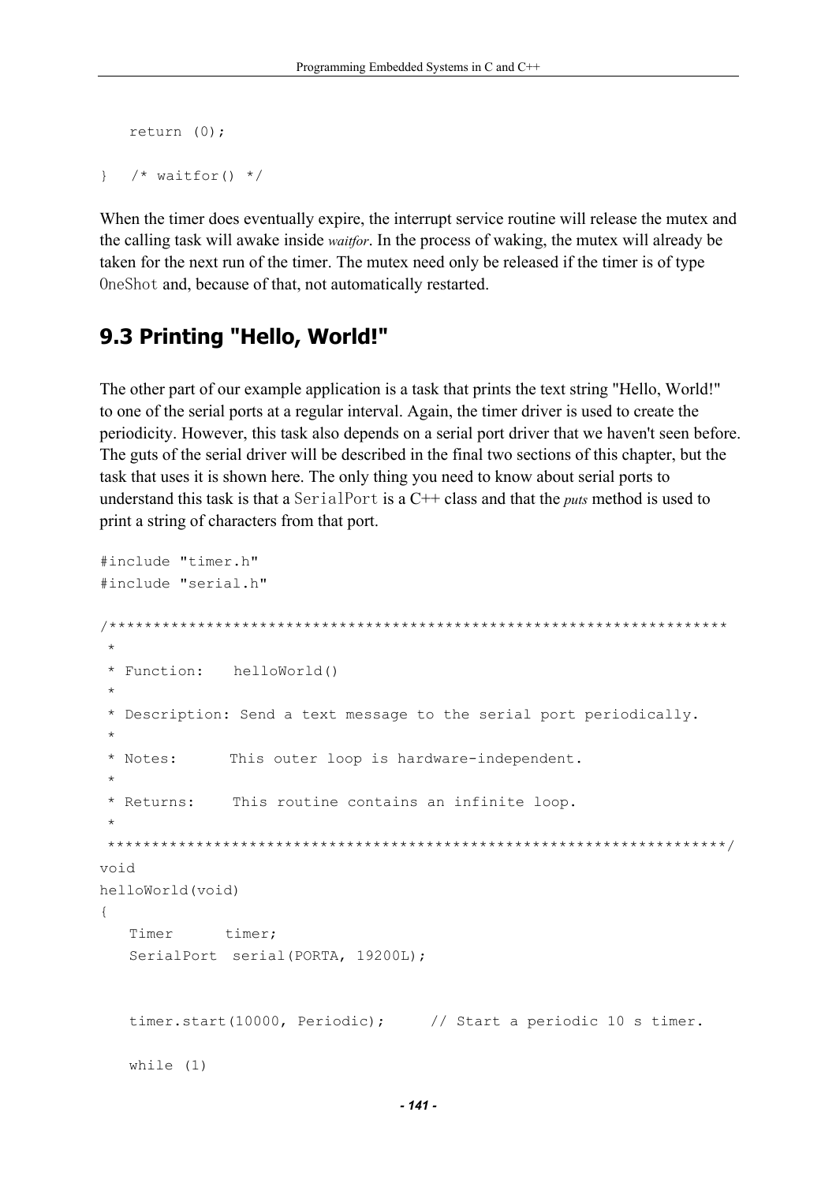```
    return (0);

}   /* waitfor() */
```

When the timer does eventually expire, the interrupt service routine will release the mutex and the calling task will awake inside *waitfor*. In the process of waking, the mutex will already be taken for the next run of the timer. The mutex need only be released if the timer is of type `OneShot` and, because of that, not automatically restarted.

## 9.3 Printing "Hello, World!"

The other part of our example application is a task that prints the text string "Hello, World!" to one of the serial ports at a regular interval. Again, the timer driver is used to create the periodicity. However, this task also depends on a serial port driver that we haven't seen before. The guts of the serial driver will be described in the final two sections of this chapter, but the task that uses it is shown here. The only thing you need to know about serial ports to understand this task is that a `SerialPort` is a C++ class and that the *puts* method is used to print a string of characters from that port.

```
#include "timer.h"
#include "serial.h"

/**********************************************************************
 *
 * Function:    helloWorld()
 *
 * Description: Send a text message to the serial port periodically.
 *
 * Notes:       This outer loop is hardware-independent.
 *
 * Returns:     This routine contains an infinite loop.
 *
 **********************************************************************/
void
helloWorld(void)
{
    Timer       timer;
    SerialPort  serial(PORTA, 19200L);


    timer.start(10000, Periodic);     // Start a periodic 10 s timer.

    while (1)
```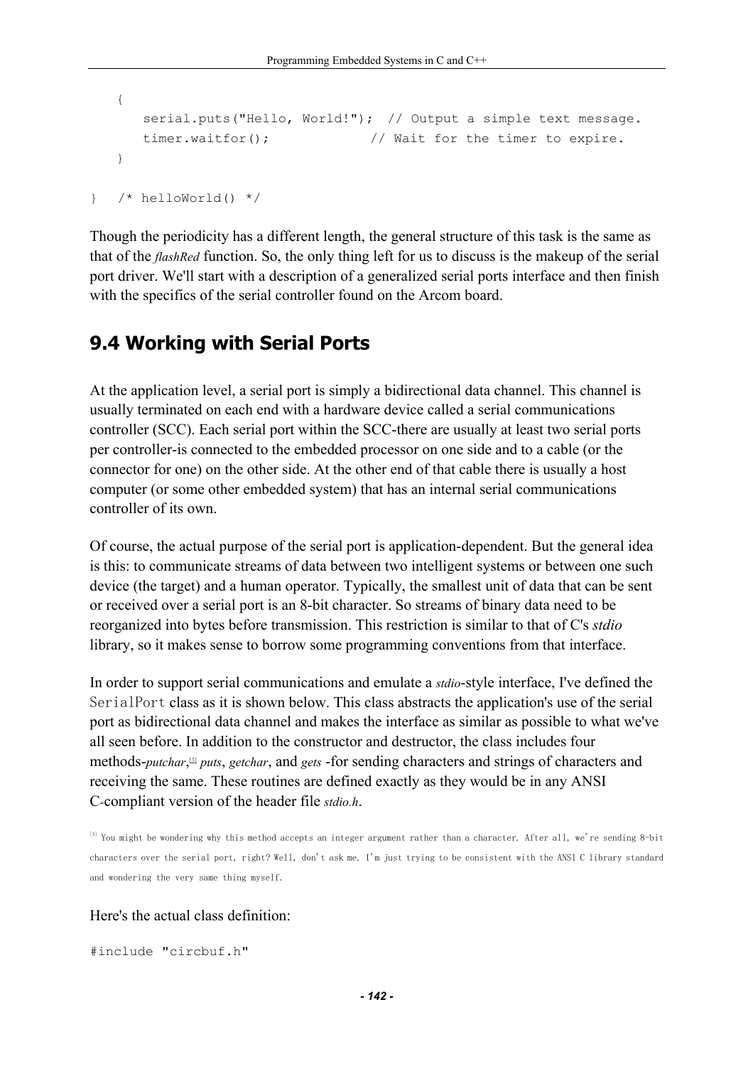```
    {
        serial.puts("Hello, World!");  // Output a simple text message.
        timer.waitfor();               // Wait for the timer to expire.
    }

}   /* helloWorld() */
```

Though the periodicity has a different length, the general structure of this task is the same as that of the *flashRed* function. So, the only thing left for us to discuss is the makeup of the serial port driver. We'll start with a description of a generalized serial ports interface and then finish with the specifics of the serial controller found on the Arcom board.

## 9.4 Working with Serial Ports

At the application level, a serial port is simply a bidirectional data channel. This channel is usually terminated on each end with a hardware device called a serial communications controller (SCC). Each serial port within the SCC-there are usually at least two serial ports per controller-is connected to the embedded processor on one side and to a cable (or the connector for one) on the other side. At the other end of that cable there is usually a host computer (or some other embedded system) that has an internal serial communications controller of its own.

Of course, the actual purpose of the serial port is application-dependent. But the general idea is this: to communicate streams of data between two intelligent systems or between one such device (the target) and a human operator. Typically, the smallest unit of data that can be sent or received over a serial port is an 8-bit character. So streams of binary data need to be reorganized into bytes before transmission. This restriction is similar to that of C's *stdio* library, so it makes sense to borrow some programming conventions from that interface.

In order to support serial communications and emulate a *stdio*-style interface, I've defined the `SerialPort` class as it is shown below. This class abstracts the application's use of the serial port as bidirectional data channel and makes the interface as similar as possible to what we've all seen before. In addition to the constructor and destructor, the class includes four methods-*putchar*,[3] *puts*, *getchar*, and *gets* -for sending characters and strings of characters and receiving the same. These routines are defined exactly as they would be in any ANSI C-compliant version of the header file *stdio.h*.

[3] You might be wondering why this method accepts an integer argument rather than a character. After all, we're sending 8-bit characters over the serial port, right? Well, don't ask me. I'm just trying to be consistent with the ANSI C library standard and wondering the very same thing myself.

Here's the actual class definition:

```
#include "circbuf.h"
```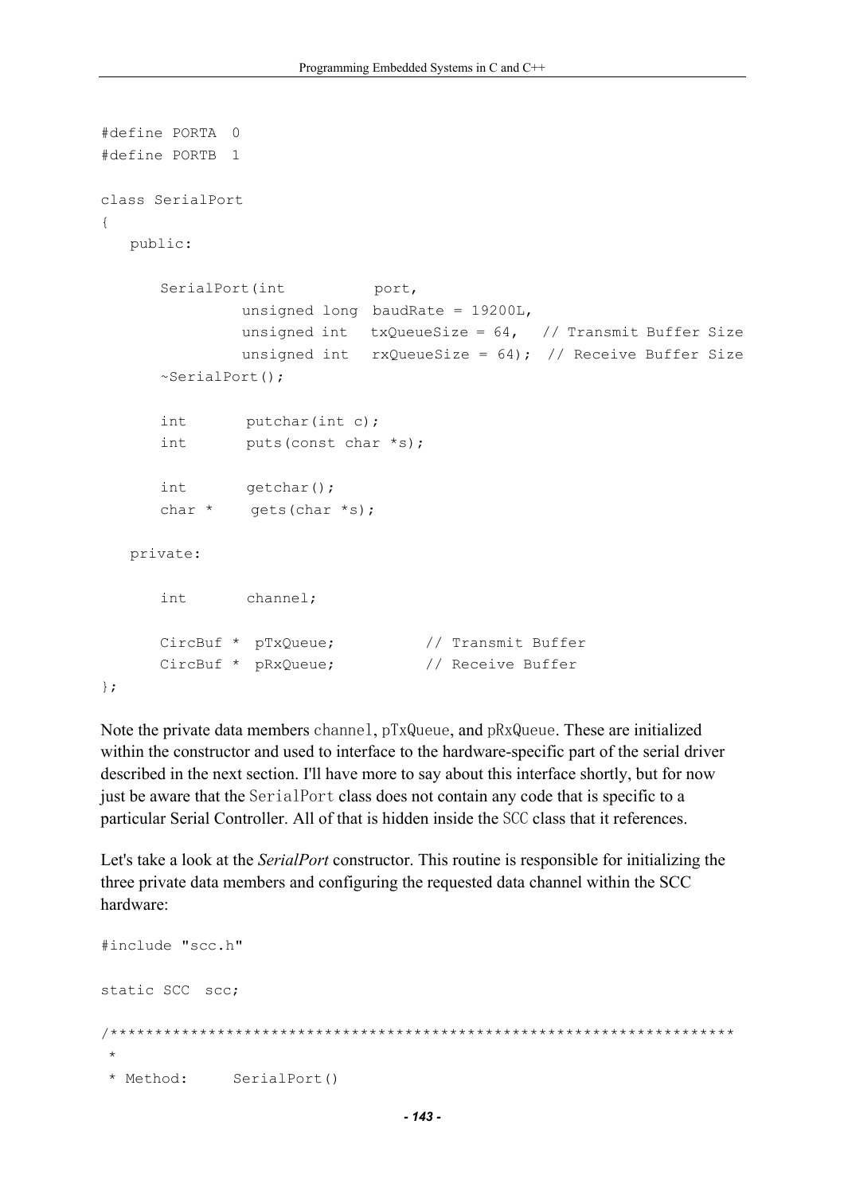```
#define PORTA  0
#define PORTB  1

class SerialPort
{
   public:

      SerialPort(int          port,
                 unsigned long  baudRate = 19200L,
                 unsigned int   txQueueSize = 64,   // Transmit Buffer Size
                 unsigned int   rxQueueSize = 64);  // Receive Buffer Size
      ~SerialPort();

      int       putchar(int c);
      int       puts(const char *s);

      int       getchar();
      char *     gets(char *s);

   private:

      int       channel;

      CircBuf *  pTxQueue;          // Transmit Buffer
      CircBuf *  pRxQueue;          // Receive Buffer
};
```

Note the private data members `channel`, `pTxQueue`, and `pRxQueue`. These are initialized within the constructor and used to interface to the hardware-specific part of the serial driver described in the next section. I'll have more to say about this interface shortly, but for now just be aware that the `SerialPort` class does not contain any code that is specific to a particular Serial Controller. All of that is hidden inside the `SCC` class that it references.

Let's take a look at the *SerialPort* constructor. This routine is responsible for initializing the three private data members and configuring the requested data channel within the SCC hardware:

```
#include "scc.h"

static SCC  scc;

/**********************************************************************
 *
 * Method:     SerialPort()
```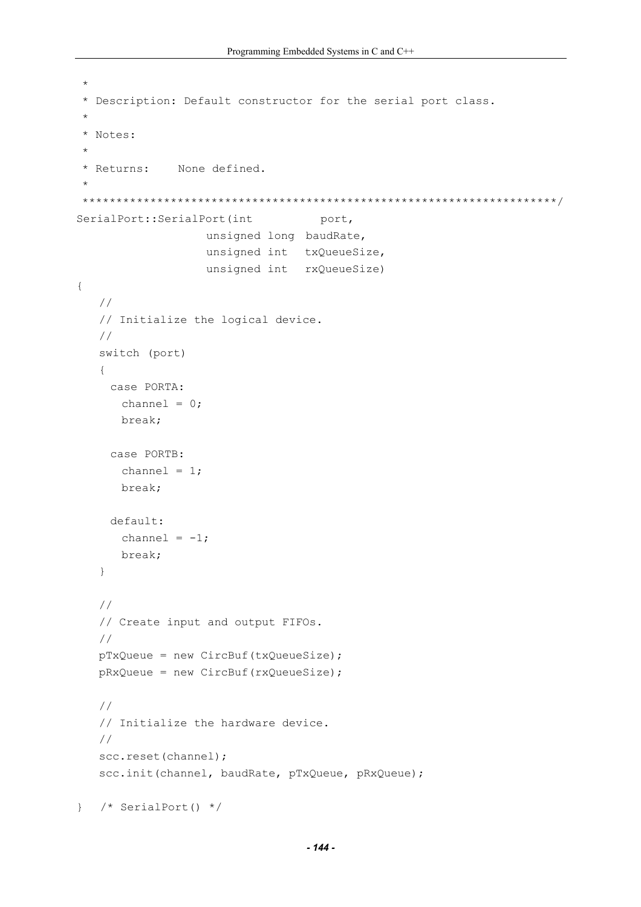```
 *
 * Description: Default constructor for the serial port class.
 *
 * Notes:
 *
 * Returns:    None defined.
 *
 *********************************************************************/
SerialPort::SerialPort(int           port,
                       unsigned long  baudRate,
                       unsigned int   txQueueSize,
                       unsigned int   rxQueueSize)
{
    //
    // Initialize the logical device.
    //
    switch (port)
    {
      case PORTA:
        channel = 0;
        break;

      case PORTB:
        channel = 1;
        break;

      default:
        channel = -1;
        break;
    }

    //
    // Create input and output FIFOs.
    //
    pTxQueue = new CircBuf(txQueueSize);
    pRxQueue = new CircBuf(rxQueueSize);

    //
    // Initialize the hardware device.
    //
    scc.reset(channel);
    scc.init(channel, baudRate, pTxQueue, pRxQueue);

}   /* SerialPort() */
```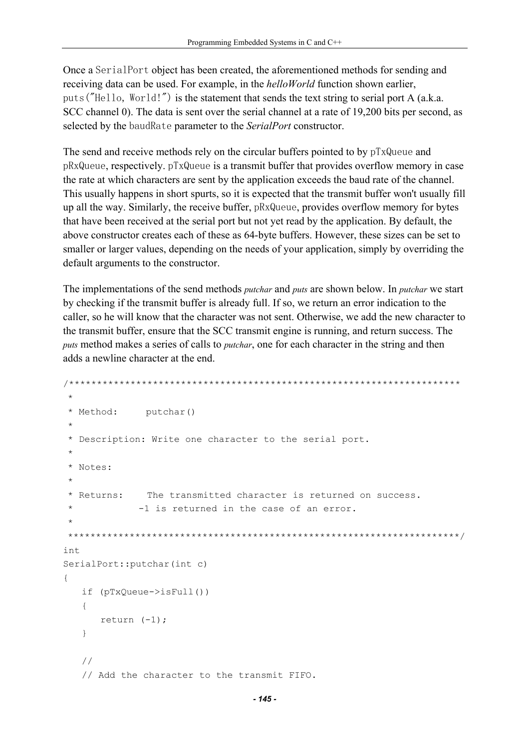Once a SerialPort object has been created, the aforementioned methods for sending and receiving data can be used. For example, in the *helloWorld* function shown earlier, puts("Hello, World!") is the statement that sends the text string to serial port A (a.k.a. SCC channel 0). The data is sent over the serial channel at a rate of 19,200 bits per second, as selected by the baudRate parameter to the *SerialPort* constructor.

The send and receive methods rely on the circular buffers pointed to by pTxQueue and pRxQueue, respectively. pTxQueue is a transmit buffer that provides overflow memory in case the rate at which characters are sent by the application exceeds the baud rate of the channel. This usually happens in short spurts, so it is expected that the transmit buffer won't usually fill up all the way. Similarly, the receive buffer, pRxQueue, provides overflow memory for bytes that have been received at the serial port but not yet read by the application. By default, the above constructor creates each of these as 64-byte buffers. However, these sizes can be set to smaller or larger values, depending on the needs of your application, simply by overriding the default arguments to the constructor.

The implementations of the send methods *putchar* and *puts* are shown below. In *putchar* we start by checking if the transmit buffer is already full. If so, we return an error indication to the caller, so he will know that the character was not sent. Otherwise, we add the new character to the transmit buffer, ensure that the SCC transmit engine is running, and return success. The *puts* method makes a series of calls to *putchar*, one for each character in the string and then adds a newline character at the end.

```
/**********************************************************************
 *
 * Method:      putchar()
 *
 * Description: Write one character to the serial port.
 *
 * Notes:
 *
 * Returns:     The transmitted character is returned on success.
 *             -1 is returned in the case of an error.
 *
 **********************************************************************/
int
SerialPort::putchar(int c)
{
    if (pTxQueue->isFull())
    {
        return (-1);
    }

    //
    // Add the character to the transmit FIFO.
```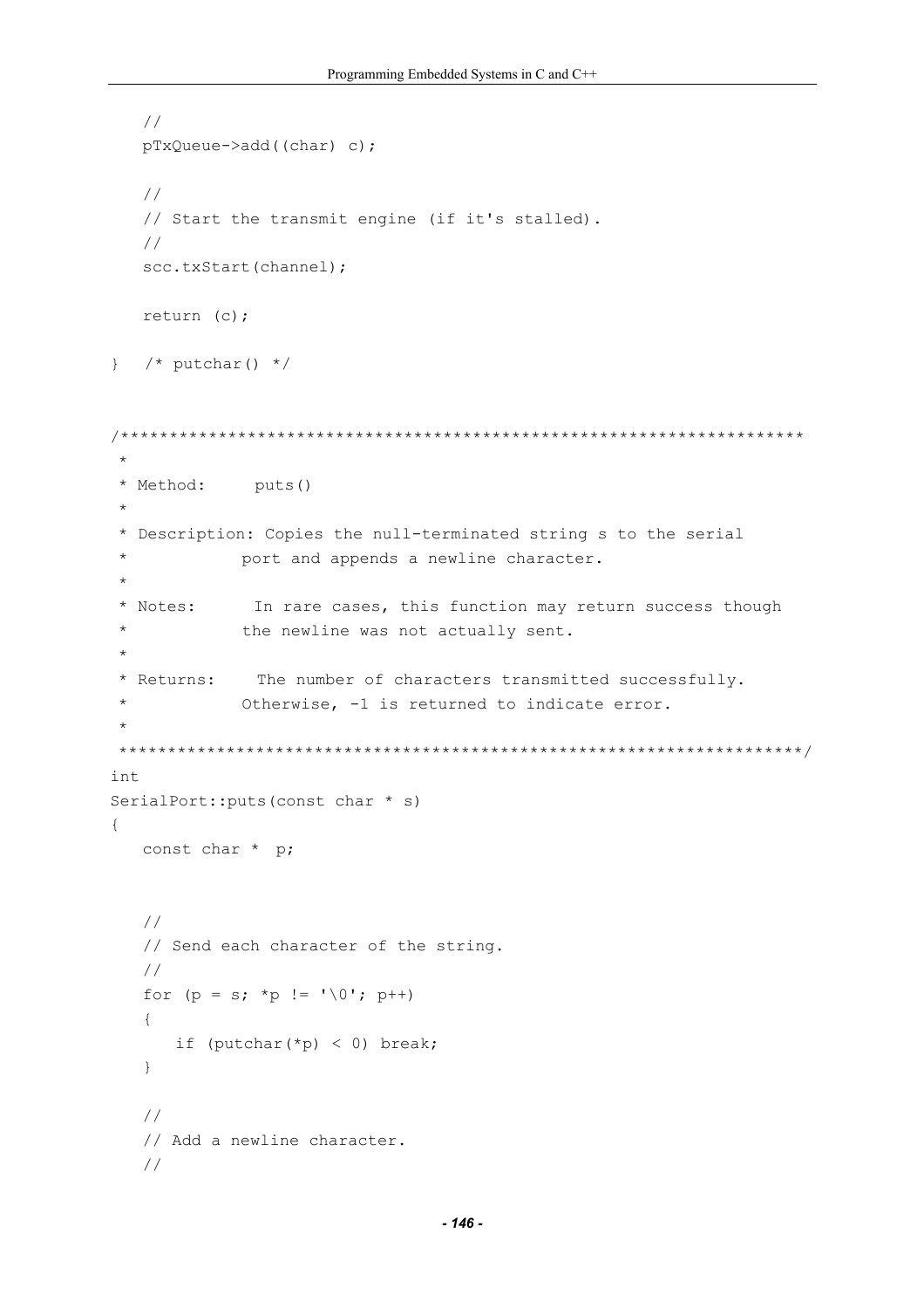```
   //
   pTxQueue->add((char) c);

   //
   // Start the transmit engine (if it's stalled).
   //
   scc.txStart(channel);

   return (c);

}   /* putchar() */


/**********************************************************************
 *
 * Method:     puts()
 *
 * Description: Copies the null-terminated string s to the serial
 *             port and appends a newline character.
 *
 * Notes:      In rare cases, this function may return success though
 *             the newline was not actually sent.
 *
 * Returns:    The number of characters transmitted successfully.
 *             Otherwise, -1 is returned to indicate error.
 *
 **********************************************************************/
int
SerialPort::puts(const char * s)
{
   const char *  p;


   //
   // Send each character of the string.
   //
   for (p = s; *p != '\0'; p++)
   {
      if (putchar(*p) < 0) break;
   }

   //
   // Add a newline character.
   //
```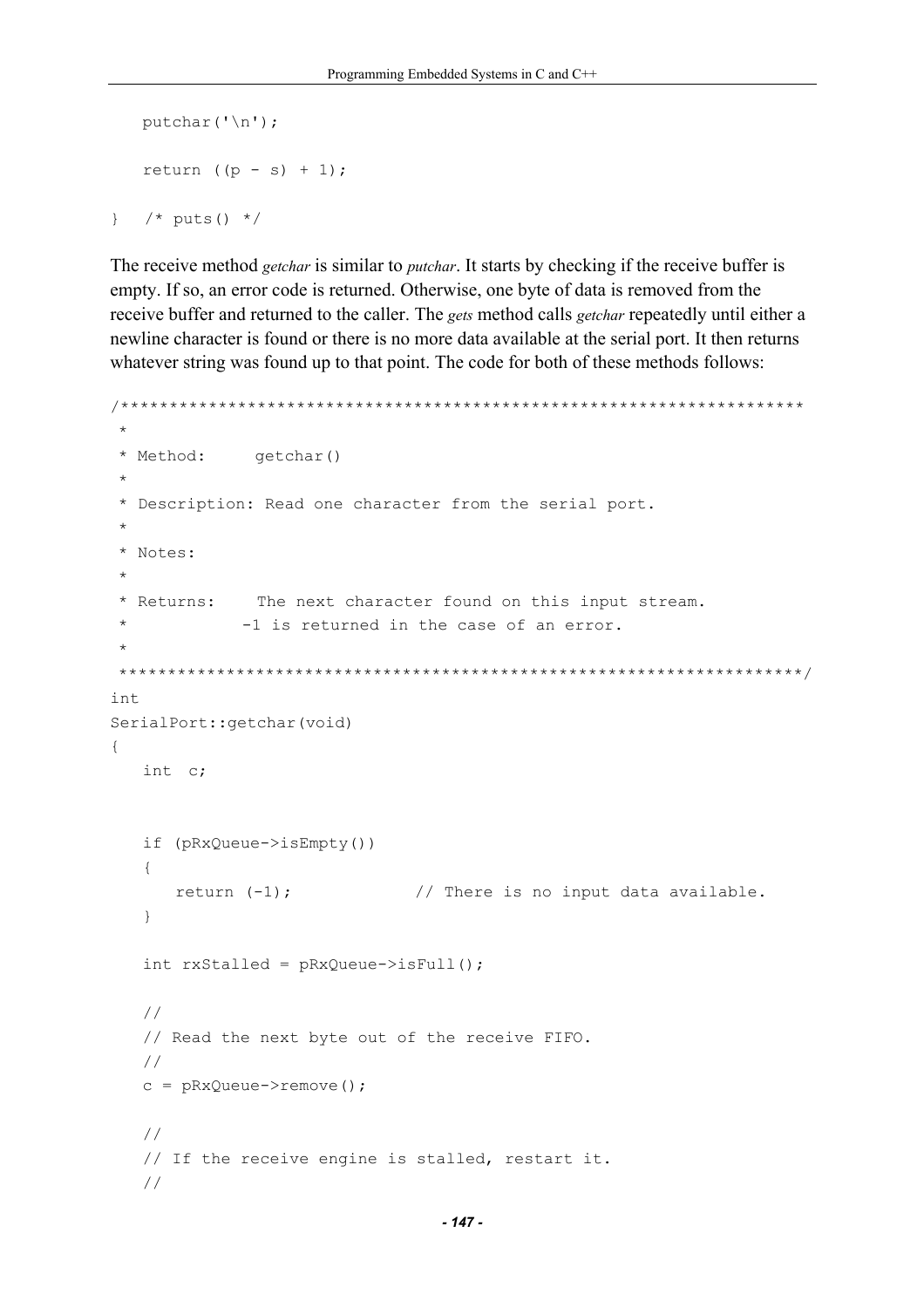```
   putchar('\n');

   return ((p - s) + 1);

}   /* puts() */
```

The receive method *getchar* is similar to *putchar*. It starts by checking if the receive buffer is empty. If so, an error code is returned. Otherwise, one byte of data is removed from the receive buffer and returned to the caller. The *gets* method calls *getchar* repeatedly until either a newline character is found or there is no more data available at the serial port. It then returns whatever string was found up to that point. The code for both of these methods follows:

```
/**********************************************************************
 *
 * Method:      getchar()
 *
 * Description: Read one character from the serial port.
 *
 * Notes:
 *
 * Returns:     The next character found on this input stream.
 *            -1 is returned in the case of an error.
 *
 *********************************************************************/
int
SerialPort::getchar(void)
{
   int  c;


   if (pRxQueue->isEmpty())
   {
      return (-1);             // There is no input data available.
   }

   int rxStalled = pRxQueue->isFull();

   //
   // Read the next byte out of the receive FIFO.
   //
   c = pRxQueue->remove();

   //
   // If the receive engine is stalled, restart it.
   //
```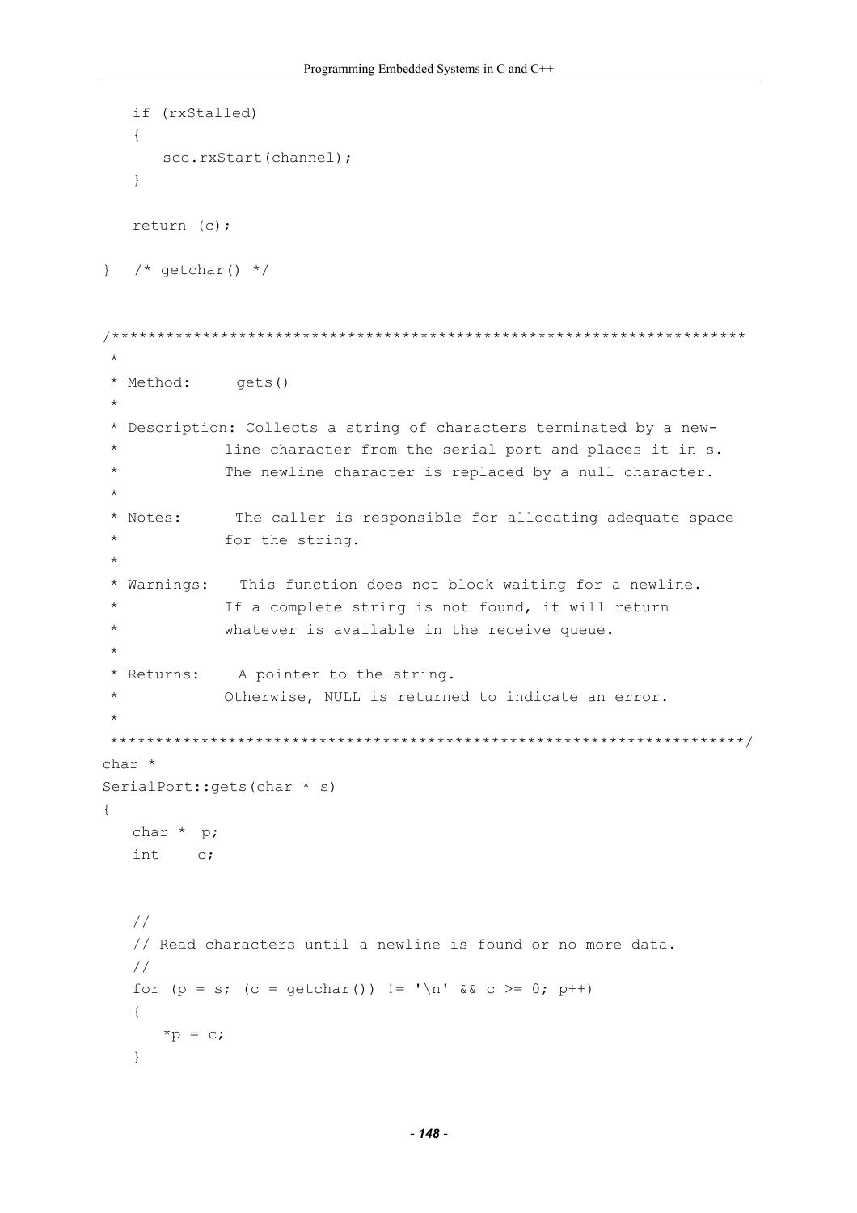```
    if (rxStalled)
    {
        scc.rxStart(channel);
    }

    return (c);

}   /* getchar() */


/**********************************************************************
 *
 * Method:      gets()
 *
 * Description: Collects a string of characters terminated by a new-
 *              line character from the serial port and places it in s.
 *              The newline character is replaced by a null character.
 *
 * Notes:       The caller is responsible for allocating adequate space
 *              for the string.
 *
 * Warnings:    This function does not block waiting for a newline.
 *              If a complete string is not found, it will return
 *              whatever is available in the receive queue.
 *
 * Returns:     A pointer to the string.
 *              Otherwise, NULL is returned to indicate an error.
 *
 **********************************************************************/
char *
SerialPort::gets(char * s)
{
    char *  p;
    int     c;


    //
    // Read characters until a newline is found or no more data.
    //
    for (p = s; (c = getchar()) != '\n' && c >= 0; p++)
    {
        *p = c;
    }
```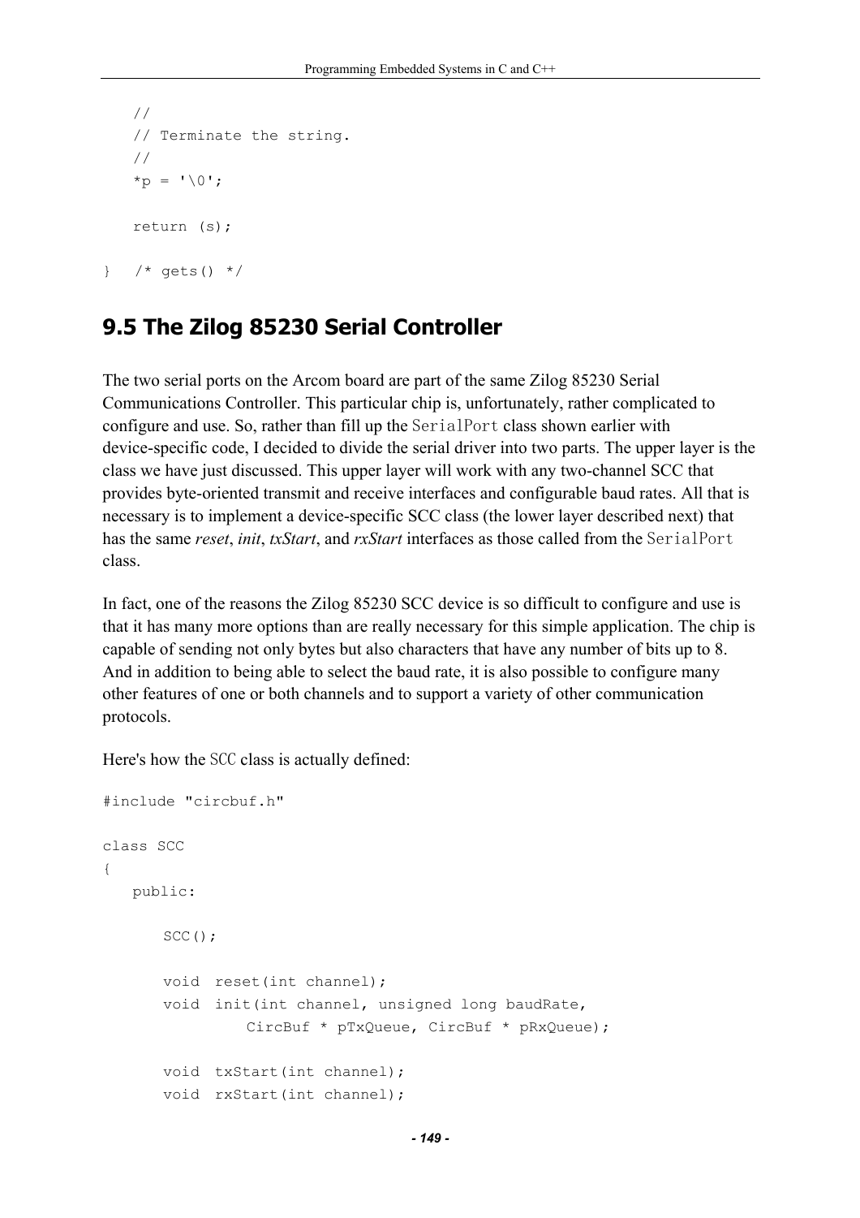```
    //
    // Terminate the string.
    //
    *p = '\0';

    return (s);

}   /* gets() */
```

## 9.5 The Zilog 85230 Serial Controller

The two serial ports on the Arcom board are part of the same Zilog 85230 Serial Communications Controller. This particular chip is, unfortunately, rather complicated to configure and use. So, rather than fill up the `SerialPort` class shown earlier with device-specific code, I decided to divide the serial driver into two parts. The upper layer is the class we have just discussed. This upper layer will work with any two-channel SCC that provides byte-oriented transmit and receive interfaces and configurable baud rates. All that is necessary is to implement a device-specific SCC class (the lower layer described next) that has the same *reset*, *init*, *txStart*, and *rxStart* interfaces as those called from the `SerialPort` class.

In fact, one of the reasons the Zilog 85230 SCC device is so difficult to configure and use is that it has many more options than are really necessary for this simple application. The chip is capable of sending not only bytes but also characters that have any number of bits up to 8. And in addition to being able to select the baud rate, it is also possible to configure many other features of one or both channels and to support a variety of other communication protocols.

Here's how the `SCC` class is actually defined:

```
#include "circbuf.h"

class SCC
{
    public:

        SCC();

        void  reset(int channel);
        void  init(int channel, unsigned long baudRate,
                   CircBuf * pTxQueue, CircBuf * pRxQueue);

        void  txStart(int channel);
        void  rxStart(int channel);
```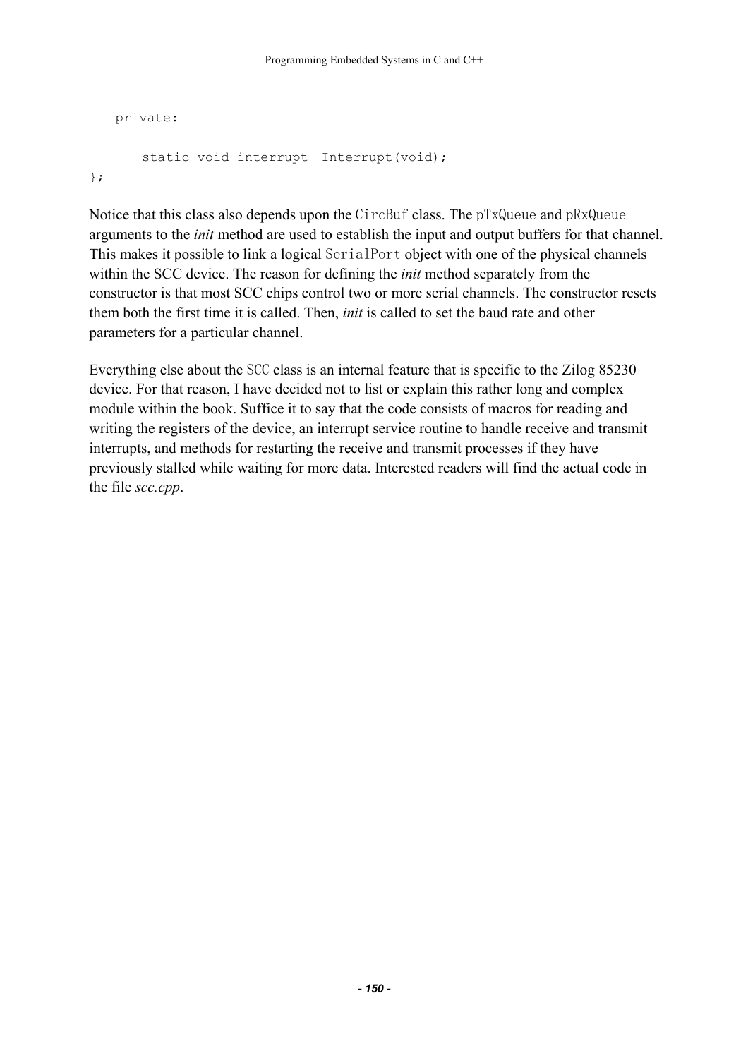```
    private:

        static void interrupt  Interrupt(void);
};
```

Notice that this class also depends upon the `CircBuf` class. The `pTxQueue` and `pRxQueue` arguments to the *init* method are used to establish the input and output buffers for that channel. This makes it possible to link a logical `SerialPort` object with one of the physical channels within the SCC device. The reason for defining the *init* method separately from the constructor is that most SCC chips control two or more serial channels. The constructor resets them both the first time it is called. Then, *init* is called to set the baud rate and other parameters for a particular channel.

Everything else about the `SCC` class is an internal feature that is specific to the Zilog 85230 device. For that reason, I have decided not to list or explain this rather long and complex module within the book. Suffice it to say that the code consists of macros for reading and writing the registers of the device, an interrupt service routine to handle receive and transmit interrupts, and methods for restarting the receive and transmit processes if they have previously stalled while waiting for more data. Interested readers will find the actual code in the file *scc.cpp*.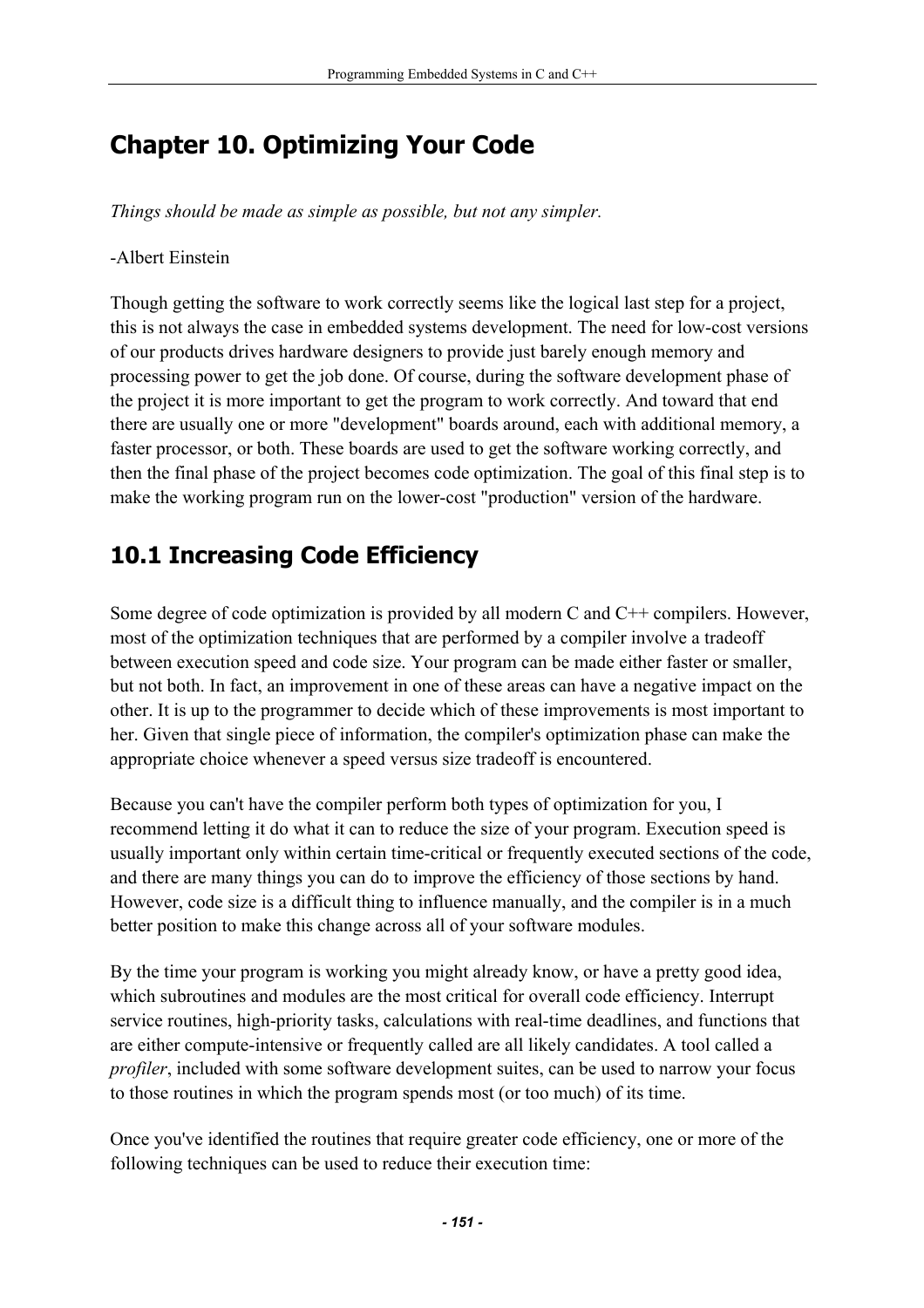# Chapter 10. Optimizing Your Code

*Things should be made as simple as possible, but not any simpler.*

-Albert Einstein

Though getting the software to work correctly seems like the logical last step for a project, this is not always the case in embedded systems development. The need for low-cost versions of our products drives hardware designers to provide just barely enough memory and processing power to get the job done. Of course, during the software development phase of the project it is more important to get the program to work correctly. And toward that end there are usually one or more "development" boards around, each with additional memory, a faster processor, or both. These boards are used to get the software working correctly, and then the final phase of the project becomes code optimization. The goal of this final step is to make the working program run on the lower-cost "production" version of the hardware.

## 10.1 Increasing Code Efficiency

Some degree of code optimization is provided by all modern C and C++ compilers. However, most of the optimization techniques that are performed by a compiler involve a tradeoff between execution speed and code size. Your program can be made either faster or smaller, but not both. In fact, an improvement in one of these areas can have a negative impact on the other. It is up to the programmer to decide which of these improvements is most important to her. Given that single piece of information, the compiler's optimization phase can make the appropriate choice whenever a speed versus size tradeoff is encountered.

Because you can't have the compiler perform both types of optimization for you, I recommend letting it do what it can to reduce the size of your program. Execution speed is usually important only within certain time-critical or frequently executed sections of the code, and there are many things you can do to improve the efficiency of those sections by hand. However, code size is a difficult thing to influence manually, and the compiler is in a much better position to make this change across all of your software modules.

By the time your program is working you might already know, or have a pretty good idea, which subroutines and modules are the most critical for overall code efficiency. Interrupt service routines, high-priority tasks, calculations with real-time deadlines, and functions that are either compute-intensive or frequently called are all likely candidates. A tool called a *profiler*, included with some software development suites, can be used to narrow your focus to those routines in which the program spends most (or too much) of its time.

Once you've identified the routines that require greater code efficiency, one or more of the following techniques can be used to reduce their execution time: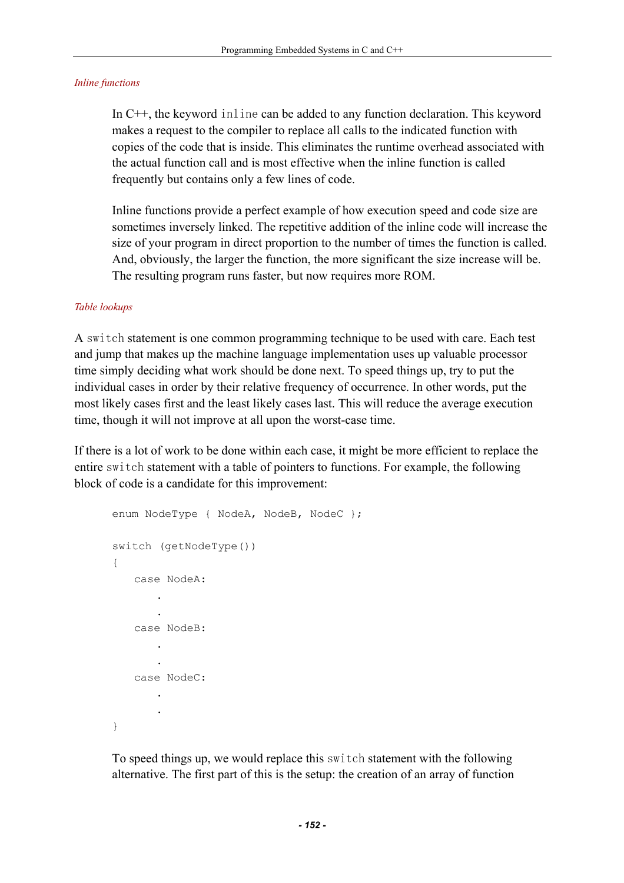### *Inline functions*

In C++, the keyword `inline` can be added to any function declaration. This keyword makes a request to the compiler to replace all calls to the indicated function with copies of the code that is inside. This eliminates the runtime overhead associated with the actual function call and is most effective when the inline function is called frequently but contains only a few lines of code.

Inline functions provide a perfect example of how execution speed and code size are sometimes inversely linked. The repetitive addition of the inline code will increase the size of your program in direct proportion to the number of times the function is called. And, obviously, the larger the function, the more significant the size increase will be. The resulting program runs faster, but now requires more ROM.

### *Table lookups*

A `switch` statement is one common programming technique to be used with care. Each test and jump that makes up the machine language implementation uses up valuable processor time simply deciding what work should be done next. To speed things up, try to put the individual cases in order by their relative frequency of occurrence. In other words, put the most likely cases first and the least likely cases last. This will reduce the average execution time, though it will not improve at all upon the worst-case time.

If there is a lot of work to be done within each case, it might be more efficient to replace the entire `switch` statement with a table of pointers to functions. For example, the following block of code is a candidate for this improvement:

```
enum NodeType { NodeA, NodeB, NodeC };

switch (getNodeType())
{
   case NodeA:
      .
      .
   case NodeB:
      .
      .
   case NodeC:
      .
      .
}
```

To speed things up, we would replace this `switch` statement with the following alternative. The first part of this is the setup: the creation of an array of function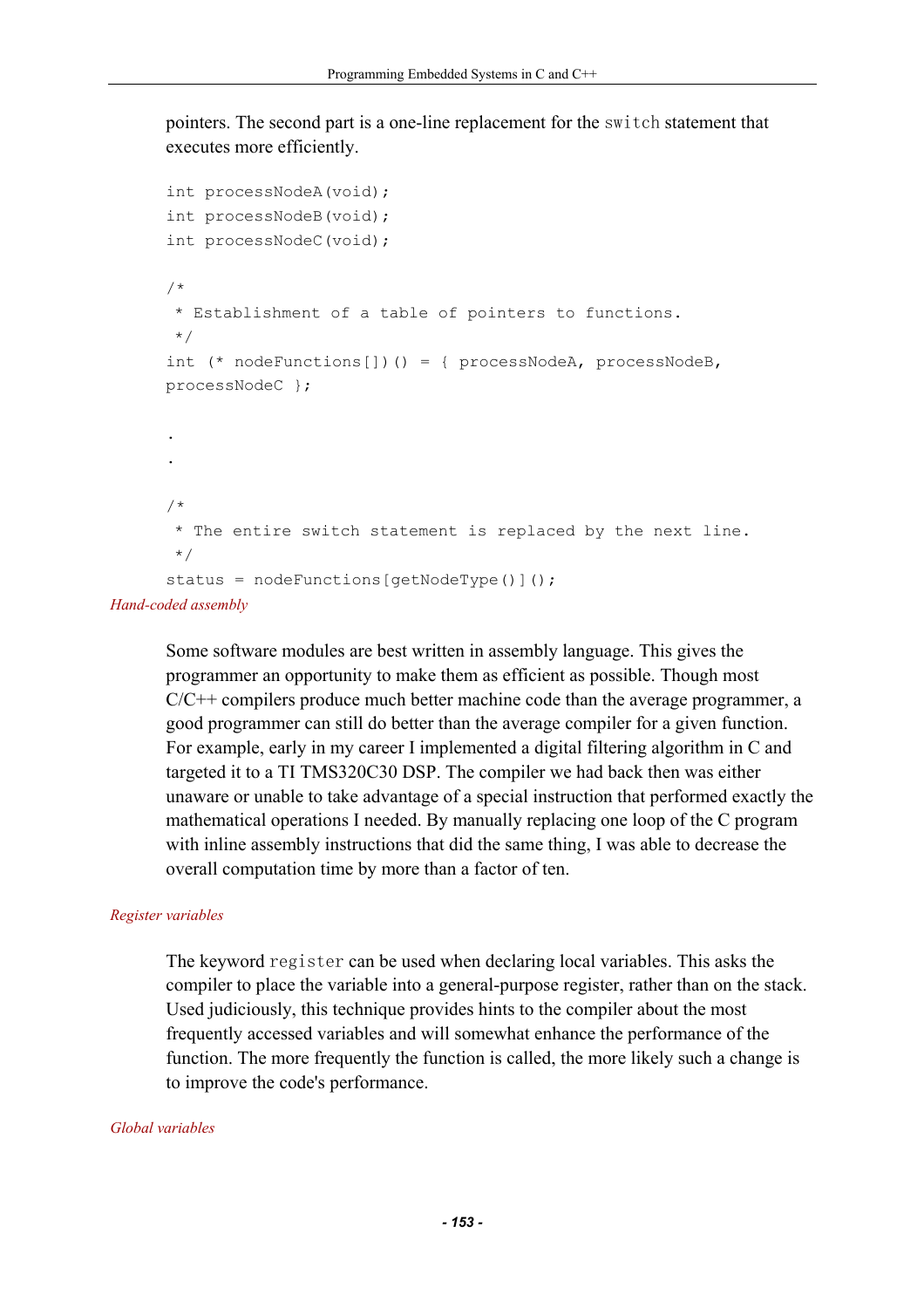pointers. The second part is a one-line replacement for the `switch` statement that executes more efficiently.

```
int processNodeA(void);
int processNodeB(void);
int processNodeC(void);

/*
 * Establishment of a table of pointers to functions.
 */
int (* nodeFunctions[])() = { processNodeA, processNodeB,
processNodeC };

.
.

/*
 * The entire switch statement is replaced by the next line.
 */
status = nodeFunctions[getNodeType()]();
```

*Hand-coded assembly*

Some software modules are best written in assembly language. This gives the programmer an opportunity to make them as efficient as possible. Though most C/C++ compilers produce much better machine code than the average programmer, a good programmer can still do better than the average compiler for a given function. For example, early in my career I implemented a digital filtering algorithm in C and targeted it to a TI TMS320C30 DSP. The compiler we had back then was either unaware or unable to take advantage of a special instruction that performed exactly the mathematical operations I needed. By manually replacing one loop of the C program with inline assembly instructions that did the same thing, I was able to decrease the overall computation time by more than a factor of ten.

*Register variables*

The keyword `register` can be used when declaring local variables. This asks the compiler to place the variable into a general-purpose register, rather than on the stack. Used judiciously, this technique provides hints to the compiler about the most frequently accessed variables and will somewhat enhance the performance of the function. The more frequently the function is called, the more likely such a change is to improve the code's performance.

*Global variables*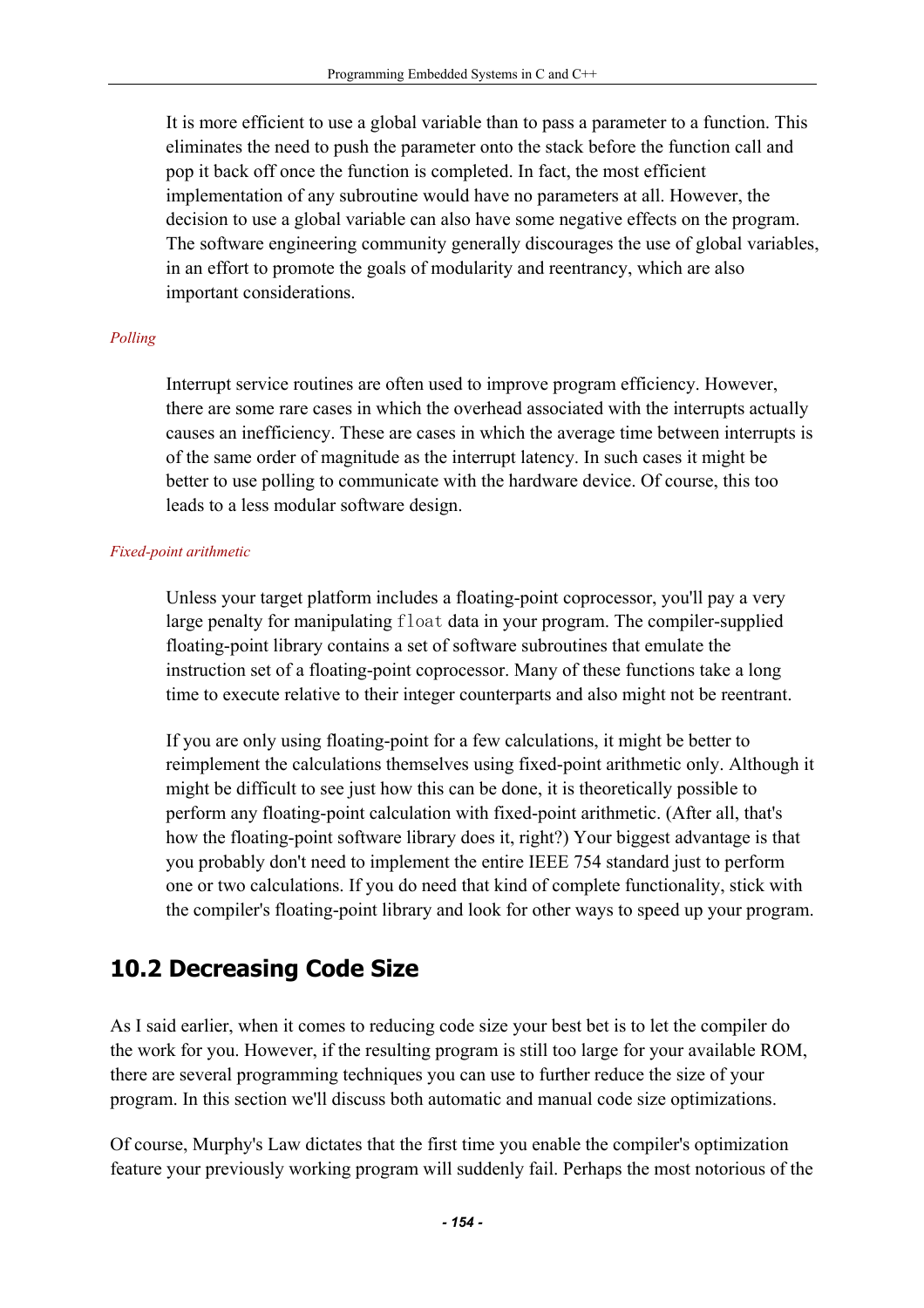It is more efficient to use a global variable than to pass a parameter to a function. This eliminates the need to push the parameter onto the stack before the function call and pop it back off once the function is completed. In fact, the most efficient implementation of any subroutine would have no parameters at all. However, the decision to use a global variable can also have some negative effects on the program. The software engineering community generally discourages the use of global variables, in an effort to promote the goals of modularity and reentrancy, which are also important considerations.

*Polling*

Interrupt service routines are often used to improve program efficiency. However, there are some rare cases in which the overhead associated with the interrupts actually causes an inefficiency. These are cases in which the average time between interrupts is of the same order of magnitude as the interrupt latency. In such cases it might be better to use polling to communicate with the hardware device. Of course, this too leads to a less modular software design.

*Fixed-point arithmetic*

Unless your target platform includes a floating-point coprocessor, you'll pay a very large penalty for manipulating `float` data in your program. The compiler-supplied floating-point library contains a set of software subroutines that emulate the instruction set of a floating-point coprocessor. Many of these functions take a long time to execute relative to their integer counterparts and also might not be reentrant.

If you are only using floating-point for a few calculations, it might be better to reimplement the calculations themselves using fixed-point arithmetic only. Although it might be difficult to see just how this can be done, it is theoretically possible to perform any floating-point calculation with fixed-point arithmetic. (After all, that's how the floating-point software library does it, right?) Your biggest advantage is that you probably don't need to implement the entire IEEE 754 standard just to perform one or two calculations. If you do need that kind of complete functionality, stick with the compiler's floating-point library and look for other ways to speed up your program.

## 10.2 Decreasing Code Size

As I said earlier, when it comes to reducing code size your best bet is to let the compiler do the work for you. However, if the resulting program is still too large for your available ROM, there are several programming techniques you can use to further reduce the size of your program. In this section we'll discuss both automatic and manual code size optimizations.

Of course, Murphy's Law dictates that the first time you enable the compiler's optimization feature your previously working program will suddenly fail. Perhaps the most notorious of the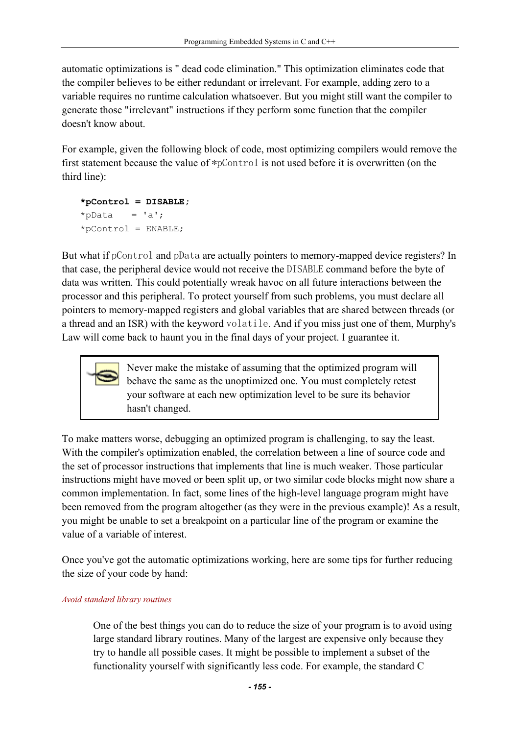automatic optimizations is " dead code elimination." This optimization eliminates code that the compiler believes to be either redundant or irrelevant. For example, adding zero to a variable requires no runtime calculation whatsoever. But you might still want the compiler to generate those "irrelevant" instructions if they perform some function that the compiler doesn't know about.

For example, given the following block of code, most optimizing compilers would remove the first statement because the value of `*pControl` is not used before it is overwritten (on the third line):

```
*pControl = DISABLE;
*pData    = 'a';
*pControl = ENABLE;
```

But what if `pControl` and `pData` are actually pointers to memory-mapped device registers? In that case, the peripheral device would not receive the `DISABLE` command before the byte of data was written. This could potentially wreak havoc on all future interactions between the processor and this peripheral. To protect yourself from such problems, you must declare all pointers to memory-mapped registers and global variables that are shared between threads (or a thread and an ISR) with the keyword `volatile`. And if you miss just one of them, Murphy's Law will come back to haunt you in the final days of your project. I guarantee it.

> Never make the mistake of assuming that the optimized program will behave the same as the unoptimized one. You must completely retest your software at each new optimization level to be sure its behavior hasn't changed.

To make matters worse, debugging an optimized program is challenging, to say the least. With the compiler's optimization enabled, the correlation between a line of source code and the set of processor instructions that implements that line is much weaker. Those particular instructions might have moved or been split up, or two similar code blocks might now share a common implementation. In fact, some lines of the high-level language program might have been removed from the program altogether (as they were in the previous example)! As a result, you might be unable to set a breakpoint on a particular line of the program or examine the value of a variable of interest.

Once you've got the automatic optimizations working, here are some tips for further reducing the size of your code by hand:

*Avoid standard library routines*

One of the best things you can do to reduce the size of your program is to avoid using large standard library routines. Many of the largest are expensive only because they try to handle all possible cases. It might be possible to implement a subset of the functionality yourself with significantly less code. For example, the standard C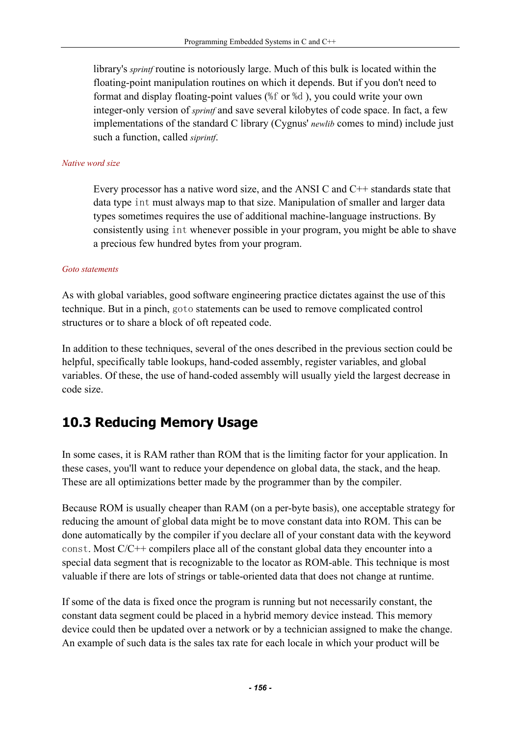library's *sprintf* routine is notoriously large. Much of this bulk is located within the floating-point manipulation routines on which it depends. But if you don't need to format and display floating-point values (`%f` or `%d` ), you could write your own integer-only version of *sprintf* and save several kilobytes of code space. In fact, a few implementations of the standard C library (Cygnus' *newlib* comes to mind) include just such a function, called *siprintf*.

*Native word size*

Every processor has a native word size, and the ANSI C and C++ standards state that data type `int` must always map to that size. Manipulation of smaller and larger data types sometimes requires the use of additional machine-language instructions. By consistently using `int` whenever possible in your program, you might be able to shave a precious few hundred bytes from your program.

*Goto statements*

As with global variables, good software engineering practice dictates against the use of this technique. But in a pinch, `goto` statements can be used to remove complicated control structures or to share a block of oft repeated code.

In addition to these techniques, several of the ones described in the previous section could be helpful, specifically table lookups, hand-coded assembly, register variables, and global variables. Of these, the use of hand-coded assembly will usually yield the largest decrease in code size.

## 10.3 Reducing Memory Usage

In some cases, it is RAM rather than ROM that is the limiting factor for your application. In these cases, you'll want to reduce your dependence on global data, the stack, and the heap. These are all optimizations better made by the programmer than by the compiler.

Because ROM is usually cheaper than RAM (on a per-byte basis), one acceptable strategy for reducing the amount of global data might be to move constant data into ROM. This can be done automatically by the compiler if you declare all of your constant data with the keyword `const`. Most C/C++ compilers place all of the constant global data they encounter into a special data segment that is recognizable to the locator as ROM-able. This technique is most valuable if there are lots of strings or table-oriented data that does not change at runtime.

If some of the data is fixed once the program is running but not necessarily constant, the constant data segment could be placed in a hybrid memory device instead. This memory device could then be updated over a network or by a technician assigned to make the change. An example of such data is the sales tax rate for each locale in which your product will be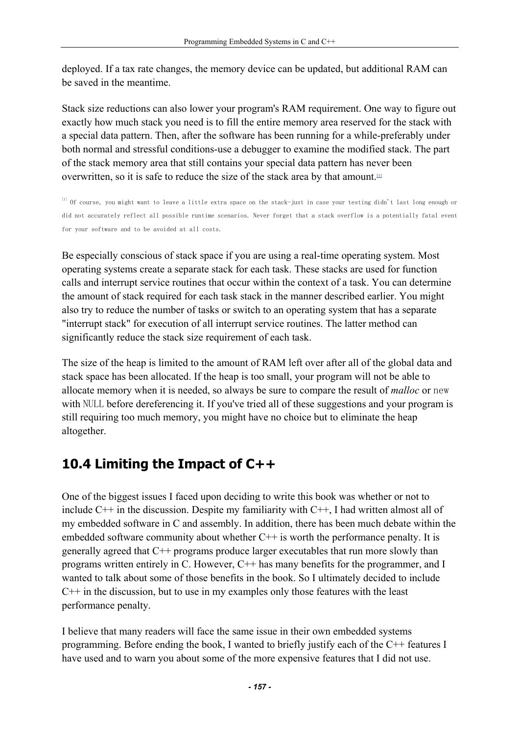deployed. If a tax rate changes, the memory device can be updated, but additional RAM can be saved in the meantime.

Stack size reductions can also lower your program's RAM requirement. One way to figure out exactly how much stack you need is to fill the entire memory area reserved for the stack with a special data pattern. Then, after the software has been running for a while-preferably under both normal and stressful conditions-use a debugger to examine the modified stack. The part of the stack memory area that still contains your special data pattern has never been overwritten, so it is safe to reduce the size of the stack area by that amount.[1]

[1] Of course, you might want to leave a little extra space on the stack-just in case your testing didn't last long enough or did not accurately reflect all possible runtime scenarios. Never forget that a stack overflow is a potentially fatal event for your software and to be avoided at all costs.

Be especially conscious of stack space if you are using a real-time operating system. Most operating systems create a separate stack for each task. These stacks are used for function calls and interrupt service routines that occur within the context of a task. You can determine the amount of stack required for each task stack in the manner described earlier. You might also try to reduce the number of tasks or switch to an operating system that has a separate "interrupt stack" for execution of all interrupt service routines. The latter method can significantly reduce the stack size requirement of each task.

The size of the heap is limited to the amount of RAM left over after all of the global data and stack space has been allocated. If the heap is too small, your program will not be able to allocate memory when it is needed, so always be sure to compare the result of *malloc* or `new` with `NULL` before dereferencing it. If you've tried all of these suggestions and your program is still requiring too much memory, you might have no choice but to eliminate the heap altogether.

## 10.4 Limiting the Impact of C++

One of the biggest issues I faced upon deciding to write this book was whether or not to include C++ in the discussion. Despite my familiarity with C++, I had written almost all of my embedded software in C and assembly. In addition, there has been much debate within the embedded software community about whether C++ is worth the performance penalty. It is generally agreed that C++ programs produce larger executables that run more slowly than programs written entirely in C. However, C++ has many benefits for the programmer, and I wanted to talk about some of those benefits in the book. So I ultimately decided to include C++ in the discussion, but to use in my examples only those features with the least performance penalty.

I believe that many readers will face the same issue in their own embedded systems programming. Before ending the book, I wanted to briefly justify each of the C++ features I have used and to warn you about some of the more expensive features that I did not use.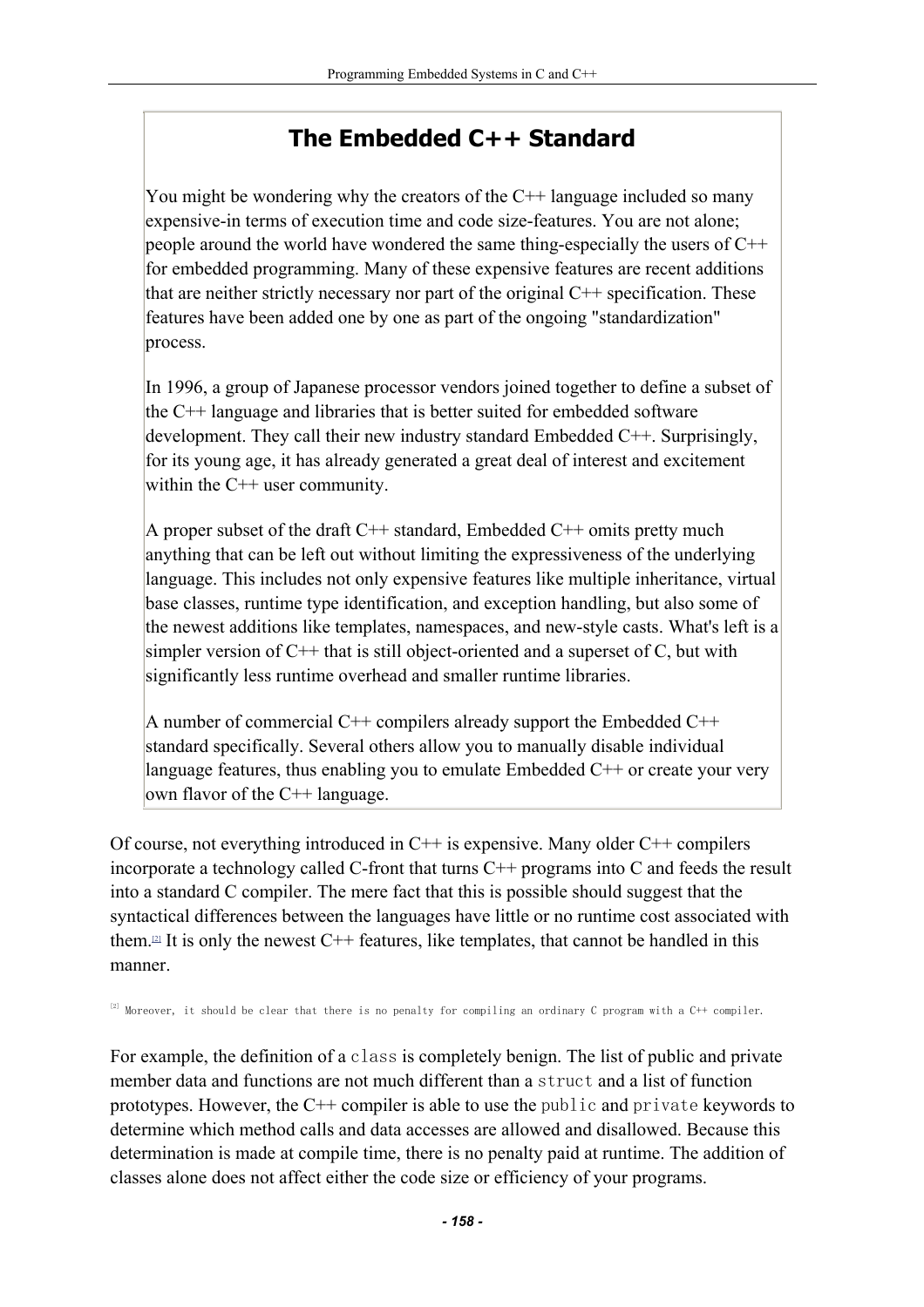## The Embedded C++ Standard

You might be wondering why the creators of the C++ language included so many expensive-in terms of execution time and code size-features. You are not alone; people around the world have wondered the same thing-especially the users of C++ for embedded programming. Many of these expensive features are recent additions that are neither strictly necessary nor part of the original C++ specification. These features have been added one by one as part of the ongoing "standardization" process.

In 1996, a group of Japanese processor vendors joined together to define a subset of the C++ language and libraries that is better suited for embedded software development. They call their new industry standard Embedded C++. Surprisingly, for its young age, it has already generated a great deal of interest and excitement within the C++ user community.

A proper subset of the draft C++ standard, Embedded C++ omits pretty much anything that can be left out without limiting the expressiveness of the underlying language. This includes not only expensive features like multiple inheritance, virtual base classes, runtime type identification, and exception handling, but also some of the newest additions like templates, namespaces, and new-style casts. What's left is a simpler version of C++ that is still object-oriented and a superset of C, but with significantly less runtime overhead and smaller runtime libraries.

A number of commercial C++ compilers already support the Embedded C++ standard specifically. Several others allow you to manually disable individual language features, thus enabling you to emulate Embedded C++ or create your very own flavor of the C++ language.

Of course, not everything introduced in C++ is expensive. Many older C++ compilers incorporate a technology called C-front that turns C++ programs into C and feeds the result into a standard C compiler. The mere fact that this is possible should suggest that the syntactical differences between the languages have little or no runtime cost associated with them.[2] It is only the newest C++ features, like templates, that cannot be handled in this manner.

[2] Moreover, it should be clear that there is no penalty for compiling an ordinary C program with a C++ compiler.

For example, the definition of a `class` is completely benign. The list of public and private member data and functions are not much different than a `struct` and a list of function prototypes. However, the C++ compiler is able to use the `public` and `private` keywords to determine which method calls and data accesses are allowed and disallowed. Because this determination is made at compile time, there is no penalty paid at runtime. The addition of classes alone does not affect either the code size or efficiency of your programs.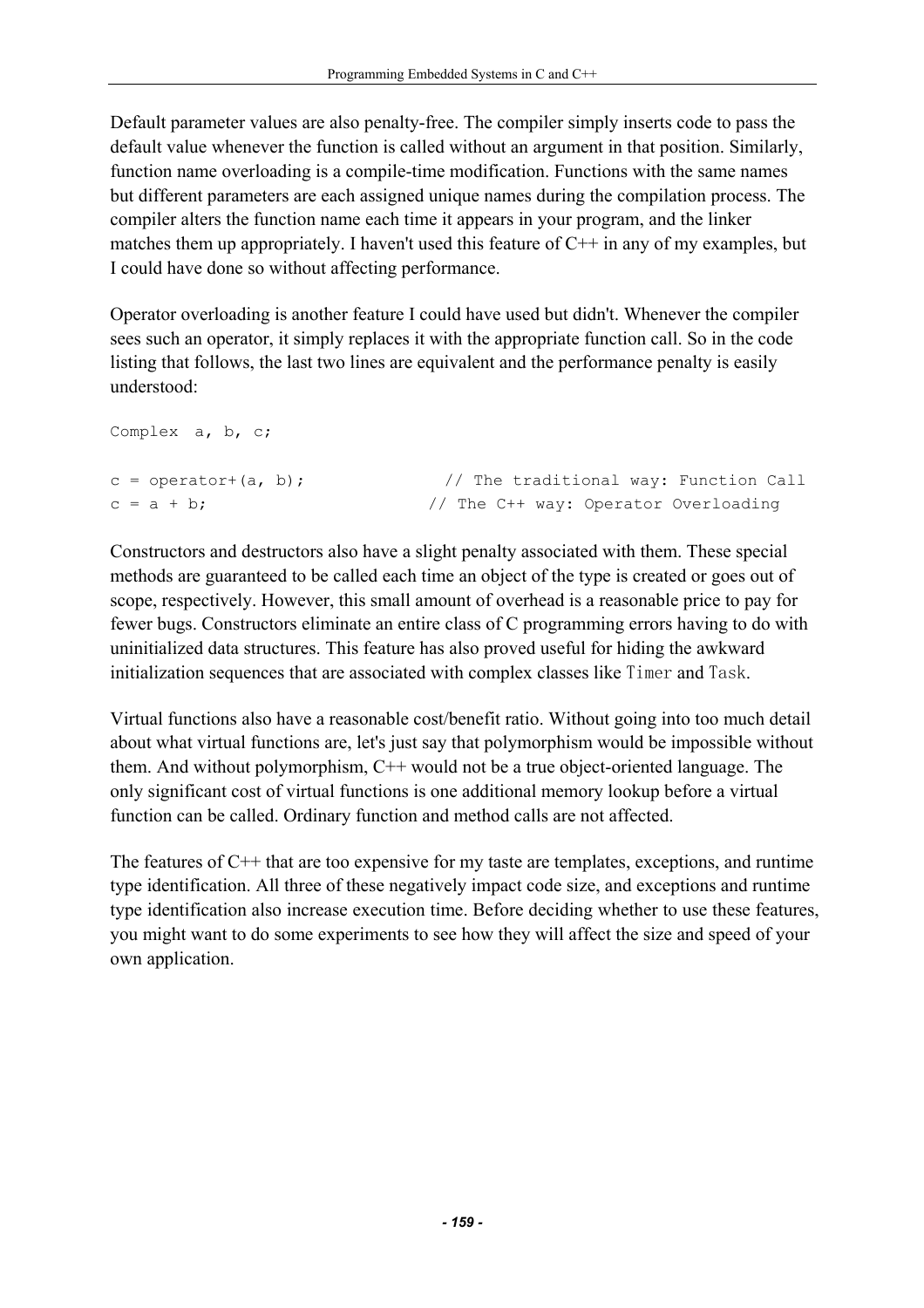Default parameter values are also penalty-free. The compiler simply inserts code to pass the default value whenever the function is called without an argument in that position. Similarly, function name overloading is a compile-time modification. Functions with the same names but different parameters are each assigned unique names during the compilation process. The compiler alters the function name each time it appears in your program, and the linker matches them up appropriately. I haven't used this feature of C++ in any of my examples, but I could have done so without affecting performance.

Operator overloading is another feature I could have used but didn't. Whenever the compiler sees such an operator, it simply replaces it with the appropriate function call. So in the code listing that follows, the last two lines are equivalent and the performance penalty is easily understood:

```
Complex  a, b, c;

c = operator+(a, b);              // The traditional way: Function Call
c = a + b;                       // The C++ way: Operator Overloading
```

Constructors and destructors also have a slight penalty associated with them. These special methods are guaranteed to be called each time an object of the type is created or goes out of scope, respectively. However, this small amount of overhead is a reasonable price to pay for fewer bugs. Constructors eliminate an entire class of C programming errors having to do with uninitialized data structures. This feature has also proved useful for hiding the awkward initialization sequences that are associated with complex classes like `Timer` and `Task`.

Virtual functions also have a reasonable cost/benefit ratio. Without going into too much detail about what virtual functions are, let's just say that polymorphism would be impossible without them. And without polymorphism, C++ would not be a true object-oriented language. The only significant cost of virtual functions is one additional memory lookup before a virtual function can be called. Ordinary function and method calls are not affected.

The features of C++ that are too expensive for my taste are templates, exceptions, and runtime type identification. All three of these negatively impact code size, and exceptions and runtime type identification also increase execution time. Before deciding whether to use these features, you might want to do some experiments to see how they will affect the size and speed of your own application.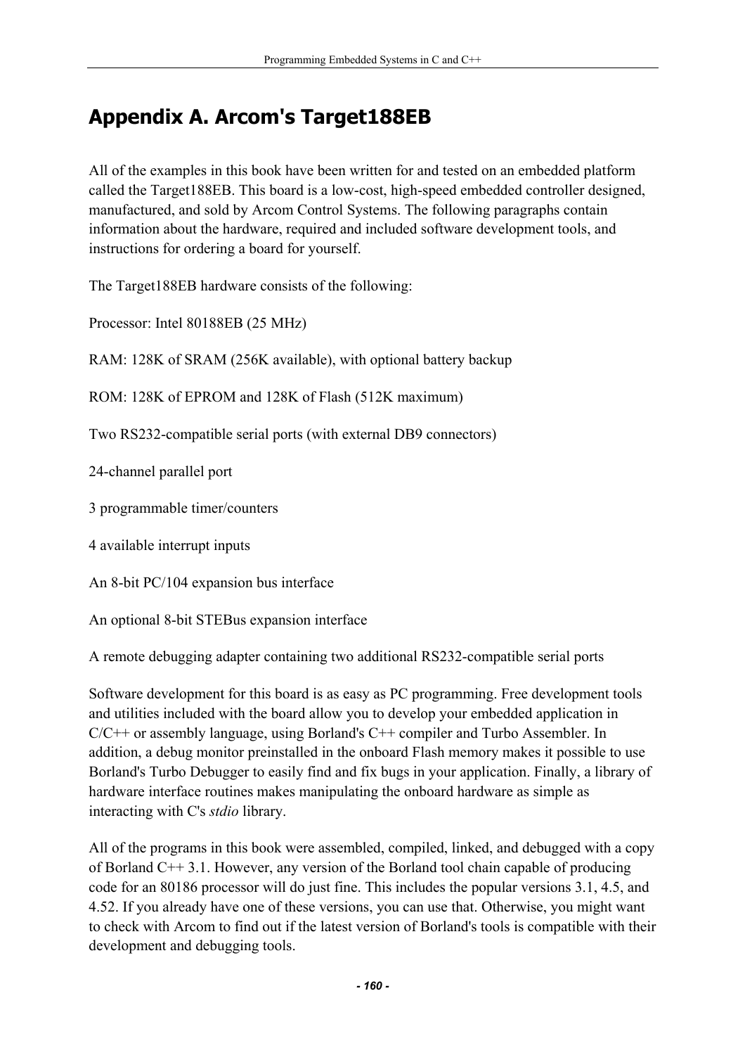# Appendix A. Arcom's Target188EB

All of the examples in this book have been written for and tested on an embedded platform called the Target188EB. This board is a low-cost, high-speed embedded controller designed, manufactured, and sold by Arcom Control Systems. The following paragraphs contain information about the hardware, required and included software development tools, and instructions for ordering a board for yourself.

The Target188EB hardware consists of the following:

Processor: Intel 80188EB (25 MHz)

RAM: 128K of SRAM (256K available), with optional battery backup

ROM: 128K of EPROM and 128K of Flash (512K maximum)

Two RS232-compatible serial ports (with external DB9 connectors)

24-channel parallel port

3 programmable timer/counters

4 available interrupt inputs

An 8-bit PC/104 expansion bus interface

An optional 8-bit STEBus expansion interface

A remote debugging adapter containing two additional RS232-compatible serial ports

Software development for this board is as easy as PC programming. Free development tools and utilities included with the board allow you to develop your embedded application in C/C++ or assembly language, using Borland's C++ compiler and Turbo Assembler. In addition, a debug monitor preinstalled in the onboard Flash memory makes it possible to use Borland's Turbo Debugger to easily find and fix bugs in your application. Finally, a library of hardware interface routines makes manipulating the onboard hardware as simple as interacting with C's *stdio* library.

All of the programs in this book were assembled, compiled, linked, and debugged with a copy of Borland C++ 3.1. However, any version of the Borland tool chain capable of producing code for an 80186 processor will do just fine. This includes the popular versions 3.1, 4.5, and 4.52. If you already have one of these versions, you can use that. Otherwise, you might want to check with Arcom to find out if the latest version of Borland's tools is compatible with their development and debugging tools.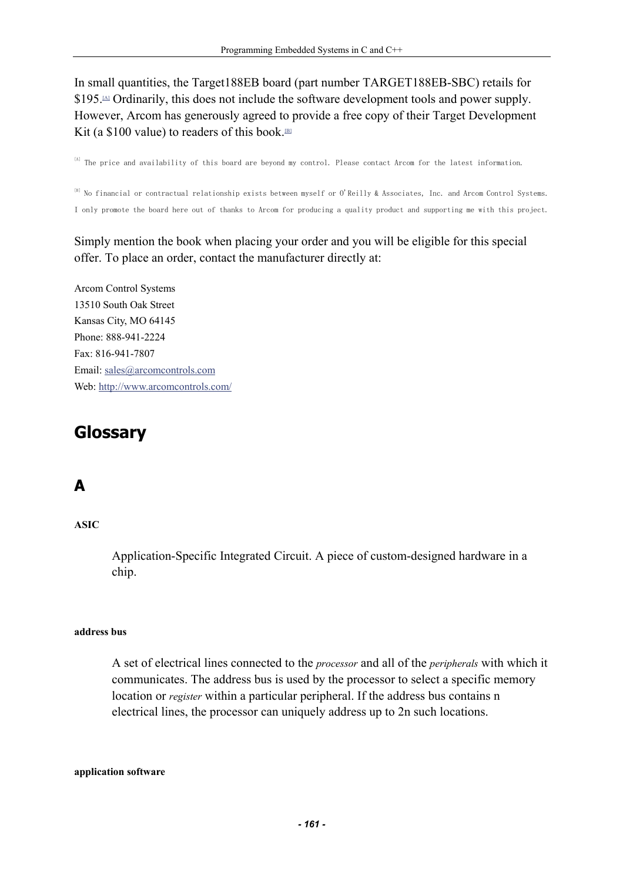In small quantities, the Target188EB board (part number TARGET188EB-SBC) retails for $195.[A] Ordinarily, this does not include the software development tools and power supply. However, Arcom has generously agreed to provide a free copy of their Target Development Kit (a $100 value) to readers of this book.[B]

[A] The price and availability of this board are beyond my control. Please contact Arcom for the latest information.

[B] No financial or contractual relationship exists between myself or O'Reilly & Associates, Inc. and Arcom Control Systems. I only promote the board here out of thanks to Arcom for producing a quality product and supporting me with this project.

Simply mention the book when placing your order and you will be eligible for this special offer. To place an order, contact the manufacturer directly at:

Arcom Control Systems
13510 South Oak Street
Kansas City, MO 64145
Phone: 888-941-2224
Fax: 816-941-7807
Email: sales@arcomcontrols.com
Web: http://www.arcomcontrols.com/

# Glossary

## A

**ASIC**

Application-Specific Integrated Circuit. A piece of custom-designed hardware in a chip.

**address bus**

A set of electrical lines connected to the *processor* and all of the *peripherals* with which it communicates. The address bus is used by the processor to select a specific memory location or *register* within a particular peripheral. If the address bus contains n electrical lines, the processor can uniquely address up to 2n such locations.

**application software**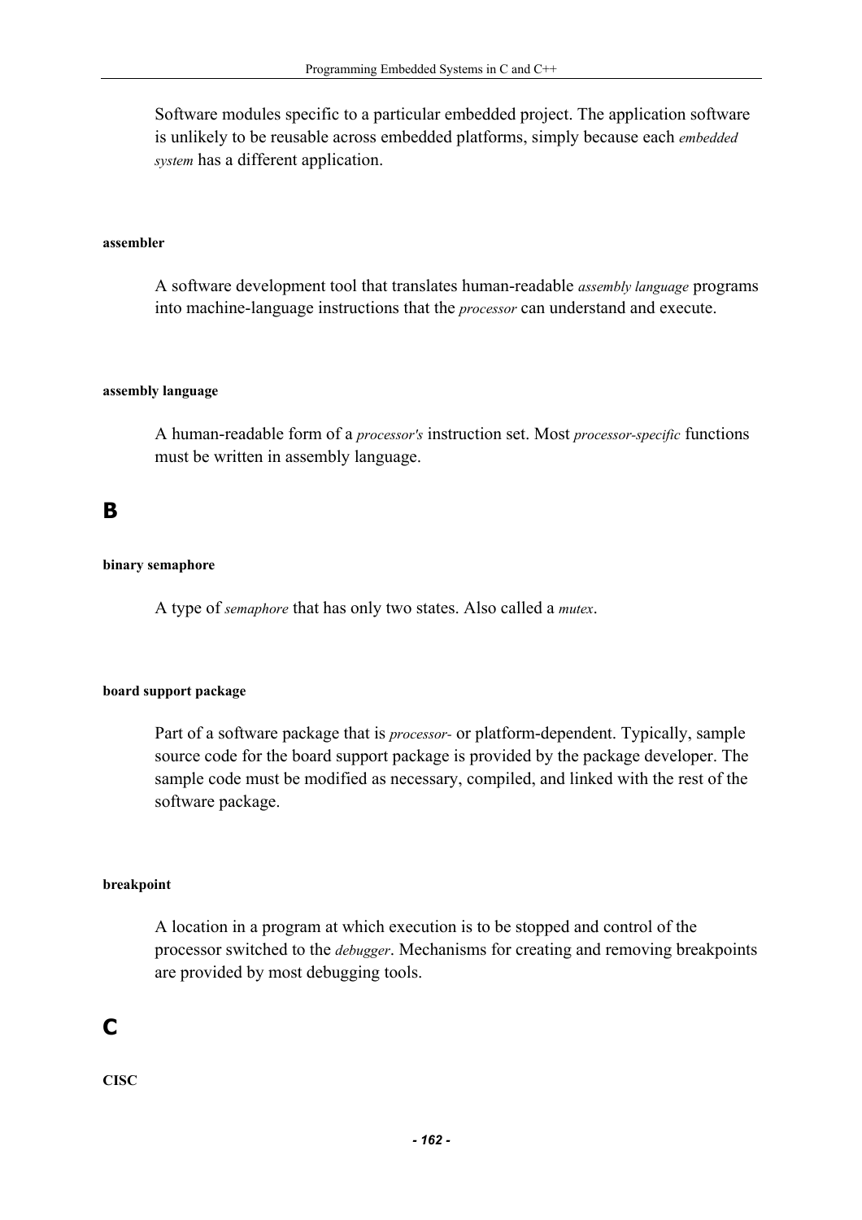Software modules specific to a particular embedded project. The application software is unlikely to be reusable across embedded platforms, simply because each *embedded system* has a different application.

**assembler**

A software development tool that translates human-readable *assembly language* programs into machine-language instructions that the *processor* can understand and execute.

**assembly language**

A human-readable form of a *processor's* instruction set. Most *processor-specific* functions must be written in assembly language.

## B

**binary semaphore**

A type of *semaphore* that has only two states. Also called a *mutex*.

**board support package**

Part of a software package that is *processor-* or platform-dependent. Typically, sample source code for the board support package is provided by the package developer. The sample code must be modified as necessary, compiled, and linked with the rest of the software package.

**breakpoint**

A location in a program at which execution is to be stopped and control of the processor switched to the *debugger*. Mechanisms for creating and removing breakpoints are provided by most debugging tools.

## C

**CISC**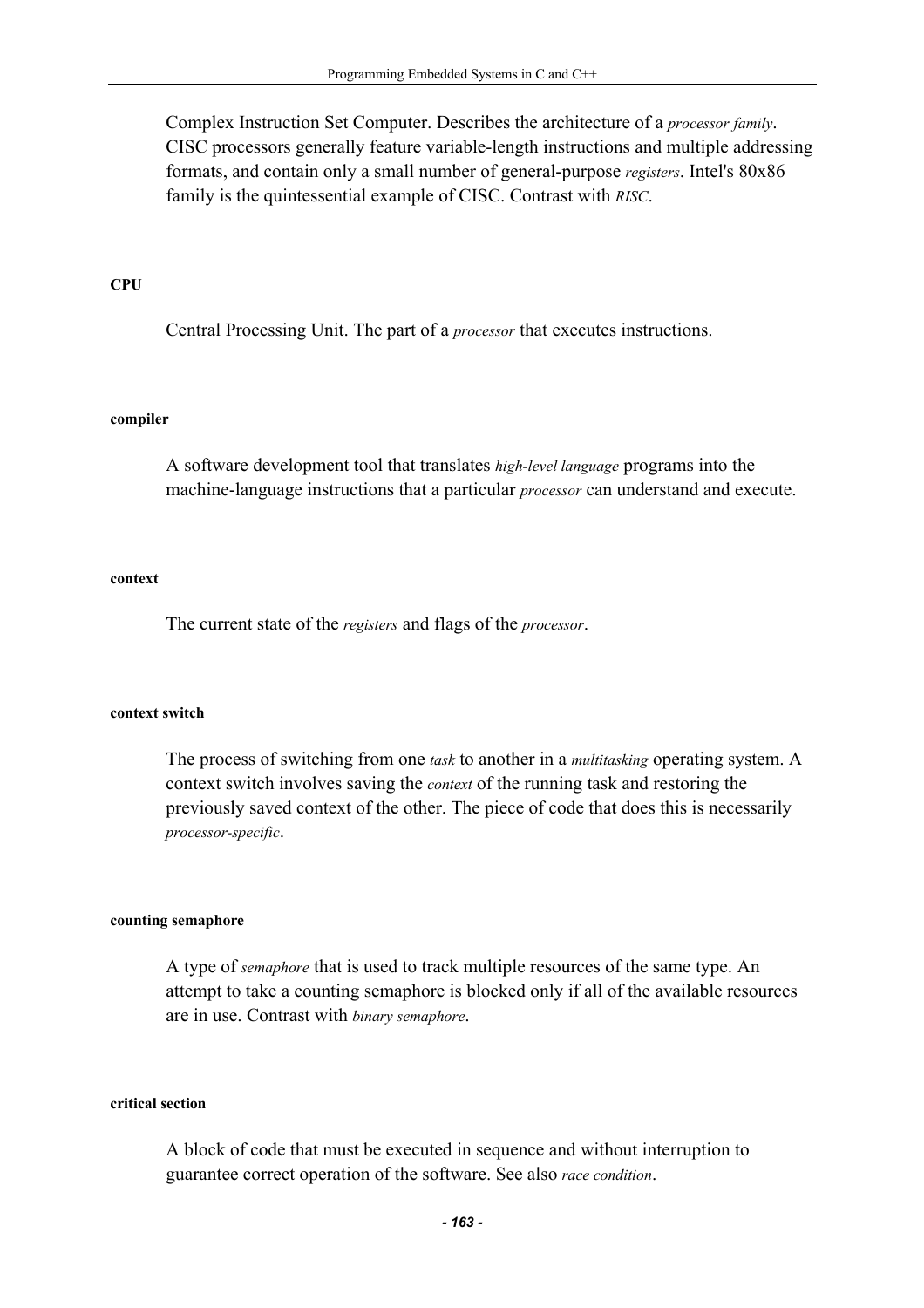Complex Instruction Set Computer. Describes the architecture of a *processor family*. CISC processors generally feature variable-length instructions and multiple addressing formats, and contain only a small number of general-purpose *registers*. Intel's 80x86 family is the quintessential example of CISC. Contrast with *RISC*.

**CPU**

Central Processing Unit. The part of a *processor* that executes instructions.

**compiler**

A software development tool that translates *high-level language* programs into the machine-language instructions that a particular *processor* can understand and execute.

**context**

The current state of the *registers* and flags of the *processor*.

**context switch**

The process of switching from one *task* to another in a *multitasking* operating system. A context switch involves saving the *context* of the running task and restoring the previously saved context of the other. The piece of code that does this is necessarily *processor-specific*.

**counting semaphore**

A type of *semaphore* that is used to track multiple resources of the same type. An attempt to take a counting semaphore is blocked only if all of the available resources are in use. Contrast with *binary semaphore*.

**critical section**

A block of code that must be executed in sequence and without interruption to guarantee correct operation of the software. See also *race condition*.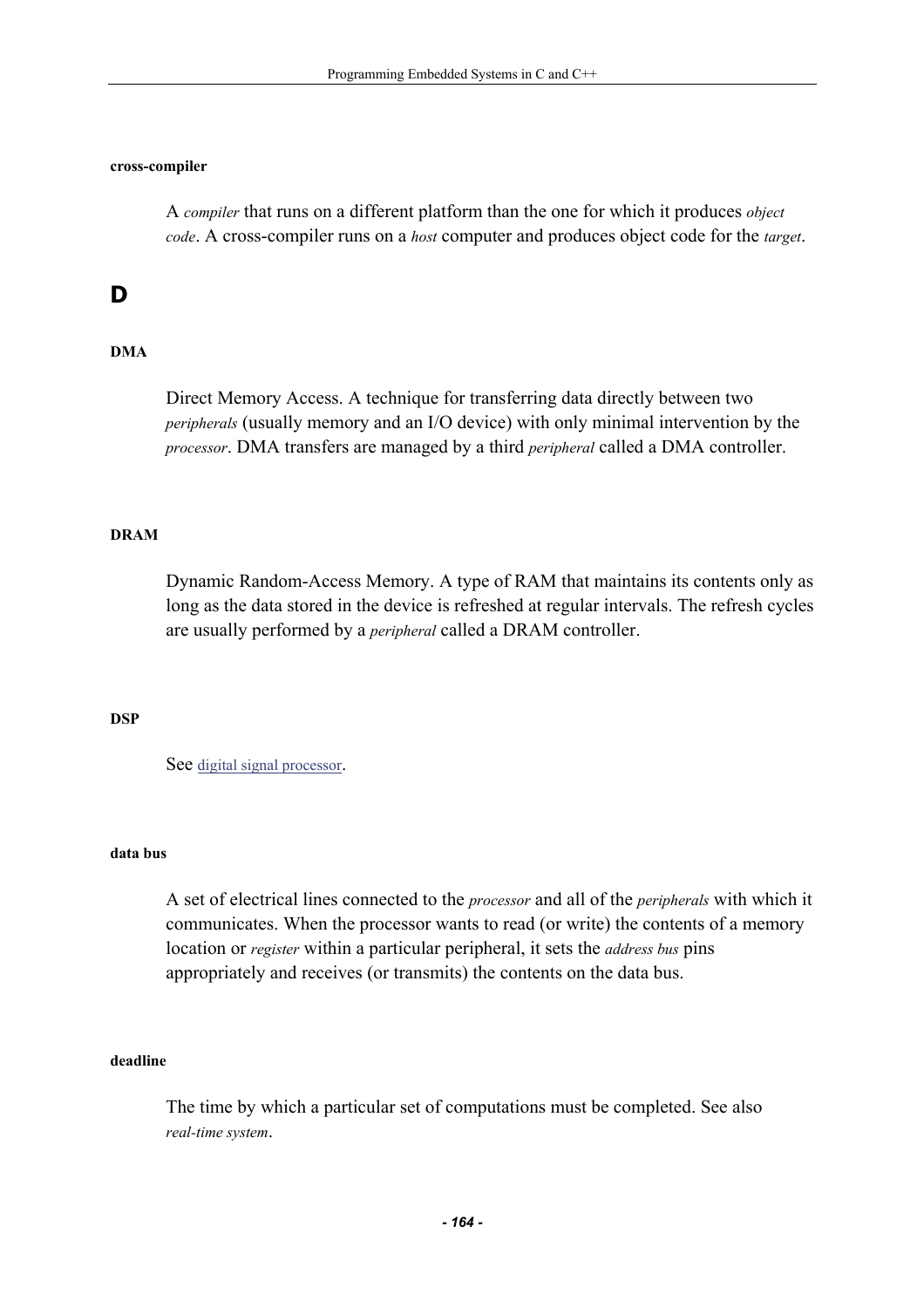**cross-compiler**

A *compiler* that runs on a different platform than the one for which it produces *object code*. A cross-compiler runs on a *host* computer and produces object code for the *target*.

## D

**DMA**

Direct Memory Access. A technique for transferring data directly between two *peripherals* (usually memory and an I/O device) with only minimal intervention by the *processor*. DMA transfers are managed by a third *peripheral* called a DMA controller.

**DRAM**

Dynamic Random-Access Memory. A type of RAM that maintains its contents only as long as the data stored in the device is refreshed at regular intervals. The refresh cycles are usually performed by a *peripheral* called a DRAM controller.

**DSP**

See digital signal processor.

**data bus**

A set of electrical lines connected to the *processor* and all of the *peripherals* with which it communicates. When the processor wants to read (or write) the contents of a memory location or *register* within a particular peripheral, it sets the *address bus* pins appropriately and receives (or transmits) the contents on the data bus.

**deadline**

The time by which a particular set of computations must be completed. See also *real-time system*.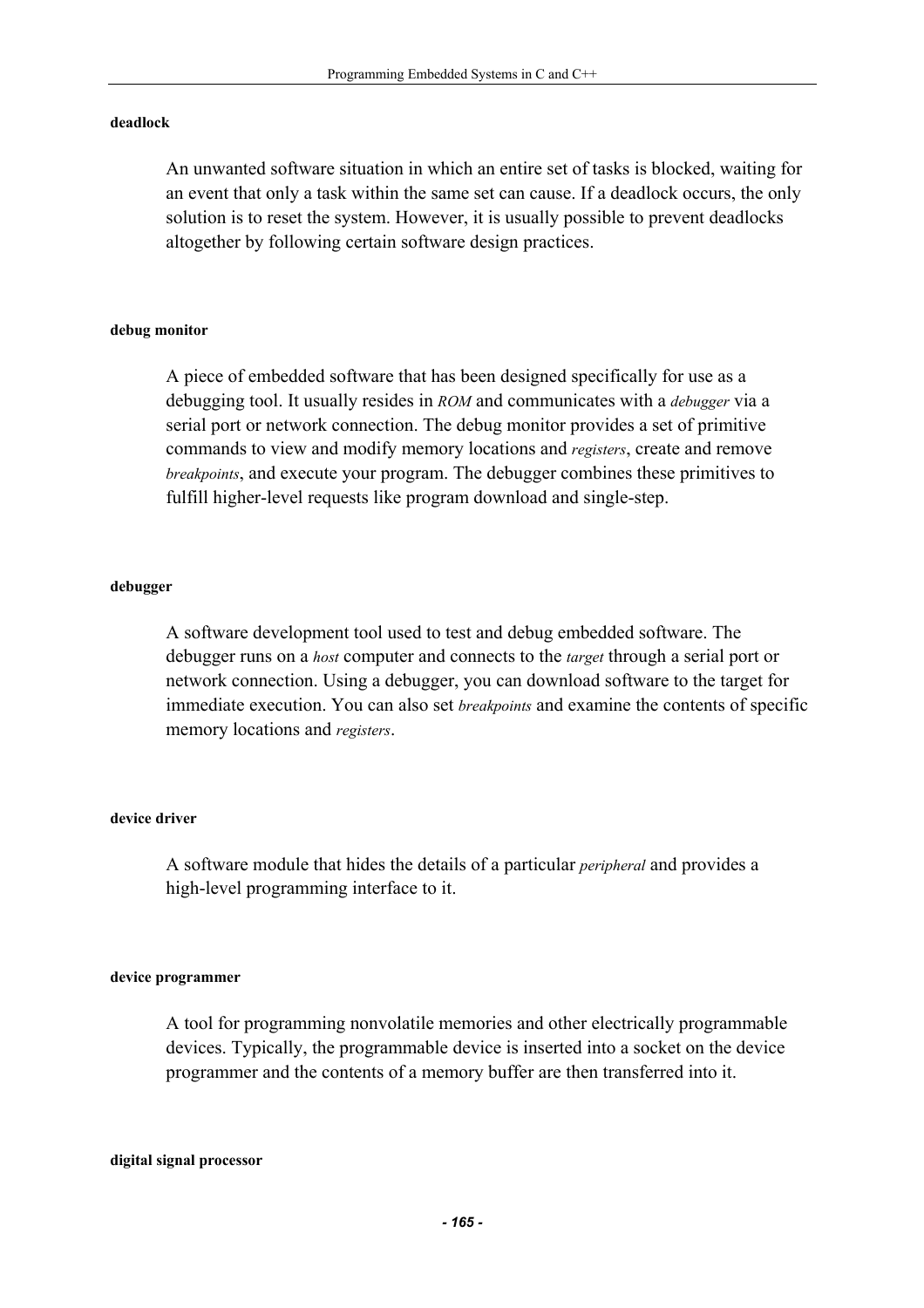**deadlock**

An unwanted software situation in which an entire set of tasks is blocked, waiting for an event that only a task within the same set can cause. If a deadlock occurs, the only solution is to reset the system. However, it is usually possible to prevent deadlocks altogether by following certain software design practices.

**debug monitor**

A piece of embedded software that has been designed specifically for use as a debugging tool. It usually resides in *ROM* and communicates with a *debugger* via a serial port or network connection. The debug monitor provides a set of primitive commands to view and modify memory locations and *registers*, create and remove *breakpoints*, and execute your program. The debugger combines these primitives to fulfill higher-level requests like program download and single-step.

**debugger**

A software development tool used to test and debug embedded software. The debugger runs on a *host* computer and connects to the *target* through a serial port or network connection. Using a debugger, you can download software to the target for immediate execution. You can also set *breakpoints* and examine the contents of specific memory locations and *registers*.

**device driver**

A software module that hides the details of a particular *peripheral* and provides a high-level programming interface to it.

**device programmer**

A tool for programming nonvolatile memories and other electrically programmable devices. Typically, the programmable device is inserted into a socket on the device programmer and the contents of a memory buffer are then transferred into it.

**digital signal processor**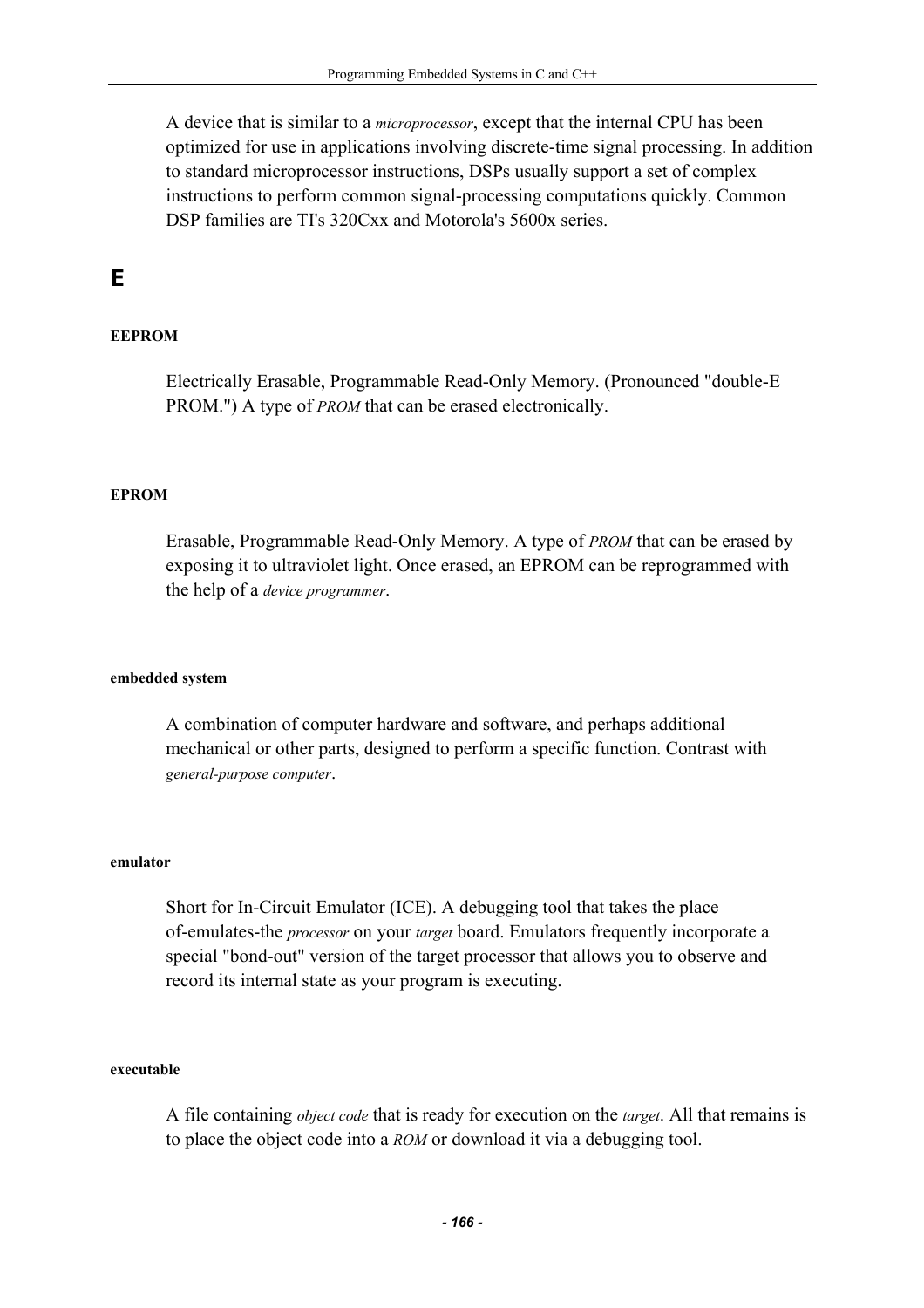A device that is similar to a *microprocessor*, except that the internal CPU has been optimized for use in applications involving discrete-time signal processing. In addition to standard microprocessor instructions, DSPs usually support a set of complex instructions to perform common signal-processing computations quickly. Common DSP families are TI's 320Cxx and Motorola's 5600x series.

## E

#### EEPROM

Electrically Erasable, Programmable Read-Only Memory. (Pronounced "double-E PROM.") A type of *PROM* that can be erased electronically.

#### EPROM

Erasable, Programmable Read-Only Memory. A type of *PROM* that can be erased by exposing it to ultraviolet light. Once erased, an EPROM can be reprogrammed with the help of a *device programmer*.

#### embedded system

A combination of computer hardware and software, and perhaps additional mechanical or other parts, designed to perform a specific function. Contrast with *general-purpose computer*.

#### emulator

Short for In-Circuit Emulator (ICE). A debugging tool that takes the place of-emulates-the *processor* on your *target* board. Emulators frequently incorporate a special "bond-out" version of the target processor that allows you to observe and record its internal state as your program is executing.

#### executable

A file containing *object code* that is ready for execution on the *target*. All that remains is to place the object code into a *ROM* or download it via a debugging tool.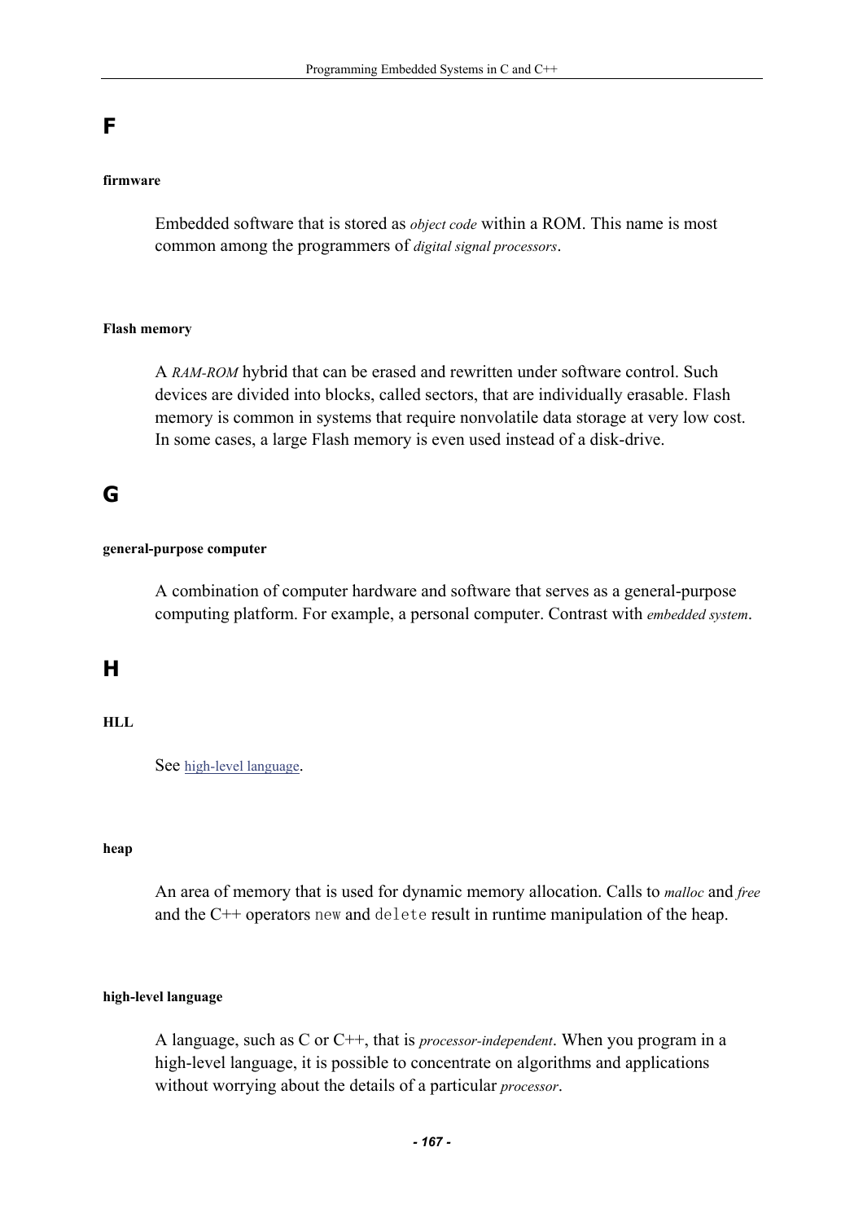## F

#### firmware

Embedded software that is stored as *object code* within a ROM. This name is most common among the programmers of *digital signal processors*.

#### Flash memory

A *RAM-ROM* hybrid that can be erased and rewritten under software control. Such devices are divided into blocks, called sectors, that are individually erasable. Flash memory is common in systems that require nonvolatile data storage at very low cost. In some cases, a large Flash memory is even used instead of a disk-drive.

## G

#### general-purpose computer

A combination of computer hardware and software that serves as a general-purpose computing platform. For example, a personal computer. Contrast with *embedded system*.

## H

#### HLL

See high-level language.

#### heap

An area of memory that is used for dynamic memory allocation. Calls to *malloc* and *free* and the C++ operators `new` and `delete` result in runtime manipulation of the heap.

#### high-level language

A language, such as C or C++, that is *processor-independent*. When you program in a high-level language, it is possible to concentrate on algorithms and applications without worrying about the details of a particular *processor*.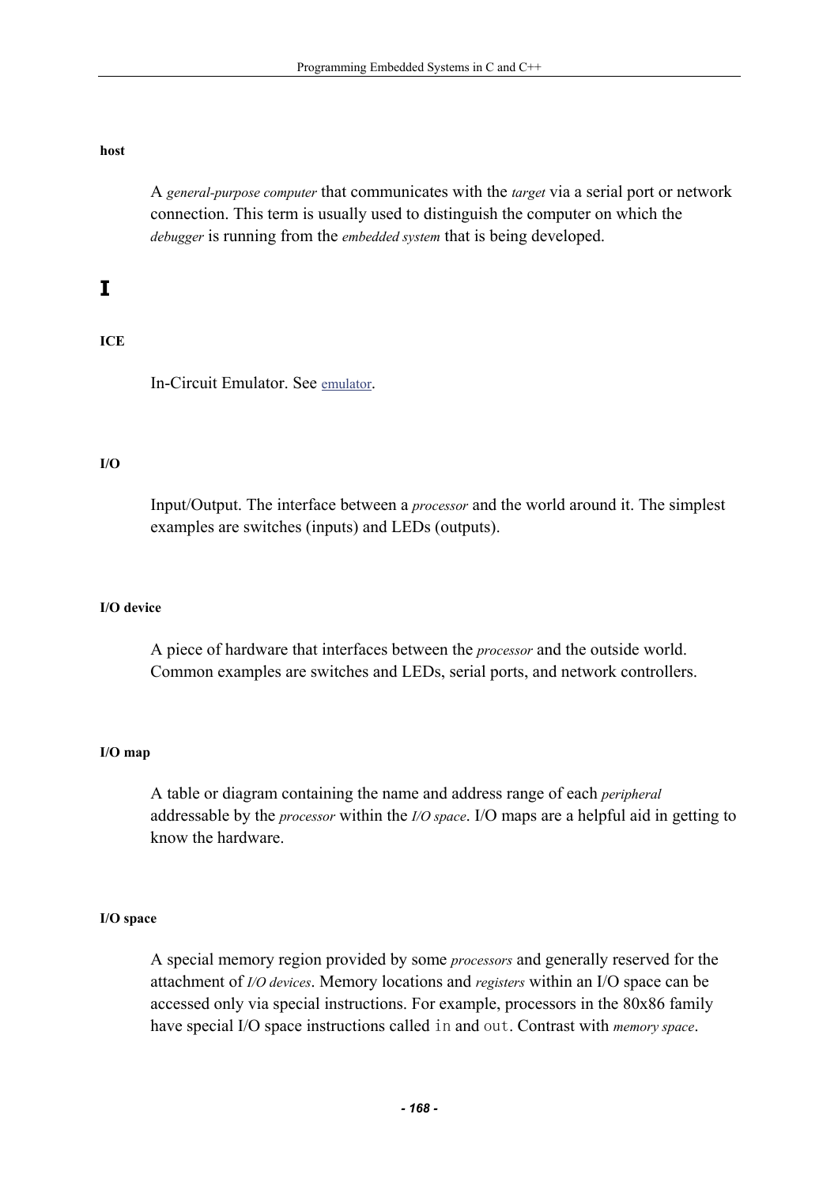#### host

A *general-purpose computer* that communicates with the *target* via a serial port or network connection. This term is usually used to distinguish the computer on which the *debugger* is running from the *embedded system* that is being developed.

## I

#### ICE

In-Circuit Emulator. See emulator.

#### I/O

Input/Output. The interface between a *processor* and the world around it. The simplest examples are switches (inputs) and LEDs (outputs).

#### I/O device

A piece of hardware that interfaces between the *processor* and the outside world. Common examples are switches and LEDs, serial ports, and network controllers.

#### I/O map

A table or diagram containing the name and address range of each *peripheral* addressable by the *processor* within the *I/O space*. I/O maps are a helpful aid in getting to know the hardware.

#### I/O space

A special memory region provided by some *processors* and generally reserved for the attachment of *I/O devices*. Memory locations and *registers* within an I/O space can be accessed only via special instructions. For example, processors in the 80x86 family have special I/O space instructions called `in` and `out`. Contrast with *memory space*.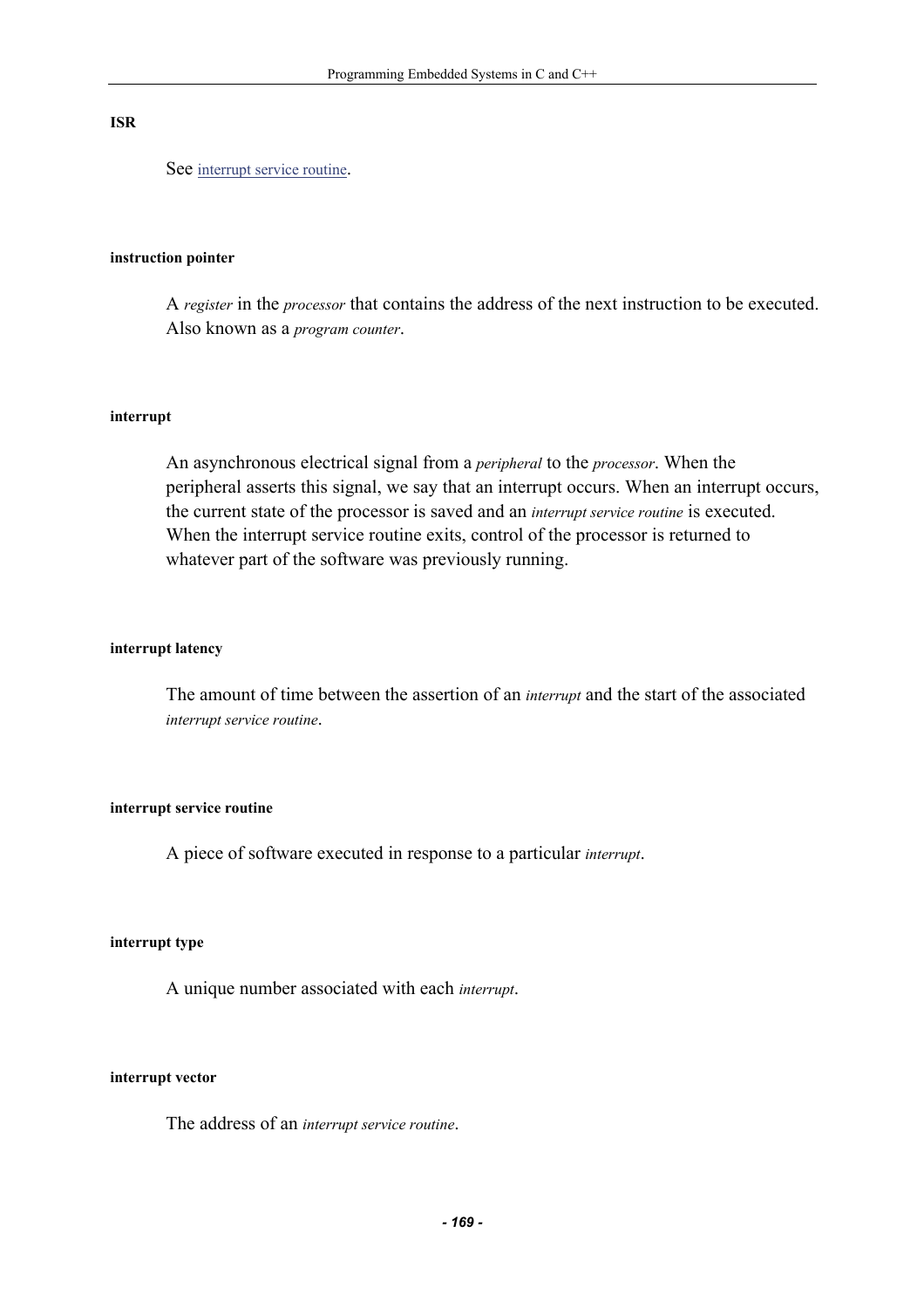**ISR**

See interrupt service routine.

**instruction pointer**

A *register* in the *processor* that contains the address of the next instruction to be executed. Also known as a *program counter*.

**interrupt**

An asynchronous electrical signal from a *peripheral* to the *processor*. When the peripheral asserts this signal, we say that an interrupt occurs. When an interrupt occurs, the current state of the processor is saved and an *interrupt service routine* is executed. When the interrupt service routine exits, control of the processor is returned to whatever part of the software was previously running.

**interrupt latency**

The amount of time between the assertion of an *interrupt* and the start of the associated *interrupt service routine*.

**interrupt service routine**

A piece of software executed in response to a particular *interrupt*.

**interrupt type**

A unique number associated with each *interrupt*.

**interrupt vector**

The address of an *interrupt service routine*.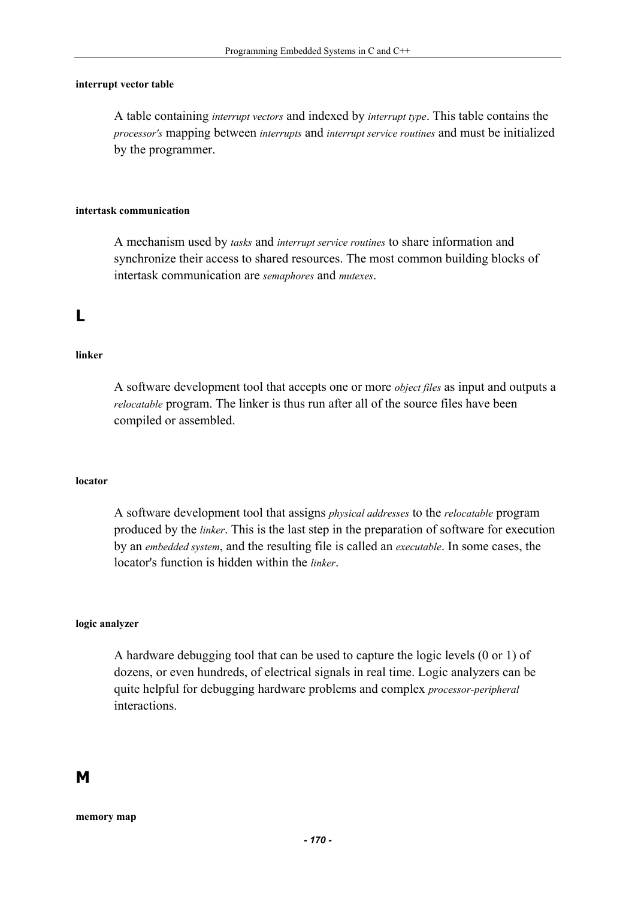**interrupt vector table**

A table containing *interrupt vectors* and indexed by *interrupt type*. This table contains the *processor's* mapping between *interrupts* and *interrupt service routines* and must be initialized by the programmer.

**intertask communication**

A mechanism used by *tasks* and *interrupt service routines* to share information and synchronize their access to shared resources. The most common building blocks of intertask communication are *semaphores* and *mutexes*.

## L

**linker**

A software development tool that accepts one or more *object files* as input and outputs a *relocatable* program. The linker is thus run after all of the source files have been compiled or assembled.

**locator**

A software development tool that assigns *physical addresses* to the *relocatable* program produced by the *linker*. This is the last step in the preparation of software for execution by an *embedded system*, and the resulting file is called an *executable*. In some cases, the locator's function is hidden within the *linker*.

**logic analyzer**

A hardware debugging tool that can be used to capture the logic levels (0 or 1) of dozens, or even hundreds, of electrical signals in real time. Logic analyzers can be quite helpful for debugging hardware problems and complex *processor-peripheral* interactions.

## M

**memory map**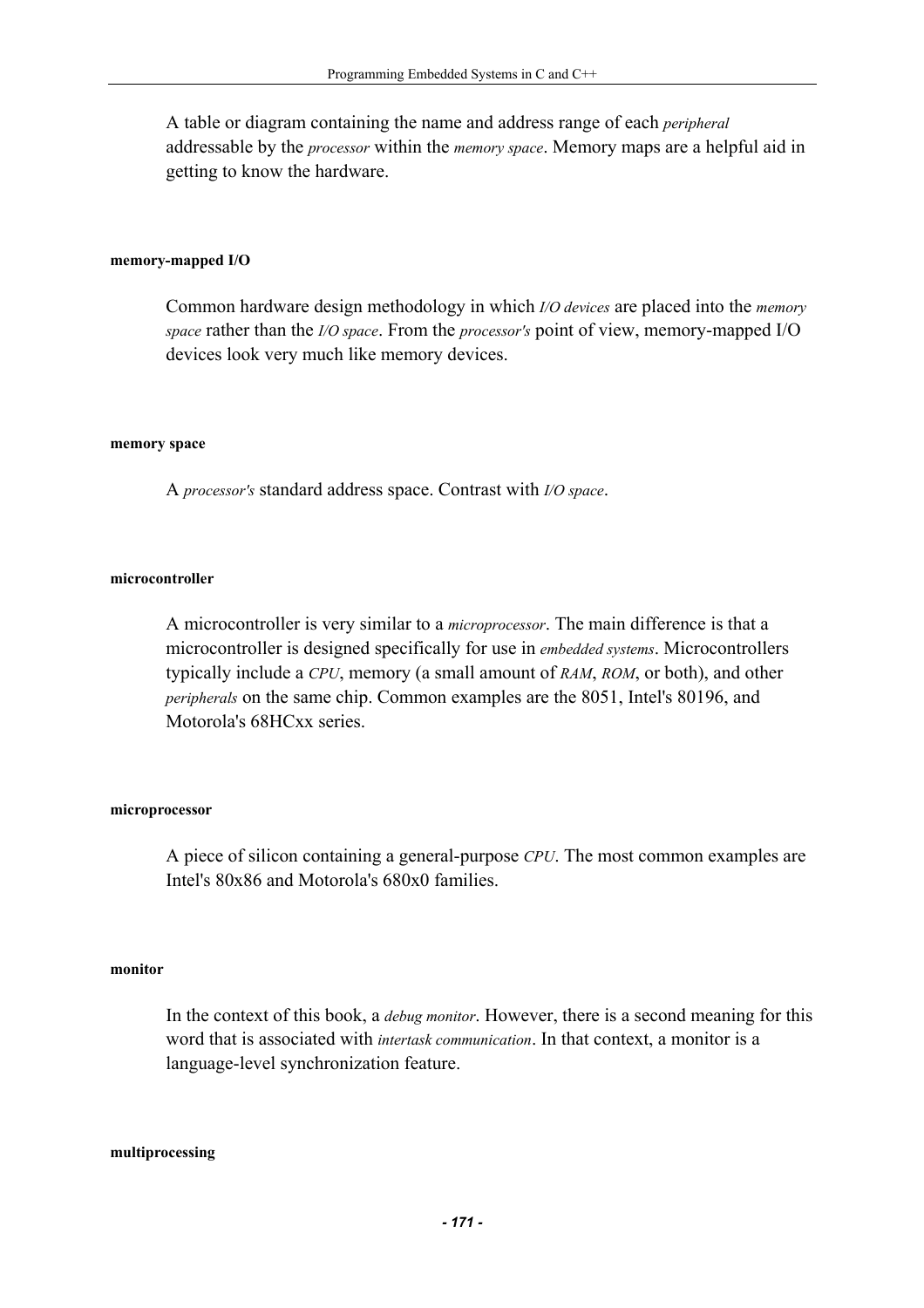A table or diagram containing the name and address range of each *peripheral* addressable by the *processor* within the *memory space*. Memory maps are a helpful aid in getting to know the hardware.

**memory-mapped I/O**

Common hardware design methodology in which *I/O devices* are placed into the *memory space* rather than the *I/O space*. From the *processor's* point of view, memory-mapped I/O devices look very much like memory devices.

**memory space**

A *processor's* standard address space. Contrast with *I/O space*.

**microcontroller**

A microcontroller is very similar to a *microprocessor*. The main difference is that a microcontroller is designed specifically for use in *embedded systems*. Microcontrollers typically include a *CPU*, memory (a small amount of *RAM*, *ROM*, or both), and other *peripherals* on the same chip. Common examples are the 8051, Intel's 80196, and Motorola's 68HCxx series.

**microprocessor**

A piece of silicon containing a general-purpose *CPU*. The most common examples are Intel's 80x86 and Motorola's 680x0 families.

**monitor**

In the context of this book, a *debug monitor*. However, there is a second meaning for this word that is associated with *intertask communication*. In that context, a monitor is a language-level synchronization feature.

**multiprocessing**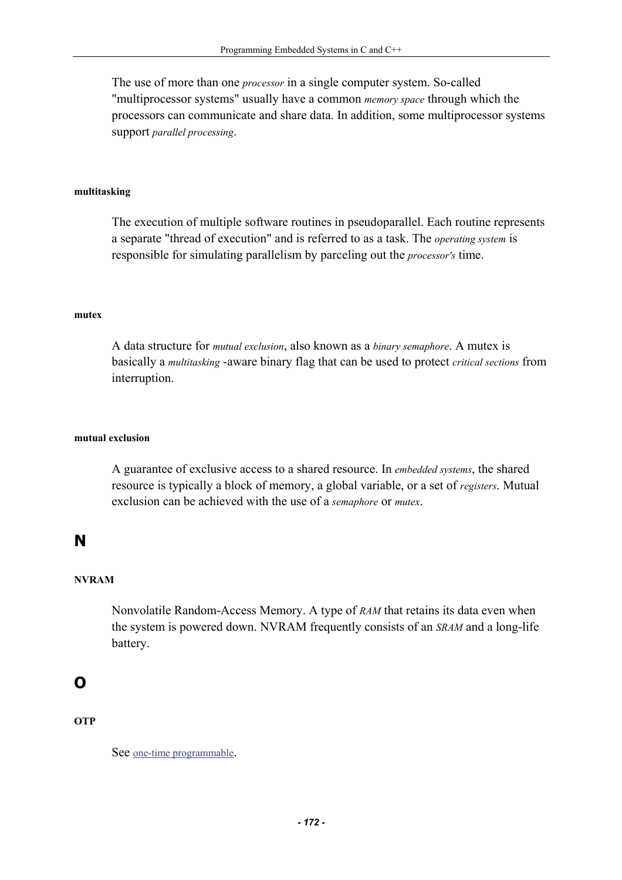The use of more than one *processor* in a single computer system. So-called "multiprocessor systems" usually have a common *memory space* through which the processors can communicate and share data. In addition, some multiprocessor systems support *parallel processing*.

**multitasking**

The execution of multiple software routines in pseudoparallel. Each routine represents a separate "thread of execution" and is referred to as a task. The *operating system* is responsible for simulating parallelism by parceling out the *processor's* time.

**mutex**

A data structure for *mutual exclusion*, also known as a *binary semaphore*. A mutex is basically a *multitasking* -aware binary flag that can be used to protect *critical sections* from interruption.

**mutual exclusion**

A guarantee of exclusive access to a shared resource. In *embedded systems*, the shared resource is typically a block of memory, a global variable, or a set of *registers*. Mutual exclusion can be achieved with the use of a *semaphore* or *mutex*.

## N

**NVRAM**

Nonvolatile Random-Access Memory. A type of *RAM* that retains its data even when the system is powered down. NVRAM frequently consists of an *SRAM* and a long-life battery.

## O

**OTP**

See one-time programmable.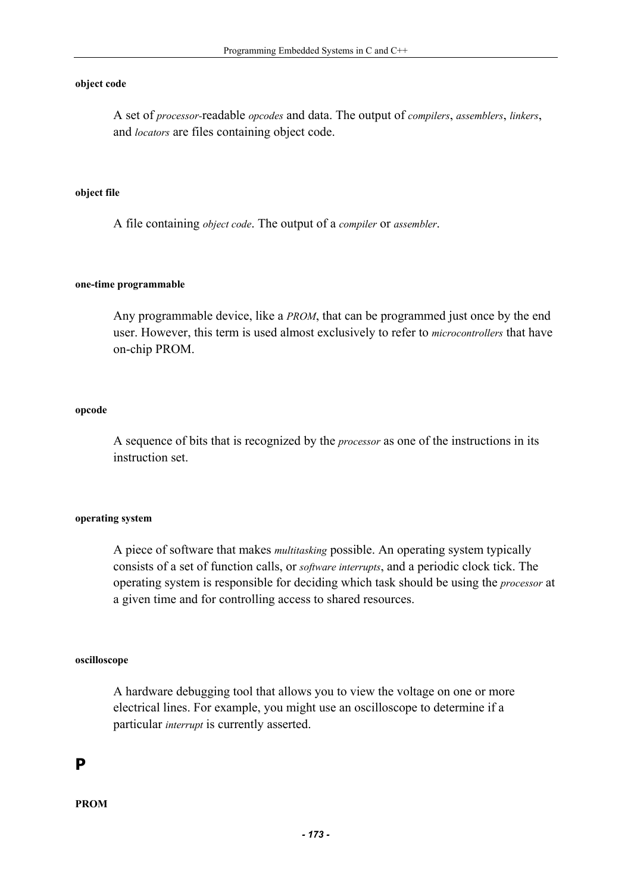**object code**

A set of *processor*-readable *opcodes* and data. The output of *compilers*, *assemblers*, *linkers*, and *locators* are files containing object code.

**object file**

A file containing *object code*. The output of a *compiler* or *assembler*.

**one-time programmable**

Any programmable device, like a *PROM*, that can be programmed just once by the end user. However, this term is used almost exclusively to refer to *microcontrollers* that have on-chip PROM.

**opcode**

A sequence of bits that is recognized by the *processor* as one of the instructions in its instruction set.

**operating system**

A piece of software that makes *multitasking* possible. An operating system typically consists of a set of function calls, or *software interrupts*, and a periodic clock tick. The operating system is responsible for deciding which task should be using the *processor* at a given time and for controlling access to shared resources.

**oscilloscope**

A hardware debugging tool that allows you to view the voltage on one or more electrical lines. For example, you might use an oscilloscope to determine if a particular *interrupt* is currently asserted.

# P

**PROM**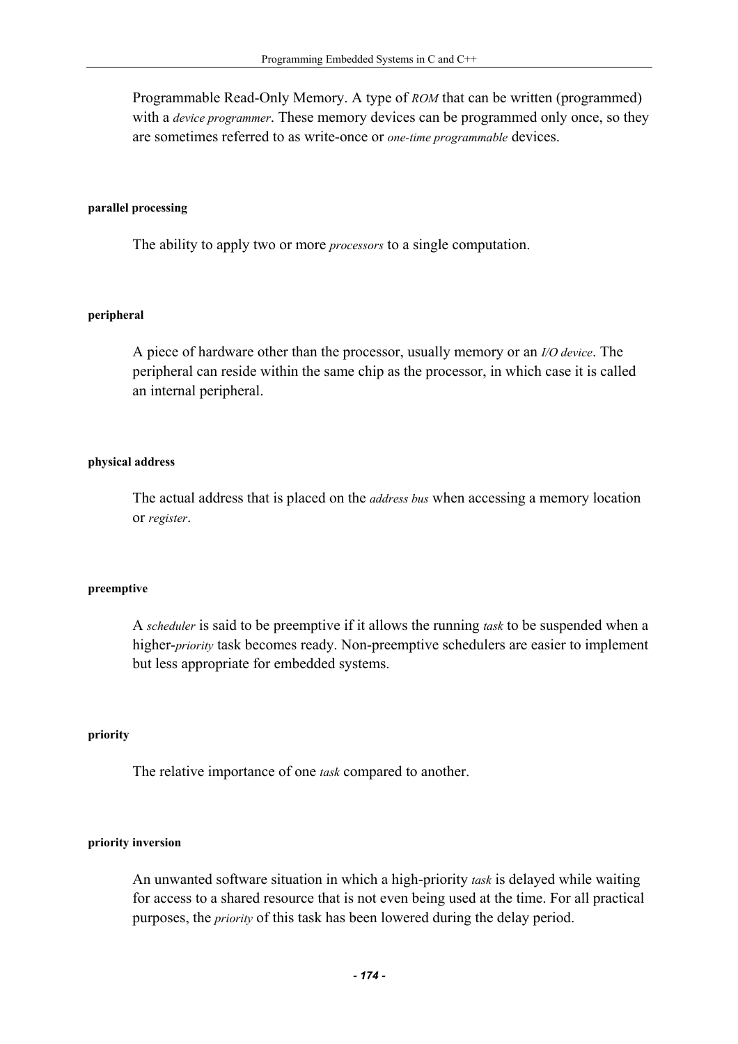Programmable Read-Only Memory. A type of *ROM* that can be written (programmed) with a *device programmer*. These memory devices can be programmed only once, so they are sometimes referred to as write-once or *one-time programmable* devices.

**parallel processing**

The ability to apply two or more *processors* to a single computation.

**peripheral**

A piece of hardware other than the processor, usually memory or an *I/O device*. The peripheral can reside within the same chip as the processor, in which case it is called an internal peripheral.

**physical address**

The actual address that is placed on the *address bus* when accessing a memory location or *register*.

**preemptive**

A *scheduler* is said to be preemptive if it allows the running *task* to be suspended when a higher-*priority* task becomes ready. Non-preemptive schedulers are easier to implement but less appropriate for embedded systems.

**priority**

The relative importance of one *task* compared to another.

**priority inversion**

An unwanted software situation in which a high-priority *task* is delayed while waiting for access to a shared resource that is not even being used at the time. For all practical purposes, the *priority* of this task has been lowered during the delay period.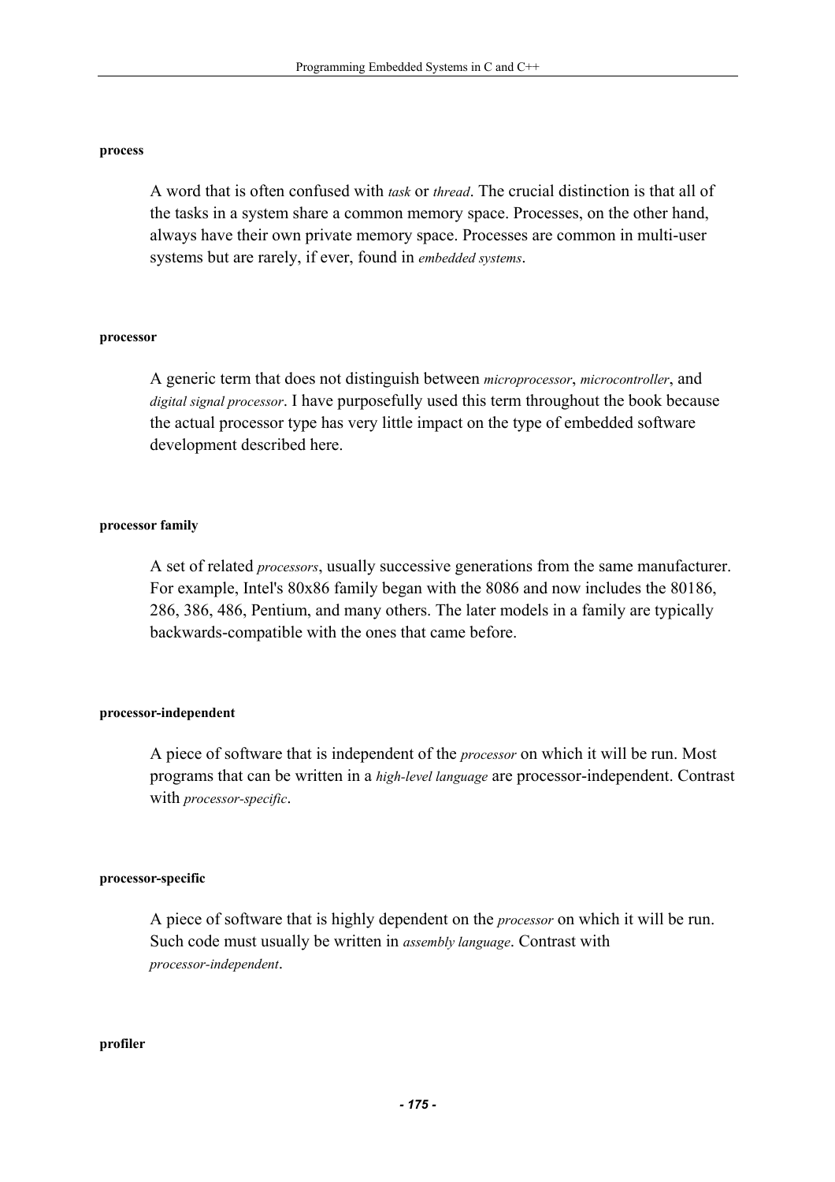**process**

A word that is often confused with *task* or *thread*. The crucial distinction is that all of the tasks in a system share a common memory space. Processes, on the other hand, always have their own private memory space. Processes are common in multi-user systems but are rarely, if ever, found in *embedded systems*.

**processor**

A generic term that does not distinguish between *microprocessor*, *microcontroller*, and *digital signal processor*. I have purposefully used this term throughout the book because the actual processor type has very little impact on the type of embedded software development described here.

**processor family**

A set of related *processors*, usually successive generations from the same manufacturer. For example, Intel's 80x86 family began with the 8086 and now includes the 80186, 286, 386, 486, Pentium, and many others. The later models in a family are typically backwards-compatible with the ones that came before.

**processor-independent**

A piece of software that is independent of the *processor* on which it will be run. Most programs that can be written in a *high-level language* are processor-independent. Contrast with *processor-specific*.

**processor-specific**

A piece of software that is highly dependent on the *processor* on which it will be run. Such code must usually be written in *assembly language*. Contrast with *processor-independent*.

**profiler**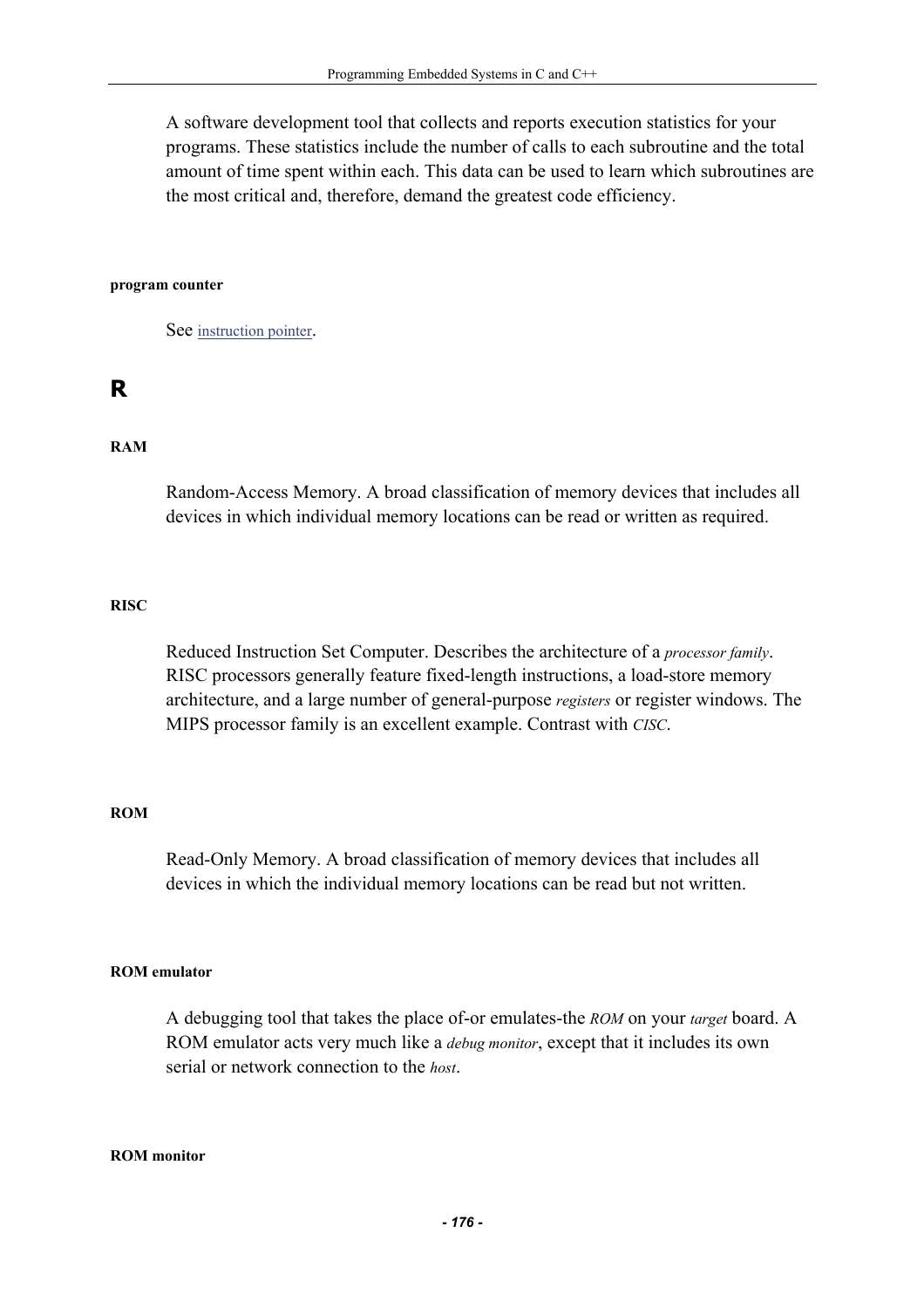A software development tool that collects and reports execution statistics for your programs. These statistics include the number of calls to each subroutine and the total amount of time spent within each. This data can be used to learn which subroutines are the most critical and, therefore, demand the greatest code efficiency.

**program counter**

See instruction pointer.

## R

**RAM**

Random-Access Memory. A broad classification of memory devices that includes all devices in which individual memory locations can be read or written as required.

**RISC**

Reduced Instruction Set Computer. Describes the architecture of a *processor family*. RISC processors generally feature fixed-length instructions, a load-store memory architecture, and a large number of general-purpose *registers* or register windows. The MIPS processor family is an excellent example. Contrast with *CISC*.

**ROM**

Read-Only Memory. A broad classification of memory devices that includes all devices in which the individual memory locations can be read but not written.

**ROM emulator**

A debugging tool that takes the place of-or emulates-the *ROM* on your *target* board. A ROM emulator acts very much like a *debug monitor*, except that it includes its own serial or network connection to the *host*.

**ROM monitor**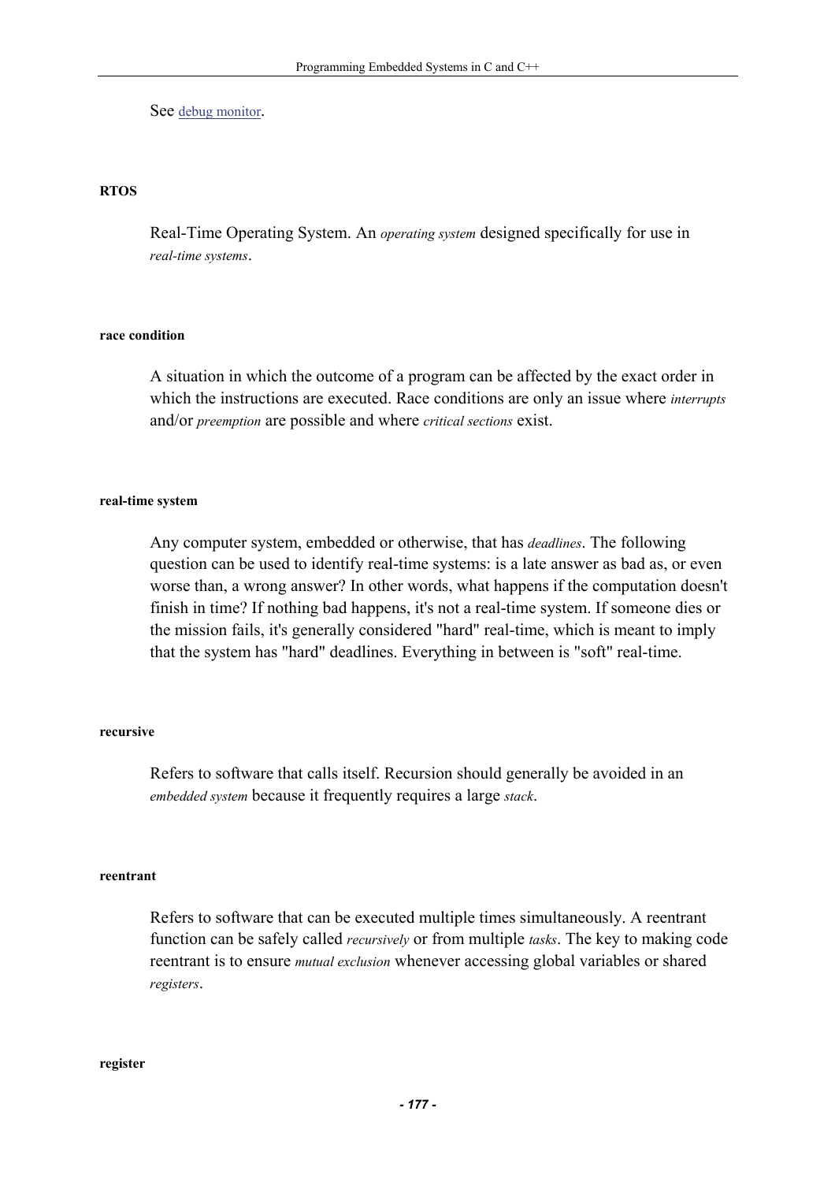See debug monitor.

**RTOS**

Real-Time Operating System. An *operating system* designed specifically for use in *real-time systems*.

**race condition**

A situation in which the outcome of a program can be affected by the exact order in which the instructions are executed. Race conditions are only an issue where *interrupts* and/or *preemption* are possible and where *critical sections* exist.

**real-time system**

Any computer system, embedded or otherwise, that has *deadlines*. The following question can be used to identify real-time systems: is a late answer as bad as, or even worse than, a wrong answer? In other words, what happens if the computation doesn't finish in time? If nothing bad happens, it's not a real-time system. If someone dies or the mission fails, it's generally considered "hard" real-time, which is meant to imply that the system has "hard" deadlines. Everything in between is "soft" real-time.

**recursive**

Refers to software that calls itself. Recursion should generally be avoided in an *embedded system* because it frequently requires a large *stack*.

**reentrant**

Refers to software that can be executed multiple times simultaneously. A reentrant function can be safely called *recursively* or from multiple *tasks*. The key to making code reentrant is to ensure *mutual exclusion* whenever accessing global variables or shared *registers*.

**register**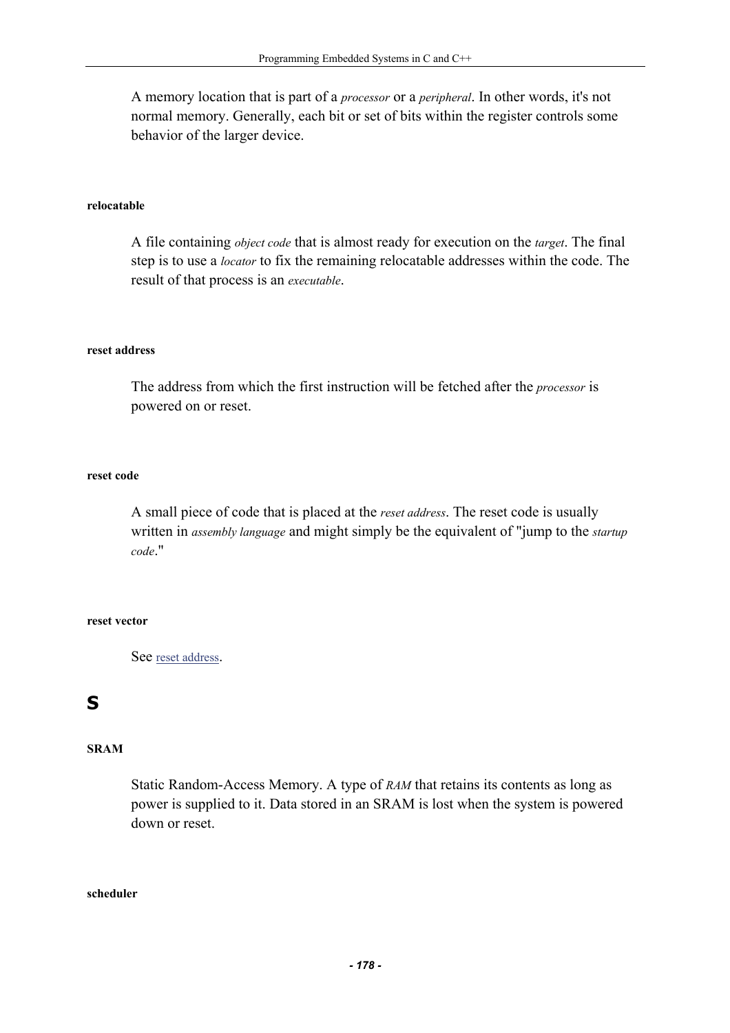A memory location that is part of a *processor* or a *peripheral*. In other words, it's not normal memory. Generally, each bit or set of bits within the register controls some behavior of the larger device.

**relocatable**

A file containing *object code* that is almost ready for execution on the *target*. The final step is to use a *locator* to fix the remaining relocatable addresses within the code. The result of that process is an *executable*.

**reset address**

The address from which the first instruction will be fetched after the *processor* is powered on or reset.

**reset code**

A small piece of code that is placed at the *reset address*. The reset code is usually written in *assembly language* and might simply be the equivalent of "jump to the *startup code*."

**reset vector**

See reset address.

# S

**SRAM**

Static Random-Access Memory. A type of *RAM* that retains its contents as long as power is supplied to it. Data stored in an SRAM is lost when the system is powered down or reset.

**scheduler**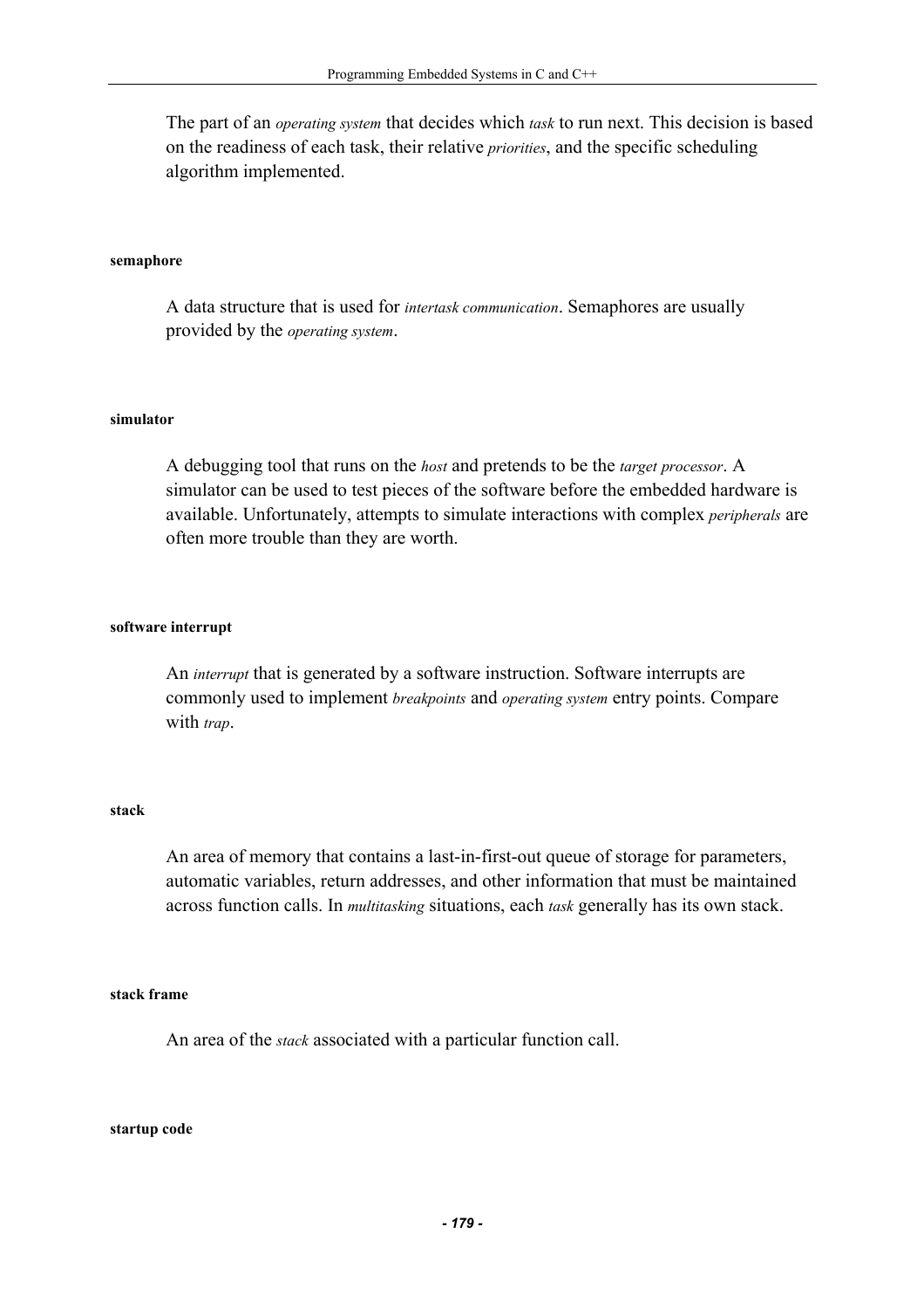The part of an *operating system* that decides which *task* to run next. This decision is based on the readiness of each task, their relative *priorities*, and the specific scheduling algorithm implemented.

**semaphore**

A data structure that is used for *intertask communication*. Semaphores are usually provided by the *operating system*.

**simulator**

A debugging tool that runs on the *host* and pretends to be the *target processor*. A simulator can be used to test pieces of the software before the embedded hardware is available. Unfortunately, attempts to simulate interactions with complex *peripherals* are often more trouble than they are worth.

**software interrupt**

An *interrupt* that is generated by a software instruction. Software interrupts are commonly used to implement *breakpoints* and *operating system* entry points. Compare with *trap*.

**stack**

An area of memory that contains a last-in-first-out queue of storage for parameters, automatic variables, return addresses, and other information that must be maintained across function calls. In *multitasking* situations, each *task* generally has its own stack.

**stack frame**

An area of the *stack* associated with a particular function call.

**startup code**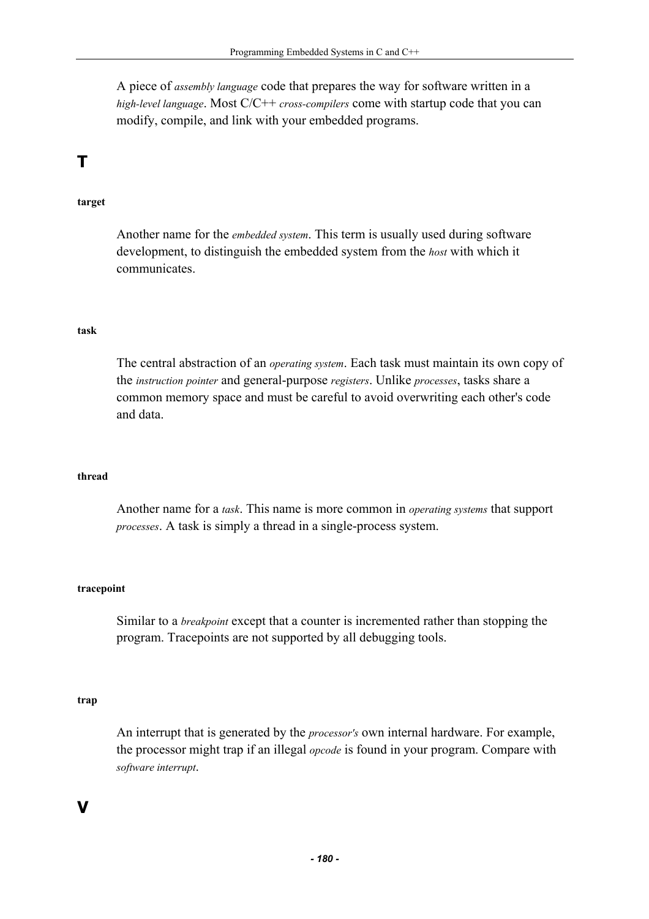A piece of *assembly language* code that prepares the way for software written in a *high-level language*. Most C/C++ *cross-compilers* come with startup code that you can modify, compile, and link with your embedded programs.

## T

**target**

Another name for the *embedded system*. This term is usually used during software development, to distinguish the embedded system from the *host* with which it communicates.

**task**

The central abstraction of an *operating system*. Each task must maintain its own copy of the *instruction pointer* and general-purpose *registers*. Unlike *processes*, tasks share a common memory space and must be careful to avoid overwriting each other's code and data.

**thread**

Another name for a *task*. This name is more common in *operating systems* that support *processes*. A task is simply a thread in a single-process system.

**tracepoint**

Similar to a *breakpoint* except that a counter is incremented rather than stopping the program. Tracepoints are not supported by all debugging tools.

**trap**

An interrupt that is generated by the *processor's* own internal hardware. For example, the processor might trap if an illegal *opcode* is found in your program. Compare with *software interrupt*.

## V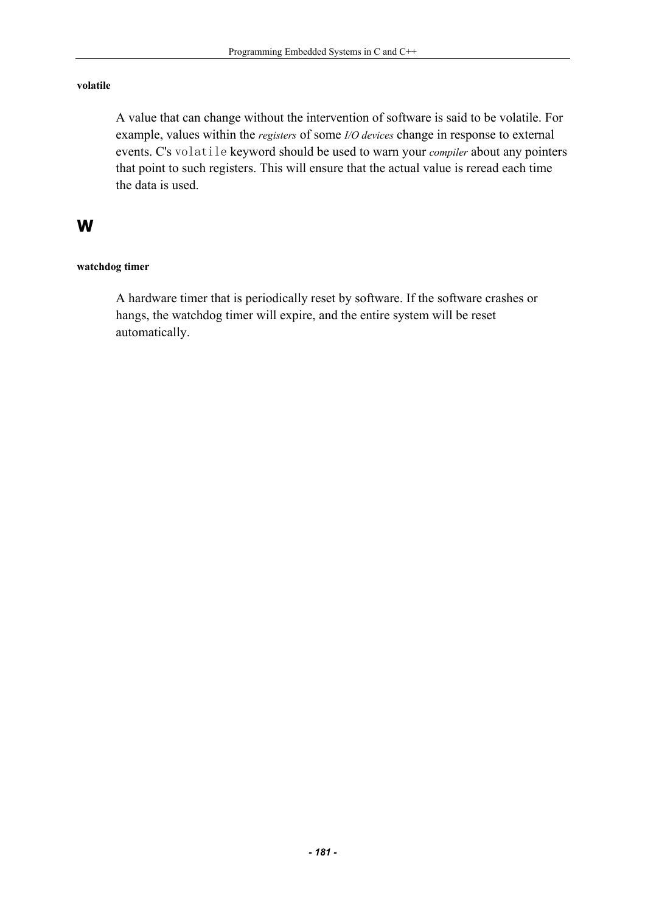**volatile**

A value that can change without the intervention of software is said to be volatile. For example, values within the *registers* of some *I/O devices* change in response to external events. C's `volatile` keyword should be used to warn your *compiler* about any pointers that point to such registers. This will ensure that the actual value is reread each time the data is used.

## W

**watchdog timer**

A hardware timer that is periodically reset by software. If the software crashes or hangs, the watchdog timer will expire, and the entire system will be reset automatically.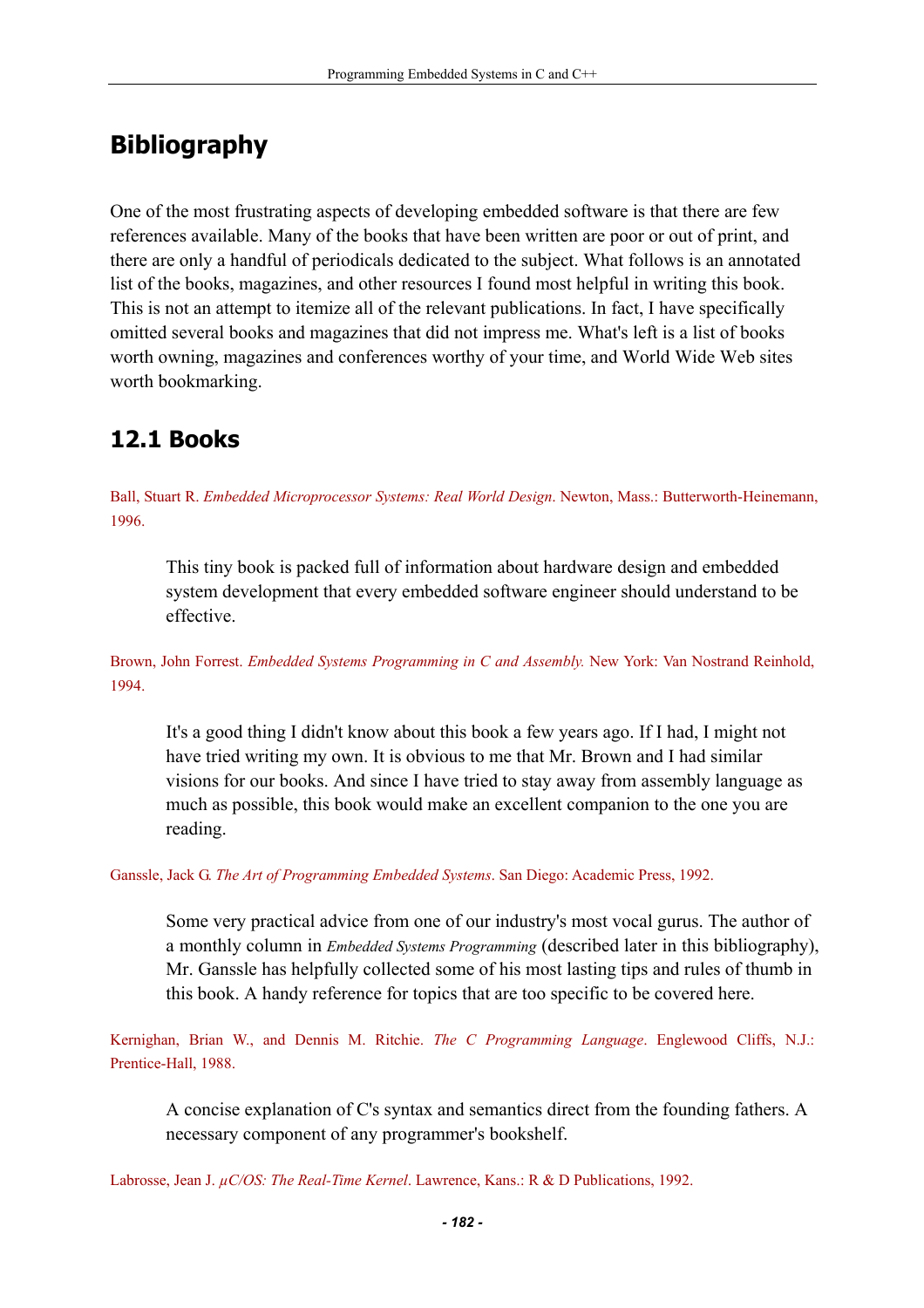# Bibliography

One of the most frustrating aspects of developing embedded software is that there are few references available. Many of the books that have been written are poor or out of print, and there are only a handful of periodicals dedicated to the subject. What follows is an annotated list of the books, magazines, and other resources I found most helpful in writing this book. This is not an attempt to itemize all of the relevant publications. In fact, I have specifically omitted several books and magazines that did not impress me. What's left is a list of books worth owning, magazines and conferences worthy of your time, and World Wide Web sites worth bookmarking.

## 12.1 Books

Ball, Stuart R. *Embedded Microprocessor Systems: Real World Design*. Newton, Mass.: Butterworth-Heinemann, 1996.

> This tiny book is packed full of information about hardware design and embedded system development that every embedded software engineer should understand to be effective.

Brown, John Forrest. *Embedded Systems Programming in C and Assembly.* New York: Van Nostrand Reinhold, 1994.

> It's a good thing I didn't know about this book a few years ago. If I had, I might not have tried writing my own. It is obvious to me that Mr. Brown and I had similar visions for our books. And since I have tried to stay away from assembly language as much as possible, this book would make an excellent companion to the one you are reading.

Ganssle, Jack G. *The Art of Programming Embedded Systems*. San Diego: Academic Press, 1992.

> Some very practical advice from one of our industry's most vocal gurus. The author of a monthly column in *Embedded Systems Programming* (described later in this bibliography), Mr. Ganssle has helpfully collected some of his most lasting tips and rules of thumb in this book. A handy reference for topics that are too specific to be covered here.

Kernighan, Brian W., and Dennis M. Ritchie. *The C Programming Language*. Englewood Cliffs, N.J.: Prentice-Hall, 1988.

> A concise explanation of C's syntax and semantics direct from the founding fathers. A necessary component of any programmer's bookshelf.

Labrosse, Jean J. *µC/OS: The Real-Time Kernel*. Lawrence, Kans.: R & D Publications, 1992.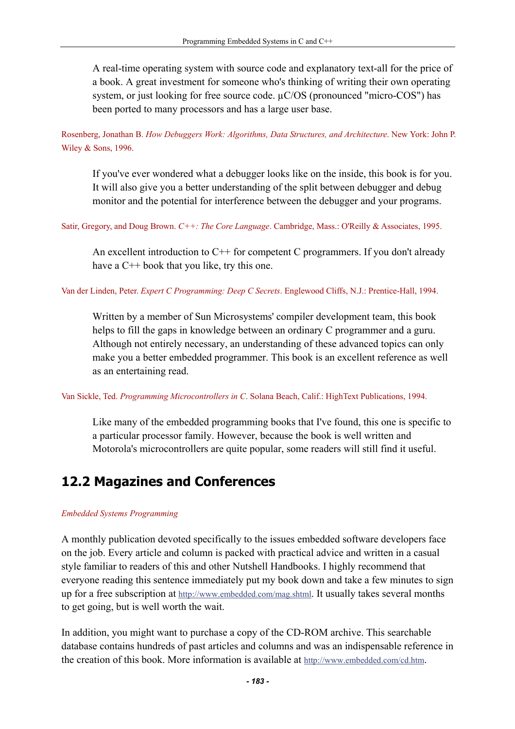A real-time operating system with source code and explanatory text-all for the price of a book. A great investment for someone who's thinking of writing their own operating system, or just looking for free source code. µC/OS (pronounced "micro-COS") has been ported to many processors and has a large user base.

Rosenberg, Jonathan B. *How Debuggers Work: Algorithms, Data Structures, and Architecture*. New York: John P. Wiley & Sons, 1996.

> If you've ever wondered what a debugger looks like on the inside, this book is for you. It will also give you a better understanding of the split between debugger and debug monitor and the potential for interference between the debugger and your programs.

Satir, Gregory, and Doug Brown. *C++: The Core Language*. Cambridge, Mass.: O'Reilly & Associates, 1995.

> An excellent introduction to C++ for competent C programmers. If you don't already have a C++ book that you like, try this one.

Van der Linden, Peter. *Expert C Programming: Deep C Secrets*. Englewood Cliffs, N.J.: Prentice-Hall, 1994.

> Written by a member of Sun Microsystems' compiler development team, this book helps to fill the gaps in knowledge between an ordinary C programmer and a guru. Although not entirely necessary, an understanding of these advanced topics can only make you a better embedded programmer. This book is an excellent reference as well as an entertaining read.

Van Sickle, Ted. *Programming Microcontrollers in C*. Solana Beach, Calif.: HighText Publications, 1994.

> Like many of the embedded programming books that I've found, this one is specific to a particular processor family. However, because the book is well written and Motorola's microcontrollers are quite popular, some readers will still find it useful.

## 12.2 Magazines and Conferences

*Embedded Systems Programming*

A monthly publication devoted specifically to the issues embedded software developers face on the job. Every article and column is packed with practical advice and written in a casual style familiar to readers of this and other Nutshell Handbooks. I highly recommend that everyone reading this sentence immediately put my book down and take a few minutes to sign up for a free subscription at http://www.embedded.com/mag.shtml. It usually takes several months to get going, but is well worth the wait.

In addition, you might want to purchase a copy of the CD-ROM archive. This searchable database contains hundreds of past articles and columns and was an indispensable reference in the creation of this book. More information is available at http://www.embedded.com/cd.htm.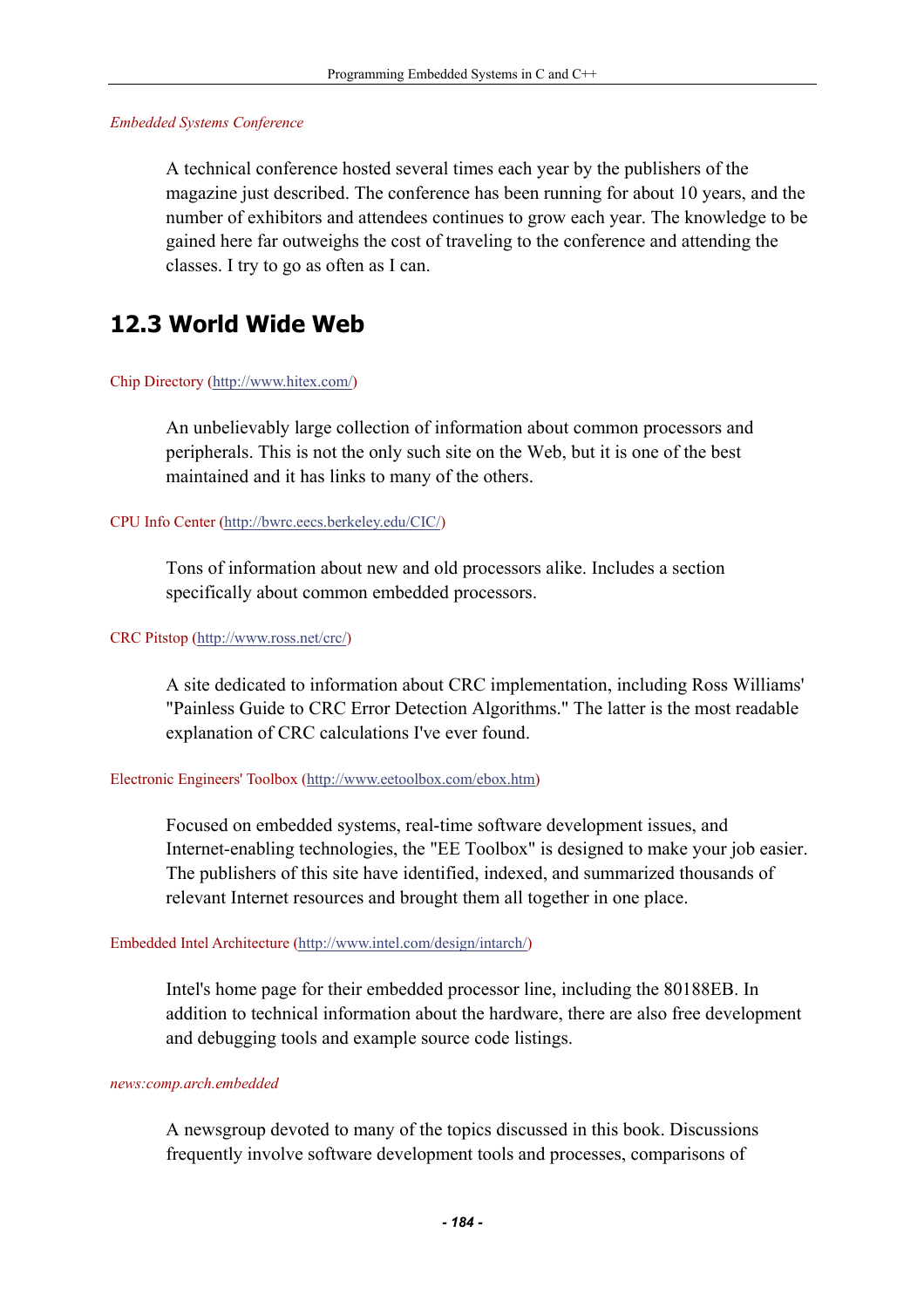*Embedded Systems Conference*

A technical conference hosted several times each year by the publishers of the magazine just described. The conference has been running for about 10 years, and the number of exhibitors and attendees continues to grow each year. The knowledge to be gained here far outweighs the cost of traveling to the conference and attending the classes. I try to go as often as I can.

## 12.3 World Wide Web

Chip Directory (http://www.hitex.com/)

An unbelievably large collection of information about common processors and peripherals. This is not the only such site on the Web, but it is one of the best maintained and it has links to many of the others.

CPU Info Center (http://bwrc.eecs.berkeley.edu/CIC/)

Tons of information about new and old processors alike. Includes a section specifically about common embedded processors.

CRC Pitstop (http://www.ross.net/crc/)

A site dedicated to information about CRC implementation, including Ross Williams' "Painless Guide to CRC Error Detection Algorithms." The latter is the most readable explanation of CRC calculations I've ever found.

Electronic Engineers' Toolbox (http://www.eetoolbox.com/ebox.htm)

Focused on embedded systems, real-time software development issues, and Internet-enabling technologies, the "EE Toolbox" is designed to make your job easier. The publishers of this site have identified, indexed, and summarized thousands of relevant Internet resources and brought them all together in one place.

Embedded Intel Architecture (http://www.intel.com/design/intarch/)

Intel's home page for their embedded processor line, including the 80188EB. In addition to technical information about the hardware, there are also free development and debugging tools and example source code listings.

*news:comp.arch.embedded*

A newsgroup devoted to many of the topics discussed in this book. Discussions frequently involve software development tools and processes, comparisons of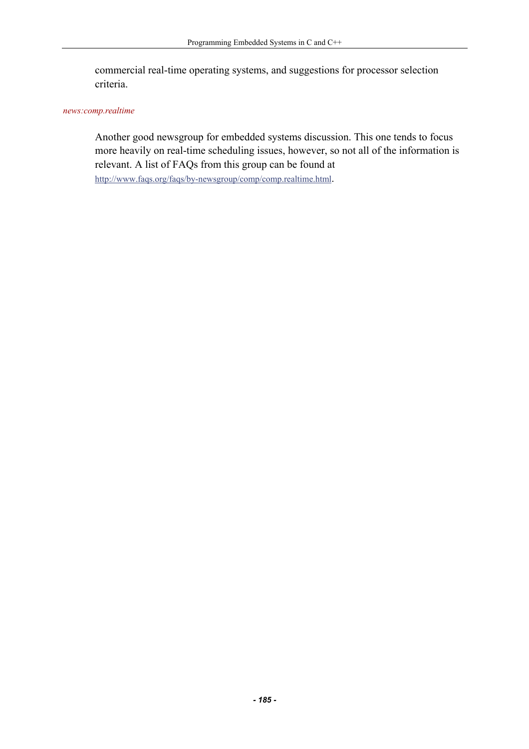commercial real-time operating systems, and suggestions for processor selection criteria.

*news:comp.realtime*

Another good newsgroup for embedded systems discussion. This one tends to focus more heavily on real-time scheduling issues, however, so not all of the information is relevant. A list of FAQs from this group can be found at http://www.faqs.org/faqs/by-newsgroup/comp/comp.realtime.html.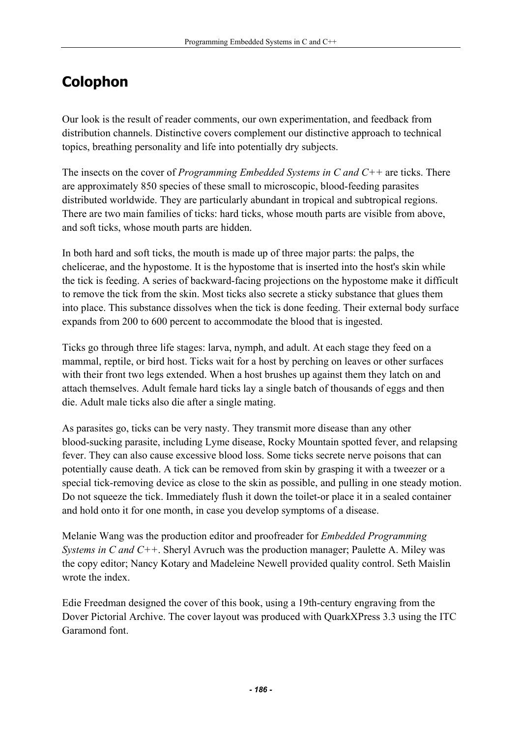# Colophon

Our look is the result of reader comments, our own experimentation, and feedback from distribution channels. Distinctive covers complement our distinctive approach to technical topics, breathing personality and life into potentially dry subjects.

The insects on the cover of *Programming Embedded Systems in C and C++* are ticks. There are approximately 850 species of these small to microscopic, blood-feeding parasites distributed worldwide. They are particularly abundant in tropical and subtropical regions. There are two main families of ticks: hard ticks, whose mouth parts are visible from above, and soft ticks, whose mouth parts are hidden.

In both hard and soft ticks, the mouth is made up of three major parts: the palps, the chelicerae, and the hypostome. It is the hypostome that is inserted into the host's skin while the tick is feeding. A series of backward-facing projections on the hypostome make it difficult to remove the tick from the skin. Most ticks also secrete a sticky substance that glues them into place. This substance dissolves when the tick is done feeding. Their external body surface expands from 200 to 600 percent to accommodate the blood that is ingested.

Ticks go through three life stages: larva, nymph, and adult. At each stage they feed on a mammal, reptile, or bird host. Ticks wait for a host by perching on leaves or other surfaces with their front two legs extended. When a host brushes up against them they latch on and attach themselves. Adult female hard ticks lay a single batch of thousands of eggs and then die. Adult male ticks also die after a single mating.

As parasites go, ticks can be very nasty. They transmit more disease than any other blood-sucking parasite, including Lyme disease, Rocky Mountain spotted fever, and relapsing fever. They can also cause excessive blood loss. Some ticks secrete nerve poisons that can potentially cause death. A tick can be removed from skin by grasping it with a tweezer or a special tick-removing device as close to the skin as possible, and pulling in one steady motion. Do not squeeze the tick. Immediately flush it down the toilet-or place it in a sealed container and hold onto it for one month, in case you develop symptoms of a disease.

Melanie Wang was the production editor and proofreader for *Embedded Programming Systems in C and C++*. Sheryl Avruch was the production manager; Paulette A. Miley was the copy editor; Nancy Kotary and Madeleine Newell provided quality control. Seth Maislin wrote the index.

Edie Freedman designed the cover of this book, using a 19th-century engraving from the Dover Pictorial Archive. The cover layout was produced with QuarkXPress 3.3 using the ITC Garamond font.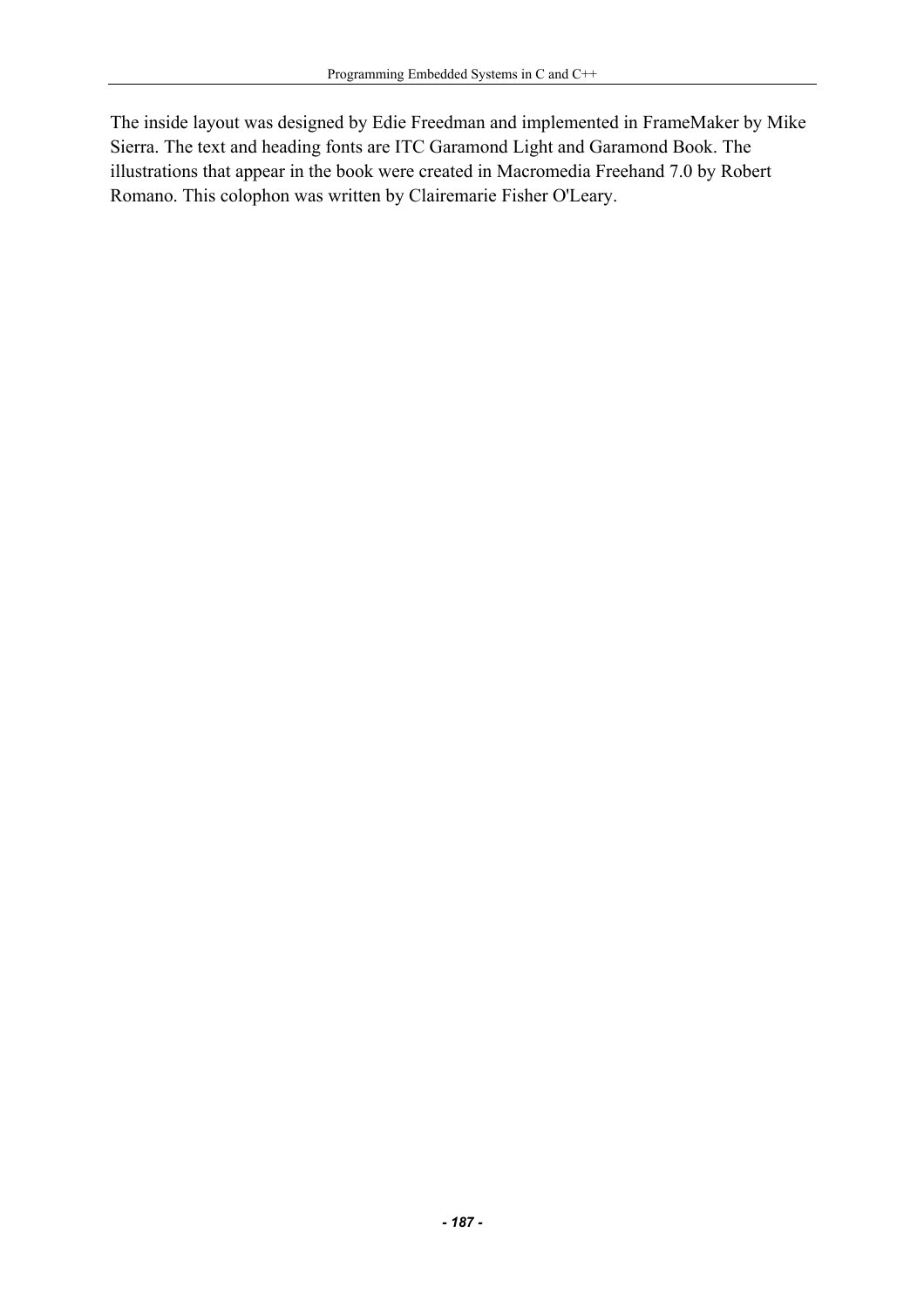The inside layout was designed by Edie Freedman and implemented in FrameMaker by Mike Sierra. The text and heading fonts are ITC Garamond Light and Garamond Book. The illustrations that appear in the book were created in Macromedia Freehand 7.0 by Robert Romano. This colophon was written by Clairemarie Fisher O'Leary.